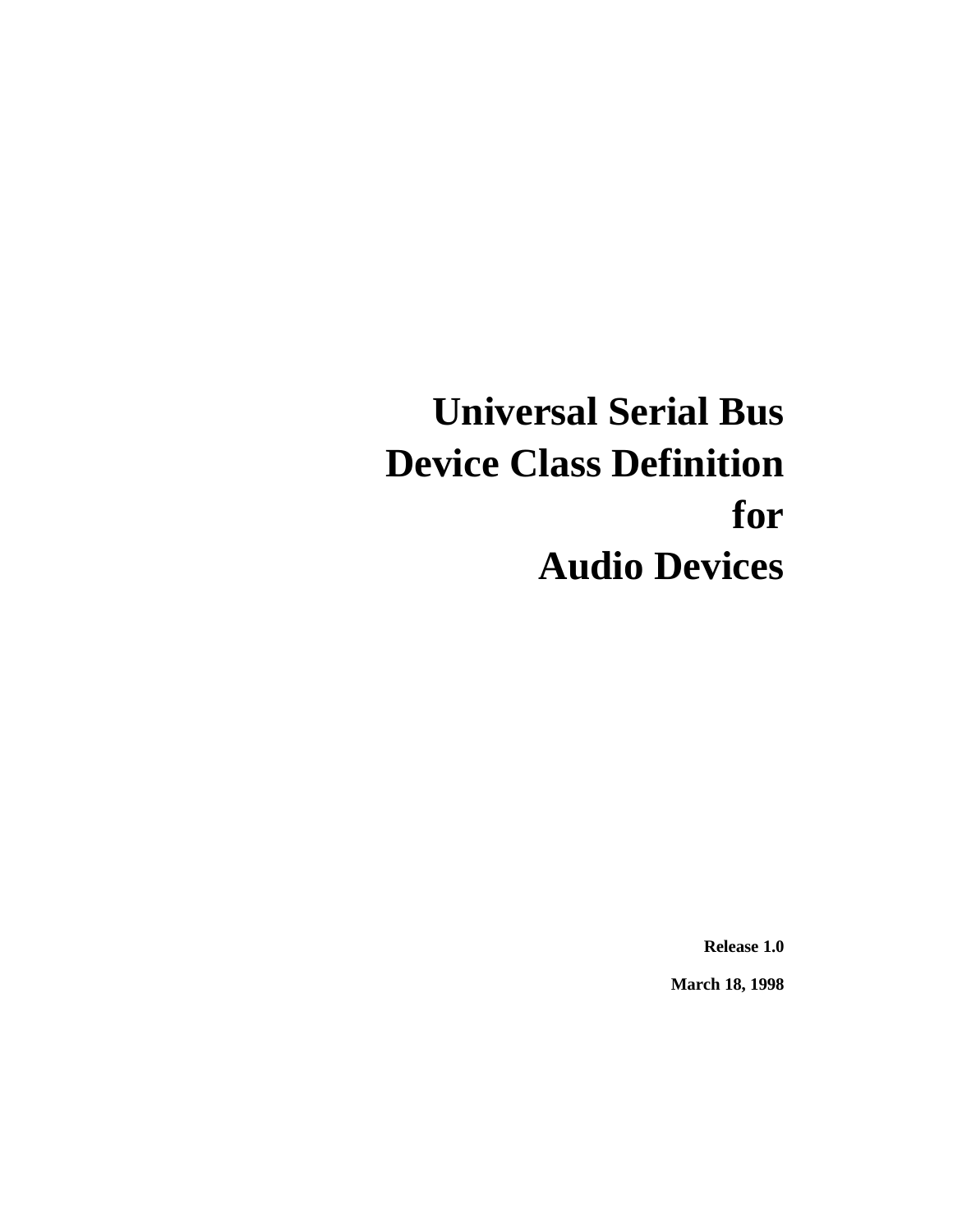# Universal Serial Bus Device Class Definition for Audio Devices

**Release 1.0**

**March 18, 1998**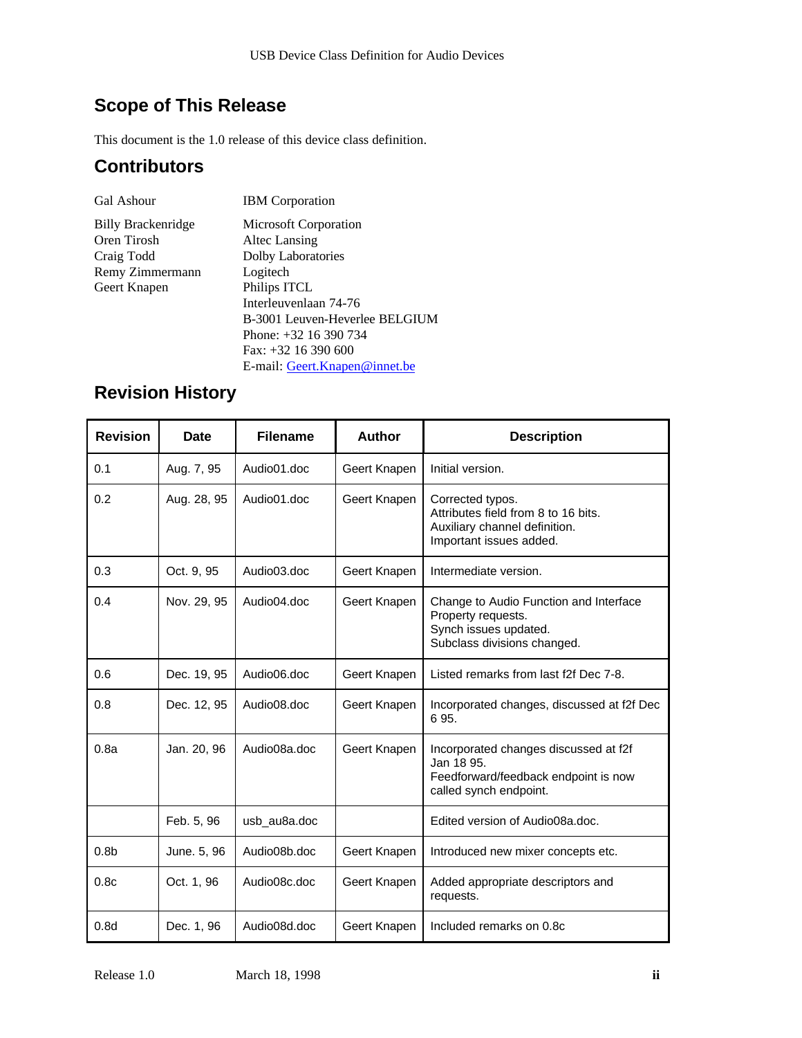## Scope of This Release

This document is the 1.0 release of this device class definition.

## Contributors

| | |
|---|---|
| Gal Ashour | IBM Corporation |
| Billy Brackenridge | Microsoft Corporation |
| Oren Tirosh | Altec Lansing |
| Craig Todd | Dolby Laboratories |
| Remy Zimmermann | Logitech |
| Geert Knapen | Philips ITCL<br>Interleuvenlaan 74-76<br>B-3001 Leuven-Heverlee BELGIUM<br>Phone: +32 16 390 734<br>Fax: +32 16 390 600<br>E-mail: Geert.Knapen@innet.be |

## Revision History

| Revision | Date | Filename | Author | Description |
|---|---|---|---|---|
| 0.1 | Aug. 7, 95 | Audio01.doc | Geert Knapen | Initial version. |
| 0.2 | Aug. 28, 95 | Audio01.doc | Geert Knapen | Corrected typos.<br>Attributes field from 8 to 16 bits.<br>Auxiliary channel definition.<br>Important issues added. |
| 0.3 | Oct. 9, 95 | Audio03.doc | Geert Knapen | Intermediate version. |
| 0.4 | Nov. 29, 95 | Audio04.doc | Geert Knapen | Change to Audio Function and Interface Property requests.<br>Synch issues updated.<br>Subclass divisions changed. |
| 0.6 | Dec. 19, 95 | Audio06.doc | Geert Knapen | Listed remarks from last f2f Dec 7-8. |
| 0.8 | Dec. 12, 95 | Audio08.doc | Geert Knapen | Incorporated changes, discussed at f2f Dec 6 95. |
| 0.8a | Jan. 20, 96 | Audio08a.doc | Geert Knapen | Incorporated changes discussed at f2f Jan 18 95.<br>Feedforward/feedback endpoint is now called synch endpoint. |
| | Feb. 5, 96 | usb_au8a.doc | | Edited version of Audio08a.doc. |
| 0.8b | June. 5, 96 | Audio08b.doc | Geert Knapen | Introduced new mixer concepts etc. |
| 0.8c | Oct. 1, 96 | Audio08c.doc | Geert Knapen | Added appropriate descriptors and requests. |
| 0.8d | Dec. 1, 96 | Audio08d.doc | Geert Knapen | Included remarks on 0.8c |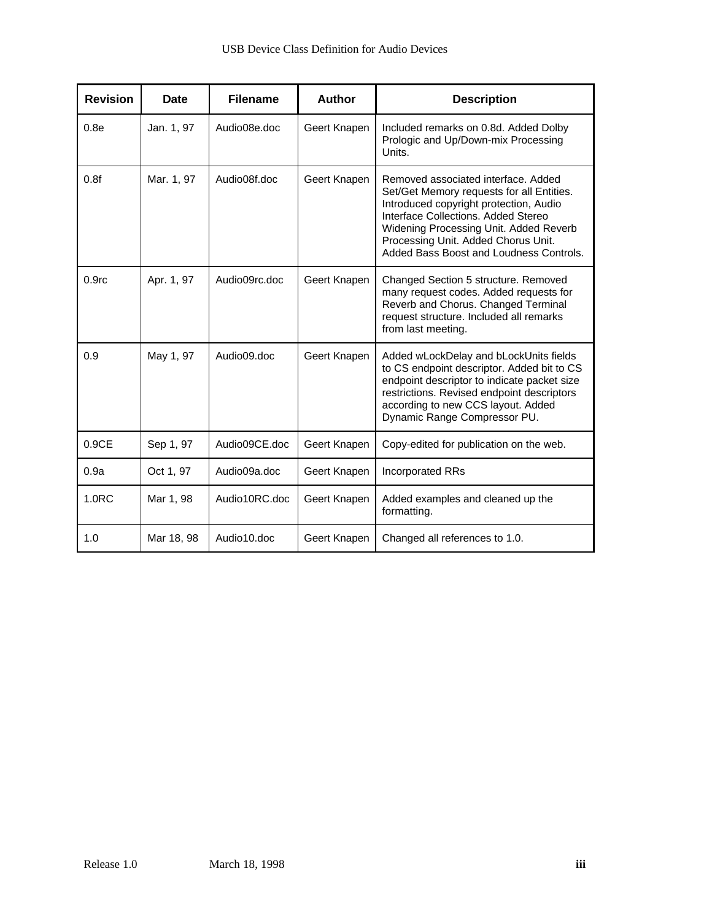| Revision | Date | Filename | Author | Description |
|---|---|---|---|---|
| 0.8e | Jan. 1, 97 | Audio08e.doc | Geert Knapen | Included remarks on 0.8d. Added Dolby Prologic and Up/Down-mix Processing Units. |
| 0.8f | Mar. 1, 97 | Audio08f.doc | Geert Knapen | Removed associated interface. Added Set/Get Memory requests for all Entities. Introduced copyright protection, Audio Interface Collections. Added Stereo Widening Processing Unit. Added Reverb Processing Unit. Added Chorus Unit. Added Bass Boost and Loudness Controls. |
| 0.9rc | Apr. 1, 97 | Audio09rc.doc | Geert Knapen | Changed Section 5 structure. Removed many request codes. Added requests for Reverb and Chorus. Changed Terminal request structure. Included all remarks from last meeting. |
| 0.9 | May 1, 97 | Audio09.doc | Geert Knapen | Added wLockDelay and bLockUnits fields to CS endpoint descriptor. Added bit to CS endpoint descriptor to indicate packet size restrictions. Revised endpoint descriptors according to new CCS layout. Added Dynamic Range Compressor PU. |
| 0.9CE | Sep 1, 97 | Audio09CE.doc | Geert Knapen | Copy-edited for publication on the web. |
| 0.9a | Oct 1, 97 | Audio09a.doc | Geert Knapen | Incorporated RRs |
| 1.0RC | Mar 1, 98 | Audio10RC.doc | Geert Knapen | Added examples and cleaned up the formatting. |
| 1.0 | Mar 18, 98 | Audio10.doc | Geert Knapen | Changed all references to 1.0. |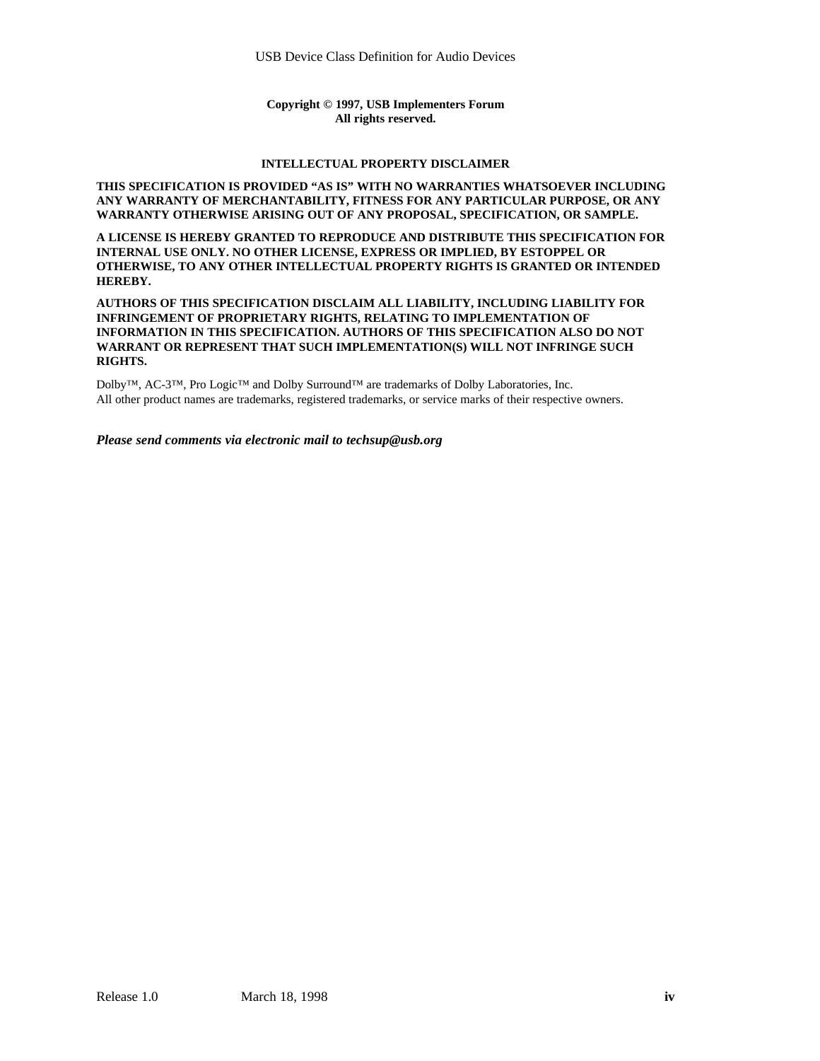**Copyright © 1997, USB Implementers Forum**
**All rights reserved.**

**INTELLECTUAL PROPERTY DISCLAIMER**

**THIS SPECIFICATION IS PROVIDED "AS IS" WITH NO WARRANTIES WHATSOEVER INCLUDING ANY WARRANTY OF MERCHANTABILITY, FITNESS FOR ANY PARTICULAR PURPOSE, OR ANY WARRANTY OTHERWISE ARISING OUT OF ANY PROPOSAL, SPECIFICATION, OR SAMPLE.**

**A LICENSE IS HEREBY GRANTED TO REPRODUCE AND DISTRIBUTE THIS SPECIFICATION FOR INTERNAL USE ONLY. NO OTHER LICENSE, EXPRESS OR IMPLIED, BY ESTOPPEL OR OTHERWISE, TO ANY OTHER INTELLECTUAL PROPERTY RIGHTS IS GRANTED OR INTENDED HEREBY.**

**AUTHORS OF THIS SPECIFICATION DISCLAIM ALL LIABILITY, INCLUDING LIABILITY FOR INFRINGEMENT OF PROPRIETARY RIGHTS, RELATING TO IMPLEMENTATION OF INFORMATION IN THIS SPECIFICATION. AUTHORS OF THIS SPECIFICATION ALSO DO NOT WARRANT OR REPRESENT THAT SUCH IMPLEMENTATION(S) WILL NOT INFRINGE SUCH RIGHTS.**

Dolby™, AC-3™, Pro Logic™ and Dolby Surround™ are trademarks of Dolby Laboratories, Inc.
All other product names are trademarks, registered trademarks, or service marks of their respective owners.

***Please send comments via electronic mail to techsup@usb.org***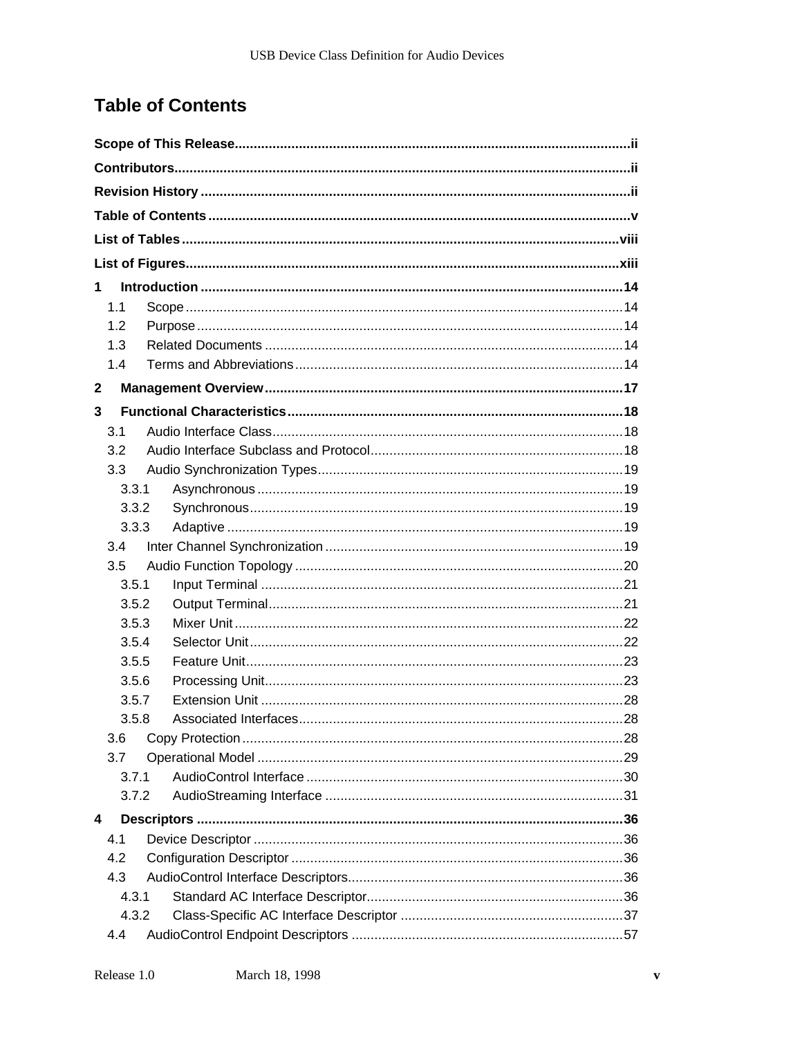# Table of Contents

**Scope of This Release** ........................................................................................................ **ii**

**Contributors** ........................................................................................................................ **ii**

**Revision History** ................................................................................................................. **ii**

**Table of Contents** ............................................................................................................... **v**

**List of Tables** ..................................................................................................................... **viii**

**List of Figures** .................................................................................................................... **xiii**

**1 Introduction** ...................................................................................................................... **14**

- 1.1 Scope .................................................................................................................... 14
- 1.2 Purpose ................................................................................................................. 14
- 1.3 Related Documents ............................................................................................... 14
- 1.4 Terms and Abbreviations ....................................................................................... 14

**2 Management Overview** .................................................................................................... **17**

**3 Functional Characteristics** ............................................................................................... **18**

- 3.1 Audio Interface Class ............................................................................................. 18
- 3.2 Audio Interface Subclass and Protocol ................................................................... 18
- 3.3 Audio Synchronization Types ................................................................................. 19
  - 3.3.1 Asynchronous ................................................................................................. 19
  - 3.3.2 Synchronous ................................................................................................... 19
  - 3.3.3 Adaptive ......................................................................................................... 19
- 3.4 Inter Channel Synchronization ............................................................................... 19
- 3.5 Audio Function Topology ....................................................................................... 20
  - 3.5.1 Input Terminal ................................................................................................ 21
  - 3.5.2 Output Terminal .............................................................................................. 21
  - 3.5.3 Mixer Unit ....................................................................................................... 22
  - 3.5.4 Selector Unit ................................................................................................... 22
  - 3.5.5 Feature Unit .................................................................................................... 23
  - 3.5.6 Processing Unit ............................................................................................... 23
  - 3.5.7 Extension Unit ................................................................................................ 28
  - 3.5.8 Associated Interfaces ...................................................................................... 28
- 3.6 Copy Protection ..................................................................................................... 28
- 3.7 Operational Model ................................................................................................. 29
  - 3.7.1 AudioControl Interface .................................................................................... 30
  - 3.7.2 AudioStreaming Interface ............................................................................... 31

**4 Descriptors** ....................................................................................................................... **36**

- 4.1 Device Descriptor .................................................................................................. 36
- 4.2 Configuration Descriptor ........................................................................................ 36
- 4.3 AudioControl Interface Descriptors ......................................................................... 36
  - 4.3.1 Standard AC Interface Descriptor .................................................................... 36
  - 4.3.2 Class-Specific AC Interface Descriptor ........................................................... 37
- 4.4 AudioControl Endpoint Descriptors ........................................................................ 57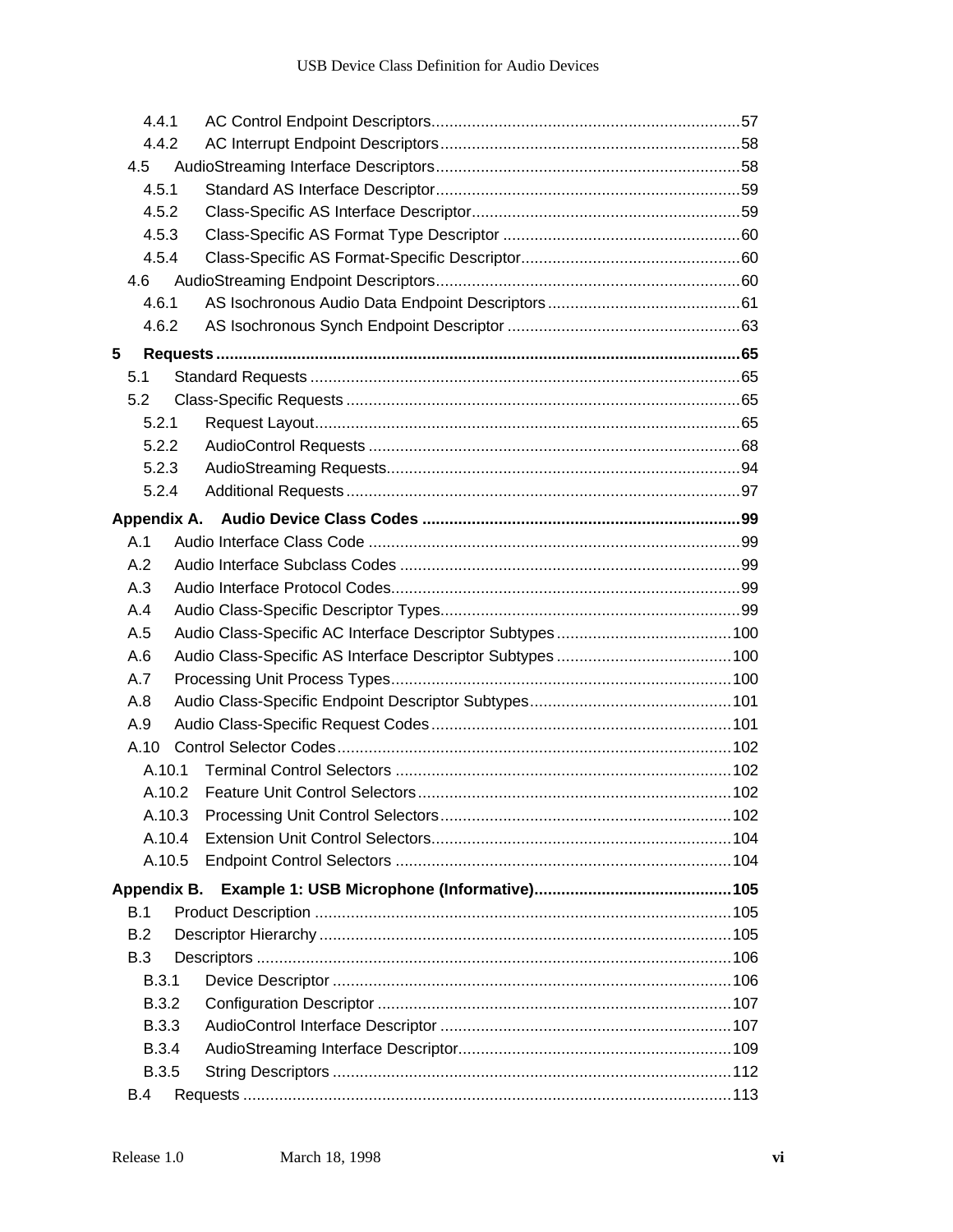- 4.4.1 AC Control Endpoint Descriptors .... 57
- 4.4.2 AC Interrupt Endpoint Descriptors .... 58
- 4.5 AudioStreaming Interface Descriptors .... 58
- 4.5.1 Standard AS Interface Descriptor .... 59
- 4.5.2 Class-Specific AS Interface Descriptor .... 59
- 4.5.3 Class-Specific AS Format Type Descriptor .... 60
- 4.5.4 Class-Specific AS Format-Specific Descriptor .... 60
- 4.6 AudioStreaming Endpoint Descriptors .... 60
- 4.6.1 AS Isochronous Audio Data Endpoint Descriptors .... 61
- 4.6.2 AS Isochronous Synch Endpoint Descriptor .... 63

**5 Requests .... 65**

- 5.1 Standard Requests .... 65
- 5.2 Class-Specific Requests .... 65
- 5.2.1 Request Layout .... 65
- 5.2.2 AudioControl Requests .... 68
- 5.2.3 AudioStreaming Requests .... 94
- 5.2.4 Additional Requests .... 97

**Appendix A. Audio Device Class Codes .... 99**

- A.1 Audio Interface Class Code .... 99
- A.2 Audio Interface Subclass Codes .... 99
- A.3 Audio Interface Protocol Codes .... 99
- A.4 Audio Class-Specific Descriptor Types .... 99
- A.5 Audio Class-Specific AC Interface Descriptor Subtypes .... 100
- A.6 Audio Class-Specific AS Interface Descriptor Subtypes .... 100
- A.7 Processing Unit Process Types .... 100
- A.8 Audio Class-Specific Endpoint Descriptor Subtypes .... 101
- A.9 Audio Class-Specific Request Codes .... 101
- A.10 Control Selector Codes .... 102
- A.10.1 Terminal Control Selectors .... 102
- A.10.2 Feature Unit Control Selectors .... 102
- A.10.3 Processing Unit Control Selectors .... 102
- A.10.4 Extension Unit Control Selectors .... 104
- A.10.5 Endpoint Control Selectors .... 104

**Appendix B. Example 1: USB Microphone (Informative) .... 105**

- B.1 Product Description .... 105
- B.2 Descriptor Hierarchy .... 105
- B.3 Descriptors .... 106
- B.3.1 Device Descriptor .... 106
- B.3.2 Configuration Descriptor .... 107
- B.3.3 AudioControl Interface Descriptor .... 107
- B.3.4 AudioStreaming Interface Descriptor .... 109
- B.3.5 String Descriptors .... 112
- B.4 Requests .... 113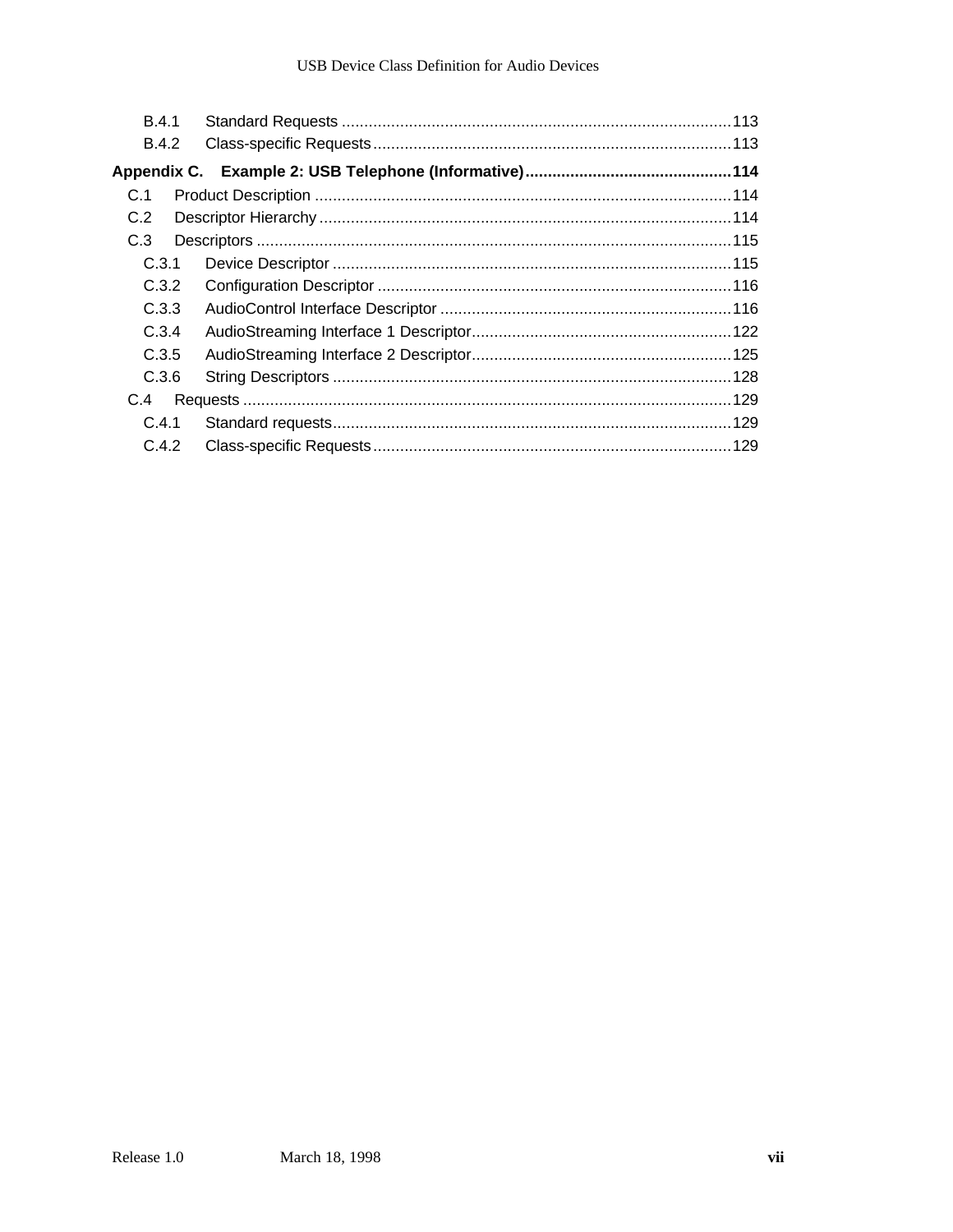B.4.1 Standard Requests ....................................................................................... 113
B.4.2 Class-specific Requests ................................................................................ 113

**Appendix C. Example 2: USB Telephone (Informative) ............................................. 114**

C.1 Product Description ............................................................................................. 114
C.2 Descriptor Hierarchy ............................................................................................ 114
C.3 Descriptors .......................................................................................................... 115
C.3.1 Device Descriptor ......................................................................................... 115
C.3.2 Configuration Descriptor ............................................................................... 116
C.3.3 AudioControl Interface Descriptor ................................................................. 116
C.3.4 AudioStreaming Interface 1 Descriptor .......................................................... 122
C.3.5 AudioStreaming Interface 2 Descriptor .......................................................... 125
C.3.6 String Descriptors ......................................................................................... 128
C.4 Requests ............................................................................................................. 129
C.4.1 Standard requests ......................................................................................... 129
C.4.2 Class-specific Requests ................................................................................ 129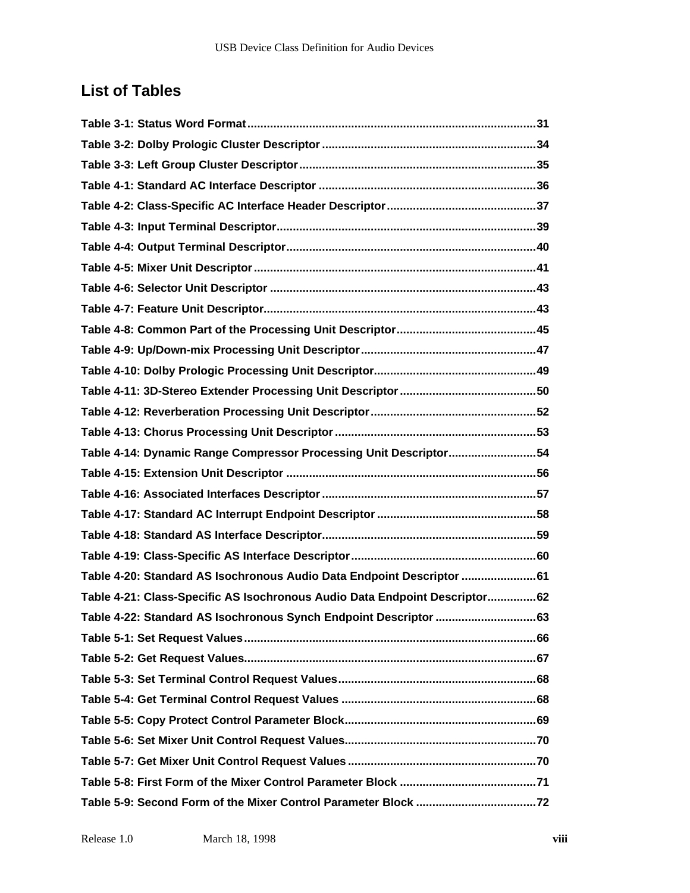## List of Tables

**Table 3-1: Status Word Format**........................................................................................31

**Table 3-2: Dolby Prologic Cluster Descriptor**..................................................................34

**Table 3-3: Left Group Cluster Descriptor**.........................................................................35

**Table 4-1: Standard AC Interface Descriptor**...................................................................36

**Table 4-2: Class-Specific AC Interface Header Descriptor**..............................................37

**Table 4-3: Input Terminal Descriptor**...............................................................................39

**Table 4-4: Output Terminal Descriptor**............................................................................40

**Table 4-5: Mixer Unit Descriptor**......................................................................................41

**Table 4-6: Selector Unit Descriptor**..................................................................................43

**Table 4-7: Feature Unit Descriptor**...................................................................................43

**Table 4-8: Common Part of the Processing Unit Descriptor**...........................................45

**Table 4-9: Up/Down-mix Processing Unit Descriptor**......................................................47

**Table 4-10: Dolby Prologic Processing Unit Descriptor**..................................................49

**Table 4-11: 3D-Stereo Extender Processing Unit Descriptor**..........................................50

**Table 4-12: Reverberation Processing Unit Descriptor**...................................................52

**Table 4-13: Chorus Processing Unit Descriptor**.............................................................53

**Table 4-14: Dynamic Range Compressor Processing Unit Descriptor**...........................54

**Table 4-15: Extension Unit Descriptor**............................................................................56

**Table 4-16: Associated Interfaces Descriptor**.................................................................57

**Table 4-17: Standard AC Interrupt Endpoint Descriptor**.................................................58

**Table 4-18: Standard AS Interface Descriptor**.................................................................59

**Table 4-19: Class-Specific AS Interface Descriptor**.........................................................60

**Table 4-20: Standard AS Isochronous Audio Data Endpoint Descriptor**.......................61

**Table 4-21: Class-Specific AS Isochronous Audio Data Endpoint Descriptor**...............62

**Table 4-22: Standard AS Isochronous Synch Endpoint Descriptor**...............................63

**Table 5-1: Set Request Values**..........................................................................................66

**Table 5-2: Get Request Values**..........................................................................................67

**Table 5-3: Set Terminal Control Request Values**.............................................................68

**Table 5-4: Get Terminal Control Request Values**............................................................68

**Table 5-5: Copy Protect Control Parameter Block**...........................................................69

**Table 5-6: Set Mixer Unit Control Request Values**...........................................................70

**Table 5-7: Get Mixer Unit Control Request Values**..........................................................70

**Table 5-8: First Form of the Mixer Control Parameter Block**..........................................71

**Table 5-9: Second Form of the Mixer Control Parameter Block**.....................................72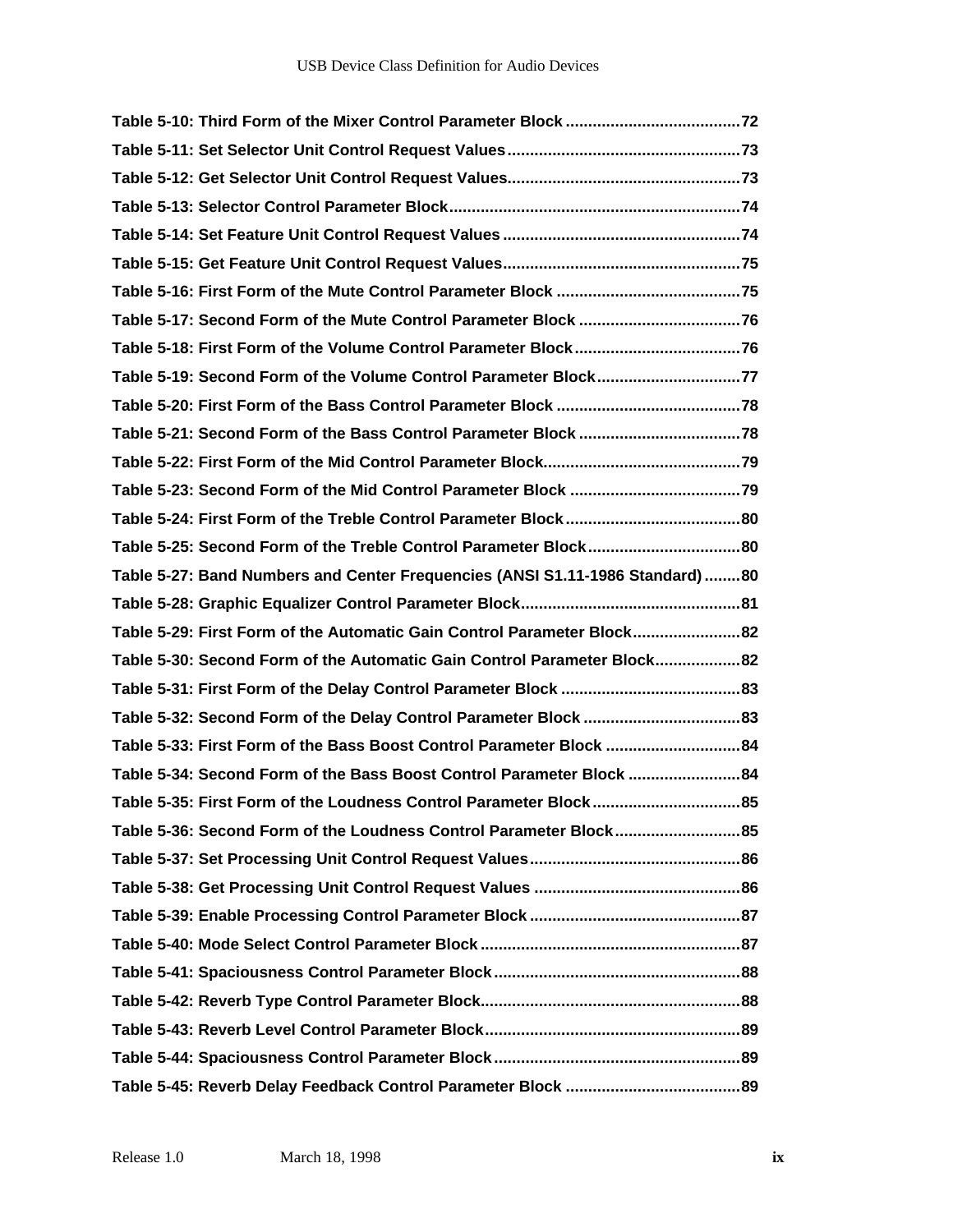**Table 5-10: Third Form of the Mixer Control Parameter Block .......................................72**

**Table 5-11: Set Selector Unit Control Request Values...................................................73**

**Table 5-12: Get Selector Unit Control Request Values...................................................73**

**Table 5-13: Selector Control Parameter Block................................................................74**

**Table 5-14: Set Feature Unit Control Request Values ....................................................74**

**Table 5-15: Get Feature Unit Control Request Values....................................................75**

**Table 5-16: First Form of the Mute Control Parameter Block .........................................75**

**Table 5-17: Second Form of the Mute Control Parameter Block ....................................76**

**Table 5-18: First Form of the Volume Control Parameter Block.....................................76**

**Table 5-19: Second Form of the Volume Control Parameter Block................................77**

**Table 5-20: First Form of the Bass Control Parameter Block .........................................78**

**Table 5-21: Second Form of the Bass Control Parameter Block ....................................78**

**Table 5-22: First Form of the Mid Control Parameter Block............................................79**

**Table 5-23: Second Form of the Mid Control Parameter Block ......................................79**

**Table 5-24: First Form of the Treble Control Parameter Block.......................................80**

**Table 5-25: Second Form of the Treble Control Parameter Block..................................80**

**Table 5-27: Band Numbers and Center Frequencies (ANSI S1.11-1986 Standard) ........80**

**Table 5-28: Graphic Equalizer Control Parameter Block.................................................81**

**Table 5-29: First Form of the Automatic Gain Control Parameter Block........................82**

**Table 5-30: Second Form of the Automatic Gain Control Parameter Block...................82**

**Table 5-31: First Form of the Delay Control Parameter Block ........................................83**

**Table 5-32: Second Form of the Delay Control Parameter Block ...................................83**

**Table 5-33: First Form of the Bass Boost Control Parameter Block .............................84**

**Table 5-34: Second Form of the Bass Boost Control Parameter Block .........................84**

**Table 5-35: First Form of the Loudness Control Parameter Block.................................85**

**Table 5-36: Second Form of the Loudness Control Parameter Block............................85**

**Table 5-37: Set Processing Unit Control Request Values...............................................86**

**Table 5-38: Get Processing Unit Control Request Values .............................................86**

**Table 5-39: Enable Processing Control Parameter Block ...............................................87**

**Table 5-40: Mode Select Control Parameter Block .........................................................87**

**Table 5-41: Spaciousness Control Parameter Block.......................................................88**

**Table 5-42: Reverb Type Control Parameter Block.........................................................88**

**Table 5-43: Reverb Level Control Parameter Block.........................................................89**

**Table 5-44: Spaciousness Control Parameter Block.......................................................89**

**Table 5-45: Reverb Delay Feedback Control Parameter Block .......................................89**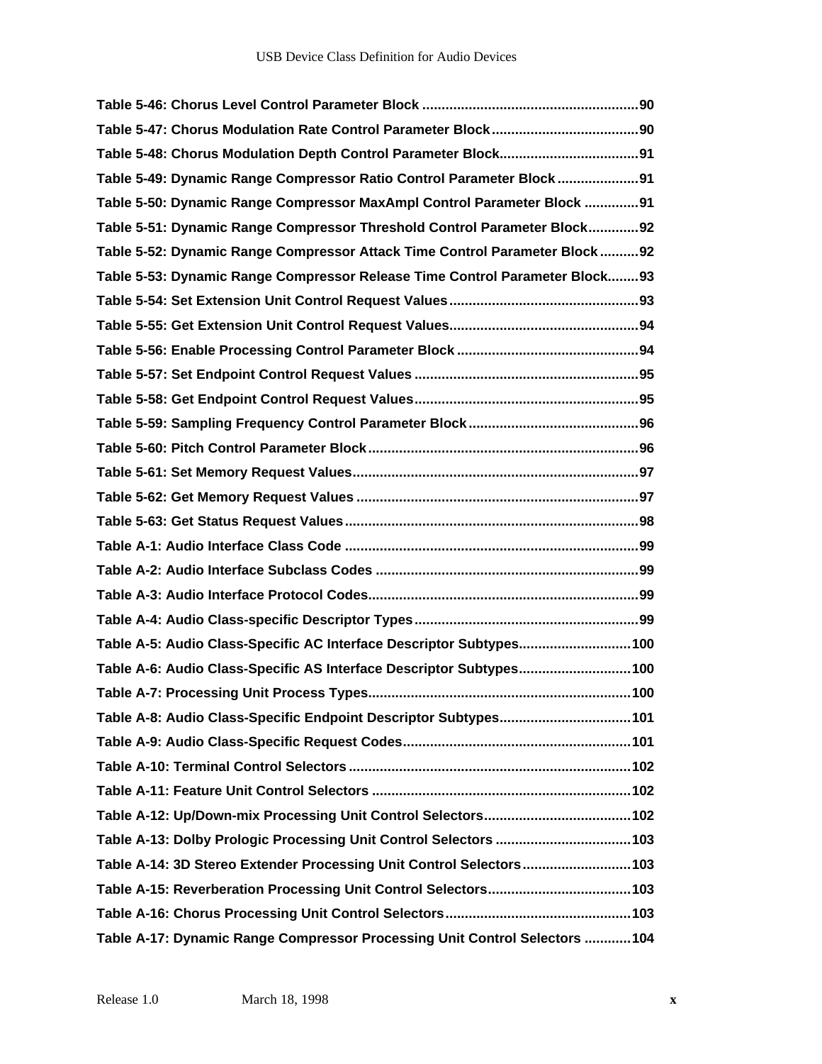**Table 5-46: Chorus Level Control Parameter Block .........................................................90**

**Table 5-47: Chorus Modulation Rate Control Parameter Block.......................................90**

**Table 5-48: Chorus Modulation Depth Control Parameter Block.....................................91**

**Table 5-49: Dynamic Range Compressor Ratio Control Parameter Block.....................91**

**Table 5-50: Dynamic Range Compressor MaxAmpl Control Parameter Block ..............91**

**Table 5-51: Dynamic Range Compressor Threshold Control Parameter Block.............92**

**Table 5-52: Dynamic Range Compressor Attack Time Control Parameter Block..........92**

**Table 5-53: Dynamic Range Compressor Release Time Control Parameter Block........93**

**Table 5-54: Set Extension Unit Control Request Values.................................................93**

**Table 5-55: Get Extension Unit Control Request Values.................................................94**

**Table 5-56: Enable Processing Control Parameter Block ...............................................94**

**Table 5-57: Set Endpoint Control Request Values ..........................................................95**

**Table 5-58: Get Endpoint Control Request Values..........................................................95**

**Table 5-59: Sampling Frequency Control Parameter Block............................................96**

**Table 5-60: Pitch Control Parameter Block......................................................................96**

**Table 5-61: Set Memory Request Values..........................................................................97**

**Table 5-62: Get Memory Request Values .........................................................................97**

**Table 5-63: Get Status Request Values............................................................................98**

**Table A-1: Audio Interface Class Code ............................................................................99**

**Table A-2: Audio Interface Subclass Codes ....................................................................99**

**Table A-3: Audio Interface Protocol Codes......................................................................99**

**Table A-4: Audio Class-specific Descriptor Types..........................................................99**

**Table A-5: Audio Class-Specific AC Interface Descriptor Subtypes.............................100**

**Table A-6: Audio Class-Specific AS Interface Descriptor Subtypes.............................100**

**Table A-7: Processing Unit Process Types....................................................................100**

**Table A-8: Audio Class-Specific Endpoint Descriptor Subtypes..................................101**

**Table A-9: Audio Class-Specific Request Codes...........................................................101**

**Table A-10: Terminal Control Selectors .........................................................................102**

**Table A-11: Feature Unit Control Selectors ...................................................................102**

**Table A-12: Up/Down-mix Processing Unit Control Selectors......................................102**

**Table A-13: Dolby Prologic Processing Unit Control Selectors ...................................103**

**Table A-14: 3D Stereo Extender Processing Unit Control Selectors............................103**

**Table A-15: Reverberation Processing Unit Control Selectors.....................................103**

**Table A-16: Chorus Processing Unit Control Selectors................................................103**

**Table A-17: Dynamic Range Compressor Processing Unit Control Selectors ............104**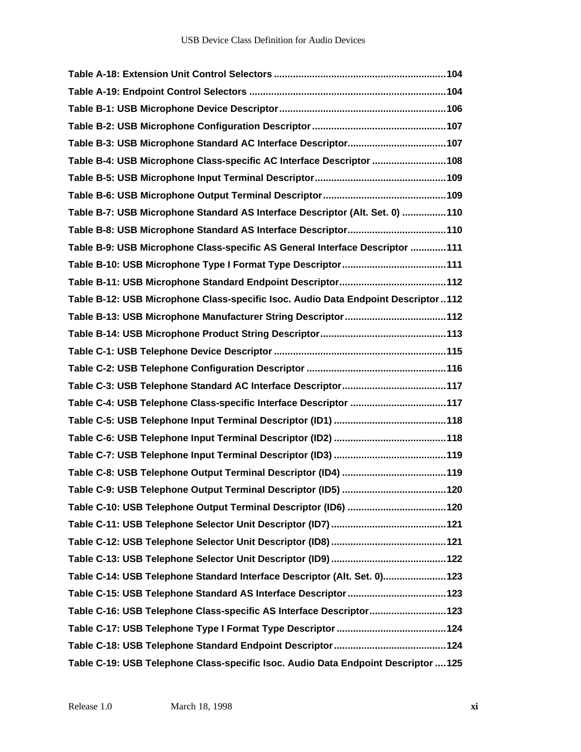**Table A-18: Extension Unit Control Selectors ............................................................... 104**

**Table A-19: Endpoint Control Selectors ....................................................................... 104**

**Table B-1: USB Microphone Device Descriptor ............................................................. 106**

**Table B-2: USB Microphone Configuration Descriptor ................................................. 107**

**Table B-3: USB Microphone Standard AC Interface Descriptor.................................... 107**

**Table B-4: USB Microphone Class-specific AC Interface Descriptor ........................... 108**

**Table B-5: USB Microphone Input Terminal Descriptor................................................ 109**

**Table B-6: USB Microphone Output Terminal Descriptor............................................. 109**

**Table B-7: USB Microphone Standard AS Interface Descriptor (Alt. Set. 0) ................ 110**

**Table B-8: USB Microphone Standard AS Interface Descriptor.................................... 110**

**Table B-9: USB Microphone Class-specific AS General Interface Descriptor ............. 111**

**Table B-10: USB Microphone Type I Format Type Descriptor...................................... 111**

**Table B-11: USB Microphone Standard Endpoint Descriptor....................................... 112**

**Table B-12: USB Microphone Class-specific Isoc. Audio Data Endpoint Descriptor .. 112**

**Table B-13: USB Microphone Manufacturer String Descriptor..................................... 112**

**Table B-14: USB Microphone Product String Descriptor.............................................. 113**

**Table C-1: USB Telephone Device Descriptor ............................................................... 115**

**Table C-2: USB Telephone Configuration Descriptor ................................................... 116**

**Table C-3: USB Telephone Standard AC Interface Descriptor...................................... 117**

**Table C-4: USB Telephone Class-specific Interface Descriptor ................................... 117**

**Table C-5: USB Telephone Input Terminal Descriptor (ID1) ......................................... 118**

**Table C-6: USB Telephone Input Terminal Descriptor (ID2) ......................................... 118**

**Table C-7: USB Telephone Input Terminal Descriptor (ID3) ......................................... 119**

**Table C-8: USB Telephone Output Terminal Descriptor (ID4) ...................................... 119**

**Table C-9: USB Telephone Output Terminal Descriptor (ID5) ...................................... 120**

**Table C-10: USB Telephone Output Terminal Descriptor (ID6) .................................... 120**

**Table C-11: USB Telephone Selector Unit Descriptor (ID7) .......................................... 121**

**Table C-12: USB Telephone Selector Unit Descriptor (ID8) .......................................... 121**

**Table C-13: USB Telephone Selector Unit Descriptor (ID9) .......................................... 122**

**Table C-14: USB Telephone Standard Interface Descriptor (Alt. Set. 0)....................... 123**

**Table C-15: USB Telephone Standard AS Interface Descriptor .................................... 123**

**Table C-16: USB Telephone Class-specific AS Interface Descriptor............................ 123**

**Table C-17: USB Telephone Type I Format Type Descriptor ........................................ 124**

**Table C-18: USB Telephone Standard Endpoint Descriptor ......................................... 124**

**Table C-19: USB Telephone Class-specific Isoc. Audio Data Endpoint Descriptor .... 125**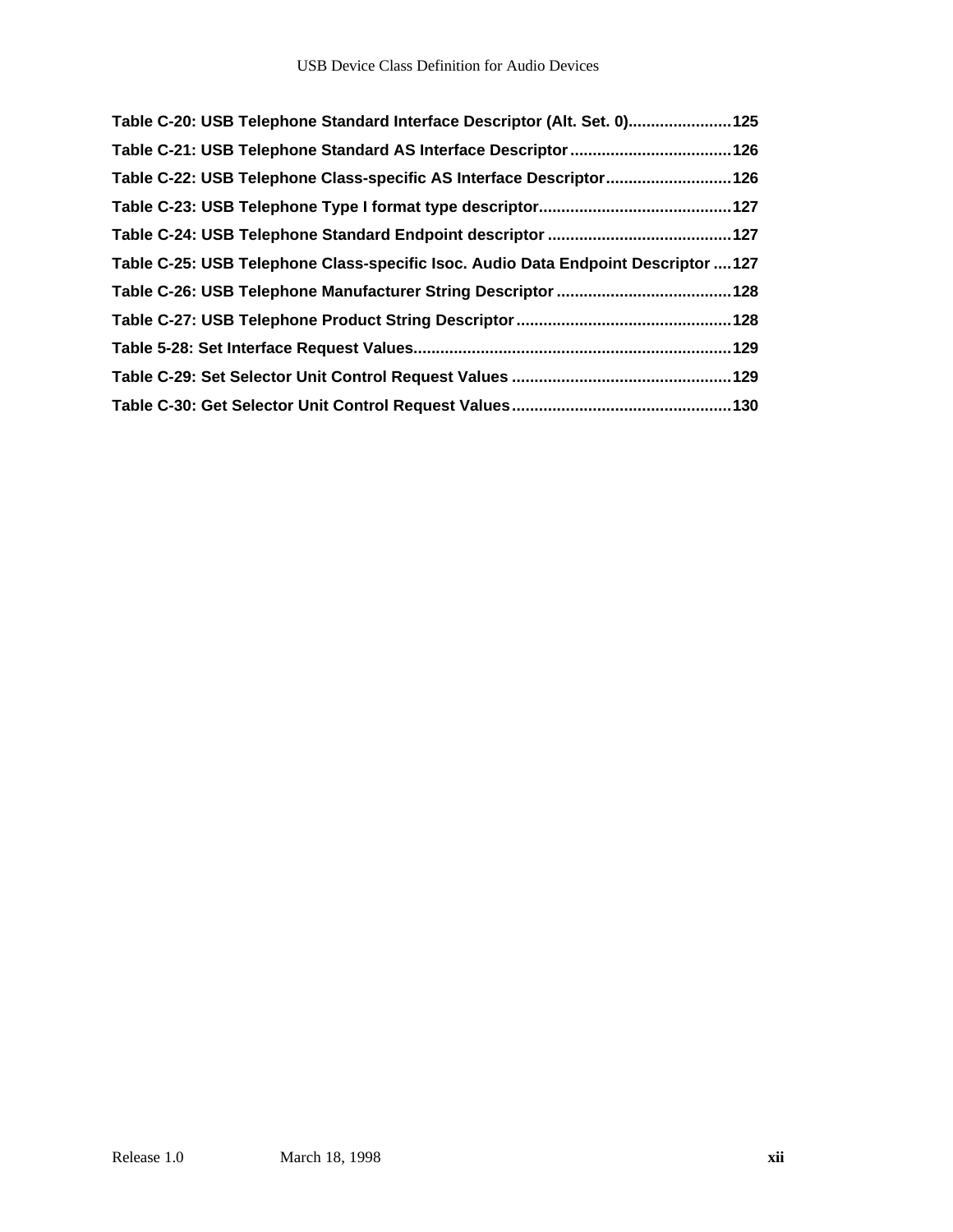**Table C-20: USB Telephone Standard Interface Descriptor (Alt. Set. 0)....................... 125**

**Table C-21: USB Telephone Standard AS Interface Descriptor .................................... 126**

**Table C-22: USB Telephone Class-specific AS Interface Descriptor............................ 126**

**Table C-23: USB Telephone Type I format type descriptor........................................... 127**

**Table C-24: USB Telephone Standard Endpoint descriptor ......................................... 127**

**Table C-25: USB Telephone Class-specific Isoc. Audio Data Endpoint Descriptor .... 127**

**Table C-26: USB Telephone Manufacturer String Descriptor ....................................... 128**

**Table C-27: USB Telephone Product String Descriptor ................................................ 128**

**Table 5-28: Set Interface Request Values....................................................................... 129**

**Table C-29: Set Selector Unit Control Request Values ................................................. 129**

**Table C-30: Get Selector Unit Control Request Values................................................. 130**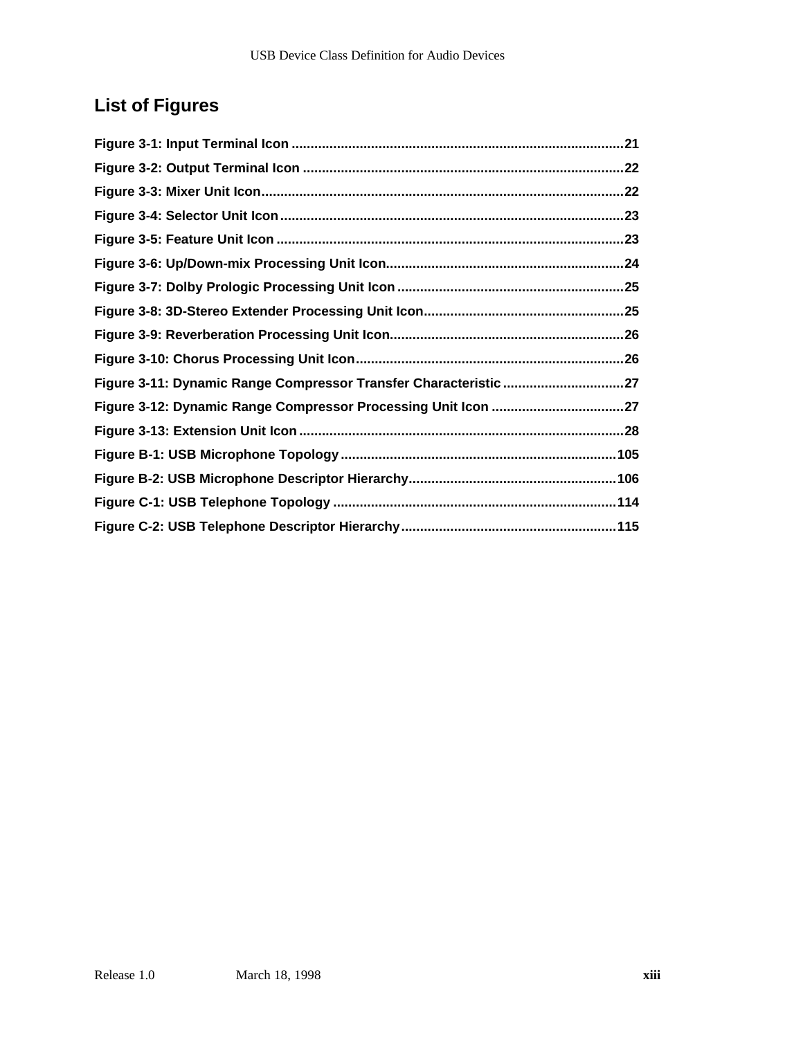## List of Figures

**Figure 3-1: Input Terminal Icon .......................................................................................21**

**Figure 3-2: Output Terminal Icon ....................................................................................22**

**Figure 3-3: Mixer Unit Icon...............................................................................................22**

**Figure 3-4: Selector Unit Icon..........................................................................................23**

**Figure 3-5: Feature Unit Icon ...........................................................................................23**

**Figure 3-6: Up/Down-mix Processing Unit Icon..............................................................24**

**Figure 3-7: Dolby Prologic Processing Unit Icon ............................................................25**

**Figure 3-8: 3D-Stereo Extender Processing Unit Icon....................................................25**

**Figure 3-9: Reverberation Processing Unit Icon.............................................................26**

**Figure 3-10: Chorus Processing Unit Icon......................................................................26**

**Figure 3-11: Dynamic Range Compressor Transfer Characteristic ................................27**

**Figure 3-12: Dynamic Range Compressor Processing Unit Icon ...................................27**

**Figure 3-13: Extension Unit Icon .....................................................................................28**

**Figure B-1: USB Microphone Topology .........................................................................105**

**Figure B-2: USB Microphone Descriptor Hierarchy.......................................................106**

**Figure C-1: USB Telephone Topology ...........................................................................114**

**Figure C-2: USB Telephone Descriptor Hierarchy.........................................................115**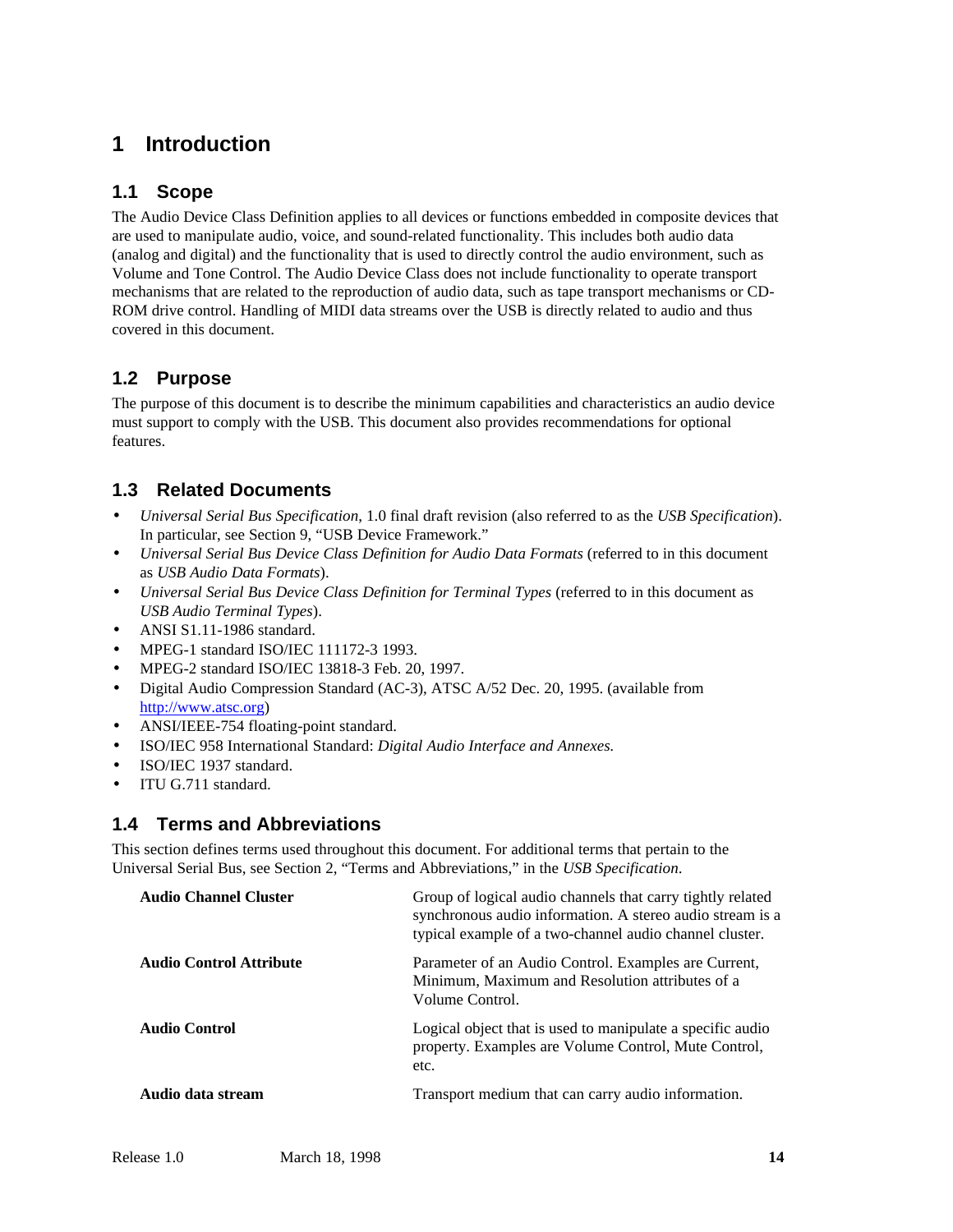# 1 Introduction

## 1.1 Scope

The Audio Device Class Definition applies to all devices or functions embedded in composite devices that are used to manipulate audio, voice, and sound-related functionality. This includes both audio data (analog and digital) and the functionality that is used to directly control the audio environment, such as Volume and Tone Control. The Audio Device Class does not include functionality to operate transport mechanisms that are related to the reproduction of audio data, such as tape transport mechanisms or CD-ROM drive control. Handling of MIDI data streams over the USB is directly related to audio and thus covered in this document.

## 1.2 Purpose

The purpose of this document is to describe the minimum capabilities and characteristics an audio device must support to comply with the USB. This document also provides recommendations for optional features.

## 1.3 Related Documents

- *Universal Serial Bus Specification*, 1.0 final draft revision (also referred to as the *USB Specification*). In particular, see Section 9, “USB Device Framework.”
- *Universal Serial Bus Device Class Definition for Audio Data Formats* (referred to in this document as *USB Audio Data Formats*).
- *Universal Serial Bus Device Class Definition for Terminal Types* (referred to in this document as *USB Audio Terminal Types*).
- ANSI S1.11-1986 standard.
- MPEG-1 standard ISO/IEC 111172-3 1993.
- MPEG-2 standard ISO/IEC 13818-3 Feb. 20, 1997.
- Digital Audio Compression Standard (AC-3), ATSC A/52 Dec. 20, 1995. (available from [http://www.atsc.org](http://www.atsc.org))
- ANSI/IEEE-754 floating-point standard.
- ISO/IEC 958 International Standard: *Digital Audio Interface and Annexes.*
- ISO/IEC 1937 standard.
- ITU G.711 standard.

## 1.4 Terms and Abbreviations

This section defines terms used throughout this document. For additional terms that pertain to the Universal Serial Bus, see Section 2, “Terms and Abbreviations,” in the *USB Specification*.

| Term | Definition |
|---|---|
| **Audio Channel Cluster** | Group of logical audio channels that carry tightly related synchronous audio information. A stereo audio stream is a typical example of a two-channel audio channel cluster. |
| **Audio Control Attribute** | Parameter of an Audio Control. Examples are Current, Minimum, Maximum and Resolution attributes of a Volume Control. |
| **Audio Control** | Logical object that is used to manipulate a specific audio property. Examples are Volume Control, Mute Control, etc. |
| **Audio data stream** | Transport medium that can carry audio information. |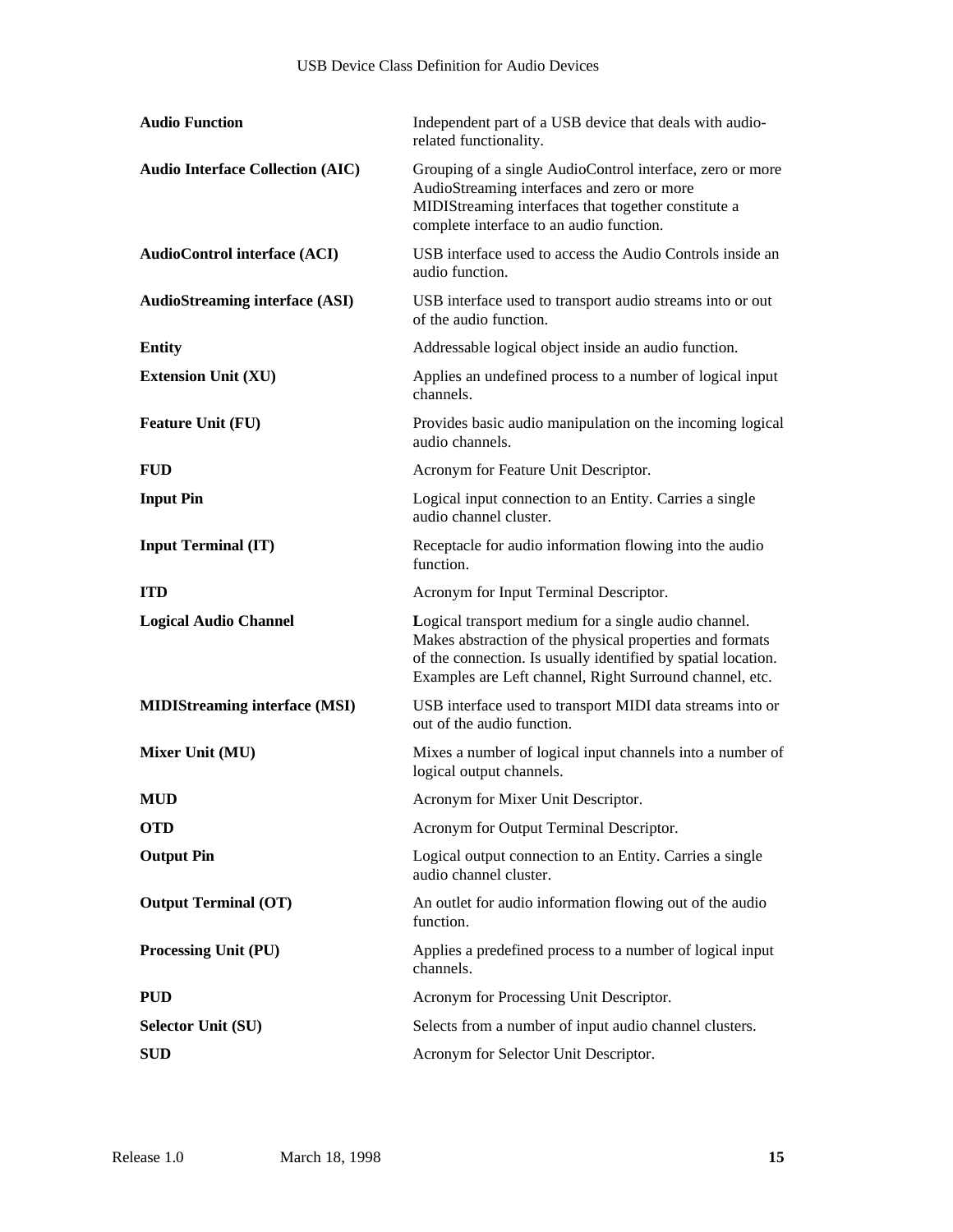| | |
|---|---|
| **Audio Function** | Independent part of a USB device that deals with audio-related functionality. |
| **Audio Interface Collection (AIC)** | Grouping of a single AudioControl interface, zero or more AudioStreaming interfaces and zero or more MIDIStreaming interfaces that together constitute a complete interface to an audio function. |
| **AudioControl interface (ACI)** | USB interface used to access the Audio Controls inside an audio function. |
| **AudioStreaming interface (ASI)** | USB interface used to transport audio streams into or out of the audio function. |
| **Entity** | Addressable logical object inside an audio function. |
| **Extension Unit (XU)** | Applies an undefined process to a number of logical input channels. |
| **Feature Unit (FU)** | Provides basic audio manipulation on the incoming logical audio channels. |
| **FUD** | Acronym for Feature Unit Descriptor. |
| **Input Pin** | Logical input connection to an Entity. Carries a single audio channel cluster. |
| **Input Terminal (IT)** | Receptacle for audio information flowing into the audio function. |
| **ITD** | Acronym for Input Terminal Descriptor. |
| **Logical Audio Channel** | **L**ogical transport medium for a single audio channel. Makes abstraction of the physical properties and formats of the connection. Is usually identified by spatial location. Examples are Left channel, Right Surround channel, etc. |
| **MIDIStreaming interface (MSI)** | USB interface used to transport MIDI data streams into or out of the audio function. |
| **Mixer Unit (MU)** | Mixes a number of logical input channels into a number of logical output channels. |
| **MUD** | Acronym for Mixer Unit Descriptor. |
| **OTD** | Acronym for Output Terminal Descriptor. |
| **Output Pin** | Logical output connection to an Entity. Carries a single audio channel cluster. |
| **Output Terminal (OT)** | An outlet for audio information flowing out of the audio function. |
| **Processing Unit (PU)** | Applies a predefined process to a number of logical input channels. |
| **PUD** | Acronym for Processing Unit Descriptor. |
| **Selector Unit (SU)** | Selects from a number of input audio channel clusters. |
| **SUD** | Acronym for Selector Unit Descriptor. |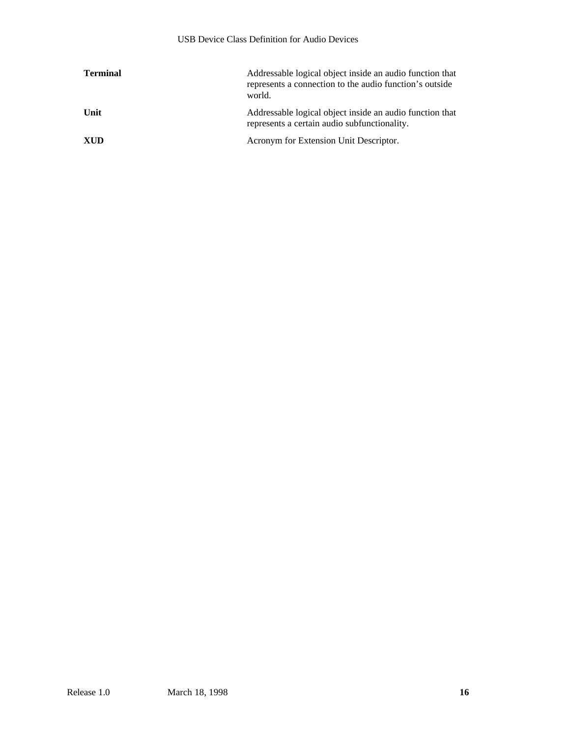**Terminal** Addressable logical object inside an audio function that represents a connection to the audio function's outside world.

**Unit** Addressable logical object inside an audio function that represents a certain audio subfunctionality.

**XUD** Acronym for Extension Unit Descriptor.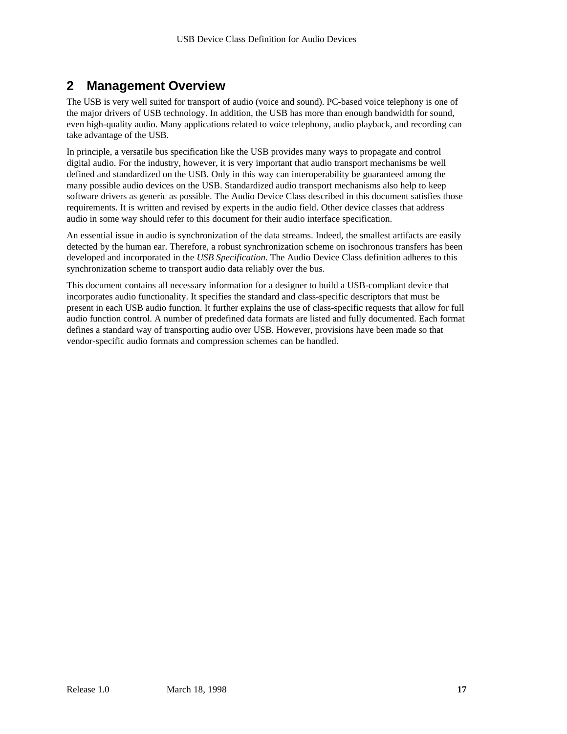# 2 Management Overview

The USB is very well suited for transport of audio (voice and sound). PC-based voice telephony is one of the major drivers of USB technology. In addition, the USB has more than enough bandwidth for sound, even high-quality audio. Many applications related to voice telephony, audio playback, and recording can take advantage of the USB.

In principle, a versatile bus specification like the USB provides many ways to propagate and control digital audio. For the industry, however, it is very important that audio transport mechanisms be well defined and standardized on the USB. Only in this way can interoperability be guaranteed among the many possible audio devices on the USB. Standardized audio transport mechanisms also help to keep software drivers as generic as possible. The Audio Device Class described in this document satisfies those requirements. It is written and revised by experts in the audio field. Other device classes that address audio in some way should refer to this document for their audio interface specification.

An essential issue in audio is synchronization of the data streams. Indeed, the smallest artifacts are easily detected by the human ear. Therefore, a robust synchronization scheme on isochronous transfers has been developed and incorporated in the *USB Specification*. The Audio Device Class definition adheres to this synchronization scheme to transport audio data reliably over the bus.

This document contains all necessary information for a designer to build a USB-compliant device that incorporates audio functionality. It specifies the standard and class-specific descriptors that must be present in each USB audio function. It further explains the use of class-specific requests that allow for full audio function control. A number of predefined data formats are listed and fully documented. Each format defines a standard way of transporting audio over USB. However, provisions have been made so that vendor-specific audio formats and compression schemes can be handled.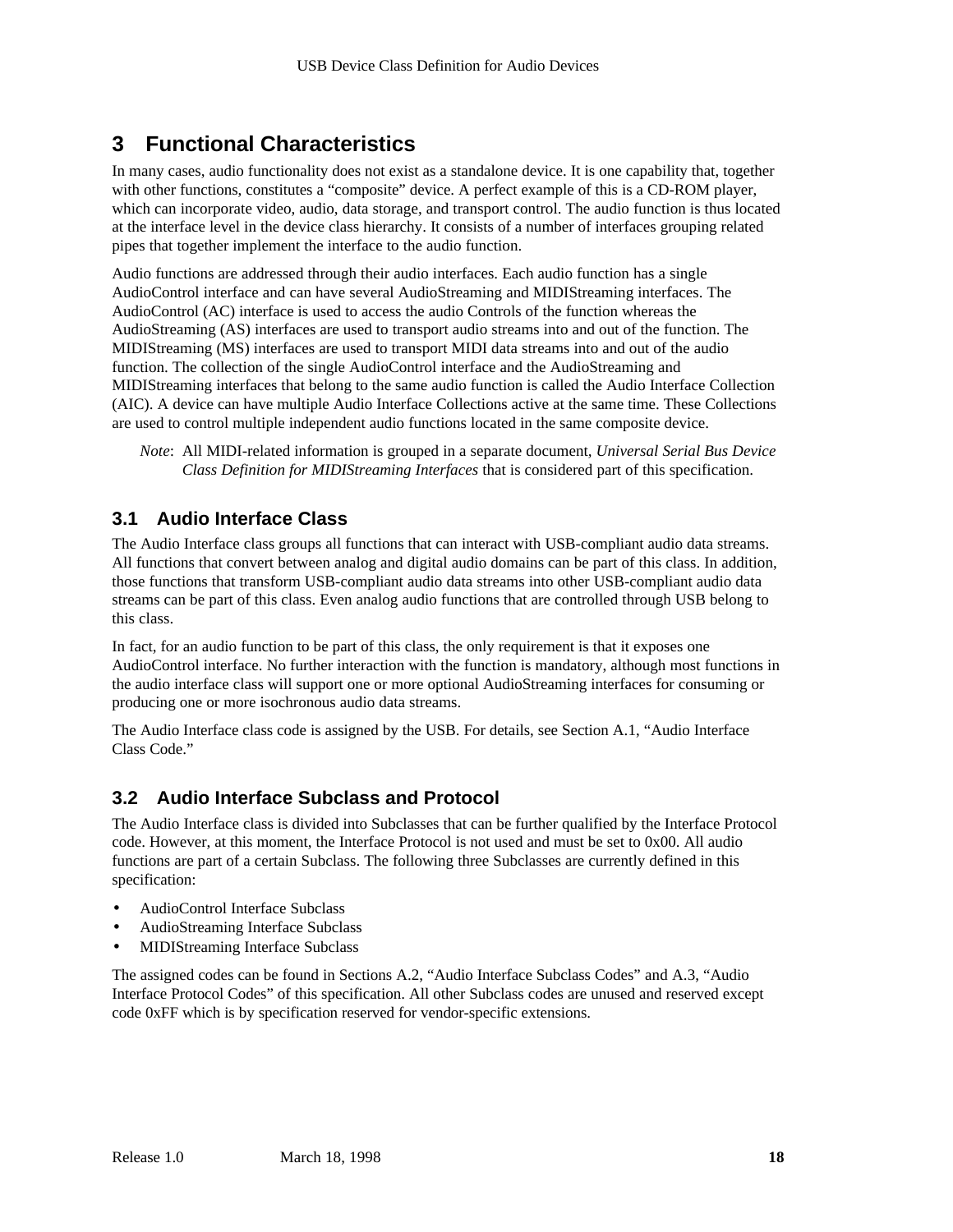# 3 Functional Characteristics

In many cases, audio functionality does not exist as a standalone device. It is one capability that, together with other functions, constitutes a “composite” device. A perfect example of this is a CD-ROM player, which can incorporate video, audio, data storage, and transport control. The audio function is thus located at the interface level in the device class hierarchy. It consists of a number of interfaces grouping related pipes that together implement the interface to the audio function.

Audio functions are addressed through their audio interfaces. Each audio function has a single AudioControl interface and can have several AudioStreaming and MIDIStreaming interfaces. The AudioControl (AC) interface is used to access the audio Controls of the function whereas the AudioStreaming (AS) interfaces are used to transport audio streams into and out of the function. The MIDIStreaming (MS) interfaces are used to transport MIDI data streams into and out of the audio function. The collection of the single AudioControl interface and the AudioStreaming and MIDIStreaming interfaces that belong to the same audio function is called the Audio Interface Collection (AIC). A device can have multiple Audio Interface Collections active at the same time. These Collections are used to control multiple independent audio functions located in the same composite device.

> *Note*: All MIDI-related information is grouped in a separate document, *Universal Serial Bus Device Class Definition for MIDIStreaming Interfaces* that is considered part of this specification.

## 3.1 Audio Interface Class

The Audio Interface class groups all functions that can interact with USB-compliant audio data streams. All functions that convert between analog and digital audio domains can be part of this class. In addition, those functions that transform USB-compliant audio data streams into other USB-compliant audio data streams can be part of this class. Even analog audio functions that are controlled through USB belong to this class.

In fact, for an audio function to be part of this class, the only requirement is that it exposes one AudioControl interface. No further interaction with the function is mandatory, although most functions in the audio interface class will support one or more optional AudioStreaming interfaces for consuming or producing one or more isochronous audio data streams.

The Audio Interface class code is assigned by the USB. For details, see Section A.1, “Audio Interface Class Code.”

## 3.2 Audio Interface Subclass and Protocol

The Audio Interface class is divided into Subclasses that can be further qualified by the Interface Protocol code. However, at this moment, the Interface Protocol is not used and must be set to 0x00. All audio functions are part of a certain Subclass. The following three Subclasses are currently defined in this specification:

- AudioControl Interface Subclass
- AudioStreaming Interface Subclass
- MIDIStreaming Interface Subclass

The assigned codes can be found in Sections A.2, “Audio Interface Subclass Codes” and A.3, “Audio Interface Protocol Codes” of this specification. All other Subclass codes are unused and reserved except code 0xFF which is by specification reserved for vendor-specific extensions.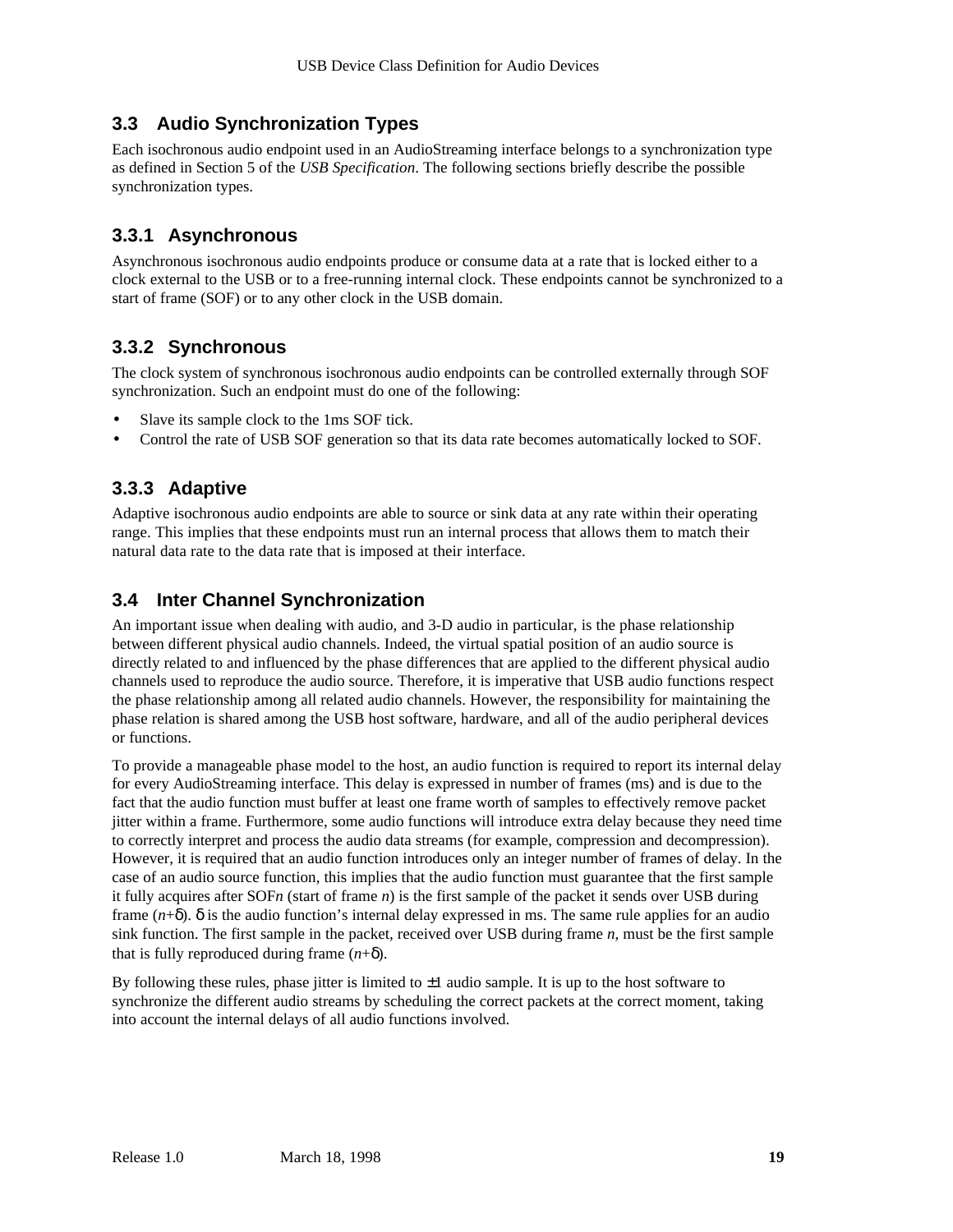## 3.3 Audio Synchronization Types

Each isochronous audio endpoint used in an AudioStreaming interface belongs to a synchronization type as defined in Section 5 of the *USB Specification*. The following sections briefly describe the possible synchronization types.

### 3.3.1 Asynchronous

Asynchronous isochronous audio endpoints produce or consume data at a rate that is locked either to a clock external to the USB or to a free-running internal clock. These endpoints cannot be synchronized to a start of frame (SOF) or to any other clock in the USB domain.

### 3.3.2 Synchronous

The clock system of synchronous isochronous audio endpoints can be controlled externally through SOF synchronization. Such an endpoint must do one of the following:

- Slave its sample clock to the 1ms SOF tick.
- Control the rate of USB SOF generation so that its data rate becomes automatically locked to SOF.

### 3.3.3 Adaptive

Adaptive isochronous audio endpoints are able to source or sink data at any rate within their operating range. This implies that these endpoints must run an internal process that allows them to match their natural data rate to the data rate that is imposed at their interface.

## 3.4 Inter Channel Synchronization

An important issue when dealing with audio, and 3-D audio in particular, is the phase relationship between different physical audio channels. Indeed, the virtual spatial position of an audio source is directly related to and influenced by the phase differences that are applied to the different physical audio channels used to reproduce the audio source. Therefore, it is imperative that USB audio functions respect the phase relationship among all related audio channels. However, the responsibility for maintaining the phase relation is shared among the USB host software, hardware, and all of the audio peripheral devices or functions.

To provide a manageable phase model to the host, an audio function is required to report its internal delay for every AudioStreaming interface. This delay is expressed in number of frames (ms) and is due to the fact that the audio function must buffer at least one frame worth of samples to effectively remove packet jitter within a frame. Furthermore, some audio functions will introduce extra delay because they need time to correctly interpret and process the audio data streams (for example, compression and decompression). However, it is required that an audio function introduces only an integer number of frames of delay. In the case of an audio source function, this implies that the audio function must guarantee that the first sample it fully acquires after SOF*n* (start of frame *n*) is the first sample of the packet it sends over USB during frame ($n$+δ). δ is the audio function's internal delay expressed in ms. The same rule applies for an audio sink function. The first sample in the packet, received over USB during frame *n*, must be the first sample that is fully reproduced during frame ($n$+δ).

By following these rules, phase jitter is limited to ±1 audio sample. It is up to the host software to synchronize the different audio streams by scheduling the correct packets at the correct moment, taking into account the internal delays of all audio functions involved.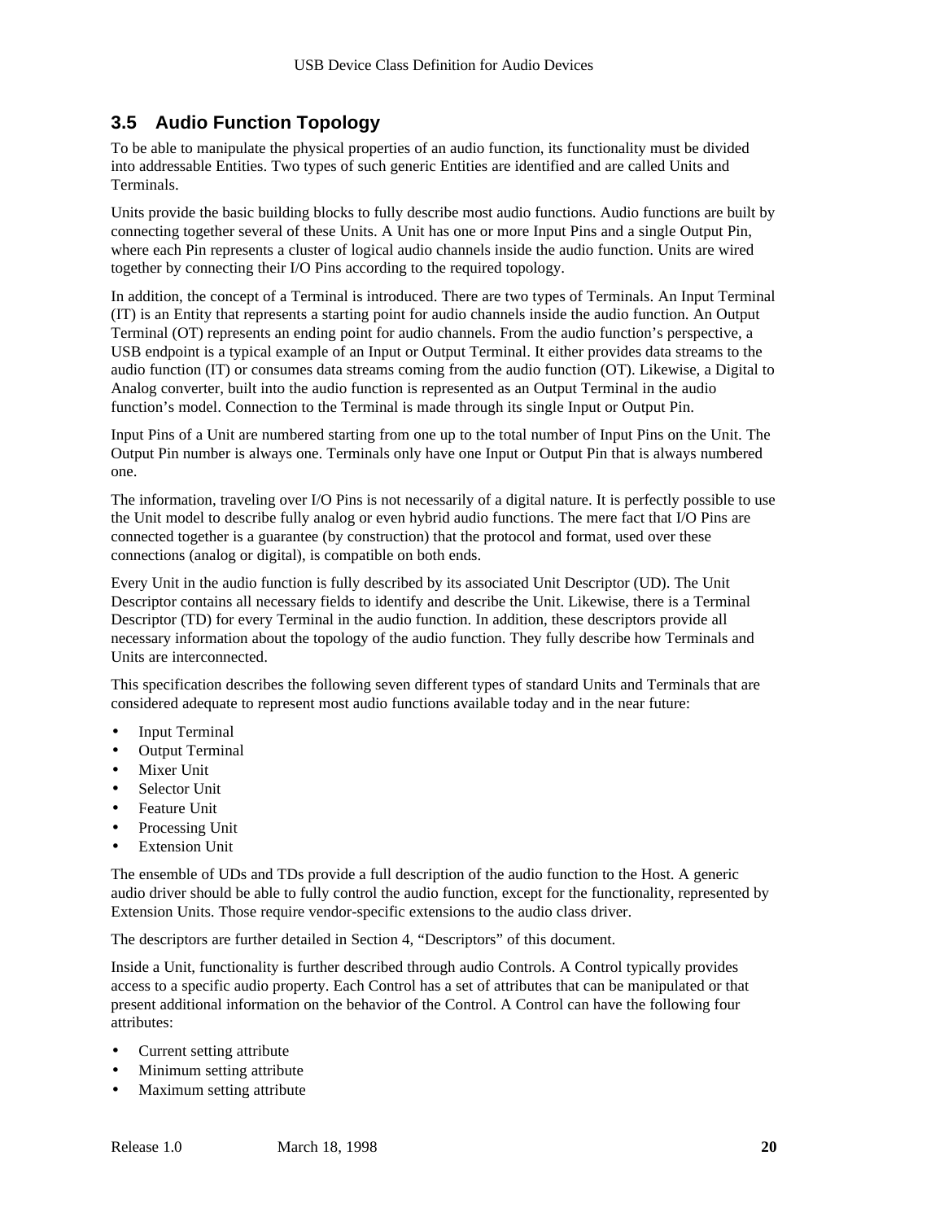## 3.5 Audio Function Topology

To be able to manipulate the physical properties of an audio function, its functionality must be divided into addressable Entities. Two types of such generic Entities are identified and are called Units and Terminals.

Units provide the basic building blocks to fully describe most audio functions. Audio functions are built by connecting together several of these Units. A Unit has one or more Input Pins and a single Output Pin, where each Pin represents a cluster of logical audio channels inside the audio function. Units are wired together by connecting their I/O Pins according to the required topology.

In addition, the concept of a Terminal is introduced. There are two types of Terminals. An Input Terminal (IT) is an Entity that represents a starting point for audio channels inside the audio function. An Output Terminal (OT) represents an ending point for audio channels. From the audio function's perspective, a USB endpoint is a typical example of an Input or Output Terminal. It either provides data streams to the audio function (IT) or consumes data streams coming from the audio function (OT). Likewise, a Digital to Analog converter, built into the audio function is represented as an Output Terminal in the audio function's model. Connection to the Terminal is made through its single Input or Output Pin.

Input Pins of a Unit are numbered starting from one up to the total number of Input Pins on the Unit. The Output Pin number is always one. Terminals only have one Input or Output Pin that is always numbered one.

The information, traveling over I/O Pins is not necessarily of a digital nature. It is perfectly possible to use the Unit model to describe fully analog or even hybrid audio functions. The mere fact that I/O Pins are connected together is a guarantee (by construction) that the protocol and format, used over these connections (analog or digital), is compatible on both ends.

Every Unit in the audio function is fully described by its associated Unit Descriptor (UD). The Unit Descriptor contains all necessary fields to identify and describe the Unit. Likewise, there is a Terminal Descriptor (TD) for every Terminal in the audio function. In addition, these descriptors provide all necessary information about the topology of the audio function. They fully describe how Terminals and Units are interconnected.

This specification describes the following seven different types of standard Units and Terminals that are considered adequate to represent most audio functions available today and in the near future:

- Input Terminal
- Output Terminal
- Mixer Unit
- Selector Unit
- Feature Unit
- Processing Unit
- Extension Unit

The ensemble of UDs and TDs provide a full description of the audio function to the Host. A generic audio driver should be able to fully control the audio function, except for the functionality, represented by Extension Units. Those require vendor-specific extensions to the audio class driver.

The descriptors are further detailed in Section 4, "Descriptors" of this document.

Inside a Unit, functionality is further described through audio Controls. A Control typically provides access to a specific audio property. Each Control has a set of attributes that can be manipulated or that present additional information on the behavior of the Control. A Control can have the following four attributes:

- Current setting attribute
- Minimum setting attribute
- Maximum setting attribute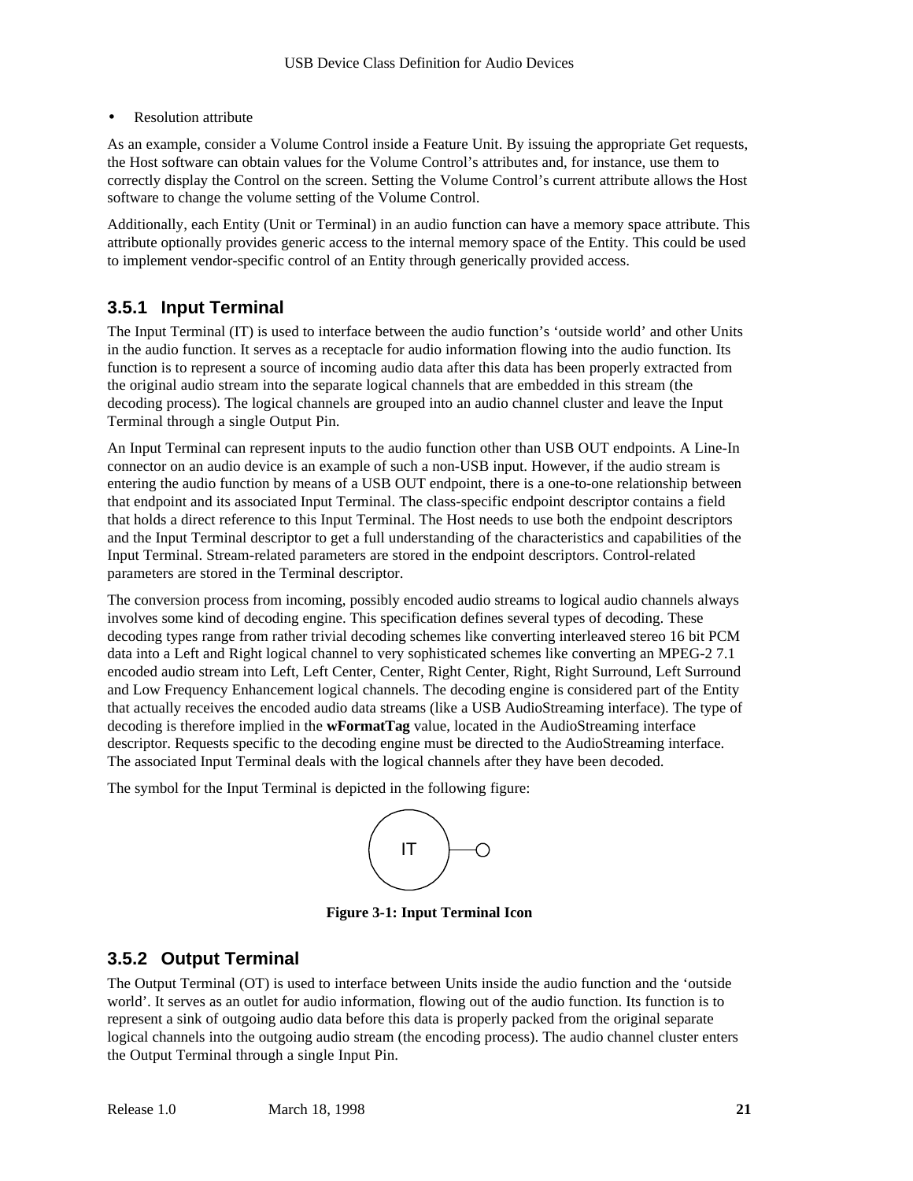- Resolution attribute

As an example, consider a Volume Control inside a Feature Unit. By issuing the appropriate Get requests, the Host software can obtain values for the Volume Control's attributes and, for instance, use them to correctly display the Control on the screen. Setting the Volume Control's current attribute allows the Host software to change the volume setting of the Volume Control.

Additionally, each Entity (Unit or Terminal) in an audio function can have a memory space attribute. This attribute optionally provides generic access to the internal memory space of the Entity. This could be used to implement vendor-specific control of an Entity through generically provided access.

### 3.5.1 Input Terminal

The Input Terminal (IT) is used to interface between the audio function's 'outside world' and other Units in the audio function. It serves as a receptacle for audio information flowing into the audio function. Its function is to represent a source of incoming audio data after this data has been properly extracted from the original audio stream into the separate logical channels that are embedded in this stream (the decoding process). The logical channels are grouped into an audio channel cluster and leave the Input Terminal through a single Output Pin.

An Input Terminal can represent inputs to the audio function other than USB OUT endpoints. A Line-In connector on an audio device is an example of such a non-USB input. However, if the audio stream is entering the audio function by means of a USB OUT endpoint, there is a one-to-one relationship between that endpoint and its associated Input Terminal. The class-specific endpoint descriptor contains a field that holds a direct reference to this Input Terminal. The Host needs to use both the endpoint descriptors and the Input Terminal descriptor to get a full understanding of the characteristics and capabilities of the Input Terminal. Stream-related parameters are stored in the endpoint descriptors. Control-related parameters are stored in the Terminal descriptor.

The conversion process from incoming, possibly encoded audio streams to logical audio channels always involves some kind of decoding engine. This specification defines several types of decoding. These decoding types range from rather trivial decoding schemes like converting interleaved stereo 16 bit PCM data into a Left and Right logical channel to very sophisticated schemes like converting an MPEG-2 7.1 encoded audio stream into Left, Left Center, Center, Right Center, Right, Right Surround, Left Surround and Low Frequency Enhancement logical channels. The decoding engine is considered part of the Entity that actually receives the encoded audio data streams (like a USB AudioStreaming interface). The type of decoding is therefore implied in the **wFormatTag** value, located in the AudioStreaming interface descriptor. Requests specific to the decoding engine must be directed to the AudioStreaming interface. The associated Input Terminal deals with the logical channels after they have been decoded.

The symbol for the Input Terminal is depicted in the following figure:

IT

**Figure 3-1: Input Terminal Icon**

### 3.5.2 Output Terminal

The Output Terminal (OT) is used to interface between Units inside the audio function and the 'outside world'. It serves as an outlet for audio information, flowing out of the audio function. Its function is to represent a sink of outgoing audio data before this data is properly packed from the original separate logical channels into the outgoing audio stream (the encoding process). The audio channel cluster enters the Output Terminal through a single Input Pin.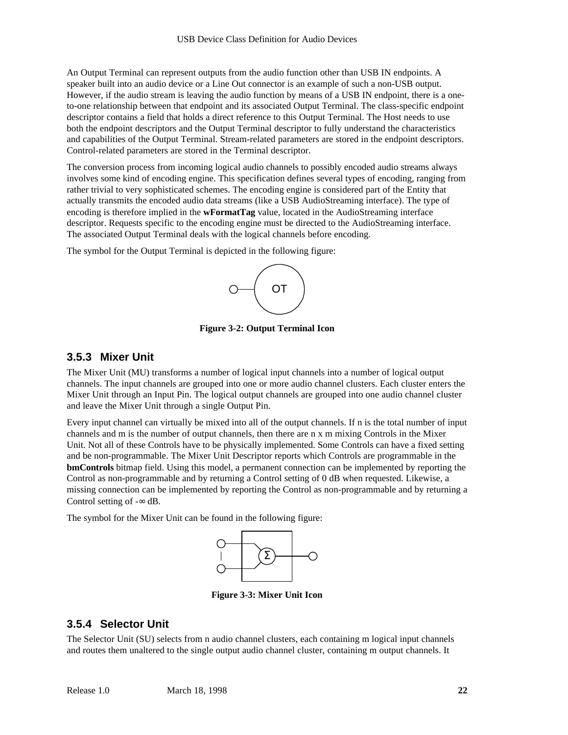An Output Terminal can represent outputs from the audio function other than USB IN endpoints. A speaker built into an audio device or a Line Out connector is an example of such a non-USB output. However, if the audio stream is leaving the audio function by means of a USB IN endpoint, there is a one-to-one relationship between that endpoint and its associated Output Terminal. The class-specific endpoint descriptor contains a field that holds a direct reference to this Output Terminal. The Host needs to use both the endpoint descriptors and the Output Terminal descriptor to fully understand the characteristics and capabilities of the Output Terminal. Stream-related parameters are stored in the endpoint descriptors. Control-related parameters are stored in the Terminal descriptor.

The conversion process from incoming logical audio channels to possibly encoded audio streams always involves some kind of encoding engine. This specification defines several types of encoding, ranging from rather trivial to very sophisticated schemes. The encoding engine is considered part of the Entity that actually transmits the encoded audio data streams (like a USB AudioStreaming interface). The type of encoding is therefore implied in the **wFormatTag** value, located in the AudioStreaming interface descriptor. Requests specific to the encoding engine must be directed to the AudioStreaming interface. The associated Output Terminal deals with the logical channels before encoding.

The symbol for the Output Terminal is depicted in the following figure:

**Figure 3-2: Output Terminal Icon**

### 3.5.3 Mixer Unit

The Mixer Unit (MU) transforms a number of logical input channels into a number of logical output channels. The input channels are grouped into one or more audio channel clusters. Each cluster enters the Mixer Unit through an Input Pin. The logical output channels are grouped into one audio channel cluster and leave the Mixer Unit through a single Output Pin.

Every input channel can virtually be mixed into all of the output channels. If n is the total number of input channels and m is the number of output channels, then there are n x m mixing Controls in the Mixer Unit. Not all of these Controls have to be physically implemented. Some Controls can have a fixed setting and be non-programmable. The Mixer Unit Descriptor reports which Controls are programmable in the **bmControls** bitmap field. Using this model, a permanent connection can be implemented by reporting the Control as non-programmable and by returning a Control setting of 0 dB when requested. Likewise, a missing connection can be implemented by reporting the Control as non-programmable and by returning a Control setting of -∞ dB.

The symbol for the Mixer Unit can be found in the following figure:

**Figure 3-3: Mixer Unit Icon**

### 3.5.4 Selector Unit

The Selector Unit (SU) selects from n audio channel clusters, each containing m logical input channels and routes them unaltered to the single output audio channel cluster, containing m output channels. It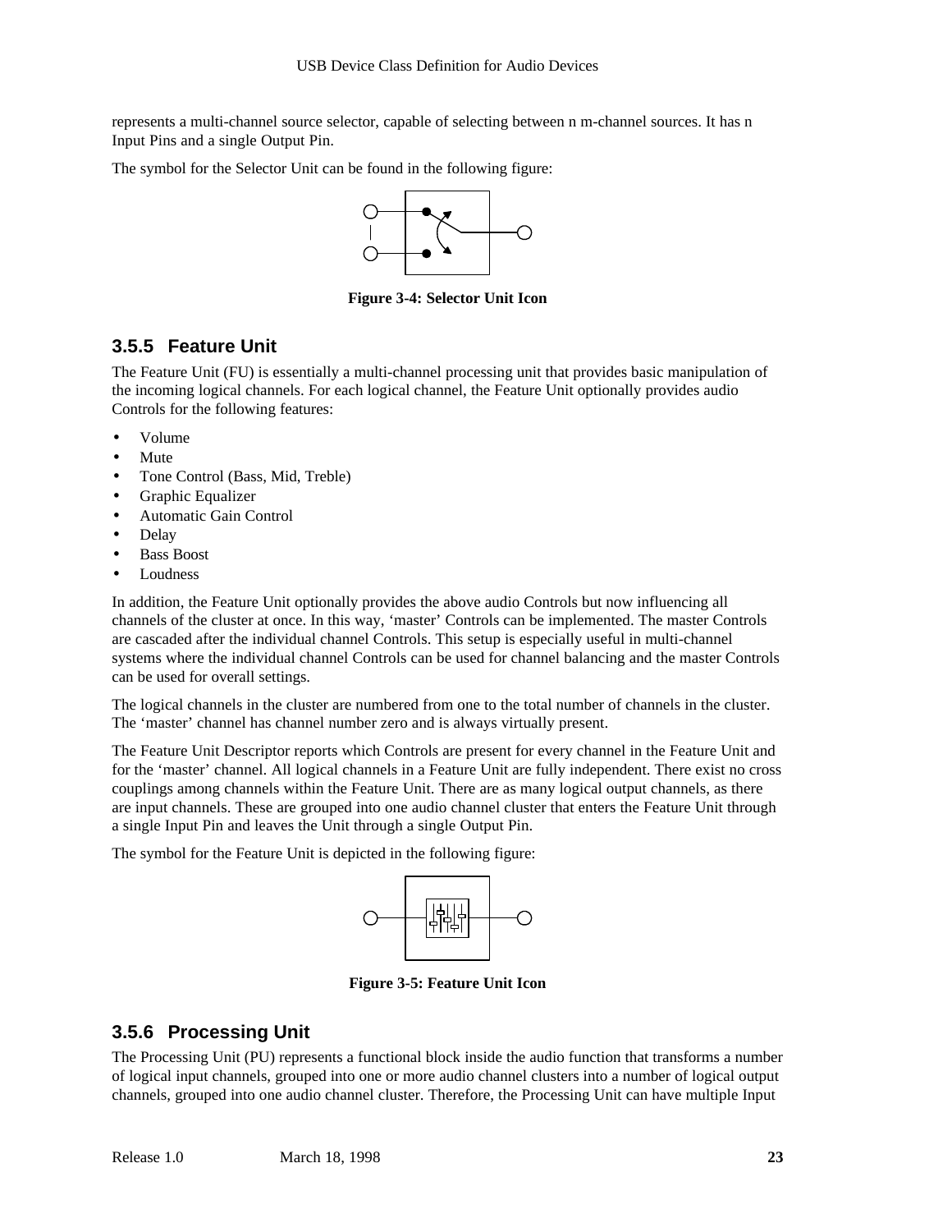represents a multi-channel source selector, capable of selecting between n m-channel sources. It has n Input Pins and a single Output Pin.

The symbol for the Selector Unit can be found in the following figure:

**Figure 3-4: Selector Unit Icon**

### 3.5.5 Feature Unit

The Feature Unit (FU) is essentially a multi-channel processing unit that provides basic manipulation of the incoming logical channels. For each logical channel, the Feature Unit optionally provides audio Controls for the following features:

- Volume
- Mute
- Tone Control (Bass, Mid, Treble)
- Graphic Equalizer
- Automatic Gain Control
- Delay
- Bass Boost
- Loudness

In addition, the Feature Unit optionally provides the above audio Controls but now influencing all channels of the cluster at once. In this way, 'master' Controls can be implemented. The master Controls are cascaded after the individual channel Controls. This setup is especially useful in multi-channel systems where the individual channel Controls can be used for channel balancing and the master Controls can be used for overall settings.

The logical channels in the cluster are numbered from one to the total number of channels in the cluster. The 'master' channel has channel number zero and is always virtually present.

The Feature Unit Descriptor reports which Controls are present for every channel in the Feature Unit and for the 'master' channel. All logical channels in a Feature Unit are fully independent. There exist no cross couplings among channels within the Feature Unit. There are as many logical output channels, as there are input channels. These are grouped into one audio channel cluster that enters the Feature Unit through a single Input Pin and leaves the Unit through a single Output Pin.

The symbol for the Feature Unit is depicted in the following figure:

**Figure 3-5: Feature Unit Icon**

### 3.5.6 Processing Unit

The Processing Unit (PU) represents a functional block inside the audio function that transforms a number of logical input channels, grouped into one or more audio channel clusters into a number of logical output channels, grouped into one audio channel cluster. Therefore, the Processing Unit can have multiple Input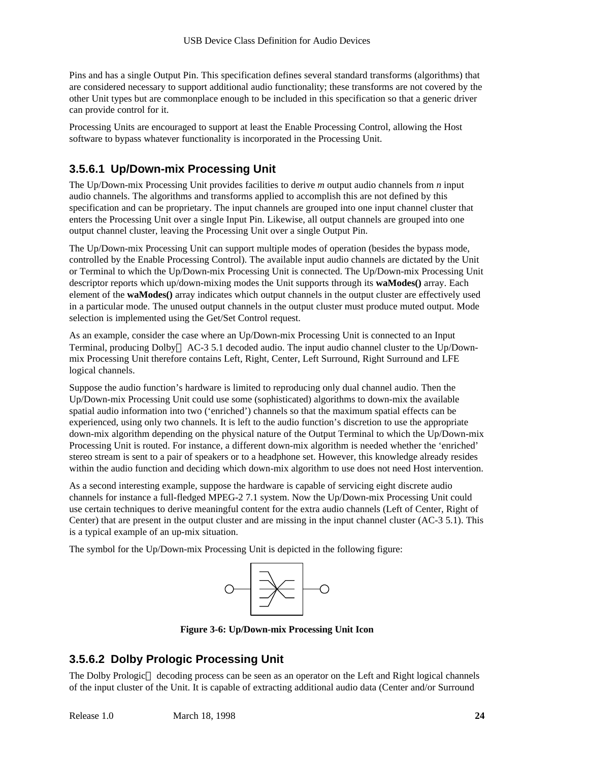Pins and has a single Output Pin. This specification defines several standard transforms (algorithms) that are considered necessary to support additional audio functionality; these transforms are not covered by the other Unit types but are commonplace enough to be included in this specification so that a generic driver can provide control for it.

Processing Units are encouraged to support at least the Enable Processing Control, allowing the Host software to bypass whatever functionality is incorporated in the Processing Unit.

### 3.5.6.1 Up/Down-mix Processing Unit

The Up/Down-mix Processing Unit provides facilities to derive *m* output audio channels from *n* input audio channels. The algorithms and transforms applied to accomplish this are not defined by this specification and can be proprietary. The input channels are grouped into one input channel cluster that enters the Processing Unit over a single Input Pin. Likewise, all output channels are grouped into one output channel cluster, leaving the Processing Unit over a single Output Pin.

The Up/Down-mix Processing Unit can support multiple modes of operation (besides the bypass mode, controlled by the Enable Processing Control). The available input audio channels are dictated by the Unit or Terminal to which the Up/Down-mix Processing Unit is connected. The Up/Down-mix Processing Unit descriptor reports which up/down-mixing modes the Unit supports through its **waModes()** array. Each element of the **waModes()** array indicates which output channels in the output cluster are effectively used in a particular mode. The unused output channels in the output cluster must produce muted output. Mode selection is implemented using the Get/Set Control request.

As an example, consider the case where an Up/Down-mix Processing Unit is connected to an Input Terminal, producing Dolby® AC-3 5.1 decoded audio. The input audio channel cluster to the Up/Down-mix Processing Unit therefore contains Left, Right, Center, Left Surround, Right Surround and LFE logical channels.

Suppose the audio function's hardware is limited to reproducing only dual channel audio. Then the Up/Down-mix Processing Unit could use some (sophisticated) algorithms to down-mix the available spatial audio information into two ('enriched') channels so that the maximum spatial effects can be experienced, using only two channels. It is left to the audio function's discretion to use the appropriate down-mix algorithm depending on the physical nature of the Output Terminal to which the Up/Down-mix Processing Unit is routed. For instance, a different down-mix algorithm is needed whether the 'enriched' stereo stream is sent to a pair of speakers or to a headphone set. However, this knowledge already resides within the audio function and deciding which down-mix algorithm to use does not need Host intervention.

As a second interesting example, suppose the hardware is capable of servicing eight discrete audio channels for instance a full-fledged MPEG-2 7.1 system. Now the Up/Down-mix Processing Unit could use certain techniques to derive meaningful content for the extra audio channels (Left of Center, Right of Center) that are present in the output cluster and are missing in the input channel cluster (AC-3 5.1). This is a typical example of an up-mix situation.

The symbol for the Up/Down-mix Processing Unit is depicted in the following figure:

**Figure 3-6: Up/Down-mix Processing Unit Icon**

### 3.5.6.2 Dolby Prologic Processing Unit

The Dolby Prologic® decoding process can be seen as an operator on the Left and Right logical channels of the input cluster of the Unit. It is capable of extracting additional audio data (Center and/or Surround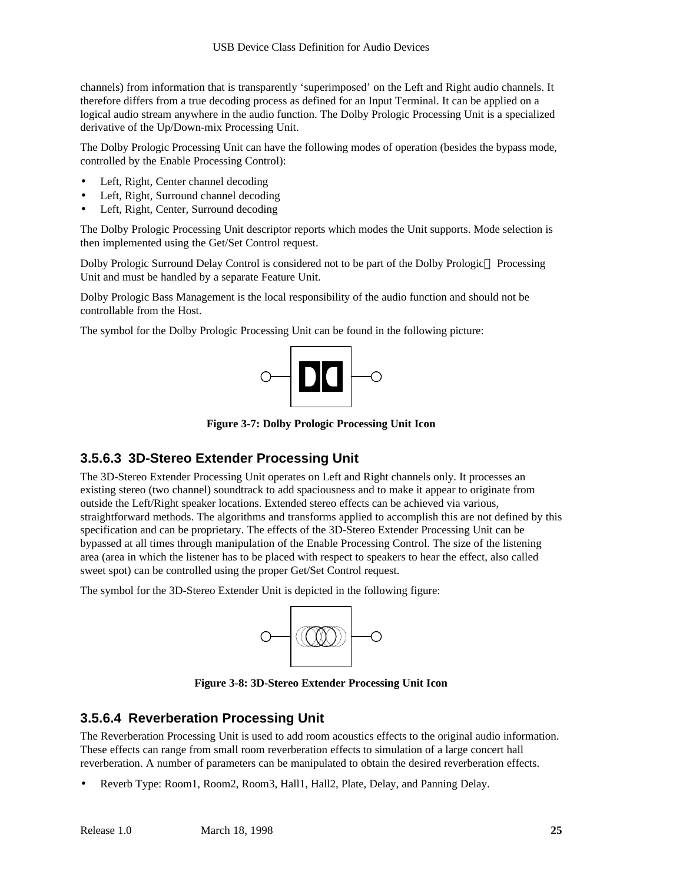channels) from information that is transparently 'superimposed' on the Left and Right audio channels. It therefore differs from a true decoding process as defined for an Input Terminal. It can be applied on a logical audio stream anywhere in the audio function. The Dolby Prologic Processing Unit is a specialized derivative of the Up/Down-mix Processing Unit.

The Dolby Prologic Processing Unit can have the following modes of operation (besides the bypass mode, controlled by the Enable Processing Control):

- Left, Right, Center channel decoding
- Left, Right, Surround channel decoding
- Left, Right, Center, Surround decoding

The Dolby Prologic Processing Unit descriptor reports which modes the Unit supports. Mode selection is then implemented using the Get/Set Control request.

Dolby Prologic Surround Delay Control is considered not to be part of the Dolby Prologic Processing Unit and must be handled by a separate Feature Unit.

Dolby Prologic Bass Management is the local responsibility of the audio function and should not be controllable from the Host.

The symbol for the Dolby Prologic Processing Unit can be found in the following picture:

**Figure 3-7: Dolby Prologic Processing Unit Icon**

#### 3.5.6.3 3D-Stereo Extender Processing Unit

The 3D-Stereo Extender Processing Unit operates on Left and Right channels only. It processes an existing stereo (two channel) soundtrack to add spaciousness and to make it appear to originate from outside the Left/Right speaker locations. Extended stereo effects can be achieved via various, straightforward methods. The algorithms and transforms applied to accomplish this are not defined by this specification and can be proprietary. The effects of the 3D-Stereo Extender Processing Unit can be bypassed at all times through manipulation of the Enable Processing Control. The size of the listening area (area in which the listener has to be placed with respect to speakers to hear the effect, also called sweet spot) can be controlled using the proper Get/Set Control request.

The symbol for the 3D-Stereo Extender Unit is depicted in the following figure:

**Figure 3-8: 3D-Stereo Extender Processing Unit Icon**

#### 3.5.6.4 Reverberation Processing Unit

The Reverberation Processing Unit is used to add room acoustics effects to the original audio information. These effects can range from small room reverberation effects to simulation of a large concert hall reverberation. A number of parameters can be manipulated to obtain the desired reverberation effects.

- Reverb Type: Room1, Room2, Room3, Hall1, Hall2, Plate, Delay, and Panning Delay.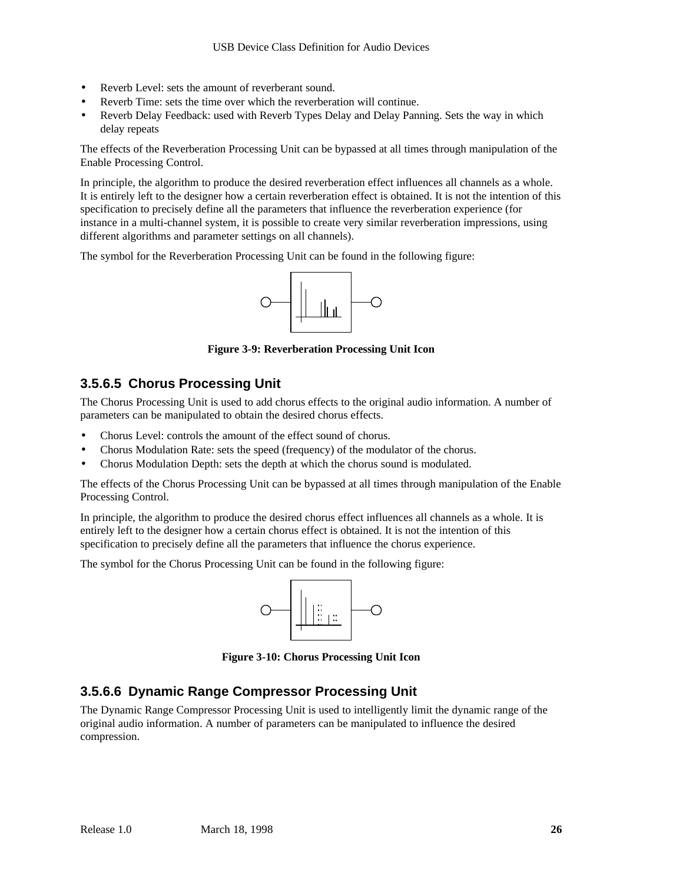- Reverb Level: sets the amount of reverberant sound.
- Reverb Time: sets the time over which the reverberation will continue.
- Reverb Delay Feedback: used with Reverb Types Delay and Delay Panning. Sets the way in which delay repeats

The effects of the Reverberation Processing Unit can be bypassed at all times through manipulation of the Enable Processing Control.

In principle, the algorithm to produce the desired reverberation effect influences all channels as a whole. It is entirely left to the designer how a certain reverberation effect is obtained. It is not the intention of this specification to precisely define all the parameters that influence the reverberation experience (for instance in a multi-channel system, it is possible to create very similar reverberation impressions, using different algorithms and parameter settings on all channels).

The symbol for the Reverberation Processing Unit can be found in the following figure:

**Figure 3-9: Reverberation Processing Unit Icon**

### 3.5.6.5 Chorus Processing Unit

The Chorus Processing Unit is used to add chorus effects to the original audio information. A number of parameters can be manipulated to obtain the desired chorus effects.

- Chorus Level: controls the amount of the effect sound of chorus.
- Chorus Modulation Rate: sets the speed (frequency) of the modulator of the chorus.
- Chorus Modulation Depth: sets the depth at which the chorus sound is modulated.

The effects of the Chorus Processing Unit can be bypassed at all times through manipulation of the Enable Processing Control.

In principle, the algorithm to produce the desired chorus effect influences all channels as a whole. It is entirely left to the designer how a certain chorus effect is obtained. It is not the intention of this specification to precisely define all the parameters that influence the chorus experience.

The symbol for the Chorus Processing Unit can be found in the following figure:

**Figure 3-10: Chorus Processing Unit Icon**

### 3.5.6.6 Dynamic Range Compressor Processing Unit

The Dynamic Range Compressor Processing Unit is used to intelligently limit the dynamic range of the original audio information. A number of parameters can be manipulated to influence the desired compression.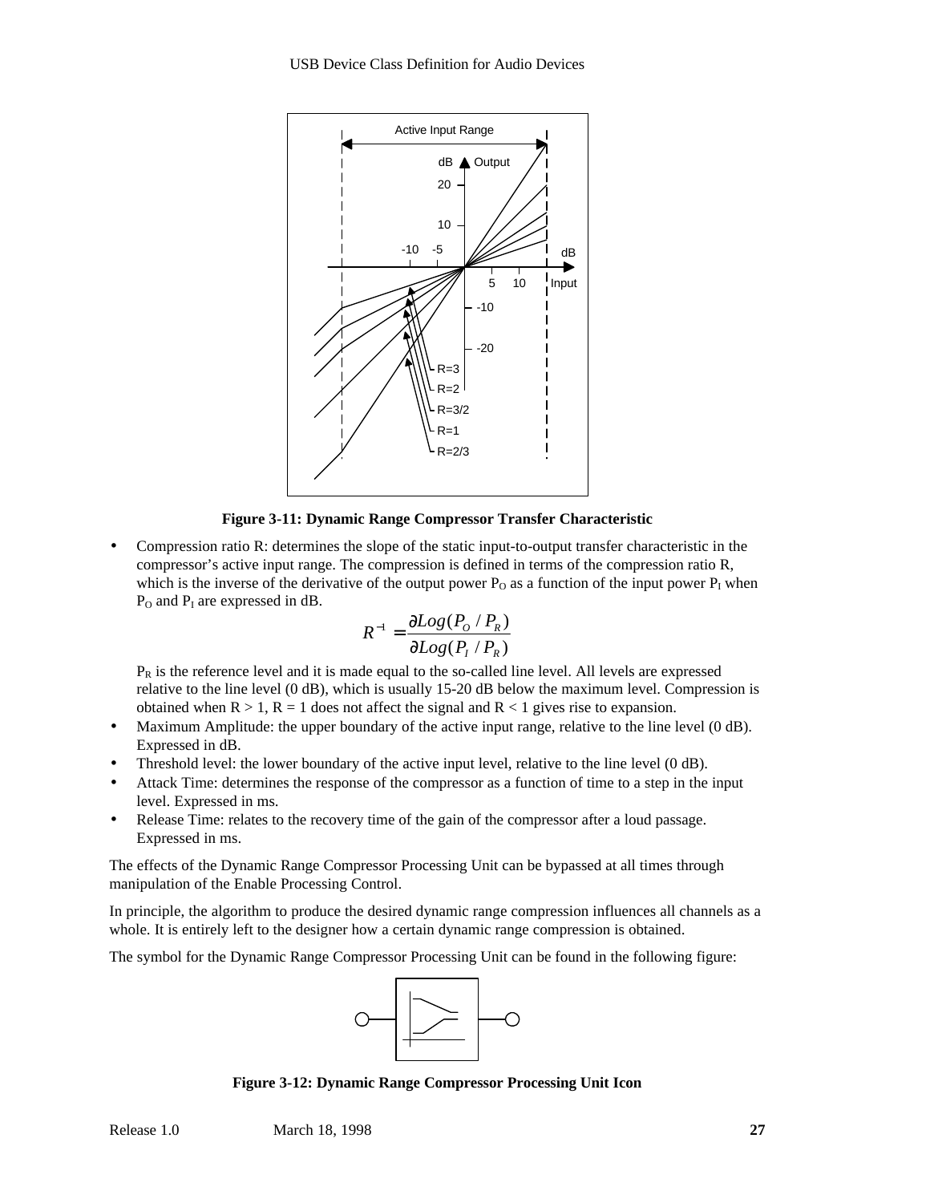**Figure 3-11: Dynamic Range Compressor Transfer Characteristic**

- Compression ratio R: determines the slope of the static input-to-output transfer characteristic in the compressor's active input range. The compression is defined in terms of the compression ratio R, which is the inverse of the derivative of the output power $P_O$ as a function of the input power $P_I$ when $P_O$ and $P_I$ are expressed in dB.

$$R^{-1} = \frac{\partial Log(P_O / P_R)}{\partial Log(P_I / P_R)}$$

  $P_R$ is the reference level and it is made equal to the so-called line level. All levels are expressed relative to the line level (0 dB), which is usually 15-20 dB below the maximum level. Compression is obtained when $R > 1$, $R = 1$ does not affect the signal and $R < 1$ gives rise to expansion.
- Maximum Amplitude: the upper boundary of the active input range, relative to the line level (0 dB). Expressed in dB.
- Threshold level: the lower boundary of the active input level, relative to the line level (0 dB).
- Attack Time: determines the response of the compressor as a function of time to a step in the input level. Expressed in ms.
- Release Time: relates to the recovery time of the gain of the compressor after a loud passage. Expressed in ms.

The effects of the Dynamic Range Compressor Processing Unit can be bypassed at all times through manipulation of the Enable Processing Control.

In principle, the algorithm to produce the desired dynamic range compression influences all channels as a whole. It is entirely left to the designer how a certain dynamic range compression is obtained.

The symbol for the Dynamic Range Compressor Processing Unit can be found in the following figure:

**Figure 3-12: Dynamic Range Compressor Processing Unit Icon**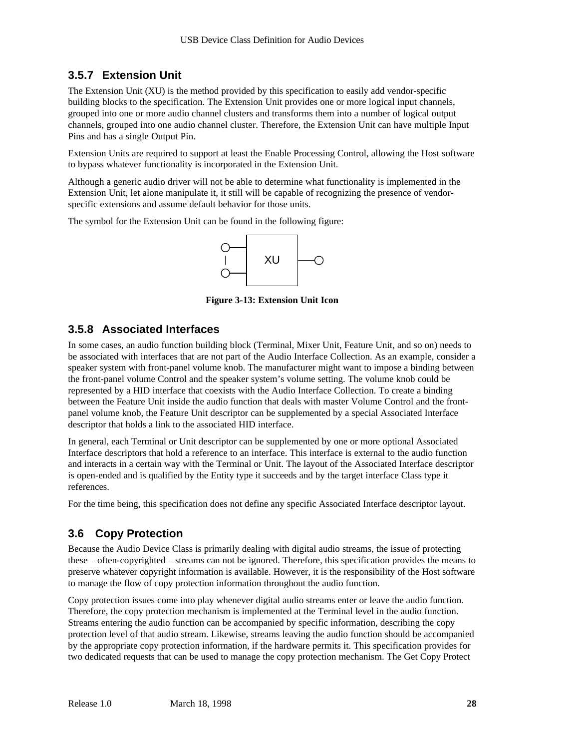### 3.5.7 Extension Unit

The Extension Unit (XU) is the method provided by this specification to easily add vendor-specific building blocks to the specification. The Extension Unit provides one or more logical input channels, grouped into one or more audio channel clusters and transforms them into a number of logical output channels, grouped into one audio channel cluster. Therefore, the Extension Unit can have multiple Input Pins and has a single Output Pin.

Extension Units are required to support at least the Enable Processing Control, allowing the Host software to bypass whatever functionality is incorporated in the Extension Unit.

Although a generic audio driver will not be able to determine what functionality is implemented in the Extension Unit, let alone manipulate it, it still will be capable of recognizing the presence of vendor-specific extensions and assume default behavior for those units.

The symbol for the Extension Unit can be found in the following figure:

**Figure 3-13: Extension Unit Icon**

### 3.5.8 Associated Interfaces

In some cases, an audio function building block (Terminal, Mixer Unit, Feature Unit, and so on) needs to be associated with interfaces that are not part of the Audio Interface Collection. As an example, consider a speaker system with front-panel volume knob. The manufacturer might want to impose a binding between the front-panel volume Control and the speaker system's volume setting. The volume knob could be represented by a HID interface that coexists with the Audio Interface Collection. To create a binding between the Feature Unit inside the audio function that deals with master Volume Control and the front-panel volume knob, the Feature Unit descriptor can be supplemented by a special Associated Interface descriptor that holds a link to the associated HID interface.

In general, each Terminal or Unit descriptor can be supplemented by one or more optional Associated Interface descriptors that hold a reference to an interface. This interface is external to the audio function and interacts in a certain way with the Terminal or Unit. The layout of the Associated Interface descriptor is open-ended and is qualified by the Entity type it succeeds and by the target interface Class type it references.

For the time being, this specification does not define any specific Associated Interface descriptor layout.

## 3.6 Copy Protection

Because the Audio Device Class is primarily dealing with digital audio streams, the issue of protecting these – often-copyrighted – streams can not be ignored. Therefore, this specification provides the means to preserve whatever copyright information is available. However, it is the responsibility of the Host software to manage the flow of copy protection information throughout the audio function.

Copy protection issues come into play whenever digital audio streams enter or leave the audio function. Therefore, the copy protection mechanism is implemented at the Terminal level in the audio function. Streams entering the audio function can be accompanied by specific information, describing the copy protection level of that audio stream. Likewise, streams leaving the audio function should be accompanied by the appropriate copy protection information, if the hardware permits it. This specification provides for two dedicated requests that can be used to manage the copy protection mechanism. The Get Copy Protect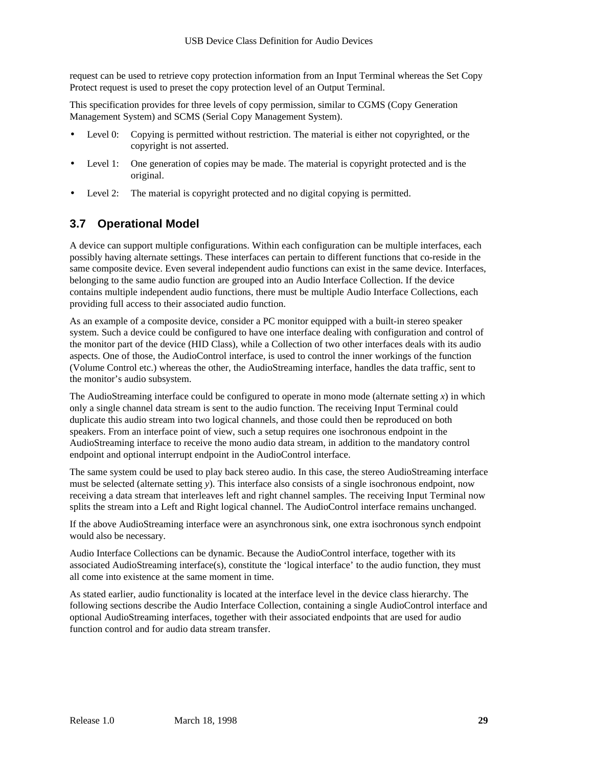request can be used to retrieve copy protection information from an Input Terminal whereas the Set Copy Protect request is used to preset the copy protection level of an Output Terminal.

This specification provides for three levels of copy permission, similar to CGMS (Copy Generation Management System) and SCMS (Serial Copy Management System).

- Level 0: Copying is permitted without restriction. The material is either not copyrighted, or the copyright is not asserted.
- Level 1: One generation of copies may be made. The material is copyright protected and is the original.
- Level 2: The material is copyright protected and no digital copying is permitted.

## 3.7 Operational Model

A device can support multiple configurations. Within each configuration can be multiple interfaces, each possibly having alternate settings. These interfaces can pertain to different functions that co-reside in the same composite device. Even several independent audio functions can exist in the same device. Interfaces, belonging to the same audio function are grouped into an Audio Interface Collection. If the device contains multiple independent audio functions, there must be multiple Audio Interface Collections, each providing full access to their associated audio function.

As an example of a composite device, consider a PC monitor equipped with a built-in stereo speaker system. Such a device could be configured to have one interface dealing with configuration and control of the monitor part of the device (HID Class), while a Collection of two other interfaces deals with its audio aspects. One of those, the AudioControl interface, is used to control the inner workings of the function (Volume Control etc.) whereas the other, the AudioStreaming interface, handles the data traffic, sent to the monitor's audio subsystem.

The AudioStreaming interface could be configured to operate in mono mode (alternate setting *x*) in which only a single channel data stream is sent to the audio function. The receiving Input Terminal could duplicate this audio stream into two logical channels, and those could then be reproduced on both speakers. From an interface point of view, such a setup requires one isochronous endpoint in the AudioStreaming interface to receive the mono audio data stream, in addition to the mandatory control endpoint and optional interrupt endpoint in the AudioControl interface.

The same system could be used to play back stereo audio. In this case, the stereo AudioStreaming interface must be selected (alternate setting *y*). This interface also consists of a single isochronous endpoint, now receiving a data stream that interleaves left and right channel samples. The receiving Input Terminal now splits the stream into a Left and Right logical channel. The AudioControl interface remains unchanged.

If the above AudioStreaming interface were an asynchronous sink, one extra isochronous synch endpoint would also be necessary.

Audio Interface Collections can be dynamic. Because the AudioControl interface, together with its associated AudioStreaming interface(s), constitute the 'logical interface' to the audio function, they must all come into existence at the same moment in time.

As stated earlier, audio functionality is located at the interface level in the device class hierarchy. The following sections describe the Audio Interface Collection, containing a single AudioControl interface and optional AudioStreaming interfaces, together with their associated endpoints that are used for audio function control and for audio data stream transfer.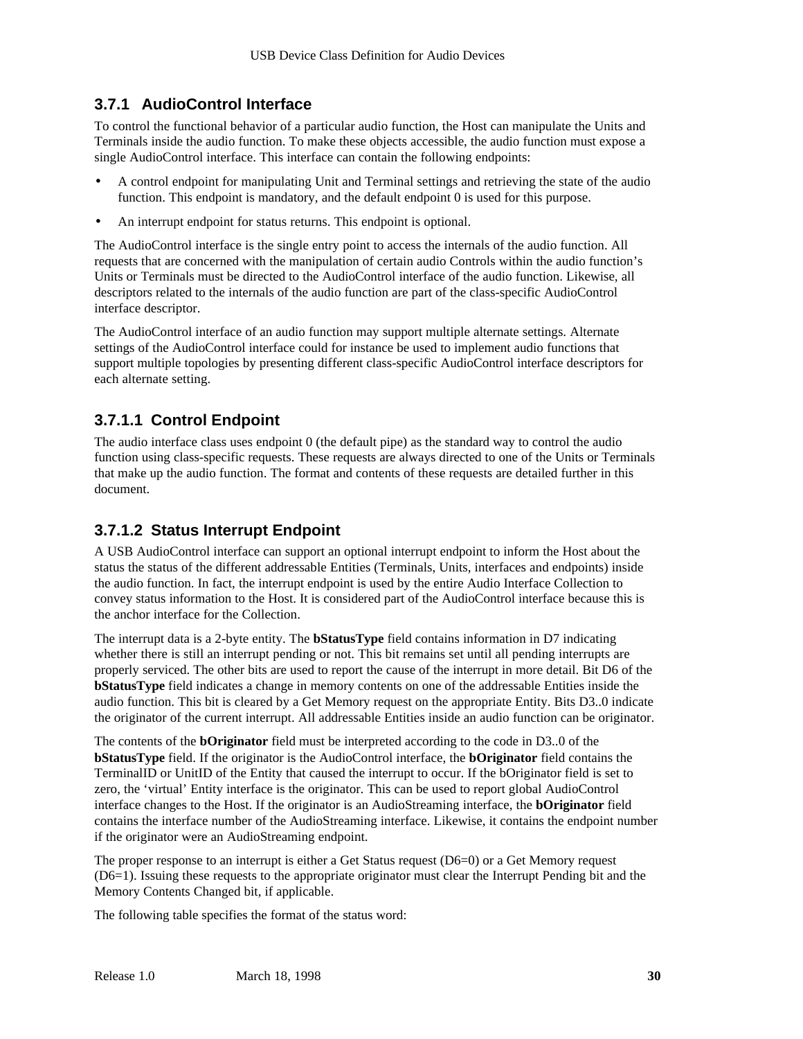### 3.7.1 AudioControl Interface

To control the functional behavior of a particular audio function, the Host can manipulate the Units and Terminals inside the audio function. To make these objects accessible, the audio function must expose a single AudioControl interface. This interface can contain the following endpoints:

- A control endpoint for manipulating Unit and Terminal settings and retrieving the state of the audio function. This endpoint is mandatory, and the default endpoint 0 is used for this purpose.
- An interrupt endpoint for status returns. This endpoint is optional.

The AudioControl interface is the single entry point to access the internals of the audio function. All requests that are concerned with the manipulation of certain audio Controls within the audio function's Units or Terminals must be directed to the AudioControl interface of the audio function. Likewise, all descriptors related to the internals of the audio function are part of the class-specific AudioControl interface descriptor.

The AudioControl interface of an audio function may support multiple alternate settings. Alternate settings of the AudioControl interface could for instance be used to implement audio functions that support multiple topologies by presenting different class-specific AudioControl interface descriptors for each alternate setting.

#### 3.7.1.1 Control Endpoint

The audio interface class uses endpoint 0 (the default pipe) as the standard way to control the audio function using class-specific requests. These requests are always directed to one of the Units or Terminals that make up the audio function. The format and contents of these requests are detailed further in this document.

#### 3.7.1.2 Status Interrupt Endpoint

A USB AudioControl interface can support an optional interrupt endpoint to inform the Host about the status the status of the different addressable Entities (Terminals, Units, interfaces and endpoints) inside the audio function. In fact, the interrupt endpoint is used by the entire Audio Interface Collection to convey status information to the Host. It is considered part of the AudioControl interface because this is the anchor interface for the Collection.

The interrupt data is a 2-byte entity. The **bStatusType** field contains information in D7 indicating whether there is still an interrupt pending or not. This bit remains set until all pending interrupts are properly serviced. The other bits are used to report the cause of the interrupt in more detail. Bit D6 of the **bStatusType** field indicates a change in memory contents on one of the addressable Entities inside the audio function. This bit is cleared by a Get Memory request on the appropriate Entity. Bits D3..0 indicate the originator of the current interrupt. All addressable Entities inside an audio function can be originator.

The contents of the **bOriginator** field must be interpreted according to the code in D3..0 of the **bStatusType** field. If the originator is the AudioControl interface, the **bOriginator** field contains the TerminalID or UnitID of the Entity that caused the interrupt to occur. If the bOriginator field is set to zero, the 'virtual' Entity interface is the originator. This can be used to report global AudioControl interface changes to the Host. If the originator is an AudioStreaming interface, the **bOriginator** field contains the interface number of the AudioStreaming interface. Likewise, it contains the endpoint number if the originator were an AudioStreaming endpoint.

The proper response to an interrupt is either a Get Status request (D6=0) or a Get Memory request (D6=1). Issuing these requests to the appropriate originator must clear the Interrupt Pending bit and the Memory Contents Changed bit, if applicable.

The following table specifies the format of the status word: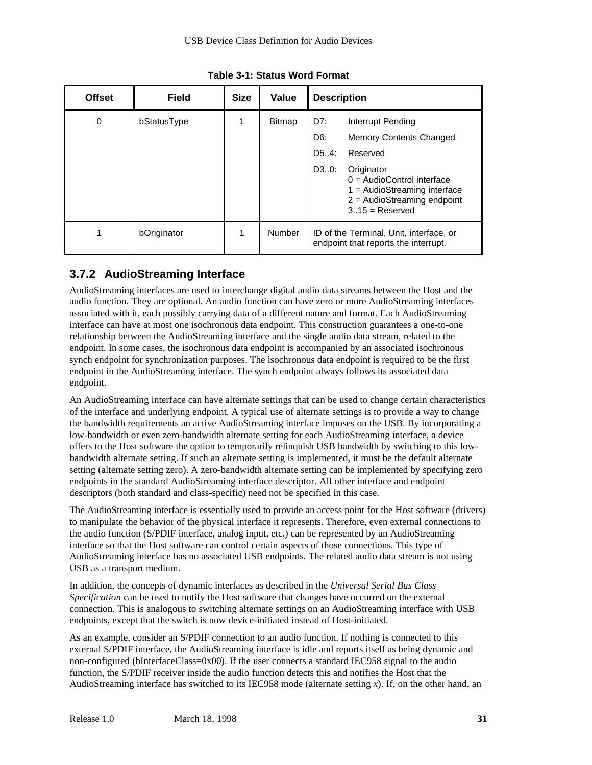**Table 3-1: Status Word Format**

| Offset | Field | Size | Value | Description |
|---|---|---|---|---|
| 0 | bStatusType | 1 | Bitmap | D7: Interrupt Pending<br>D6: Memory Contents Changed<br>D5..4: Reserved<br>D3..0: Originator<br>0 = AudioControl interface<br>1 = AudioStreaming interface<br>2 = AudioStreaming endpoint<br>3..15 = Reserved |
| 1 | bOriginator | 1 | Number | ID of the Terminal, Unit, interface, or endpoint that reports the interrupt. |

### 3.7.2 AudioStreaming Interface

AudioStreaming interfaces are used to interchange digital audio data streams between the Host and the audio function. They are optional. An audio function can have zero or more AudioStreaming interfaces associated with it, each possibly carrying data of a different nature and format. Each AudioStreaming interface can have at most one isochronous data endpoint. This construction guarantees a one-to-one relationship between the AudioStreaming interface and the single audio data stream, related to the endpoint. In some cases, the isochronous data endpoint is accompanied by an associated isochronous synch endpoint for synchronization purposes. The isochronous data endpoint is required to be the first endpoint in the AudioStreaming interface. The synch endpoint always follows its associated data endpoint.

An AudioStreaming interface can have alternate settings that can be used to change certain characteristics of the interface and underlying endpoint. A typical use of alternate settings is to provide a way to change the bandwidth requirements an active AudioStreaming interface imposes on the USB. By incorporating a low-bandwidth or even zero-bandwidth alternate setting for each AudioStreaming interface, a device offers to the Host software the option to temporarily relinquish USB bandwidth by switching to this low-bandwidth alternate setting. If such an alternate setting is implemented, it must be the default alternate setting (alternate setting zero). A zero-bandwidth alternate setting can be implemented by specifying zero endpoints in the standard AudioStreaming interface descriptor. All other interface and endpoint descriptors (both standard and class-specific) need not be specified in this case.

The AudioStreaming interface is essentially used to provide an access point for the Host software (drivers) to manipulate the behavior of the physical interface it represents. Therefore, even external connections to the audio function (S/PDIF interface, analog input, etc.) can be represented by an AudioStreaming interface so that the Host software can control certain aspects of those connections. This type of AudioStreaming interface has no associated USB endpoints. The related audio data stream is not using USB as a transport medium.

In addition, the concepts of dynamic interfaces as described in the *Universal Serial Bus Class Specification* can be used to notify the Host software that changes have occurred on the external connection. This is analogous to switching alternate settings on an AudioStreaming interface with USB endpoints, except that the switch is now device-initiated instead of Host-initiated.

As an example, consider an S/PDIF connection to an audio function. If nothing is connected to this external S/PDIF interface, the AudioStreaming interface is idle and reports itself as being dynamic and non-configured (bInterfaceClass=0x00). If the user connects a standard IEC958 signal to the audio function, the S/PDIF receiver inside the audio function detects this and notifies the Host that the AudioStreaming interface has switched to its IEC958 mode (alternate setting *x*). If, on the other hand, an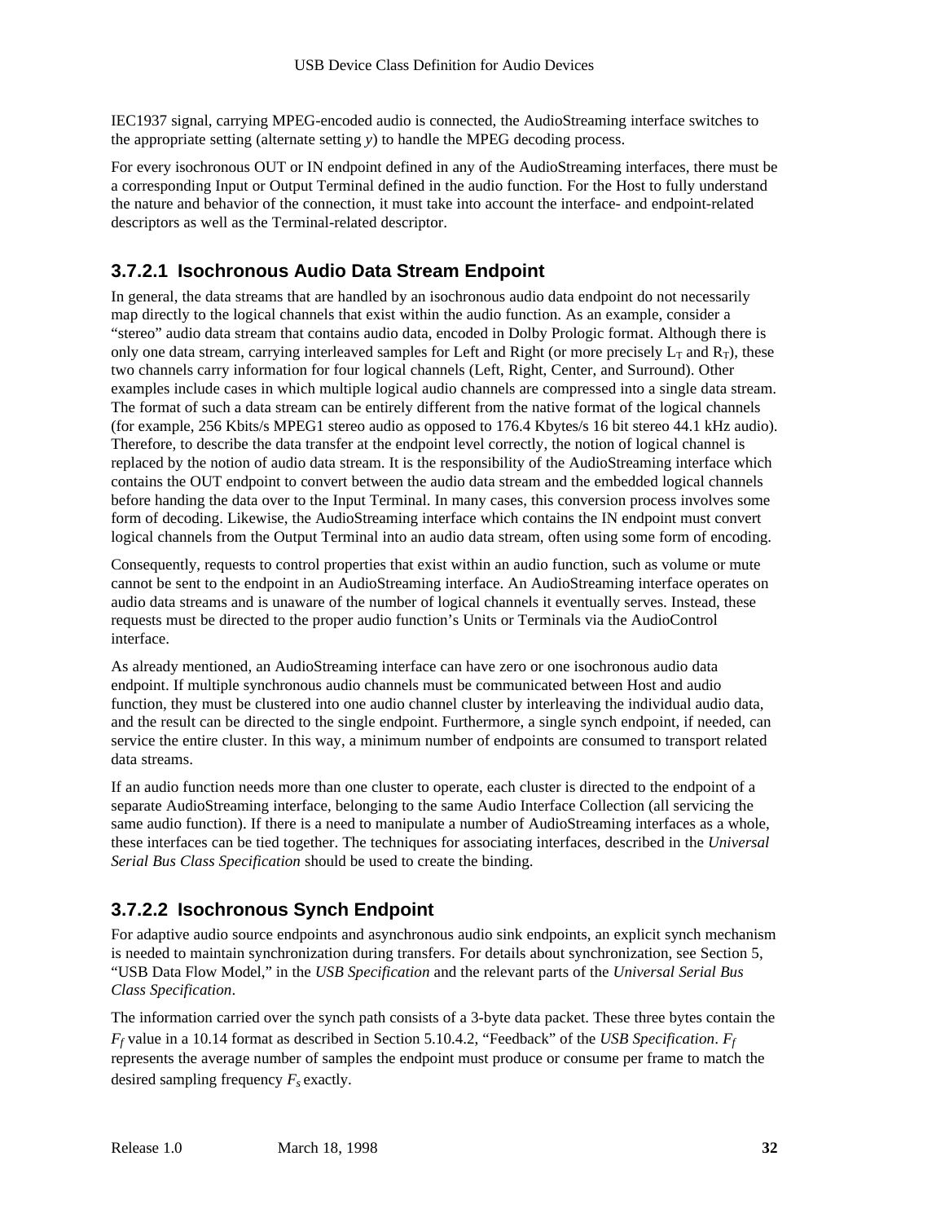IEC1937 signal, carrying MPEG-encoded audio is connected, the AudioStreaming interface switches to the appropriate setting (alternate setting *y*) to handle the MPEG decoding process.

For every isochronous OUT or IN endpoint defined in any of the AudioStreaming interfaces, there must be a corresponding Input or Output Terminal defined in the audio function. For the Host to fully understand the nature and behavior of the connection, it must take into account the interface- and endpoint-related descriptors as well as the Terminal-related descriptor.

### 3.7.2.1 Isochronous Audio Data Stream Endpoint

In general, the data streams that are handled by an isochronous audio data endpoint do not necessarily map directly to the logical channels that exist within the audio function. As an example, consider a "stereo" audio data stream that contains audio data, encoded in Dolby Prologic format. Although there is only one data stream, carrying interleaved samples for Left and Right (or more precisely $L_T$ and $R_T$), these two channels carry information for four logical channels (Left, Right, Center, and Surround). Other examples include cases in which multiple logical audio channels are compressed into a single data stream. The format of such a data stream can be entirely different from the native format of the logical channels (for example, 256 Kbits/s MPEG1 stereo audio as opposed to 176.4 Kbytes/s 16 bit stereo 44.1 kHz audio). Therefore, to describe the data transfer at the endpoint level correctly, the notion of logical channel is replaced by the notion of audio data stream. It is the responsibility of the AudioStreaming interface which contains the OUT endpoint to convert between the audio data stream and the embedded logical channels before handing the data over to the Input Terminal. In many cases, this conversion process involves some form of decoding. Likewise, the AudioStreaming interface which contains the IN endpoint must convert logical channels from the Output Terminal into an audio data stream, often using some form of encoding.

Consequently, requests to control properties that exist within an audio function, such as volume or mute cannot be sent to the endpoint in an AudioStreaming interface. An AudioStreaming interface operates on audio data streams and is unaware of the number of logical channels it eventually serves. Instead, these requests must be directed to the proper audio function's Units or Terminals via the AudioControl interface.

As already mentioned, an AudioStreaming interface can have zero or one isochronous audio data endpoint. If multiple synchronous audio channels must be communicated between Host and audio function, they must be clustered into one audio channel cluster by interleaving the individual audio data, and the result can be directed to the single endpoint. Furthermore, a single synch endpoint, if needed, can service the entire cluster. In this way, a minimum number of endpoints are consumed to transport related data streams.

If an audio function needs more than one cluster to operate, each cluster is directed to the endpoint of a separate AudioStreaming interface, belonging to the same Audio Interface Collection (all servicing the same audio function). If there is a need to manipulate a number of AudioStreaming interfaces as a whole, these interfaces can be tied together. The techniques for associating interfaces, described in the *Universal Serial Bus Class Specification* should be used to create the binding.

### 3.7.2.2 Isochronous Synch Endpoint

For adaptive audio source endpoints and asynchronous audio sink endpoints, an explicit synch mechanism is needed to maintain synchronization during transfers. For details about synchronization, see Section 5, "USB Data Flow Model," in the *USB Specification* and the relevant parts of the *Universal Serial Bus Class Specification*.

The information carried over the synch path consists of a 3-byte data packet. These three bytes contain the $F_f$ value in a 10.14 format as described in Section 5.10.4.2, "Feedback" of the *USB Specification*. $F_f$ represents the average number of samples the endpoint must produce or consume per frame to match the desired sampling frequency $F_s$ exactly.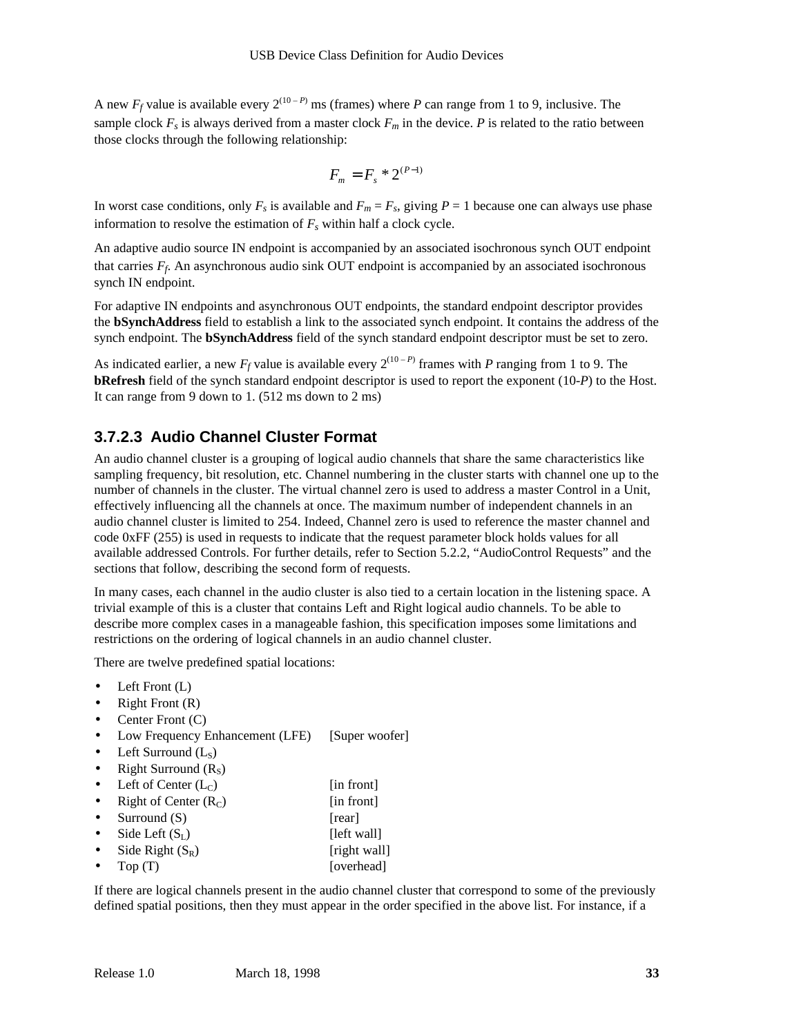A new $F_f$ value is available every $2^{(10-P)}$ ms (frames) where $P$ can range from 1 to 9, inclusive. The sample clock $F_s$ is always derived from a master clock $F_m$ in the device. $P$ is related to the ratio between those clocks through the following relationship:

$$F_m = F_s * 2^{(P-1)}$$

In worst case conditions, only $F_s$ is available and $F_m = F_s$, giving $P = 1$ because one can always use phase information to resolve the estimation of $F_s$ within half a clock cycle.

An adaptive audio source IN endpoint is accompanied by an associated isochronous synch OUT endpoint that carries $F_f$. An asynchronous audio sink OUT endpoint is accompanied by an associated isochronous synch IN endpoint.

For adaptive IN endpoints and asynchronous OUT endpoints, the standard endpoint descriptor provides the **bSynchAddress** field to establish a link to the associated synch endpoint. It contains the address of the synch endpoint. The **bSynchAddress** field of the synch standard endpoint descriptor must be set to zero.

As indicated earlier, a new $F_f$ value is available every $2^{(10-P)}$ frames with $P$ ranging from 1 to 9. The **bRefresh** field of the synch standard endpoint descriptor is used to report the exponent (10-$P$) to the Host. It can range from 9 down to 1. (512 ms down to 2 ms)

#### 3.7.2.3 Audio Channel Cluster Format

An audio channel cluster is a grouping of logical audio channels that share the same characteristics like sampling frequency, bit resolution, etc. Channel numbering in the cluster starts with channel one up to the number of channels in the cluster. The virtual channel zero is used to address a master Control in a Unit, effectively influencing all the channels at once. The maximum number of independent channels in an audio channel cluster is limited to 254. Indeed, Channel zero is used to reference the master channel and code 0xFF (255) is used in requests to indicate that the request parameter block holds values for all available addressed Controls. For further details, refer to Section 5.2.2, “AudioControl Requests” and the sections that follow, describing the second form of requests.

In many cases, each channel in the audio cluster is also tied to a certain location in the listening space. A trivial example of this is a cluster that contains Left and Right logical audio channels. To be able to describe more complex cases in a manageable fashion, this specification imposes some limitations and restrictions on the ordering of logical channels in an audio channel cluster.

There are twelve predefined spatial locations:

- Left Front (L)
- Right Front (R)
- Center Front (C)
- Low Frequency Enhancement (LFE) [Super woofer]
- Left Surround ($L_S$)
- Right Surround ($R_S$)
- Left of Center ($L_C$) [in front]
- Right of Center ($R_C$) [in front]
- Surround (S) [rear]
- Side Left ($S_L$) [left wall]
- Side Right ($S_R$) [right wall]
- Top (T) [overhead]

If there are logical channels present in the audio channel cluster that correspond to some of the previously defined spatial positions, then they must appear in the order specified in the above list. For instance, if a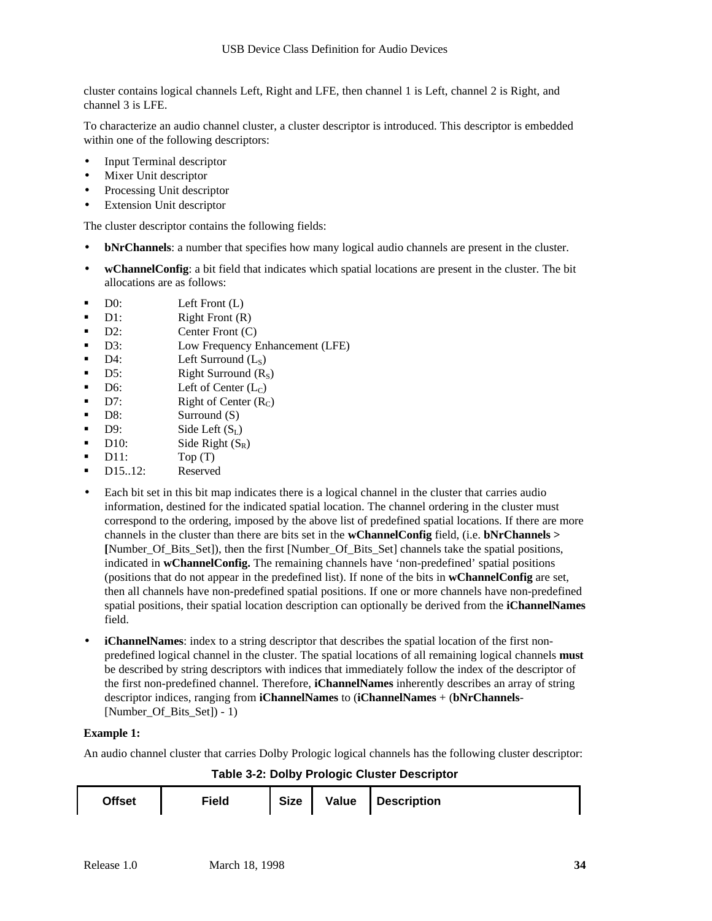cluster contains logical channels Left, Right and LFE, then channel 1 is Left, channel 2 is Right, and channel 3 is LFE.

To characterize an audio channel cluster, a cluster descriptor is introduced. This descriptor is embedded within one of the following descriptors:

- Input Terminal descriptor
- Mixer Unit descriptor
- Processing Unit descriptor
- Extension Unit descriptor

The cluster descriptor contains the following fields:

- **bNrChannels**: a number that specifies how many logical audio channels are present in the cluster.
- **wChannelConfig**: a bit field that indicates which spatial locations are present in the cluster. The bit allocations are as follows:

- D0: Left Front (L)
- D1: Right Front (R)
- D2: Center Front (C)
- D3: Low Frequency Enhancement (LFE)
- D4: Left Surround ($L_S$)
- D5: Right Surround ($R_S$)
- D6: Left of Center ($L_C$)
- D7: Right of Center ($R_C$)
- D8: Surround (S)
- D9: Side Left ($S_L$)
- D10: Side Right ($S_R$)
- D11: Top (T)
- D15..12: Reserved

- Each bit set in this bit map indicates there is a logical channel in the cluster that carries audio information, destined for the indicated spatial location. The channel ordering in the cluster must correspond to the ordering, imposed by the above list of predefined spatial locations. If there are more channels in the cluster than there are bits set in the **wChannelConfig** field, (i.e. **bNrChannels > [**Number_Of_Bits_Set]), then the first [Number_Of_Bits_Set] channels take the spatial positions, indicated in **wChannelConfig.** The remaining channels have 'non-predefined' spatial positions (positions that do not appear in the predefined list). If none of the bits in **wChannelConfig** are set, then all channels have non-predefined spatial positions. If one or more channels have non-predefined spatial positions, their spatial location description can optionally be derived from the **iChannelNames** field.
- **iChannelNames**: index to a string descriptor that describes the spatial location of the first non-predefined logical channel in the cluster. The spatial locations of all remaining logical channels **must** be described by string descriptors with indices that immediately follow the index of the descriptor of the first non-predefined channel. Therefore, **iChannelNames** inherently describes an array of string descriptor indices, ranging from **iChannelNames** to (**iChannelNames** + (**bNrChannels**-[Number_Of_Bits_Set]) - 1)

**Example 1:**

An audio channel cluster that carries Dolby Prologic logical channels has the following cluster descriptor:

**Table 3-2: Dolby Prologic Cluster Descriptor**

| Offset | Field | Size | Value | Description |
|---|---|---|---|---|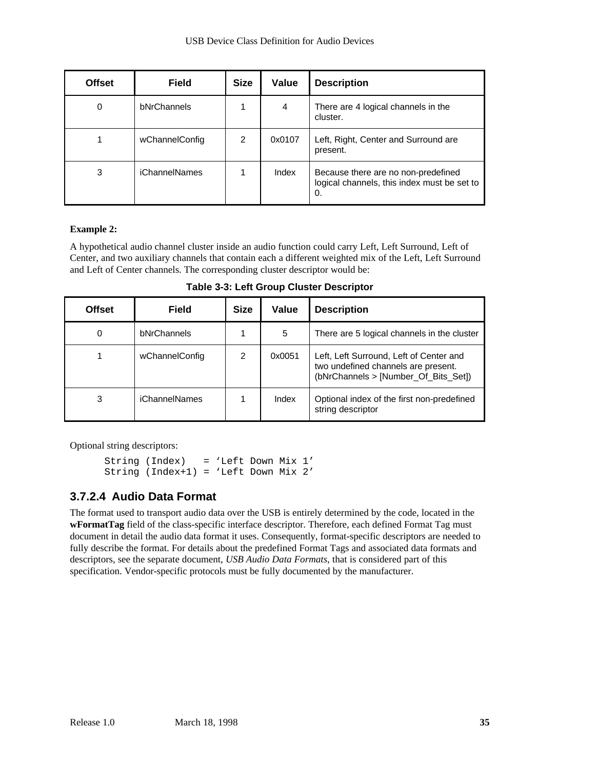| Offset | Field | Size | Value | Description |
|---|---|---|---|---|
| 0 | bNrChannels | 1 | 4 | There are 4 logical channels in the cluster. |
| 1 | wChannelConfig | 2 | 0x0107 | Left, Right, Center and Surround are present. |
| 3 | iChannelNames | 1 | Index | Because there are no non-predefined logical channels, this index must be set to 0. |

**Example 2:**

A hypothetical audio channel cluster inside an audio function could carry Left, Left Surround, Left of Center, and two auxiliary channels that contain each a different weighted mix of the Left, Left Surround and Left of Center channels. The corresponding cluster descriptor would be:

**Table 3-3: Left Group Cluster Descriptor**

| Offset | Field | Size | Value | Description |
|---|---|---|---|---|
| 0 | bNrChannels | 1 | 5 | There are 5 logical channels in the cluster |
| 1 | wChannelConfig | 2 | 0x0051 | Left, Left Surround, Left of Center and two undefined channels are present. (bNrChannels > [Number_Of_Bits_Set]) |
| 3 | iChannelNames | 1 | Index | Optional index of the first non-predefined string descriptor |

Optional string descriptors:

```
String (Index)   = 'Left Down Mix 1'
String (Index+1) = 'Left Down Mix 2'
```

### 3.7.2.4 Audio Data Format

The format used to transport audio data over the USB is entirely determined by the code, located in the **wFormatTag** field of the class-specific interface descriptor. Therefore, each defined Format Tag must document in detail the audio data format it uses. Consequently, format-specific descriptors are needed to fully describe the format. For details about the predefined Format Tags and associated data formats and descriptors, see the separate document, *USB Audio Data Formats*, that is considered part of this specification. Vendor-specific protocols must be fully documented by the manufacturer.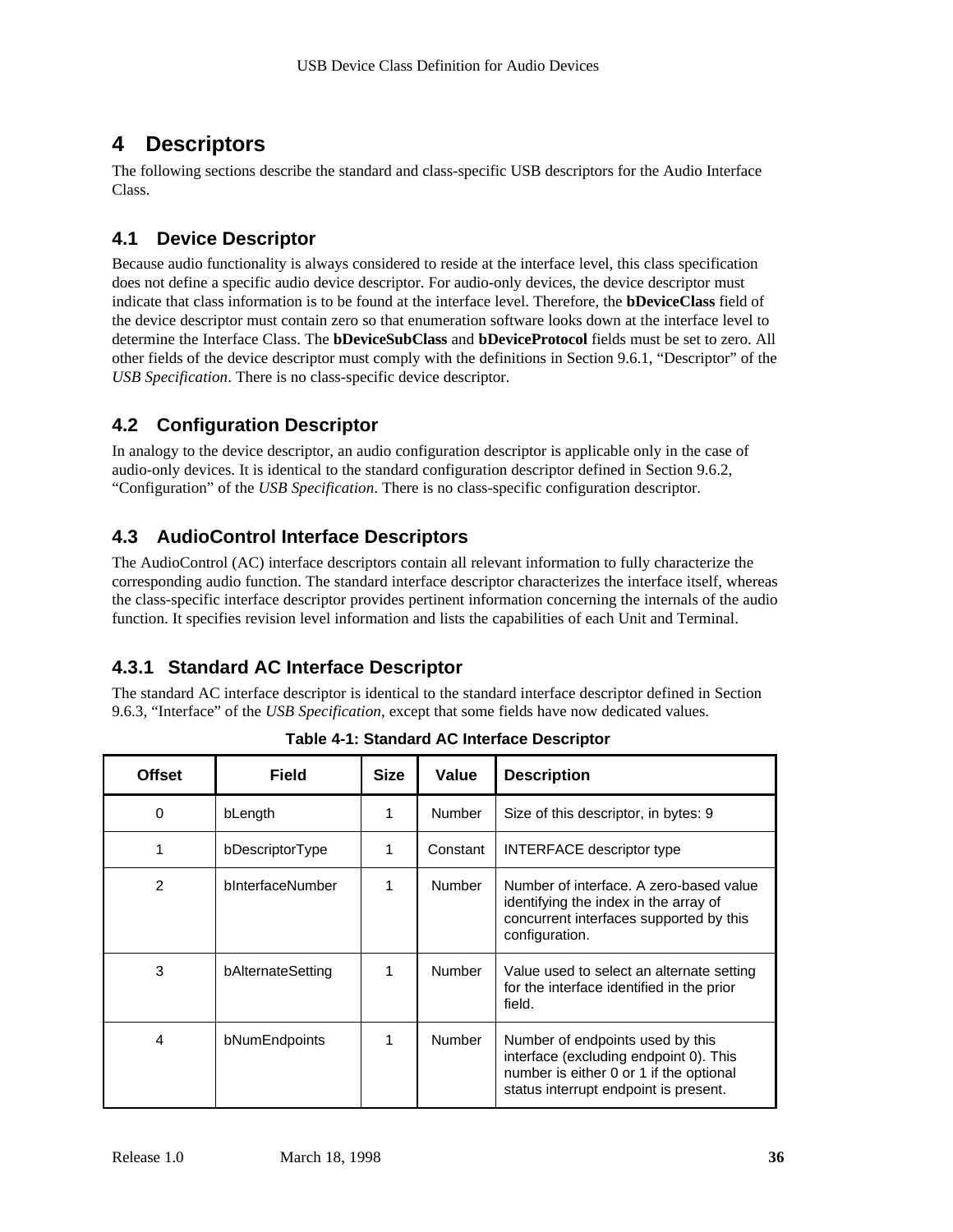# 4 Descriptors

The following sections describe the standard and class-specific USB descriptors for the Audio Interface Class.

## 4.1 Device Descriptor

Because audio functionality is always considered to reside at the interface level, this class specification does not define a specific audio device descriptor. For audio-only devices, the device descriptor must indicate that class information is to be found at the interface level. Therefore, the **bDeviceClass** field of the device descriptor must contain zero so that enumeration software looks down at the interface level to determine the Interface Class. The **bDeviceSubClass** and **bDeviceProtocol** fields must be set to zero. All other fields of the device descriptor must comply with the definitions in Section 9.6.1, "Descriptor" of the *USB Specification*. There is no class-specific device descriptor.

## 4.2 Configuration Descriptor

In analogy to the device descriptor, an audio configuration descriptor is applicable only in the case of audio-only devices. It is identical to the standard configuration descriptor defined in Section 9.6.2, "Configuration" of the *USB Specification*. There is no class-specific configuration descriptor.

## 4.3 AudioControl Interface Descriptors

The AudioControl (AC) interface descriptors contain all relevant information to fully characterize the corresponding audio function. The standard interface descriptor characterizes the interface itself, whereas the class-specific interface descriptor provides pertinent information concerning the internals of the audio function. It specifies revision level information and lists the capabilities of each Unit and Terminal.

### 4.3.1 Standard AC Interface Descriptor

The standard AC interface descriptor is identical to the standard interface descriptor defined in Section 9.6.3, "Interface" of the *USB Specification*, except that some fields have now dedicated values.

**Table 4-1: Standard AC Interface Descriptor**

| Offset | Field | Size | Value | Description |
|---|---|---|---|---|
| 0 | bLength | 1 | Number | Size of this descriptor, in bytes: 9 |
| 1 | bDescriptorType | 1 | Constant | INTERFACE descriptor type |
| 2 | bInterfaceNumber | 1 | Number | Number of interface. A zero-based value identifying the index in the array of concurrent interfaces supported by this configuration. |
| 3 | bAlternateSetting | 1 | Number | Value used to select an alternate setting for the interface identified in the prior field. |
| 4 | bNumEndpoints | 1 | Number | Number of endpoints used by this interface (excluding endpoint 0). This number is either 0 or 1 if the optional status interrupt endpoint is present. |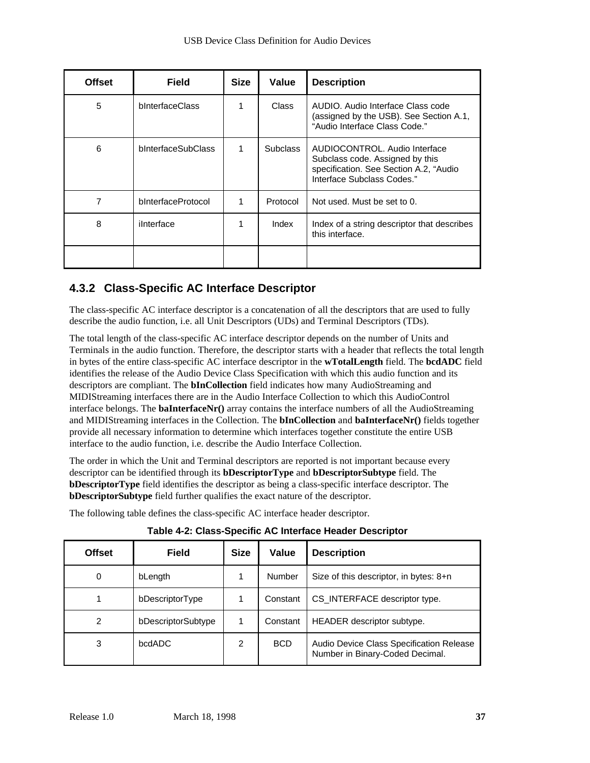| Offset | Field | Size | Value | Description |
|---|---|---|---|---|
| 5 | bInterfaceClass | 1 | Class | AUDIO. Audio Interface Class code (assigned by the USB). See Section A.1, “Audio Interface Class Code.” |
| 6 | bInterfaceSubClass | 1 | Subclass | AUDIOCONTROL. Audio Interface Subclass code. Assigned by this specification. See Section A.2, “Audio Interface Subclass Codes.” |
| 7 | bInterfaceProtocol | 1 | Protocol | Not used. Must be set to 0. |
| 8 | iInterface | 1 | Index | Index of a string descriptor that describes this interface. |
| | | | | |

### 4.3.2 Class-Specific AC Interface Descriptor

The class-specific AC interface descriptor is a concatenation of all the descriptors that are used to fully describe the audio function, i.e. all Unit Descriptors (UDs) and Terminal Descriptors (TDs).

The total length of the class-specific AC interface descriptor depends on the number of Units and Terminals in the audio function. Therefore, the descriptor starts with a header that reflects the total length in bytes of the entire class-specific AC interface descriptor in the **wTotalLength** field. The **bcdADC** field identifies the release of the Audio Device Class Specification with which this audio function and its descriptors are compliant. The **bInCollection** field indicates how many AudioStreaming and MIDIStreaming interfaces there are in the Audio Interface Collection to which this AudioControl interface belongs. The **baInterfaceNr()** array contains the interface numbers of all the AudioStreaming and MIDIStreaming interfaces in the Collection. The **bInCollection** and **baInterfaceNr()** fields together provide all necessary information to determine which interfaces together constitute the entire USB interface to the audio function, i.e. describe the Audio Interface Collection.

The order in which the Unit and Terminal descriptors are reported is not important because every descriptor can be identified through its **bDescriptorType** and **bDescriptorSubtype** field. The **bDescriptorType** field identifies the descriptor as being a class-specific interface descriptor. The **bDescriptorSubtype** field further qualifies the exact nature of the descriptor.

The following table defines the class-specific AC interface header descriptor.

**Table 4-2: Class-Specific AC Interface Header Descriptor**

| Offset | Field | Size | Value | Description |
|---|---|---|---|---|
| 0 | bLength | 1 | Number | Size of this descriptor, in bytes: 8+n |
| 1 | bDescriptorType | 1 | Constant | CS_INTERFACE descriptor type. |
| 2 | bDescriptorSubtype | 1 | Constant | HEADER descriptor subtype. |
| 3 | bcdADC | 2 | BCD | Audio Device Class Specification Release Number in Binary-Coded Decimal. |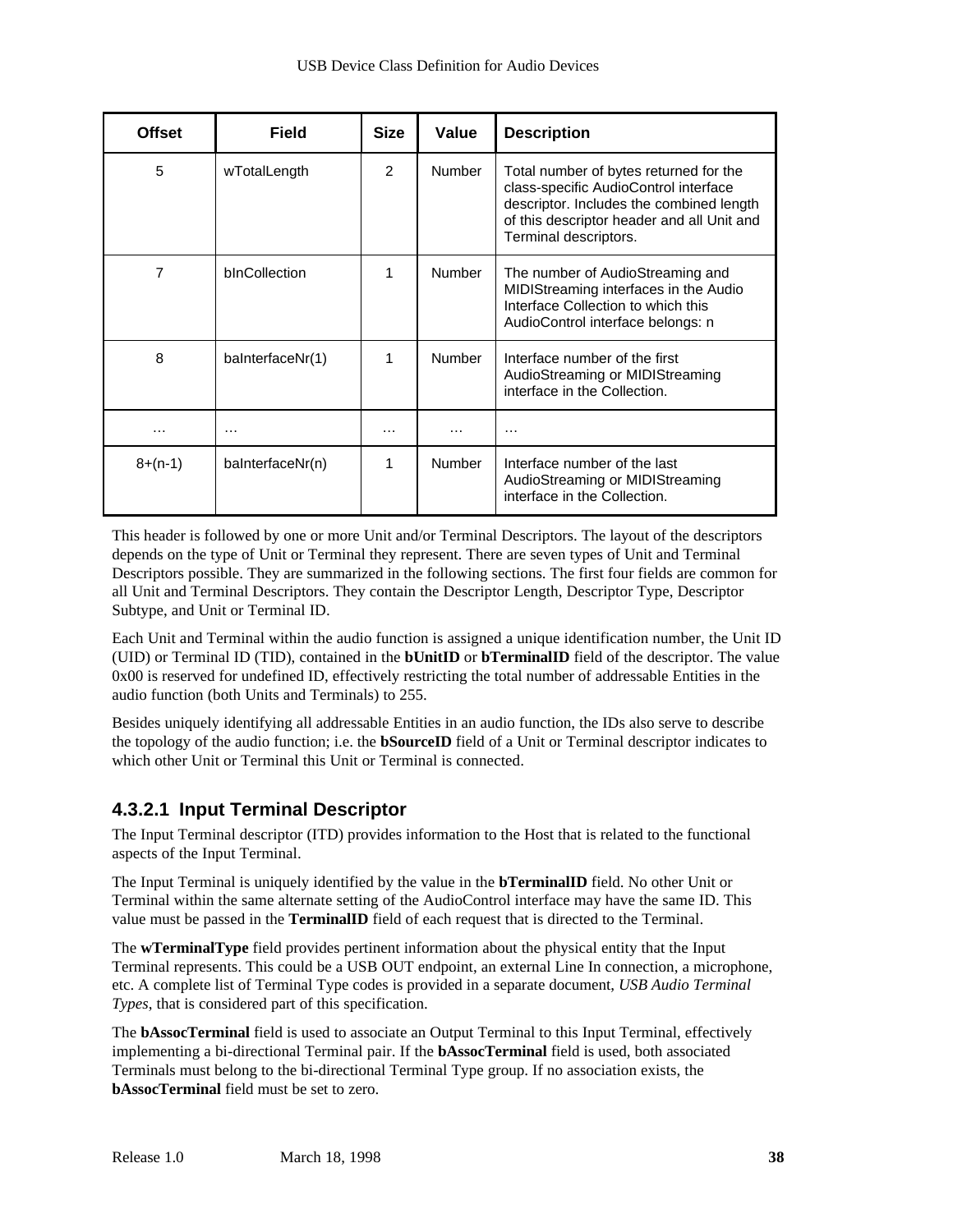| Offset | Field | Size | Value | Description |
|---|---|---|---|---|
| 5 | wTotalLength | 2 | Number | Total number of bytes returned for the class-specific AudioControl interface descriptor. Includes the combined length of this descriptor header and all Unit and Terminal descriptors. |
| 7 | bInCollection | 1 | Number | The number of AudioStreaming and MIDIStreaming interfaces in the Audio Interface Collection to which this AudioControl interface belongs: n |
| 8 | baInterfaceNr(1) | 1 | Number | Interface number of the first AudioStreaming or MIDIStreaming interface in the Collection. |
| … | … | … | … | … |
| 8+(n-1) | baInterfaceNr(n) | 1 | Number | Interface number of the last AudioStreaming or MIDIStreaming interface in the Collection. |

This header is followed by one or more Unit and/or Terminal Descriptors. The layout of the descriptors depends on the type of Unit or Terminal they represent. There are seven types of Unit and Terminal Descriptors possible. They are summarized in the following sections. The first four fields are common for all Unit and Terminal Descriptors. They contain the Descriptor Length, Descriptor Type, Descriptor Subtype, and Unit or Terminal ID.

Each Unit and Terminal within the audio function is assigned a unique identification number, the Unit ID (UID) or Terminal ID (TID), contained in the **bUnitID** or **bTerminalID** field of the descriptor. The value 0x00 is reserved for undefined ID, effectively restricting the total number of addressable Entities in the audio function (both Units and Terminals) to 255.

Besides uniquely identifying all addressable Entities in an audio function, the IDs also serve to describe the topology of the audio function; i.e. the **bSourceID** field of a Unit or Terminal descriptor indicates to which other Unit or Terminal this Unit or Terminal is connected.

#### 4.3.2.1 Input Terminal Descriptor

The Input Terminal descriptor (ITD) provides information to the Host that is related to the functional aspects of the Input Terminal.

The Input Terminal is uniquely identified by the value in the **bTerminalID** field. No other Unit or Terminal within the same alternate setting of the AudioControl interface may have the same ID. This value must be passed in the **TerminalID** field of each request that is directed to the Terminal.

The **wTerminalType** field provides pertinent information about the physical entity that the Input Terminal represents. This could be a USB OUT endpoint, an external Line In connection, a microphone, etc. A complete list of Terminal Type codes is provided in a separate document, *USB Audio Terminal Types*, that is considered part of this specification.

The **bAssocTerminal** field is used to associate an Output Terminal to this Input Terminal, effectively implementing a bi-directional Terminal pair. If the **bAssocTerminal** field is used, both associated Terminals must belong to the bi-directional Terminal Type group. If no association exists, the **bAssocTerminal** field must be set to zero.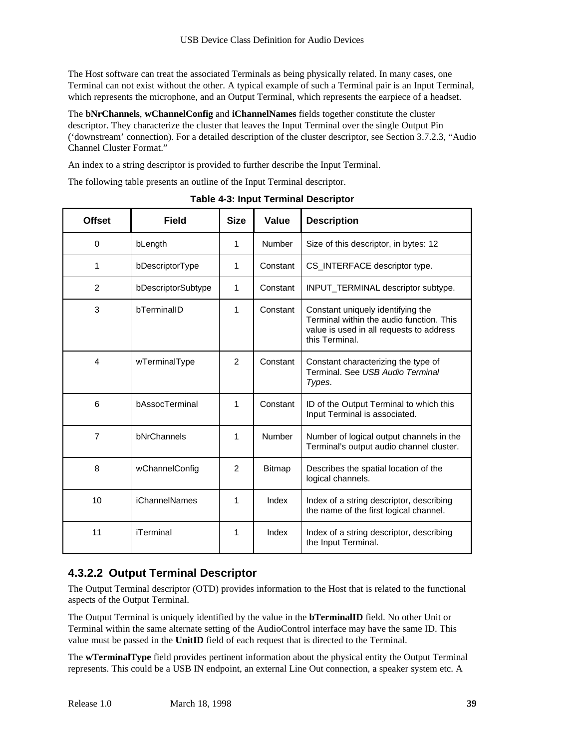The Host software can treat the associated Terminals as being physically related. In many cases, one Terminal can not exist without the other. A typical example of such a Terminal pair is an Input Terminal, which represents the microphone, and an Output Terminal, which represents the earpiece of a headset.

The **bNrChannels**, **wChannelConfig** and **iChannelNames** fields together constitute the cluster descriptor. They characterize the cluster that leaves the Input Terminal over the single Output Pin ('downstream' connection). For a detailed description of the cluster descriptor, see Section 3.7.2.3, "Audio Channel Cluster Format."

An index to a string descriptor is provided to further describe the Input Terminal.

The following table presents an outline of the Input Terminal descriptor.

**Table 4-3: Input Terminal Descriptor**

| Offset | Field | Size | Value | Description |
|---|---|---|---|---|
| 0 | bLength | 1 | Number | Size of this descriptor, in bytes: 12 |
| 1 | bDescriptorType | 1 | Constant | CS_INTERFACE descriptor type. |
| 2 | bDescriptorSubtype | 1 | Constant | INPUT_TERMINAL descriptor subtype. |
| 3 | bTerminalID | 1 | Constant | Constant uniquely identifying the Terminal within the audio function. This value is used in all requests to address this Terminal. |
| 4 | wTerminalType | 2 | Constant | Constant characterizing the type of Terminal. See *USB Audio Terminal Types*. |
| 6 | bAssocTerminal | 1 | Constant | ID of the Output Terminal to which this Input Terminal is associated. |
| 7 | bNrChannels | 1 | Number | Number of logical output channels in the Terminal's output audio channel cluster. |
| 8 | wChannelConfig | 2 | Bitmap | Describes the spatial location of the logical channels. |
| 10 | iChannelNames | 1 | Index | Index of a string descriptor, describing the name of the first logical channel. |
| 11 | iTerminal | 1 | Index | Index of a string descriptor, describing the Input Terminal. |

#### 4.3.2.2 Output Terminal Descriptor

The Output Terminal descriptor (OTD) provides information to the Host that is related to the functional aspects of the Output Terminal.

The Output Terminal is uniquely identified by the value in the **bTerminalID** field. No other Unit or Terminal within the same alternate setting of the AudioControl interface may have the same ID. This value must be passed in the **UnitID** field of each request that is directed to the Terminal.

The **wTerminalType** field provides pertinent information about the physical entity the Output Terminal represents. This could be a USB IN endpoint, an external Line Out connection, a speaker system etc. A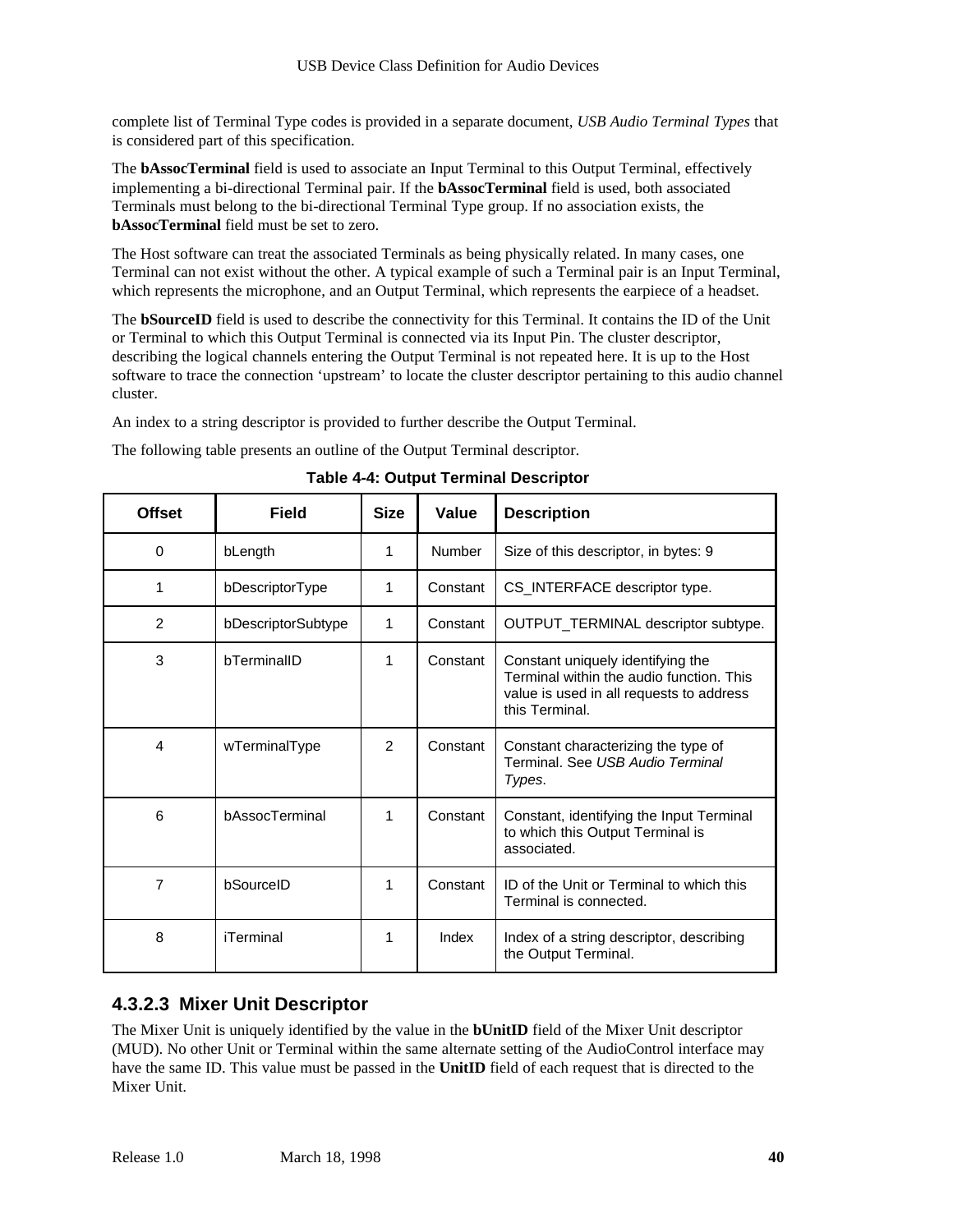complete list of Terminal Type codes is provided in a separate document, *USB Audio Terminal Types* that is considered part of this specification.

The **bAssocTerminal** field is used to associate an Input Terminal to this Output Terminal, effectively implementing a bi-directional Terminal pair. If the **bAssocTerminal** field is used, both associated Terminals must belong to the bi-directional Terminal Type group. If no association exists, the **bAssocTerminal** field must be set to zero.

The Host software can treat the associated Terminals as being physically related. In many cases, one Terminal can not exist without the other. A typical example of such a Terminal pair is an Input Terminal, which represents the microphone, and an Output Terminal, which represents the earpiece of a headset.

The **bSourceID** field is used to describe the connectivity for this Terminal. It contains the ID of the Unit or Terminal to which this Output Terminal is connected via its Input Pin. The cluster descriptor, describing the logical channels entering the Output Terminal is not repeated here. It is up to the Host software to trace the connection 'upstream' to locate the cluster descriptor pertaining to this audio channel cluster.

An index to a string descriptor is provided to further describe the Output Terminal.

The following table presents an outline of the Output Terminal descriptor.

**Table 4-4: Output Terminal Descriptor**

| Offset | Field | Size | Value | Description |
|---|---|---|---|---|
| 0 | bLength | 1 | Number | Size of this descriptor, in bytes: 9 |
| 1 | bDescriptorType | 1 | Constant | CS_INTERFACE descriptor type. |
| 2 | bDescriptorSubtype | 1 | Constant | OUTPUT_TERMINAL descriptor subtype. |
| 3 | bTerminalID | 1 | Constant | Constant uniquely identifying the Terminal within the audio function. This value is used in all requests to address this Terminal. |
| 4 | wTerminalType | 2 | Constant | Constant characterizing the type of Terminal. See *USB Audio Terminal Types*. |
| 6 | bAssocTerminal | 1 | Constant | Constant, identifying the Input Terminal to which this Output Terminal is associated. |
| 7 | bSourceID | 1 | Constant | ID of the Unit or Terminal to which this Terminal is connected. |
| 8 | iTerminal | 1 | Index | Index of a string descriptor, describing the Output Terminal. |

#### 4.3.2.3 Mixer Unit Descriptor

The Mixer Unit is uniquely identified by the value in the **bUnitID** field of the Mixer Unit descriptor (MUD). No other Unit or Terminal within the same alternate setting of the AudioControl interface may have the same ID. This value must be passed in the **UnitID** field of each request that is directed to the Mixer Unit.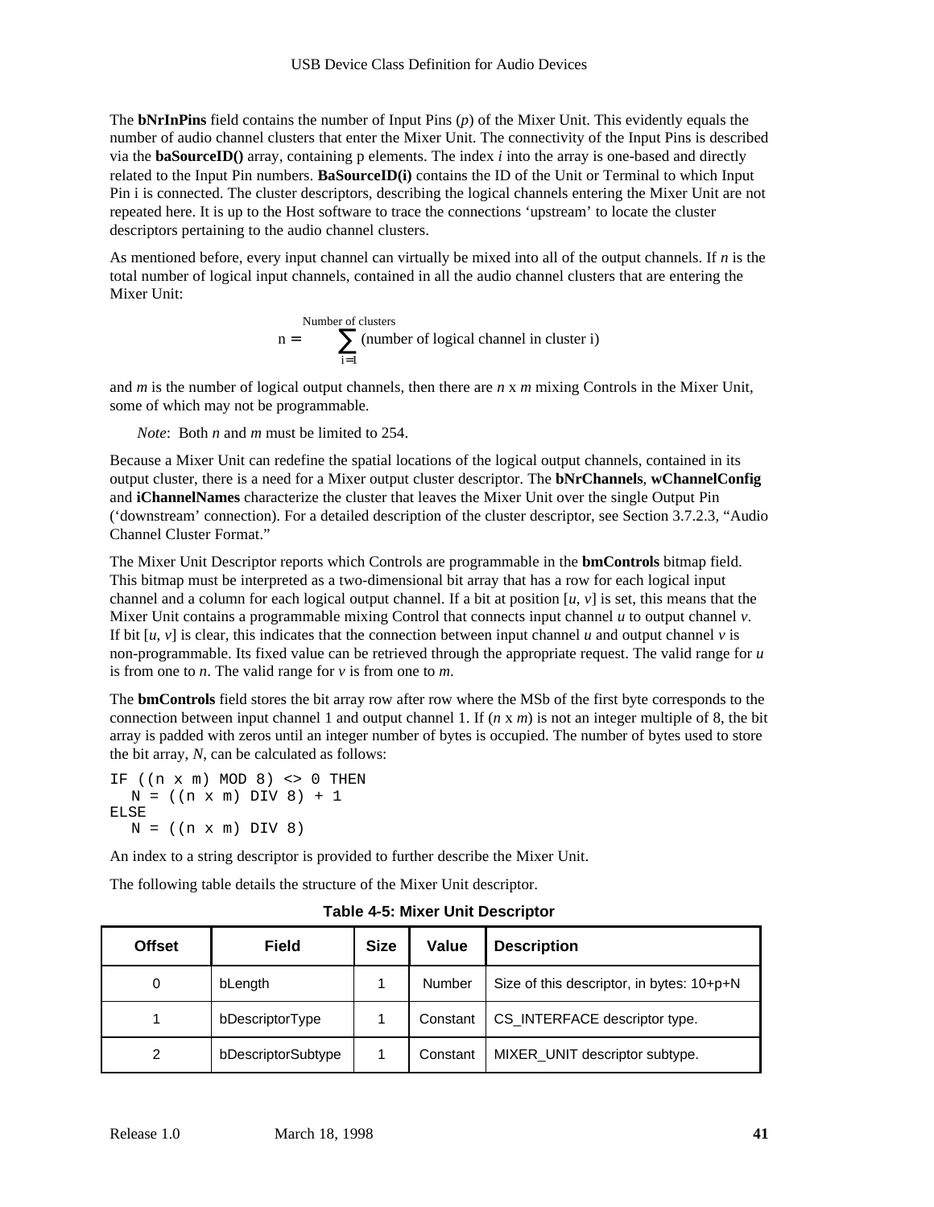The **bNrInPins** field contains the number of Input Pins (*p*) of the Mixer Unit. This evidently equals the number of audio channel clusters that enter the Mixer Unit. The connectivity of the Input Pins is described via the **baSourceID()** array, containing p elements. The index *i* into the array is one-based and directly related to the Input Pin numbers. **BaSourceID(i)** contains the ID of the Unit or Terminal to which Input Pin i is connected. The cluster descriptors, describing the logical channels entering the Mixer Unit are not repeated here. It is up to the Host software to trace the connections 'upstream' to locate the cluster descriptors pertaining to the audio channel clusters.

As mentioned before, every input channel can virtually be mixed into all of the output channels. If *n* is the total number of logical input channels, contained in all the audio channel clusters that are entering the Mixer Unit:

$$n = \sum_{i=1}^{\text{Number of clusters}} (\text{number of logical channel in cluster i})$$

and *m* is the number of logical output channels, then there are *n* x *m* mixing Controls in the Mixer Unit, some of which may not be programmable.

*Note*: Both *n* and *m* must be limited to 254.

Because a Mixer Unit can redefine the spatial locations of the logical output channels, contained in its output cluster, there is a need for a Mixer output cluster descriptor. The **bNrChannels**, **wChannelConfig** and **iChannelNames** characterize the cluster that leaves the Mixer Unit over the single Output Pin ('downstream' connection). For a detailed description of the cluster descriptor, see Section 3.7.2.3, "Audio Channel Cluster Format."

The Mixer Unit Descriptor reports which Controls are programmable in the **bmControls** bitmap field. This bitmap must be interpreted as a two-dimensional bit array that has a row for each logical input channel and a column for each logical output channel. If a bit at position [*u*, *v*] is set, this means that the Mixer Unit contains a programmable mixing Control that connects input channel *u* to output channel *v*. If bit [*u*, *v*] is clear, this indicates that the connection between input channel *u* and output channel *v* is non-programmable. Its fixed value can be retrieved through the appropriate request. The valid range for *u* is from one to *n*. The valid range for *v* is from one to *m*.

The **bmControls** field stores the bit array row after row where the MSb of the first byte corresponds to the connection between input channel 1 and output channel 1. If (*n* x *m*) is not an integer multiple of 8, the bit array is padded with zeros until an integer number of bytes is occupied. The number of bytes used to store the bit array, *N*, can be calculated as follows:

```
IF ((n x m) MOD 8) <> 0 THEN
  N = ((n x m) DIV 8) + 1
ELSE
  N = ((n x m) DIV 8)
```

An index to a string descriptor is provided to further describe the Mixer Unit.

The following table details the structure of the Mixer Unit descriptor.

**Table 4-5: Mixer Unit Descriptor**

| Offset | Field | Size | Value | Description |
|---|---|---|---|---|
| 0 | bLength | 1 | Number | Size of this descriptor, in bytes: 10+p+N |
| 1 | bDescriptorType | 1 | Constant | CS_INTERFACE descriptor type. |
| 2 | bDescriptorSubtype | 1 | Constant | MIXER_UNIT descriptor subtype. |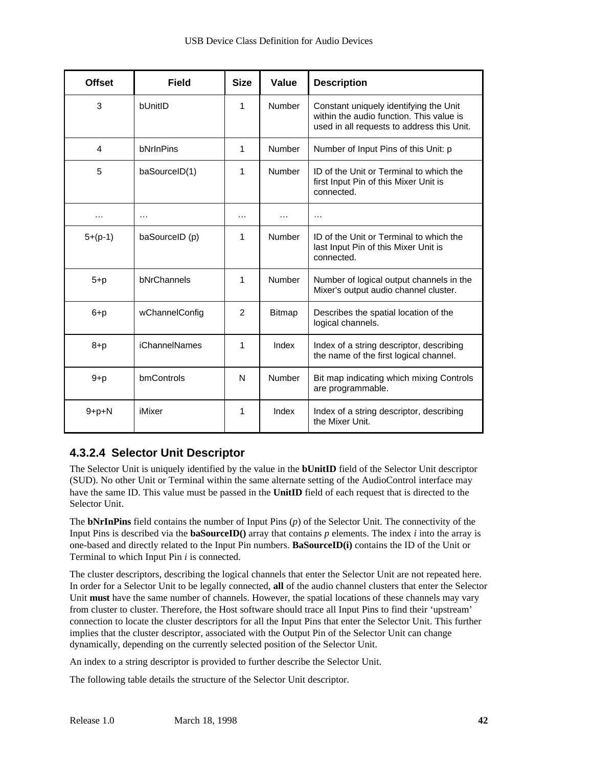| Offset | Field | Size | Value | Description |
|---|---|---|---|---|
| 3 | bUnitID | 1 | Number | Constant uniquely identifying the Unit within the audio function. This value is used in all requests to address this Unit. |
| 4 | bNrInPins | 1 | Number | Number of Input Pins of this Unit: p |
| 5 | baSourceID(1) | 1 | Number | ID of the Unit or Terminal to which the first Input Pin of this Mixer Unit is connected. |
| … | … | … | … | … |
| 5+(p-1) | baSourceID (p) | 1 | Number | ID of the Unit or Terminal to which the last Input Pin of this Mixer Unit is connected. |
| 5+p | bNrChannels | 1 | Number | Number of logical output channels in the Mixer's output audio channel cluster. |
| 6+p | wChannelConfig | 2 | Bitmap | Describes the spatial location of the logical channels. |
| 8+p | iChannelNames | 1 | Index | Index of a string descriptor, describing the name of the first logical channel. |
| 9+p | bmControls | N | Number | Bit map indicating which mixing Controls are programmable. |
| 9+p+N | iMixer | 1 | Index | Index of a string descriptor, describing the Mixer Unit. |

#### 4.3.2.4 Selector Unit Descriptor

The Selector Unit is uniquely identified by the value in the **bUnitID** field of the Selector Unit descriptor (SUD). No other Unit or Terminal within the same alternate setting of the AudioControl interface may have the same ID. This value must be passed in the **UnitID** field of each request that is directed to the Selector Unit.

The **bNrInPins** field contains the number of Input Pins (*p*) of the Selector Unit. The connectivity of the Input Pins is described via the **baSourceID()** array that contains *p* elements. The index *i* into the array is one-based and directly related to the Input Pin numbers. **BaSourceID(i)** contains the ID of the Unit or Terminal to which Input Pin *i* is connected.

The cluster descriptors, describing the logical channels that enter the Selector Unit are not repeated here. In order for a Selector Unit to be legally connected, **all** of the audio channel clusters that enter the Selector Unit **must** have the same number of channels. However, the spatial locations of these channels may vary from cluster to cluster. Therefore, the Host software should trace all Input Pins to find their 'upstream' connection to locate the cluster descriptors for all the Input Pins that enter the Selector Unit. This further implies that the cluster descriptor, associated with the Output Pin of the Selector Unit can change dynamically, depending on the currently selected position of the Selector Unit.

An index to a string descriptor is provided to further describe the Selector Unit.

The following table details the structure of the Selector Unit descriptor.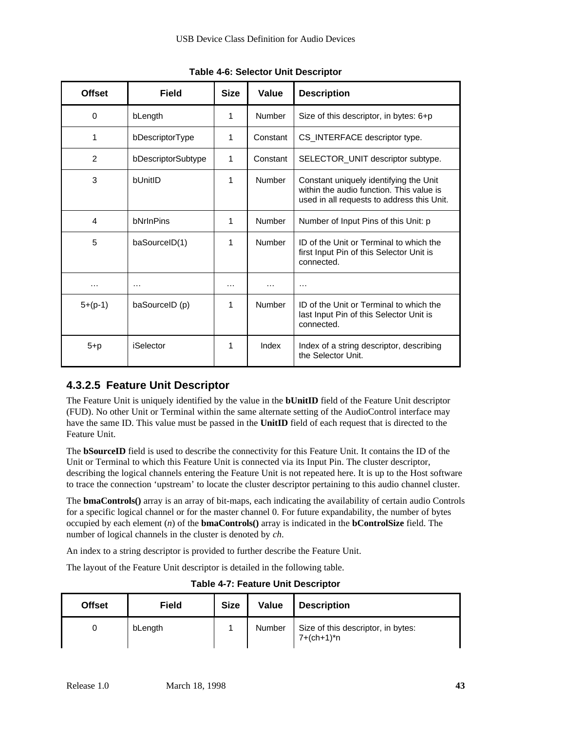**Table 4-6: Selector Unit Descriptor**

| Offset | Field | Size | Value | Description |
|---|---|---|---|---|
| 0 | bLength | 1 | Number | Size of this descriptor, in bytes: 6+p |
| 1 | bDescriptorType | 1 | Constant | CS_INTERFACE descriptor type. |
| 2 | bDescriptorSubtype | 1 | Constant | SELECTOR_UNIT descriptor subtype. |
| 3 | bUnitID | 1 | Number | Constant uniquely identifying the Unit within the audio function. This value is used in all requests to address this Unit. |
| 4 | bNrInPins | 1 | Number | Number of Input Pins of this Unit: p |
| 5 | baSourceID(1) | 1 | Number | ID of the Unit or Terminal to which the first Input Pin of this Selector Unit is connected. |
| … | … | … | … | … |
| 5+(p-1) | baSourceID (p) | 1 | Number | ID of the Unit or Terminal to which the last Input Pin of this Selector Unit is connected. |
| 5+p | iSelector | 1 | Index | Index of a string descriptor, describing the Selector Unit. |

### 4.3.2.5 Feature Unit Descriptor

The Feature Unit is uniquely identified by the value in the **bUnitID** field of the Feature Unit descriptor (FUD). No other Unit or Terminal within the same alternate setting of the AudioControl interface may have the same ID. This value must be passed in the **UnitID** field of each request that is directed to the Feature Unit.

The **bSourceID** field is used to describe the connectivity for this Feature Unit. It contains the ID of the Unit or Terminal to which this Feature Unit is connected via its Input Pin. The cluster descriptor, describing the logical channels entering the Feature Unit is not repeated here. It is up to the Host software to trace the connection 'upstream' to locate the cluster descriptor pertaining to this audio channel cluster.

The **bmaControls()** array is an array of bit-maps, each indicating the availability of certain audio Controls for a specific logical channel or for the master channel 0. For future expandability, the number of bytes occupied by each element (*n*) of the **bmaControls()** array is indicated in the **bControlSize** field. The number of logical channels in the cluster is denoted by *ch*.

An index to a string descriptor is provided to further describe the Feature Unit.

The layout of the Feature Unit descriptor is detailed in the following table.

**Table 4-7: Feature Unit Descriptor**

| Offset | Field | Size | Value | Description |
|---|---|---|---|---|
| 0 | bLength | 1 | Number | Size of this descriptor, in bytes: 7+(ch+1)*n |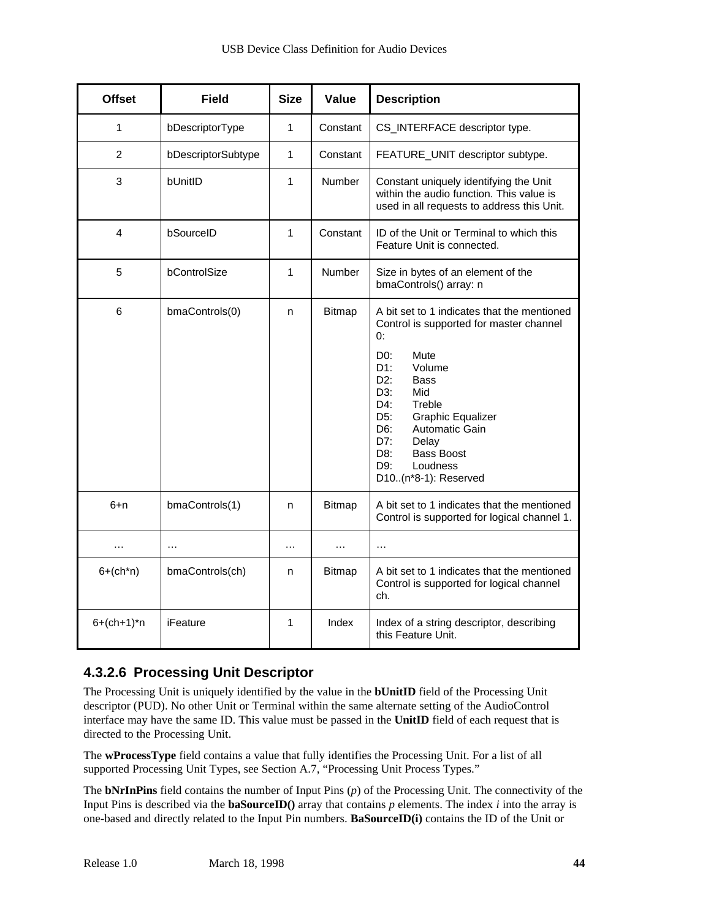| Offset | Field | Size | Value | Description |
|---|---|---|---|---|
| 1 | bDescriptorType | 1 | Constant | CS_INTERFACE descriptor type. |
| 2 | bDescriptorSubtype | 1 | Constant | FEATURE_UNIT descriptor subtype. |
| 3 | bUnitID | 1 | Number | Constant uniquely identifying the Unit within the audio function. This value is used in all requests to address this Unit. |
| 4 | bSourceID | 1 | Constant | ID of the Unit or Terminal to which this Feature Unit is connected. |
| 5 | bControlSize | 1 | Number | Size in bytes of an element of the bmaControls() array: n |
| 6 | bmaControls(0) | n | Bitmap | A bit set to 1 indicates that the mentioned Control is supported for master channel 0:<br>D0: Mute<br>D1: Volume<br>D2: Bass<br>D3: Mid<br>D4: Treble<br>D5: Graphic Equalizer<br>D6: Automatic Gain<br>D7: Delay<br>D8: Bass Boost<br>D9: Loudness<br>D10..(n*8-1): Reserved |
| 6+n | bmaControls(1) | n | Bitmap | A bit set to 1 indicates that the mentioned Control is supported for logical channel 1. |
| … | … | … | … | … |
| 6+(ch*n) | bmaControls(ch) | n | Bitmap | A bit set to 1 indicates that the mentioned Control is supported for logical channel ch. |
| 6+(ch+1)*n | iFeature | 1 | Index | Index of a string descriptor, describing this Feature Unit. |

#### 4.3.2.6 Processing Unit Descriptor

The Processing Unit is uniquely identified by the value in the **bUnitID** field of the Processing Unit descriptor (PUD). No other Unit or Terminal within the same alternate setting of the AudioControl interface may have the same ID. This value must be passed in the **UnitID** field of each request that is directed to the Processing Unit.

The **wProcessType** field contains a value that fully identifies the Processing Unit. For a list of all supported Processing Unit Types, see Section A.7, "Processing Unit Process Types."

The **bNrInPins** field contains the number of Input Pins (*p*) of the Processing Unit. The connectivity of the Input Pins is described via the **baSourceID()** array that contains *p* elements. The index *i* into the array is one-based and directly related to the Input Pin numbers. **BaSourceID(i)** contains the ID of the Unit or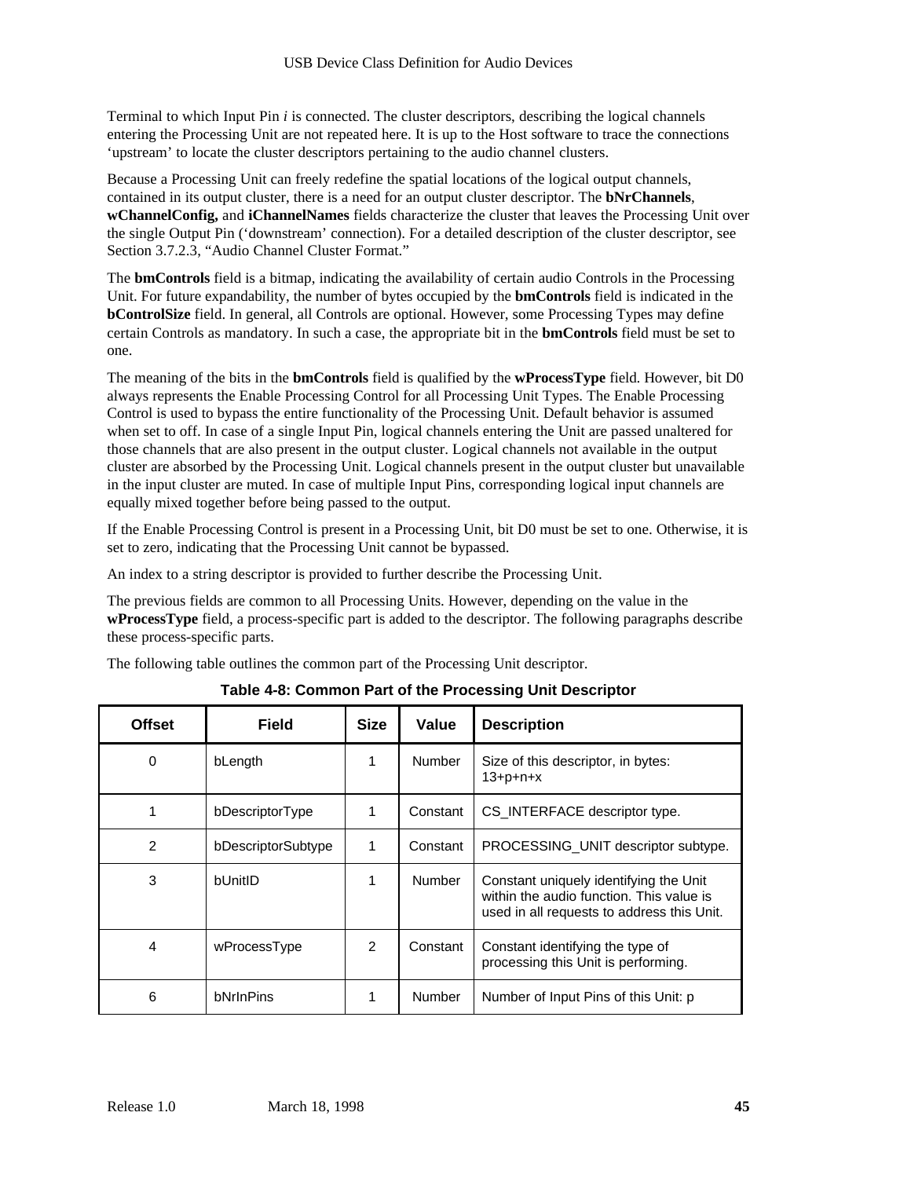Terminal to which Input Pin *i* is connected. The cluster descriptors, describing the logical channels entering the Processing Unit are not repeated here. It is up to the Host software to trace the connections 'upstream' to locate the cluster descriptors pertaining to the audio channel clusters.

Because a Processing Unit can freely redefine the spatial locations of the logical output channels, contained in its output cluster, there is a need for an output cluster descriptor. The **bNrChannels**, **wChannelConfig,** and **iChannelNames** fields characterize the cluster that leaves the Processing Unit over the single Output Pin ('downstream' connection). For a detailed description of the cluster descriptor, see Section 3.7.2.3, "Audio Channel Cluster Format."

The **bmControls** field is a bitmap, indicating the availability of certain audio Controls in the Processing Unit. For future expandability, the number of bytes occupied by the **bmControls** field is indicated in the **bControlSize** field. In general, all Controls are optional. However, some Processing Types may define certain Controls as mandatory. In such a case, the appropriate bit in the **bmControls** field must be set to one.

The meaning of the bits in the **bmControls** field is qualified by the **wProcessType** field. However, bit D0 always represents the Enable Processing Control for all Processing Unit Types. The Enable Processing Control is used to bypass the entire functionality of the Processing Unit. Default behavior is assumed when set to off. In case of a single Input Pin, logical channels entering the Unit are passed unaltered for those channels that are also present in the output cluster. Logical channels not available in the output cluster are absorbed by the Processing Unit. Logical channels present in the output cluster but unavailable in the input cluster are muted. In case of multiple Input Pins, corresponding logical input channels are equally mixed together before being passed to the output.

If the Enable Processing Control is present in a Processing Unit, bit D0 must be set to one. Otherwise, it is set to zero, indicating that the Processing Unit cannot be bypassed.

An index to a string descriptor is provided to further describe the Processing Unit.

The previous fields are common to all Processing Units. However, depending on the value in the **wProcessType** field, a process-specific part is added to the descriptor. The following paragraphs describe these process-specific parts.

The following table outlines the common part of the Processing Unit descriptor.

**Table 4-8: Common Part of the Processing Unit Descriptor**

| Offset | Field | Size | Value | Description |
|---|---|---|---|---|
| 0 | bLength | 1 | Number | Size of this descriptor, in bytes: 13+p+n+x |
| 1 | bDescriptorType | 1 | Constant | CS_INTERFACE descriptor type. |
| 2 | bDescriptorSubtype | 1 | Constant | PROCESSING_UNIT descriptor subtype. |
| 3 | bUnitID | 1 | Number | Constant uniquely identifying the Unit within the audio function. This value is used in all requests to address this Unit. |
| 4 | wProcessType | 2 | Constant | Constant identifying the type of processing this Unit is performing. |
| 6 | bNrInPins | 1 | Number | Number of Input Pins of this Unit: p |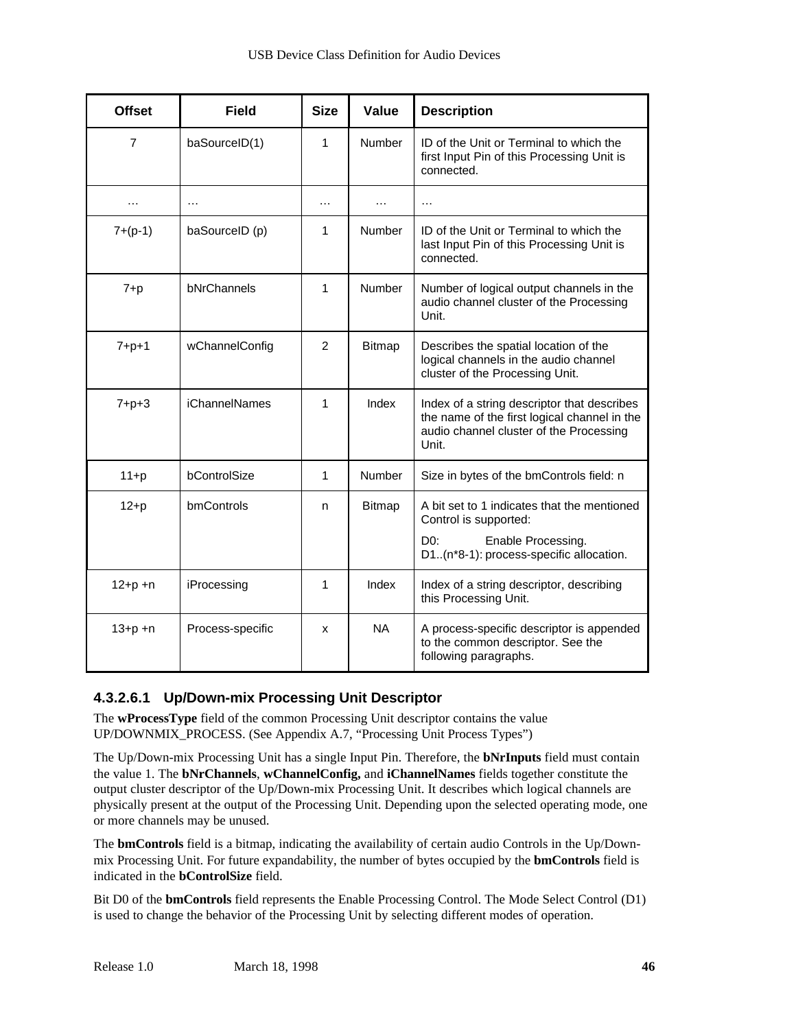| Offset | Field | Size | Value | Description |
|---|---|---|---|---|
| 7 | baSourceID(1) | 1 | Number | ID of the Unit or Terminal to which the first Input Pin of this Processing Unit is connected. |
| … | … | … | … | … |
| 7+(p-1) | baSourceID (p) | 1 | Number | ID of the Unit or Terminal to which the last Input Pin of this Processing Unit is connected. |
| 7+p | bNrChannels | 1 | Number | Number of logical output channels in the audio channel cluster of the Processing Unit. |
| 7+p+1 | wChannelConfig | 2 | Bitmap | Describes the spatial location of the logical channels in the audio channel cluster of the Processing Unit. |
| 7+p+3 | iChannelNames | 1 | Index | Index of a string descriptor that describes the name of the first logical channel in the audio channel cluster of the Processing Unit. |
| 11+p | bControlSize | 1 | Number | Size in bytes of the bmControls field: n |
| 12+p | bmControls | n | Bitmap | A bit set to 1 indicates that the mentioned Control is supported:<br>D0: Enable Processing.<br>D1..(n*8-1): process-specific allocation. |
| 12+p +n | iProcessing | 1 | Index | Index of a string descriptor, describing this Processing Unit. |
| 13+p +n | Process-specific | x | NA | A process-specific descriptor is appended to the common descriptor. See the following paragraphs. |

#### 4.3.2.6.1 Up/Down-mix Processing Unit Descriptor

The **wProcessType** field of the common Processing Unit descriptor contains the value UP/DOWNMIX_PROCESS. (See Appendix A.7, "Processing Unit Process Types")

The Up/Down-mix Processing Unit has a single Input Pin. Therefore, the **bNrInputs** field must contain the value 1. The **bNrChannels**, **wChannelConfig,** and **iChannelNames** fields together constitute the output cluster descriptor of the Up/Down-mix Processing Unit. It describes which logical channels are physically present at the output of the Processing Unit. Depending upon the selected operating mode, one or more channels may be unused.

The **bmControls** field is a bitmap, indicating the availability of certain audio Controls in the Up/Down-mix Processing Unit. For future expandability, the number of bytes occupied by the **bmControls** field is indicated in the **bControlSize** field.

Bit D0 of the **bmControls** field represents the Enable Processing Control. The Mode Select Control (D1) is used to change the behavior of the Processing Unit by selecting different modes of operation.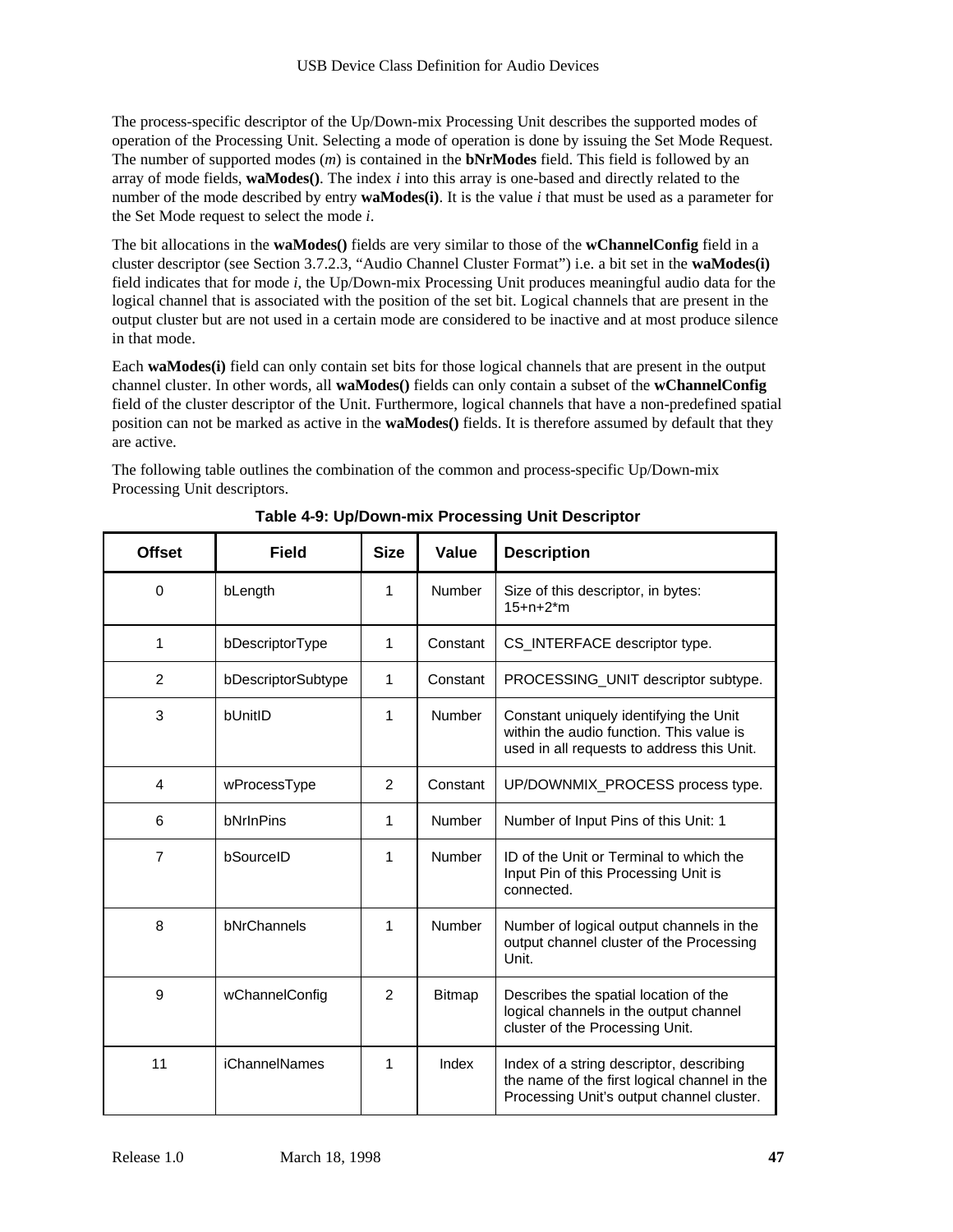The process-specific descriptor of the Up/Down-mix Processing Unit describes the supported modes of operation of the Processing Unit. Selecting a mode of operation is done by issuing the Set Mode Request. The number of supported modes (*m*) is contained in the **bNrModes** field. This field is followed by an array of mode fields, **waModes()**. The index *i* into this array is one-based and directly related to the number of the mode described by entry **waModes(i)**. It is the value *i* that must be used as a parameter for the Set Mode request to select the mode *i*.

The bit allocations in the **waModes()** fields are very similar to those of the **wChannelConfig** field in a cluster descriptor (see Section 3.7.2.3, "Audio Channel Cluster Format") i.e. a bit set in the **waModes(i)** field indicates that for mode *i*, the Up/Down-mix Processing Unit produces meaningful audio data for the logical channel that is associated with the position of the set bit. Logical channels that are present in the output cluster but are not used in a certain mode are considered to be inactive and at most produce silence in that mode.

Each **waModes(i)** field can only contain set bits for those logical channels that are present in the output channel cluster. In other words, all **waModes()** fields can only contain a subset of the **wChannelConfig** field of the cluster descriptor of the Unit. Furthermore, logical channels that have a non-predefined spatial position can not be marked as active in the **waModes()** fields. It is therefore assumed by default that they are active.

The following table outlines the combination of the common and process-specific Up/Down-mix Processing Unit descriptors.

**Table 4-9: Up/Down-mix Processing Unit Descriptor**

| Offset | Field | Size | Value | Description |
|---|---|---|---|---|
| 0 | bLength | 1 | Number | Size of this descriptor, in bytes: 15+n+2*m |
| 1 | bDescriptorType | 1 | Constant | CS_INTERFACE descriptor type. |
| 2 | bDescriptorSubtype | 1 | Constant | PROCESSING_UNIT descriptor subtype. |
| 3 | bUnitID | 1 | Number | Constant uniquely identifying the Unit within the audio function. This value is used in all requests to address this Unit. |
| 4 | wProcessType | 2 | Constant | UP/DOWNMIX_PROCESS process type. |
| 6 | bNrInPins | 1 | Number | Number of Input Pins of this Unit: 1 |
| 7 | bSourceID | 1 | Number | ID of the Unit or Terminal to which the Input Pin of this Processing Unit is connected. |
| 8 | bNrChannels | 1 | Number | Number of logical output channels in the output channel cluster of the Processing Unit. |
| 9 | wChannelConfig | 2 | Bitmap | Describes the spatial location of the logical channels in the output channel cluster of the Processing Unit. |
| 11 | iChannelNames | 1 | Index | Index of a string descriptor, describing the name of the first logical channel in the Processing Unit's output channel cluster. |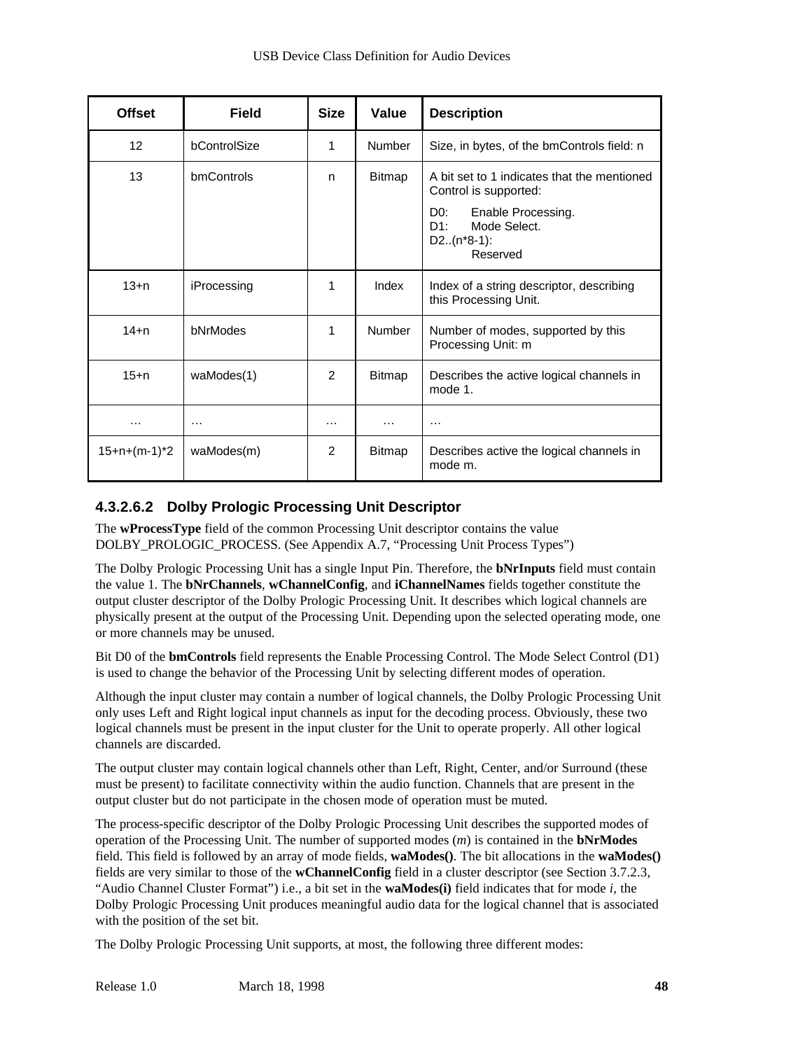| Offset | Field | Size | Value | Description |
|---|---|---|---|---|
| 12 | bControlSize | 1 | Number | Size, in bytes, of the bmControls field: n |
| 13 | bmControls | n | Bitmap | A bit set to 1 indicates that the mentioned Control is supported:<br>D0: Enable Processing.<br>D1: Mode Select.<br>D2..(n*8-1): Reserved |
| 13+n | iProcessing | 1 | Index | Index of a string descriptor, describing this Processing Unit. |
| 14+n | bNrModes | 1 | Number | Number of modes, supported by this Processing Unit: m |
| 15+n | waModes(1) | 2 | Bitmap | Describes the active logical channels in mode 1. |
| … | … | … | … | … |
| 15+n+(m-1)*2 | waModes(m) | 2 | Bitmap | Describes active the logical channels in mode m. |

#### 4.3.2.6.2 Dolby Prologic Processing Unit Descriptor

The **wProcessType** field of the common Processing Unit descriptor contains the value DOLBY_PROLOGIC_PROCESS. (See Appendix A.7, "Processing Unit Process Types")

The Dolby Prologic Processing Unit has a single Input Pin. Therefore, the **bNrInputs** field must contain the value 1. The **bNrChannels**, **wChannelConfig**, and **iChannelNames** fields together constitute the output cluster descriptor of the Dolby Prologic Processing Unit. It describes which logical channels are physically present at the output of the Processing Unit. Depending upon the selected operating mode, one or more channels may be unused.

Bit D0 of the **bmControls** field represents the Enable Processing Control. The Mode Select Control (D1) is used to change the behavior of the Processing Unit by selecting different modes of operation.

Although the input cluster may contain a number of logical channels, the Dolby Prologic Processing Unit only uses Left and Right logical input channels as input for the decoding process. Obviously, these two logical channels must be present in the input cluster for the Unit to operate properly. All other logical channels are discarded.

The output cluster may contain logical channels other than Left, Right, Center, and/or Surround (these must be present) to facilitate connectivity within the audio function. Channels that are present in the output cluster but do not participate in the chosen mode of operation must be muted.

The process-specific descriptor of the Dolby Prologic Processing Unit describes the supported modes of operation of the Processing Unit. The number of supported modes (*m*) is contained in the **bNrModes** field. This field is followed by an array of mode fields, **waModes()**. The bit allocations in the **waModes()** fields are very similar to those of the **wChannelConfig** field in a cluster descriptor (see Section 3.7.2.3, "Audio Channel Cluster Format") i.e., a bit set in the **waModes(i)** field indicates that for mode *i*, the Dolby Prologic Processing Unit produces meaningful audio data for the logical channel that is associated with the position of the set bit.

The Dolby Prologic Processing Unit supports, at most, the following three different modes: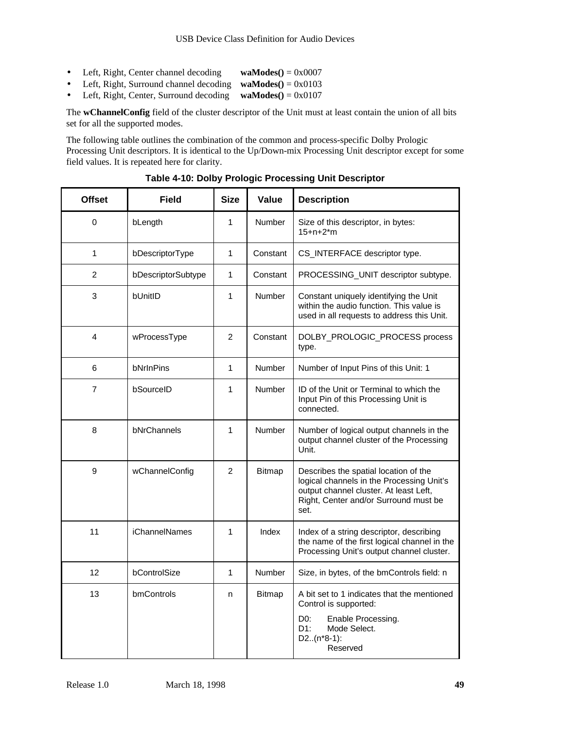- Left, Right, Center channel decoding **waModes()** = 0x0007
- Left, Right, Surround channel decoding **waModes()** = 0x0103
- Left, Right, Center, Surround decoding **waModes()** = 0x0107

The **wChannelConfig** field of the cluster descriptor of the Unit must at least contain the union of all bits set for all the supported modes.

The following table outlines the combination of the common and process-specific Dolby Prologic Processing Unit descriptors. It is identical to the Up/Down-mix Processing Unit descriptor except for some field values. It is repeated here for clarity.

**Table 4-10: Dolby Prologic Processing Unit Descriptor**

| Offset | Field | Size | Value | Description |
|---|---|---|---|---|
| 0 | bLength | 1 | Number | Size of this descriptor, in bytes: 15+n+2*m |
| 1 | bDescriptorType | 1 | Constant | CS_INTERFACE descriptor type. |
| 2 | bDescriptorSubtype | 1 | Constant | PROCESSING_UNIT descriptor subtype. |
| 3 | bUnitID | 1 | Number | Constant uniquely identifying the Unit within the audio function. This value is used in all requests to address this Unit. |
| 4 | wProcessType | 2 | Constant | DOLBY_PROLOGIC_PROCESS process type. |
| 6 | bNrInPins | 1 | Number | Number of Input Pins of this Unit: 1 |
| 7 | bSourceID | 1 | Number | ID of the Unit or Terminal to which the Input Pin of this Processing Unit is connected. |
| 8 | bNrChannels | 1 | Number | Number of logical output channels in the output channel cluster of the Processing Unit. |
| 9 | wChannelConfig | 2 | Bitmap | Describes the spatial location of the logical channels in the Processing Unit's output channel cluster. At least Left, Right, Center and/or Surround must be set. |
| 11 | iChannelNames | 1 | Index | Index of a string descriptor, describing the name of the first logical channel in the Processing Unit's output channel cluster. |
| 12 | bControlSize | 1 | Number | Size, in bytes, of the bmControls field: n |
| 13 | bmControls | n | Bitmap | A bit set to 1 indicates that the mentioned Control is supported:<br>D0: Enable Processing.<br>D1: Mode Select.<br>D2..(n*8-1): Reserved |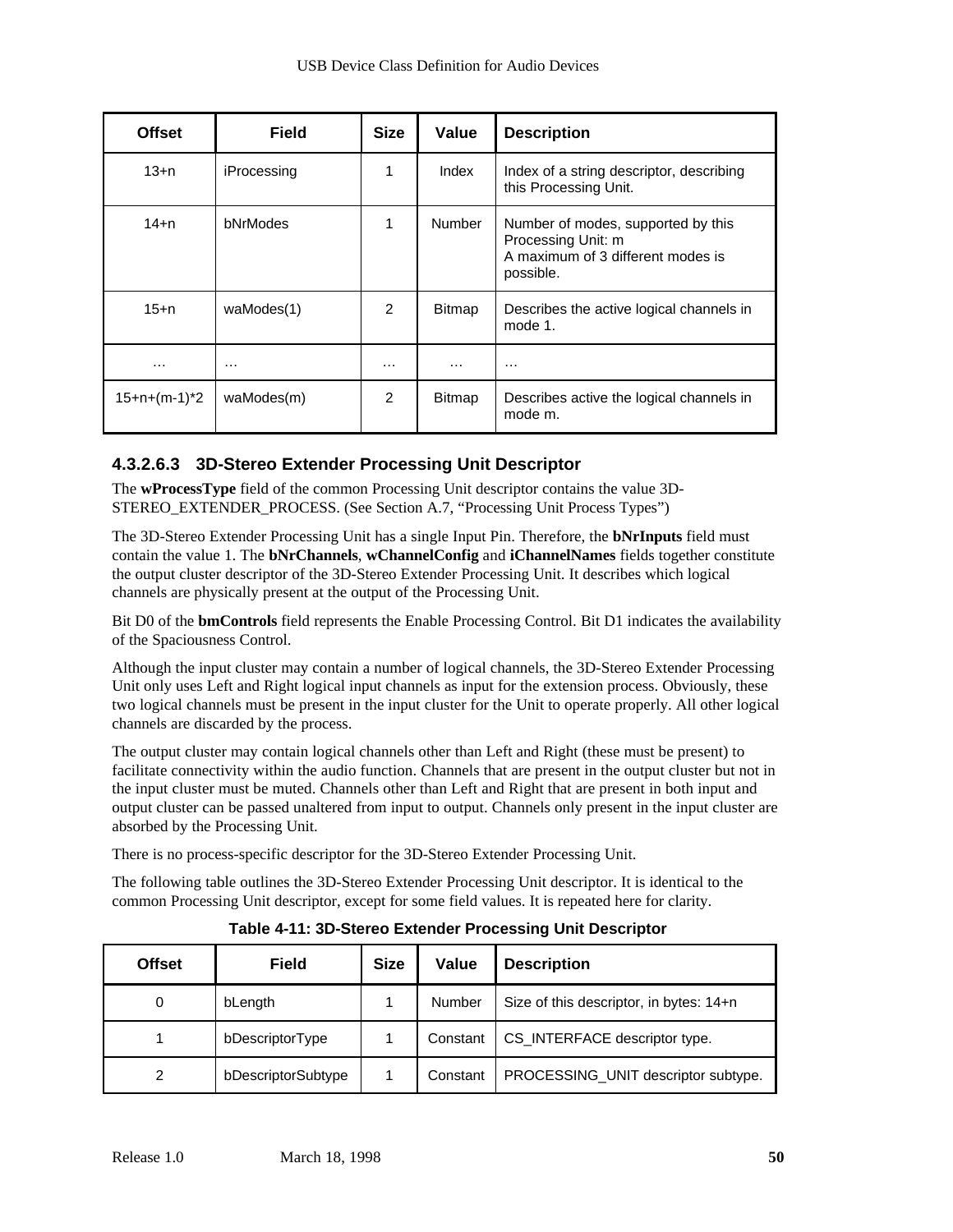| Offset | Field | Size | Value | Description |
|---|---|---|---|---|
| 13+n | iProcessing | 1 | Index | Index of a string descriptor, describing this Processing Unit. |
| 14+n | bNrModes | 1 | Number | Number of modes, supported by this Processing Unit: m<br>A maximum of 3 different modes is possible. |
| 15+n | waModes(1) | 2 | Bitmap | Describes the active logical channels in mode 1. |
| … | … | … | … | … |
| 15+n+(m-1)*2 | waModes(m) | 2 | Bitmap | Describes active the logical channels in mode m. |

#### 4.3.2.6.3 3D-Stereo Extender Processing Unit Descriptor

The **wProcessType** field of the common Processing Unit descriptor contains the value 3D-STEREO_EXTENDER_PROCESS. (See Section A.7, "Processing Unit Process Types")

The 3D-Stereo Extender Processing Unit has a single Input Pin. Therefore, the **bNrInputs** field must contain the value 1. The **bNrChannels**, **wChannelConfig** and **iChannelNames** fields together constitute the output cluster descriptor of the 3D-Stereo Extender Processing Unit. It describes which logical channels are physically present at the output of the Processing Unit.

Bit D0 of the **bmControls** field represents the Enable Processing Control. Bit D1 indicates the availability of the Spaciousness Control.

Although the input cluster may contain a number of logical channels, the 3D-Stereo Extender Processing Unit only uses Left and Right logical input channels as input for the extension process. Obviously, these two logical channels must be present in the input cluster for the Unit to operate properly. All other logical channels are discarded by the process.

The output cluster may contain logical channels other than Left and Right (these must be present) to facilitate connectivity within the audio function. Channels that are present in the output cluster but not in the input cluster must be muted. Channels other than Left and Right that are present in both input and output cluster can be passed unaltered from input to output. Channels only present in the input cluster are absorbed by the Processing Unit.

There is no process-specific descriptor for the 3D-Stereo Extender Processing Unit.

The following table outlines the 3D-Stereo Extender Processing Unit descriptor. It is identical to the common Processing Unit descriptor, except for some field values. It is repeated here for clarity.

**Table 4-11: 3D-Stereo Extender Processing Unit Descriptor**

| Offset | Field | Size | Value | Description |
|---|---|---|---|---|
| 0 | bLength | 1 | Number | Size of this descriptor, in bytes: 14+n |
| 1 | bDescriptorType | 1 | Constant | CS_INTERFACE descriptor type. |
| 2 | bDescriptorSubtype | 1 | Constant | PROCESSING_UNIT descriptor subtype. |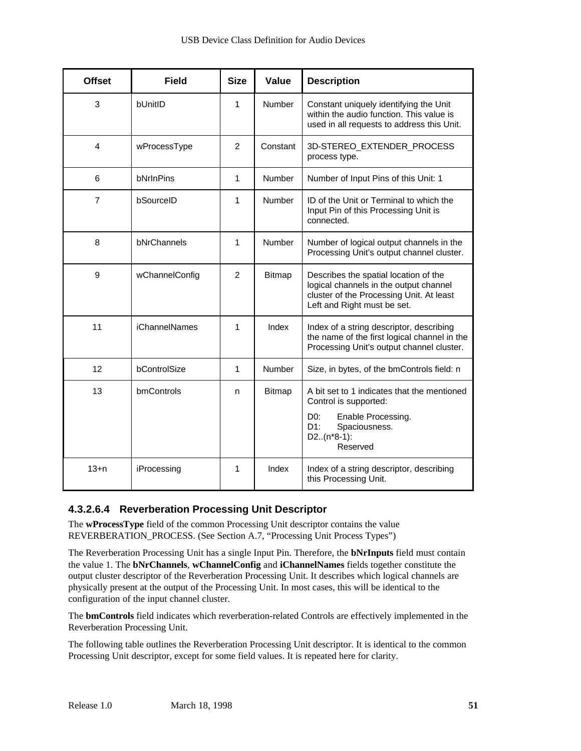| Offset | Field | Size | Value | Description |
|---|---|---|---|---|
| 3 | bUnitID | 1 | Number | Constant uniquely identifying the Unit within the audio function. This value is used in all requests to address this Unit. |
| 4 | wProcessType | 2 | Constant | 3D-STEREO_EXTENDER_PROCESS process type. |
| 6 | bNrInPins | 1 | Number | Number of Input Pins of this Unit: 1 |
| 7 | bSourceID | 1 | Number | ID of the Unit or Terminal to which the Input Pin of this Processing Unit is connected. |
| 8 | bNrChannels | 1 | Number | Number of logical output channels in the Processing Unit's output channel cluster. |
| 9 | wChannelConfig | 2 | Bitmap | Describes the spatial location of the logical channels in the output channel cluster of the Processing Unit. At least Left and Right must be set. |
| 11 | iChannelNames | 1 | Index | Index of a string descriptor, describing the name of the first logical channel in the Processing Unit's output channel cluster. |
| 12 | bControlSize | 1 | Number | Size, in bytes, of the bmControls field: n |
| 13 | bmControls | n | Bitmap | A bit set to 1 indicates that the mentioned Control is supported:<br>D0: Enable Processing.<br>D1: Spaciousness.<br>D2..(n*8-1): Reserved |
| 13+n | iProcessing | 1 | Index | Index of a string descriptor, describing this Processing Unit. |

#### 4.3.2.6.4 Reverberation Processing Unit Descriptor

The **wProcessType** field of the common Processing Unit descriptor contains the value REVERBERATION_PROCESS. (See Section A.7, "Processing Unit Process Types")

The Reverberation Processing Unit has a single Input Pin. Therefore, the **bNrInputs** field must contain the value 1. The **bNrChannels**, **wChannelConfig** and **iChannelNames** fields together constitute the output cluster descriptor of the Reverberation Processing Unit. It describes which logical channels are physically present at the output of the Processing Unit. In most cases, this will be identical to the configuration of the input channel cluster.

The **bmControls** field indicates which reverberation-related Controls are effectively implemented in the Reverberation Processing Unit.

The following table outlines the Reverberation Processing Unit descriptor. It is identical to the common Processing Unit descriptor, except for some field values. It is repeated here for clarity.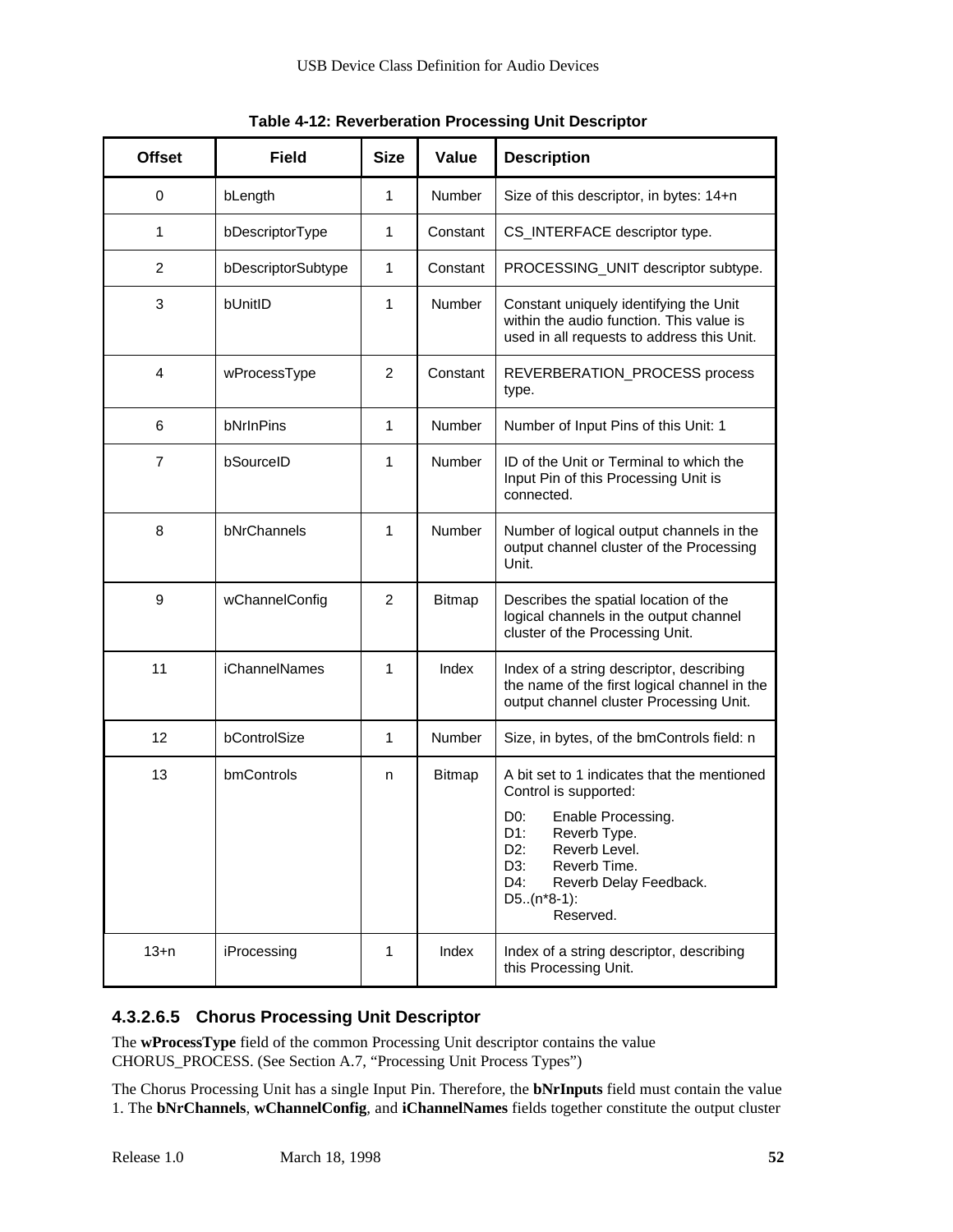**Table 4-12: Reverberation Processing Unit Descriptor**

| Offset | Field | Size | Value | Description |
|---|---|---|---|---|
| 0 | bLength | 1 | Number | Size of this descriptor, in bytes: 14+n |
| 1 | bDescriptorType | 1 | Constant | CS_INTERFACE descriptor type. |
| 2 | bDescriptorSubtype | 1 | Constant | PROCESSING_UNIT descriptor subtype. |
| 3 | bUnitID | 1 | Number | Constant uniquely identifying the Unit within the audio function. This value is used in all requests to address this Unit. |
| 4 | wProcessType | 2 | Constant | REVERBERATION_PROCESS process type. |
| 6 | bNrInPins | 1 | Number | Number of Input Pins of this Unit: 1 |
| 7 | bSourceID | 1 | Number | ID of the Unit or Terminal to which the Input Pin of this Processing Unit is connected. |
| 8 | bNrChannels | 1 | Number | Number of logical output channels in the output channel cluster of the Processing Unit. |
| 9 | wChannelConfig | 2 | Bitmap | Describes the spatial location of the logical channels in the output channel cluster of the Processing Unit. |
| 11 | iChannelNames | 1 | Index | Index of a string descriptor, describing the name of the first logical channel in the output channel cluster Processing Unit. |
| 12 | bControlSize | 1 | Number | Size, in bytes, of the bmControls field: n |
| 13 | bmControls | n | Bitmap | A bit set to 1 indicates that the mentioned Control is supported:<br>D0: Enable Processing.<br>D1: Reverb Type.<br>D2: Reverb Level.<br>D3: Reverb Time.<br>D4: Reverb Delay Feedback.<br>D5..(n*8-1): Reserved. |
| 13+n | iProcessing | 1 | Index | Index of a string descriptor, describing this Processing Unit. |

#### 4.3.2.6.5 Chorus Processing Unit Descriptor

The **wProcessType** field of the common Processing Unit descriptor contains the value CHORUS_PROCESS. (See Section A.7, "Processing Unit Process Types")

The Chorus Processing Unit has a single Input Pin. Therefore, the **bNrInputs** field must contain the value 1. The **bNrChannels**, **wChannelConfig**, and **iChannelNames** fields together constitute the output cluster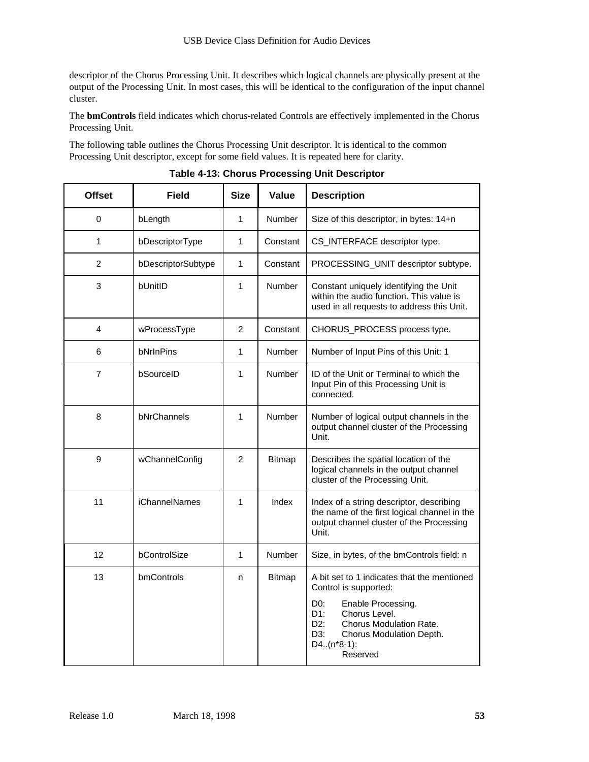descriptor of the Chorus Processing Unit. It describes which logical channels are physically present at the output of the Processing Unit. In most cases, this will be identical to the configuration of the input channel cluster.

The **bmControls** field indicates which chorus-related Controls are effectively implemented in the Chorus Processing Unit.

The following table outlines the Chorus Processing Unit descriptor. It is identical to the common Processing Unit descriptor, except for some field values. It is repeated here for clarity.

**Table 4-13: Chorus Processing Unit Descriptor**

| Offset | Field | Size | Value | Description |
|---|---|---|---|---|
| 0 | bLength | 1 | Number | Size of this descriptor, in bytes: 14+n |
| 1 | bDescriptorType | 1 | Constant | CS_INTERFACE descriptor type. |
| 2 | bDescriptorSubtype | 1 | Constant | PROCESSING_UNIT descriptor subtype. |
| 3 | bUnitID | 1 | Number | Constant uniquely identifying the Unit within the audio function. This value is used in all requests to address this Unit. |
| 4 | wProcessType | 2 | Constant | CHORUS_PROCESS process type. |
| 6 | bNrInPins | 1 | Number | Number of Input Pins of this Unit: 1 |
| 7 | bSourceID | 1 | Number | ID of the Unit or Terminal to which the Input Pin of this Processing Unit is connected. |
| 8 | bNrChannels | 1 | Number | Number of logical output channels in the output channel cluster of the Processing Unit. |
| 9 | wChannelConfig | 2 | Bitmap | Describes the spatial location of the logical channels in the output channel cluster of the Processing Unit. |
| 11 | iChannelNames | 1 | Index | Index of a string descriptor, describing the name of the first logical channel in the output channel cluster of the Processing Unit. |
| 12 | bControlSize | 1 | Number | Size, in bytes, of the bmControls field: n |
| 13 | bmControls | n | Bitmap | A bit set to 1 indicates that the mentioned Control is supported:<br>D0: Enable Processing.<br>D1: Chorus Level.<br>D2: Chorus Modulation Rate.<br>D3: Chorus Modulation Depth.<br>D4..(n*8-1): Reserved |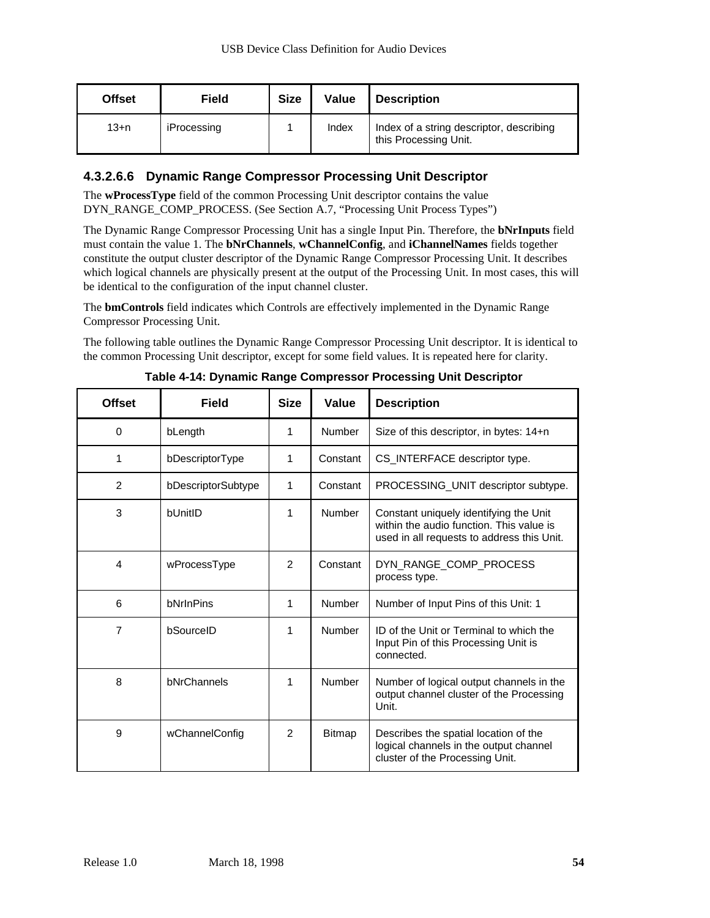| Offset | Field | Size | Value | Description |
|---|---|---|---|---|
| 13+n | iProcessing | 1 | Index | Index of a string descriptor, describing this Processing Unit. |

#### 4.3.2.6.6 Dynamic Range Compressor Processing Unit Descriptor

The **wProcessType** field of the common Processing Unit descriptor contains the value DYN_RANGE_COMP_PROCESS. (See Section A.7, "Processing Unit Process Types")

The Dynamic Range Compressor Processing Unit has a single Input Pin. Therefore, the **bNrInputs** field must contain the value 1. The **bNrChannels**, **wChannelConfig**, and **iChannelNames** fields together constitute the output cluster descriptor of the Dynamic Range Compressor Processing Unit. It describes which logical channels are physically present at the output of the Processing Unit. In most cases, this will be identical to the configuration of the input channel cluster.

The **bmControls** field indicates which Controls are effectively implemented in the Dynamic Range Compressor Processing Unit.

The following table outlines the Dynamic Range Compressor Processing Unit descriptor. It is identical to the common Processing Unit descriptor, except for some field values. It is repeated here for clarity.

**Table 4-14: Dynamic Range Compressor Processing Unit Descriptor**

| Offset | Field | Size | Value | Description |
|---|---|---|---|---|
| 0 | bLength | 1 | Number | Size of this descriptor, in bytes: 14+n |
| 1 | bDescriptorType | 1 | Constant | CS_INTERFACE descriptor type. |
| 2 | bDescriptorSubtype | 1 | Constant | PROCESSING_UNIT descriptor subtype. |
| 3 | bUnitID | 1 | Number | Constant uniquely identifying the Unit within the audio function. This value is used in all requests to address this Unit. |
| 4 | wProcessType | 2 | Constant | DYN_RANGE_COMP_PROCESS process type. |
| 6 | bNrInPins | 1 | Number | Number of Input Pins of this Unit: 1 |
| 7 | bSourceID | 1 | Number | ID of the Unit or Terminal to which the Input Pin of this Processing Unit is connected. |
| 8 | bNrChannels | 1 | Number | Number of logical output channels in the output channel cluster of the Processing Unit. |
| 9 | wChannelConfig | 2 | Bitmap | Describes the spatial location of the logical channels in the output channel cluster of the Processing Unit. |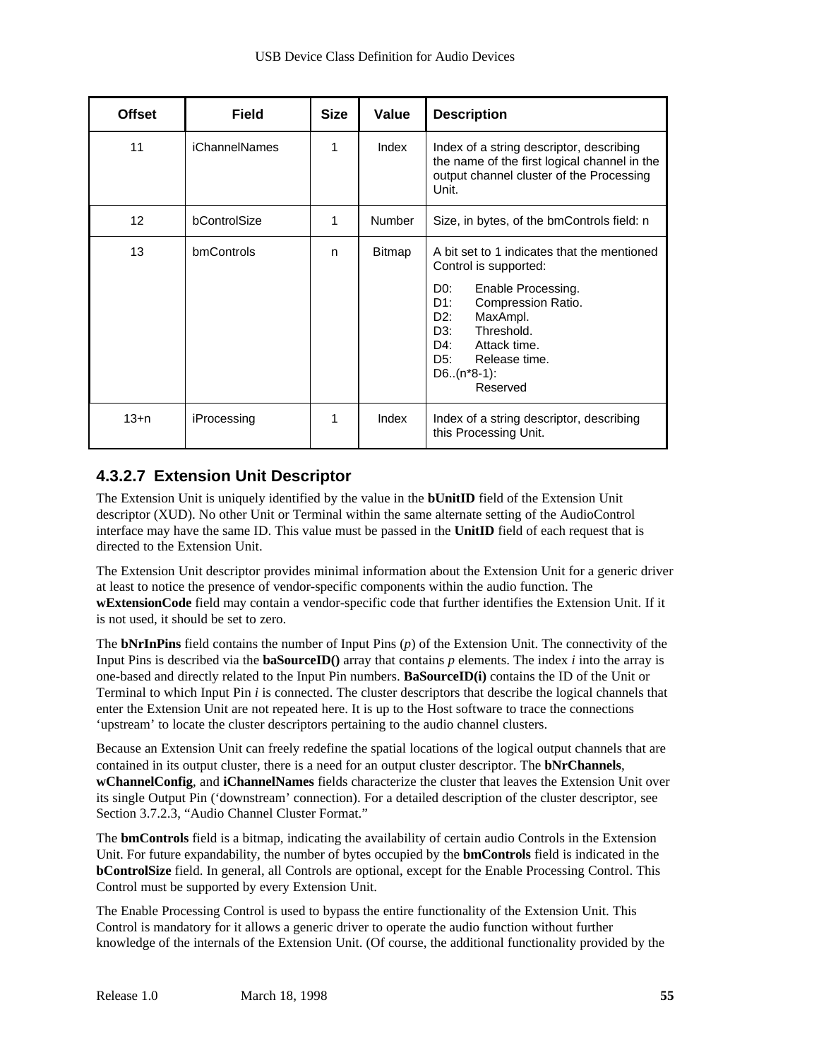| Offset | Field | Size | Value | Description |
|---|---|---|---|---|
| 11 | iChannelNames | 1 | Index | Index of a string descriptor, describing the name of the first logical channel in the output channel cluster of the Processing Unit. |
| 12 | bControlSize | 1 | Number | Size, in bytes, of the bmControls field: n |
| 13 | bmControls | n | Bitmap | A bit set to 1 indicates that the mentioned Control is supported:<br>D0: Enable Processing.<br>D1: Compression Ratio.<br>D2: MaxAmpl.<br>D3: Threshold.<br>D4: Attack time.<br>D5: Release time.<br>D6..(n*8-1): Reserved |
| 13+n | iProcessing | 1 | Index | Index of a string descriptor, describing this Processing Unit. |

### 4.3.2.7 Extension Unit Descriptor

The Extension Unit is uniquely identified by the value in the **bUnitID** field of the Extension Unit descriptor (XUD). No other Unit or Terminal within the same alternate setting of the AudioControl interface may have the same ID. This value must be passed in the **UnitID** field of each request that is directed to the Extension Unit.

The Extension Unit descriptor provides minimal information about the Extension Unit for a generic driver at least to notice the presence of vendor-specific components within the audio function. The **wExtensionCode** field may contain a vendor-specific code that further identifies the Extension Unit. If it is not used, it should be set to zero.

The **bNrInPins** field contains the number of Input Pins (*p*) of the Extension Unit. The connectivity of the Input Pins is described via the **baSourceID()** array that contains *p* elements. The index *i* into the array is one-based and directly related to the Input Pin numbers. **BaSourceID(i)** contains the ID of the Unit or Terminal to which Input Pin *i* is connected. The cluster descriptors that describe the logical channels that enter the Extension Unit are not repeated here. It is up to the Host software to trace the connections 'upstream' to locate the cluster descriptors pertaining to the audio channel clusters.

Because an Extension Unit can freely redefine the spatial locations of the logical output channels that are contained in its output cluster, there is a need for an output cluster descriptor. The **bNrChannels**, **wChannelConfig**, and **iChannelNames** fields characterize the cluster that leaves the Extension Unit over its single Output Pin ('downstream' connection). For a detailed description of the cluster descriptor, see Section 3.7.2.3, "Audio Channel Cluster Format."

The **bmControls** field is a bitmap, indicating the availability of certain audio Controls in the Extension Unit. For future expandability, the number of bytes occupied by the **bmControls** field is indicated in the **bControlSize** field. In general, all Controls are optional, except for the Enable Processing Control. This Control must be supported by every Extension Unit.

The Enable Processing Control is used to bypass the entire functionality of the Extension Unit. This Control is mandatory for it allows a generic driver to operate the audio function without further knowledge of the internals of the Extension Unit. (Of course, the additional functionality provided by the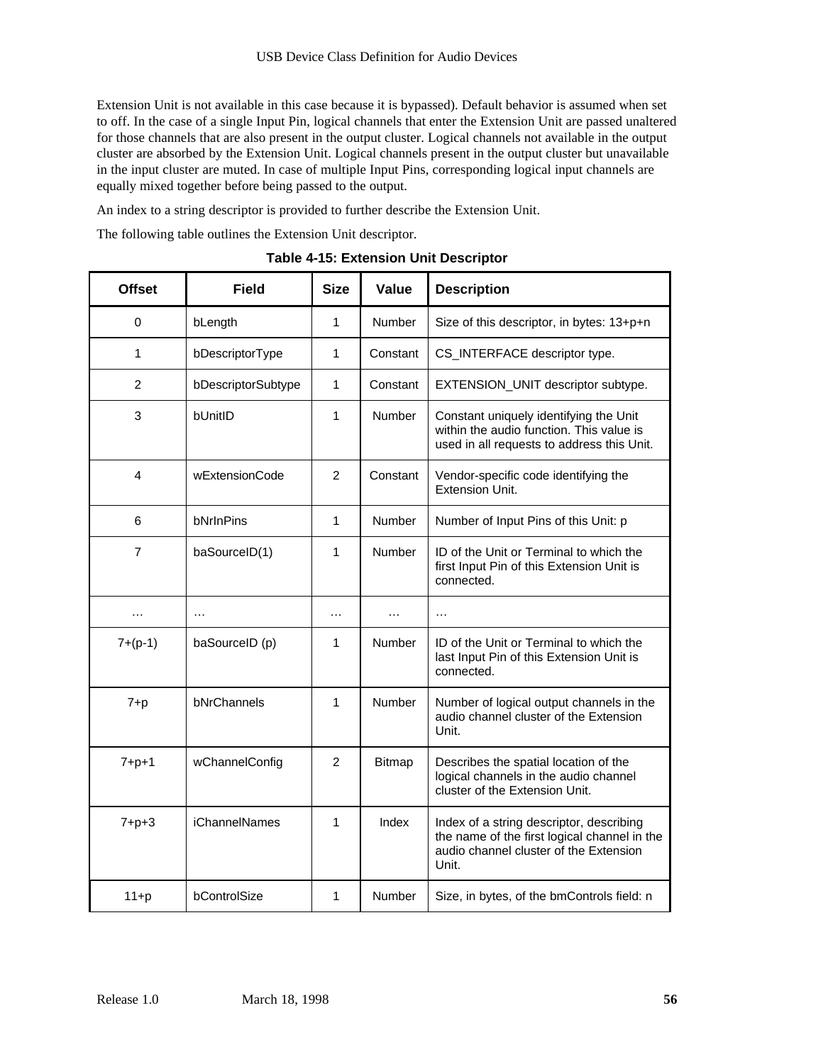Extension Unit is not available in this case because it is bypassed). Default behavior is assumed when set to off. In the case of a single Input Pin, logical channels that enter the Extension Unit are passed unaltered for those channels that are also present in the output cluster. Logical channels not available in the output cluster are absorbed by the Extension Unit. Logical channels present in the output cluster but unavailable in the input cluster are muted. In case of multiple Input Pins, corresponding logical input channels are equally mixed together before being passed to the output.

An index to a string descriptor is provided to further describe the Extension Unit.

The following table outlines the Extension Unit descriptor.

**Table 4-15: Extension Unit Descriptor**

| Offset | Field | Size | Value | Description |
|---|---|---|---|---|
| 0 | bLength | 1 | Number | Size of this descriptor, in bytes: 13+p+n |
| 1 | bDescriptorType | 1 | Constant | CS_INTERFACE descriptor type. |
| 2 | bDescriptorSubtype | 1 | Constant | EXTENSION_UNIT descriptor subtype. |
| 3 | bUnitID | 1 | Number | Constant uniquely identifying the Unit within the audio function. This value is used in all requests to address this Unit. |
| 4 | wExtensionCode | 2 | Constant | Vendor-specific code identifying the Extension Unit. |
| 6 | bNrInPins | 1 | Number | Number of Input Pins of this Unit: p |
| 7 | baSourceID(1) | 1 | Number | ID of the Unit or Terminal to which the first Input Pin of this Extension Unit is connected. |
| … | … | … | … | … |
| 7+(p-1) | baSourceID (p) | 1 | Number | ID of the Unit or Terminal to which the last Input Pin of this Extension Unit is connected. |
| 7+p | bNrChannels | 1 | Number | Number of logical output channels in the audio channel cluster of the Extension Unit. |
| 7+p+1 | wChannelConfig | 2 | Bitmap | Describes the spatial location of the logical channels in the audio channel cluster of the Extension Unit. |
| 7+p+3 | iChannelNames | 1 | Index | Index of a string descriptor, describing the name of the first logical channel in the audio channel cluster of the Extension Unit. |
| 11+p | bControlSize | 1 | Number | Size, in bytes, of the bmControls field: n |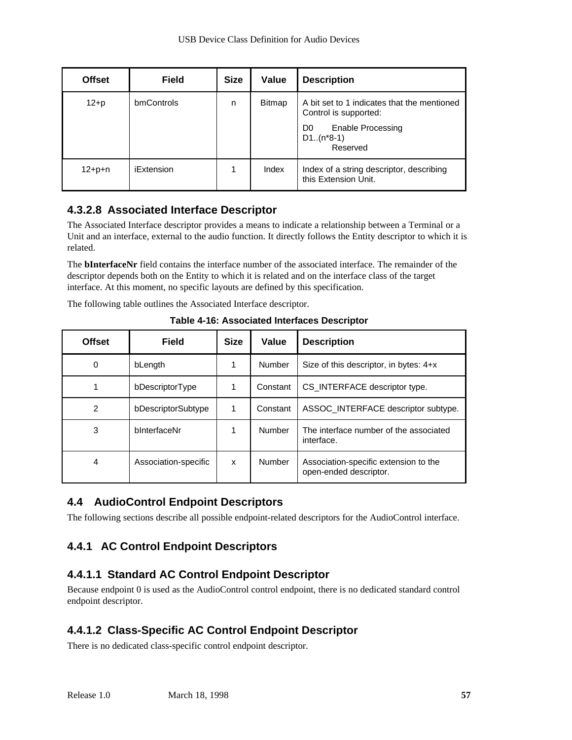| Offset | Field | Size | Value | Description |
|---|---|---|---|---|
| 12+p | bmControls | n | Bitmap | A bit set to 1 indicates that the mentioned Control is supported:<br>D0 Enable Processing<br>D1..(n*8-1) Reserved |
| 12+p+n | iExtension | 1 | Index | Index of a string descriptor, describing this Extension Unit. |

#### 4.3.2.8 Associated Interface Descriptor

The Associated Interface descriptor provides a means to indicate a relationship between a Terminal or a Unit and an interface, external to the audio function. It directly follows the Entity descriptor to which it is related.

The **bInterfaceNr** field contains the interface number of the associated interface. The remainder of the descriptor depends both on the Entity to which it is related and on the interface class of the target interface. At this moment, no specific layouts are defined by this specification.

The following table outlines the Associated Interface descriptor.

**Table 4-16: Associated Interfaces Descriptor**

| Offset | Field | Size | Value | Description |
|---|---|---|---|---|
| 0 | bLength | 1 | Number | Size of this descriptor, in bytes: 4+x |
| 1 | bDescriptorType | 1 | Constant | CS_INTERFACE descriptor type. |
| 2 | bDescriptorSubtype | 1 | Constant | ASSOC_INTERFACE descriptor subtype. |
| 3 | bInterfaceNr | 1 | Number | The interface number of the associated interface. |
| 4 | Association-specific | x | Number | Association-specific extension to the open-ended descriptor. |

## 4.4 AudioControl Endpoint Descriptors

The following sections describe all possible endpoint-related descriptors for the AudioControl interface.

### 4.4.1 AC Control Endpoint Descriptors

#### 4.4.1.1 Standard AC Control Endpoint Descriptor

Because endpoint 0 is used as the AudioControl control endpoint, there is no dedicated standard control endpoint descriptor.

#### 4.4.1.2 Class-Specific AC Control Endpoint Descriptor

There is no dedicated class-specific control endpoint descriptor.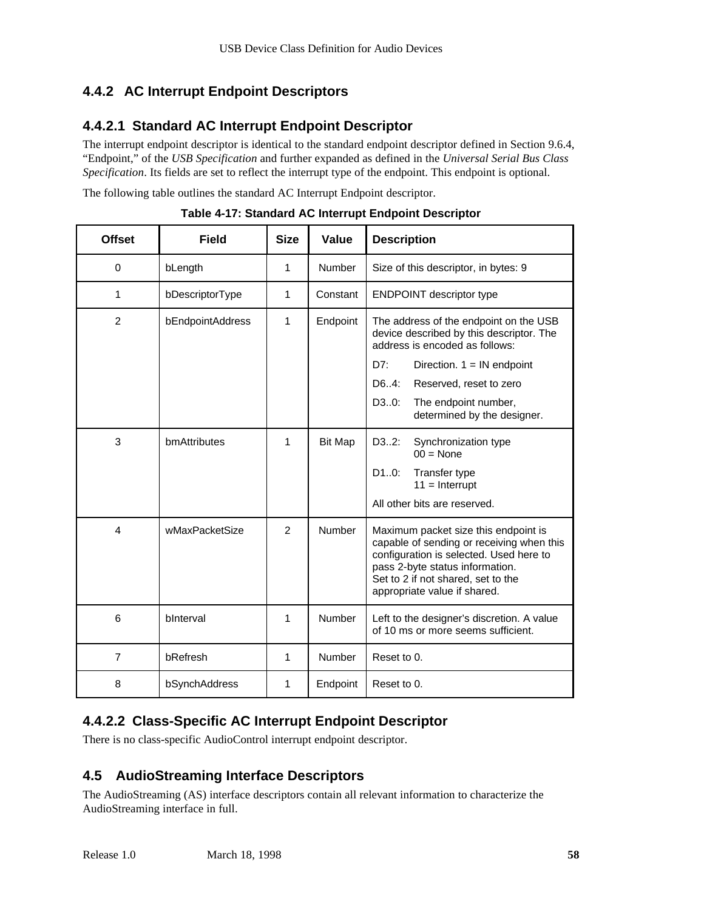### 4.4.2 AC Interrupt Endpoint Descriptors

#### 4.4.2.1 Standard AC Interrupt Endpoint Descriptor

The interrupt endpoint descriptor is identical to the standard endpoint descriptor defined in Section 9.6.4, "Endpoint," of the *USB Specification* and further expanded as defined in the *Universal Serial Bus Class Specification*. Its fields are set to reflect the interrupt type of the endpoint. This endpoint is optional.

The following table outlines the standard AC Interrupt Endpoint descriptor.

**Table 4-17: Standard AC Interrupt Endpoint Descriptor**

| Offset | Field | Size | Value | Description |
|---|---|---|---|---|
| 0 | bLength | 1 | Number | Size of this descriptor, in bytes: 9 |
| 1 | bDescriptorType | 1 | Constant | ENDPOINT descriptor type |
| 2 | bEndpointAddress | 1 | Endpoint | The address of the endpoint on the USB device described by this descriptor. The address is encoded as follows:<br>D7: Direction. 1 = IN endpoint<br>D6..4: Reserved, reset to zero<br>D3..0: The endpoint number, determined by the designer. |
| 3 | bmAttributes | 1 | Bit Map | D3..2: Synchronization type<br>00 = None<br>D1..0: Transfer type<br>11 = Interrupt<br>All other bits are reserved. |
| 4 | wMaxPacketSize | 2 | Number | Maximum packet size this endpoint is capable of sending or receiving when this configuration is selected. Used here to pass 2-byte status information.<br>Set to 2 if not shared, set to the appropriate value if shared. |
| 6 | bInterval | 1 | Number | Left to the designer's discretion. A value of 10 ms or more seems sufficient. |
| 7 | bRefresh | 1 | Number | Reset to 0. |
| 8 | bSynchAddress | 1 | Endpoint | Reset to 0. |

#### 4.4.2.2 Class-Specific AC Interrupt Endpoint Descriptor

There is no class-specific AudioControl interrupt endpoint descriptor.

### 4.5 AudioStreaming Interface Descriptors

The AudioStreaming (AS) interface descriptors contain all relevant information to characterize the AudioStreaming interface in full.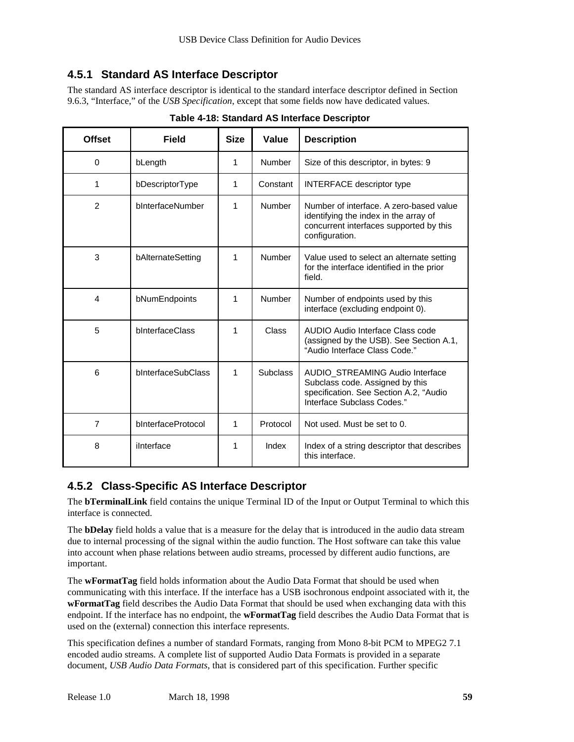### 4.5.1 Standard AS Interface Descriptor

The standard AS interface descriptor is identical to the standard interface descriptor defined in Section 9.6.3, "Interface," of the *USB Specification*, except that some fields now have dedicated values.

**Table 4-18: Standard AS Interface Descriptor**

| Offset | Field | Size | Value | Description |
|---|---|---|---|---|
| 0 | bLength | 1 | Number | Size of this descriptor, in bytes: 9 |
| 1 | bDescriptorType | 1 | Constant | INTERFACE descriptor type |
| 2 | bInterfaceNumber | 1 | Number | Number of interface. A zero-based value identifying the index in the array of concurrent interfaces supported by this configuration. |
| 3 | bAlternateSetting | 1 | Number | Value used to select an alternate setting for the interface identified in the prior field. |
| 4 | bNumEndpoints | 1 | Number | Number of endpoints used by this interface (excluding endpoint 0). |
| 5 | bInterfaceClass | 1 | Class | AUDIO Audio Interface Class code (assigned by the USB). See Section A.1, "Audio Interface Class Code." |
| 6 | bInterfaceSubClass | 1 | Subclass | AUDIO_STREAMING Audio Interface Subclass code. Assigned by this specification. See Section A.2, "Audio Interface Subclass Codes." |
| 7 | bInterfaceProtocol | 1 | Protocol | Not used. Must be set to 0. |
| 8 | iInterface | 1 | Index | Index of a string descriptor that describes this interface. |

### 4.5.2 Class-Specific AS Interface Descriptor

The **bTerminalLink** field contains the unique Terminal ID of the Input or Output Terminal to which this interface is connected.

The **bDelay** field holds a value that is a measure for the delay that is introduced in the audio data stream due to internal processing of the signal within the audio function. The Host software can take this value into account when phase relations between audio streams, processed by different audio functions, are important.

The **wFormatTag** field holds information about the Audio Data Format that should be used when communicating with this interface. If the interface has a USB isochronous endpoint associated with it, the **wFormatTag** field describes the Audio Data Format that should be used when exchanging data with this endpoint. If the interface has no endpoint, the **wFormatTag** field describes the Audio Data Format that is used on the (external) connection this interface represents.

This specification defines a number of standard Formats, ranging from Mono 8-bit PCM to MPEG2 7.1 encoded audio streams. A complete list of supported Audio Data Formats is provided in a separate document, *USB Audio Data Formats*, that is considered part of this specification. Further specific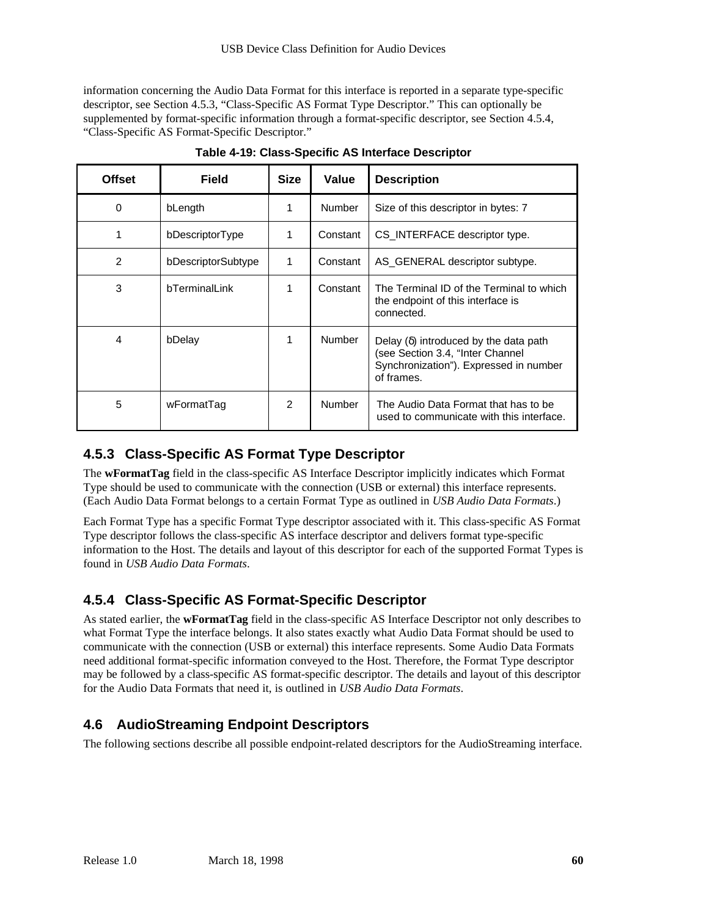information concerning the Audio Data Format for this interface is reported in a separate type-specific descriptor, see Section 4.5.3, "Class-Specific AS Format Type Descriptor." This can optionally be supplemented by format-specific information through a format-specific descriptor, see Section 4.5.4, "Class-Specific AS Format-Specific Descriptor."

**Table 4-19: Class-Specific AS Interface Descriptor**

| Offset | Field | Size | Value | Description |
|---|---|---|---|---|
| 0 | bLength | 1 | Number | Size of this descriptor in bytes: 7 |
| 1 | bDescriptorType | 1 | Constant | CS_INTERFACE descriptor type. |
| 2 | bDescriptorSubtype | 1 | Constant | AS_GENERAL descriptor subtype. |
| 3 | bTerminalLink | 1 | Constant | The Terminal ID of the Terminal to which the endpoint of this interface is connected. |
| 4 | bDelay | 1 | Number | Delay (δ) introduced by the data path (see Section 3.4, "Inter Channel Synchronization"). Expressed in number of frames. |
| 5 | wFormatTag | 2 | Number | The Audio Data Format that has to be used to communicate with this interface. |

### 4.5.3 Class-Specific AS Format Type Descriptor

The **wFormatTag** field in the class-specific AS Interface Descriptor implicitly indicates which Format Type should be used to communicate with the connection (USB or external) this interface represents. (Each Audio Data Format belongs to a certain Format Type as outlined in *USB Audio Data Formats*.)

Each Format Type has a specific Format Type descriptor associated with it. This class-specific AS Format Type descriptor follows the class-specific AS interface descriptor and delivers format type-specific information to the Host. The details and layout of this descriptor for each of the supported Format Types is found in *USB Audio Data Formats*.

### 4.5.4 Class-Specific AS Format-Specific Descriptor

As stated earlier, the **wFormatTag** field in the class-specific AS Interface Descriptor not only describes to what Format Type the interface belongs. It also states exactly what Audio Data Format should be used to communicate with the connection (USB or external) this interface represents. Some Audio Data Formats need additional format-specific information conveyed to the Host. Therefore, the Format Type descriptor may be followed by a class-specific AS format-specific descriptor. The details and layout of this descriptor for the Audio Data Formats that need it, is outlined in *USB Audio Data Formats*.

## 4.6 AudioStreaming Endpoint Descriptors

The following sections describe all possible endpoint-related descriptors for the AudioStreaming interface.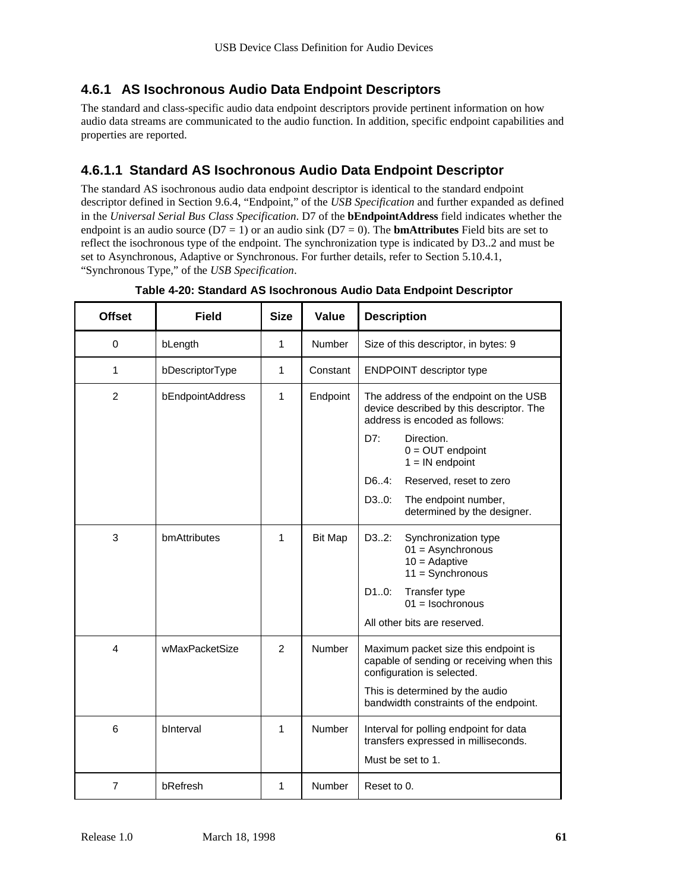### 4.6.1 AS Isochronous Audio Data Endpoint Descriptors

The standard and class-specific audio data endpoint descriptors provide pertinent information on how audio data streams are communicated to the audio function. In addition, specific endpoint capabilities and properties are reported.

#### 4.6.1.1 Standard AS Isochronous Audio Data Endpoint Descriptor

The standard AS isochronous audio data endpoint descriptor is identical to the standard endpoint descriptor defined in Section 9.6.4, "Endpoint," of the *USB Specification* and further expanded as defined in the *Universal Serial Bus Class Specification*. D7 of the **bEndpointAddress** field indicates whether the endpoint is an audio source (D7 = 1) or an audio sink (D7 = 0). The **bmAttributes** Field bits are set to reflect the isochronous type of the endpoint. The synchronization type is indicated by D3..2 and must be set to Asynchronous, Adaptive or Synchronous. For further details, refer to Section 5.10.4.1, "Synchronous Type," of the *USB Specification*.

**Table 4-20: Standard AS Isochronous Audio Data Endpoint Descriptor**

| Offset | Field | Size | Value | Description |
|---|---|---|---|---|
| 0 | bLength | 1 | Number | Size of this descriptor, in bytes: 9 |
| 1 | bDescriptorType | 1 | Constant | ENDPOINT descriptor type |
| 2 | bEndpointAddress | 1 | Endpoint | The address of the endpoint on the USB device described by this descriptor. The address is encoded as follows:<br>D7: Direction.<br>0 = OUT endpoint<br>1 = IN endpoint<br>D6..4: Reserved, reset to zero<br>D3..0: The endpoint number, determined by the designer. |
| 3 | bmAttributes | 1 | Bit Map | D3..2: Synchronization type<br>01 = Asynchronous<br>10 = Adaptive<br>11 = Synchronous<br>D1..0: Transfer type<br>01 = Isochronous<br>All other bits are reserved. |
| 4 | wMaxPacketSize | 2 | Number | Maximum packet size this endpoint is capable of sending or receiving when this configuration is selected.<br>This is determined by the audio bandwidth constraints of the endpoint. |
| 6 | bInterval | 1 | Number | Interval for polling endpoint for data transfers expressed in milliseconds.<br>Must be set to 1. |
| 7 | bRefresh | 1 | Number | Reset to 0. |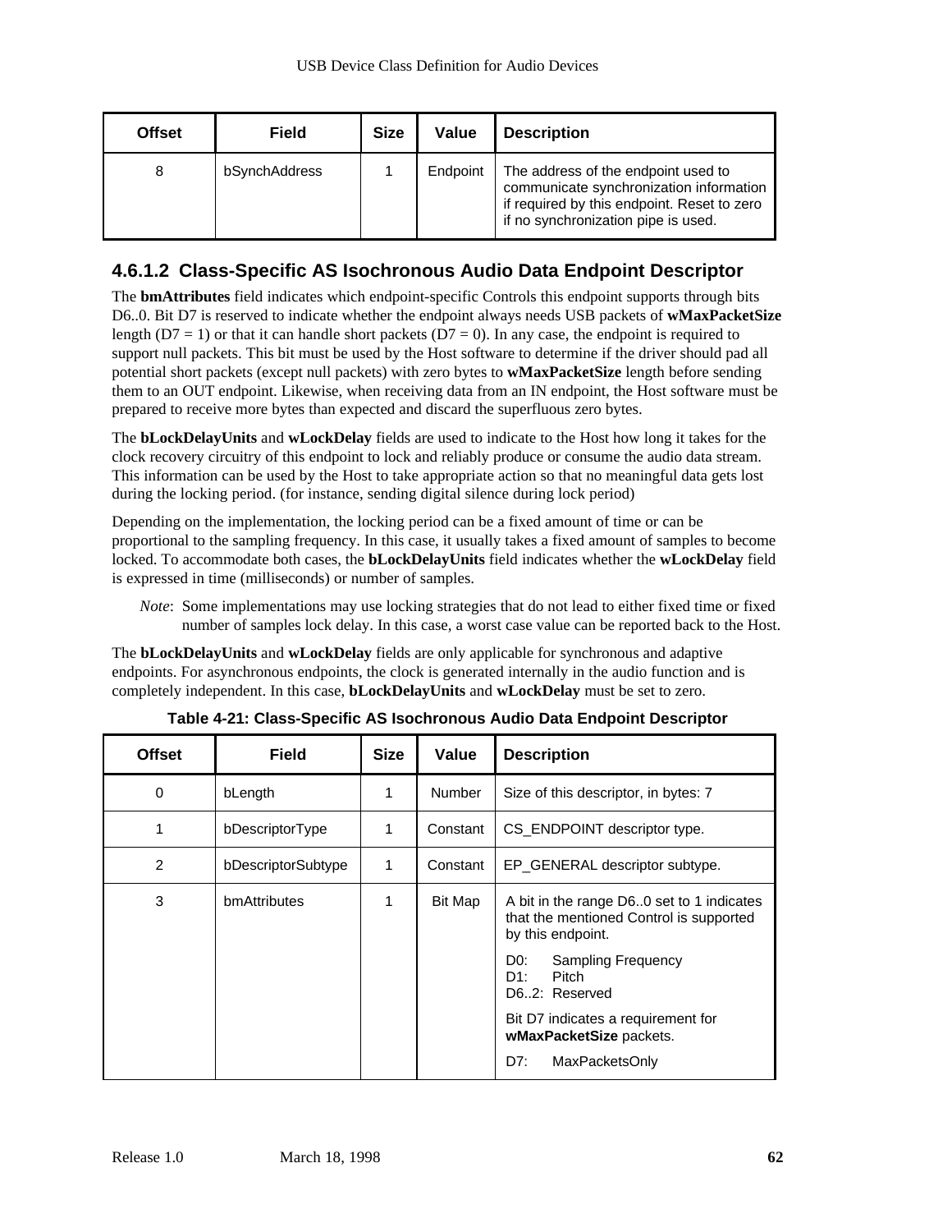| Offset | Field | Size | Value | Description |
|---|---|---|---|---|
| 8 | bSynchAddress | 1 | Endpoint | The address of the endpoint used to communicate synchronization information if required by this endpoint. Reset to zero if no synchronization pipe is used. |

### 4.6.1.2 Class-Specific AS Isochronous Audio Data Endpoint Descriptor

The **bmAttributes** field indicates which endpoint-specific Controls this endpoint supports through bits D6..0. Bit D7 is reserved to indicate whether the endpoint always needs USB packets of **wMaxPacketSize** length (D7 = 1) or that it can handle short packets (D7 = 0). In any case, the endpoint is required to support null packets. This bit must be used by the Host software to determine if the driver should pad all potential short packets (except null packets) with zero bytes to **wMaxPacketSize** length before sending them to an OUT endpoint. Likewise, when receiving data from an IN endpoint, the Host software must be prepared to receive more bytes than expected and discard the superfluous zero bytes.

The **bLockDelayUnits** and **wLockDelay** fields are used to indicate to the Host how long it takes for the clock recovery circuitry of this endpoint to lock and reliably produce or consume the audio data stream. This information can be used by the Host to take appropriate action so that no meaningful data gets lost during the locking period. (for instance, sending digital silence during lock period)

Depending on the implementation, the locking period can be a fixed amount of time or can be proportional to the sampling frequency. In this case, it usually takes a fixed amount of samples to become locked. To accommodate both cases, the **bLockDelayUnits** field indicates whether the **wLockDelay** field is expressed in time (milliseconds) or number of samples.

*Note*: Some implementations may use locking strategies that do not lead to either fixed time or fixed number of samples lock delay. In this case, a worst case value can be reported back to the Host.

The **bLockDelayUnits** and **wLockDelay** fields are only applicable for synchronous and adaptive endpoints. For asynchronous endpoints, the clock is generated internally in the audio function and is completely independent. In this case, **bLockDelayUnits** and **wLockDelay** must be set to zero.

**Table 4-21: Class-Specific AS Isochronous Audio Data Endpoint Descriptor**

| Offset | Field | Size | Value | Description |
|---|---|---|---|---|
| 0 | bLength | 1 | Number | Size of this descriptor, in bytes: 7 |
| 1 | bDescriptorType | 1 | Constant | CS_ENDPOINT descriptor type. |
| 2 | bDescriptorSubtype | 1 | Constant | EP_GENERAL descriptor subtype. |
| 3 | bmAttributes | 1 | Bit Map | A bit in the range D6..0 set to 1 indicates that the mentioned Control is supported by this endpoint.<br>D0: Sampling Frequency<br>D1: Pitch<br>D6..2: Reserved<br>Bit D7 indicates a requirement for **wMaxPacketSize** packets.<br>D7: MaxPacketsOnly |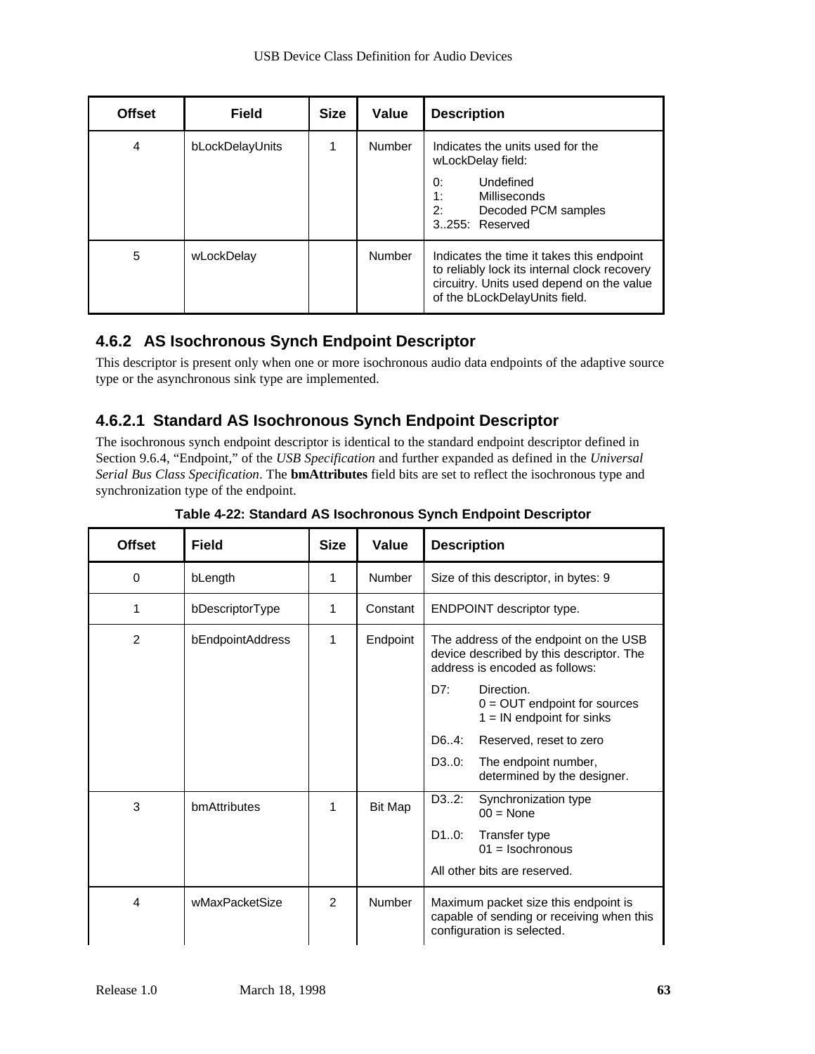| Offset | Field | Size | Value | Description |
| --- | --- | --- | --- | --- |
| 4 | bLockDelayUnits | 1 | Number | Indicates the units used for the wLockDelay field:<br>0: Undefined<br>1: Milliseconds<br>2: Decoded PCM samples<br>3..255: Reserved |
| 5 | wLockDelay | | Number | Indicates the time it takes this endpoint to reliably lock its internal clock recovery circuitry. Units used depend on the value of the bLockDelayUnits field. |

### 4.6.2 AS Isochronous Synch Endpoint Descriptor

This descriptor is present only when one or more isochronous audio data endpoints of the adaptive source type or the asynchronous sink type are implemented.

#### 4.6.2.1 Standard AS Isochronous Synch Endpoint Descriptor

The isochronous synch endpoint descriptor is identical to the standard endpoint descriptor defined in Section 9.6.4, "Endpoint," of the *USB Specification* and further expanded as defined in the *Universal Serial Bus Class Specification*. The **bmAttributes** field bits are set to reflect the isochronous type and synchronization type of the endpoint.

**Table 4-22: Standard AS Isochronous Synch Endpoint Descriptor**

| Offset | Field | Size | Value | Description |
| --- | --- | --- | --- | --- |
| 0 | bLength | 1 | Number | Size of this descriptor, in bytes: 9 |
| 1 | bDescriptorType | 1 | Constant | ENDPOINT descriptor type. |
| 2 | bEndpointAddress | 1 | Endpoint | The address of the endpoint on the USB device described by this descriptor. The address is encoded as follows:<br>D7: Direction.<br>0 = OUT endpoint for sources<br>1 = IN endpoint for sinks<br>D6..4: Reserved, reset to zero<br>D3..0: The endpoint number, determined by the designer. |
| 3 | bmAttributes | 1 | Bit Map | D3..2: Synchronization type<br>00 = None<br>D1..0: Transfer type<br>01 = Isochronous<br>All other bits are reserved. |
| 4 | wMaxPacketSize | 2 | Number | Maximum packet size this endpoint is capable of sending or receiving when this configuration is selected. |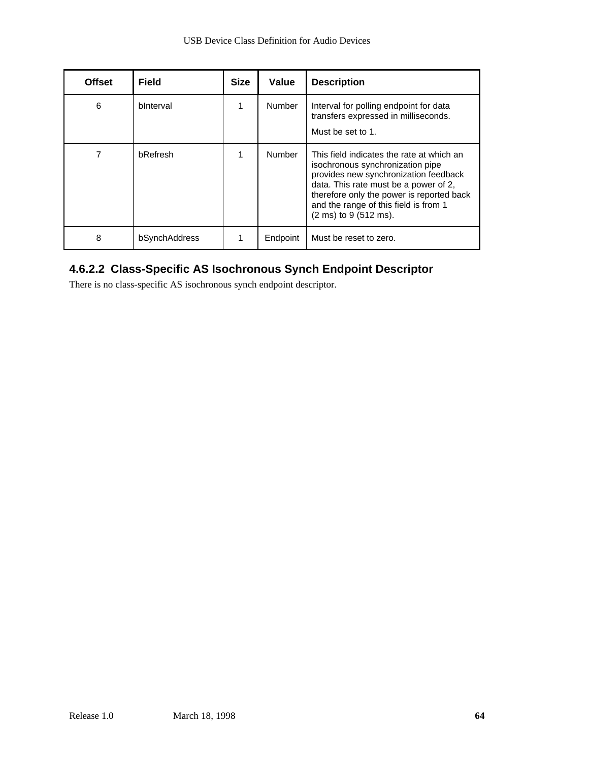| Offset | Field | Size | Value | Description |
|---|---|---|---|---|
| 6 | bInterval | 1 | Number | Interval for polling endpoint for data transfers expressed in milliseconds.<br><br>Must be set to 1. |
| 7 | bRefresh | 1 | Number | This field indicates the rate at which an isochronous synchronization pipe provides new synchronization feedback data. This rate must be a power of 2, therefore only the power is reported back and the range of this field is from 1 (2 ms) to 9 (512 ms). |
| 8 | bSynchAddress | 1 | Endpoint | Must be reset to zero. |

#### 4.6.2.2 Class-Specific AS Isochronous Synch Endpoint Descriptor

There is no class-specific AS isochronous synch endpoint descriptor.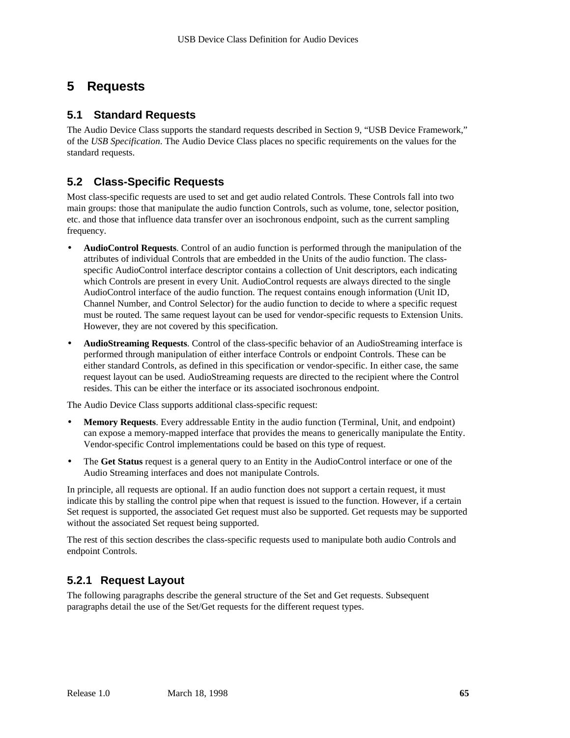# 5 Requests

## 5.1 Standard Requests

The Audio Device Class supports the standard requests described in Section 9, “USB Device Framework,” of the *USB Specification*. The Audio Device Class places no specific requirements on the values for the standard requests.

## 5.2 Class-Specific Requests

Most class-specific requests are used to set and get audio related Controls. These Controls fall into two main groups: those that manipulate the audio function Controls, such as volume, tone, selector position, etc. and those that influence data transfer over an isochronous endpoint, such as the current sampling frequency.

- **AudioControl Requests**. Control of an audio function is performed through the manipulation of the attributes of individual Controls that are embedded in the Units of the audio function. The class-specific AudioControl interface descriptor contains a collection of Unit descriptors, each indicating which Controls are present in every Unit. AudioControl requests are always directed to the single AudioControl interface of the audio function. The request contains enough information (Unit ID, Channel Number, and Control Selector) for the audio function to decide to where a specific request must be routed. The same request layout can be used for vendor-specific requests to Extension Units. However, they are not covered by this specification.
- **AudioStreaming Requests**. Control of the class-specific behavior of an AudioStreaming interface is performed through manipulation of either interface Controls or endpoint Controls. These can be either standard Controls, as defined in this specification or vendor-specific. In either case, the same request layout can be used. AudioStreaming requests are directed to the recipient where the Control resides. This can be either the interface or its associated isochronous endpoint.

The Audio Device Class supports additional class-specific request:

- **Memory Requests**. Every addressable Entity in the audio function (Terminal, Unit, and endpoint) can expose a memory-mapped interface that provides the means to generically manipulate the Entity. Vendor-specific Control implementations could be based on this type of request.
- The **Get Status** request is a general query to an Entity in the AudioControl interface or one of the Audio Streaming interfaces and does not manipulate Controls.

In principle, all requests are optional. If an audio function does not support a certain request, it must indicate this by stalling the control pipe when that request is issued to the function. However, if a certain Set request is supported, the associated Get request must also be supported. Get requests may be supported without the associated Set request being supported.

The rest of this section describes the class-specific requests used to manipulate both audio Controls and endpoint Controls.

### 5.2.1 Request Layout

The following paragraphs describe the general structure of the Set and Get requests. Subsequent paragraphs detail the use of the Set/Get requests for the different request types.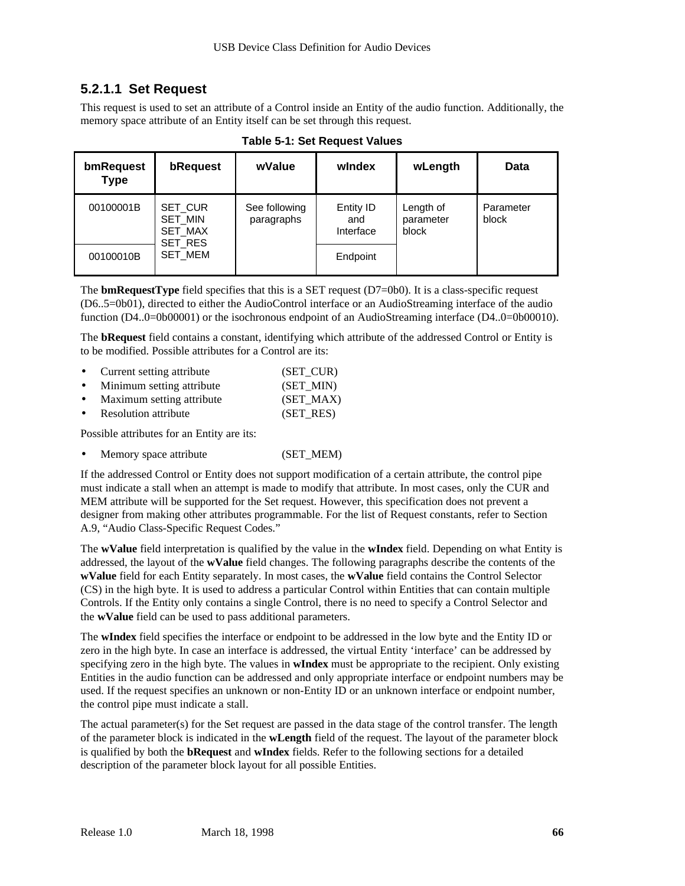#### 5.2.1.1 Set Request

This request is used to set an attribute of a Control inside an Entity of the audio function. Additionally, the memory space attribute of an Entity itself can be set through this request.

**Table 5-1: Set Request Values**

| bmRequest Type | bRequest | wValue | wIndex | wLength | Data |
|---|---|---|---|---|---|
| 00100001B | SET_CUR SET_MIN SET_MAX SET_RES SET_MEM | See following paragraphs | Entity ID and Interface | Length of parameter block | Parameter block |
| 00100010B | | | Endpoint | | |

The **bmRequestType** field specifies that this is a SET request (D7=0b0). It is a class-specific request (D6..5=0b01), directed to either the AudioControl interface or an AudioStreaming interface of the audio function (D4..0=0b00001) or the isochronous endpoint of an AudioStreaming interface (D4..0=0b00010).

The **bRequest** field contains a constant, identifying which attribute of the addressed Control or Entity is to be modified. Possible attributes for a Control are its:

- Current setting attribute (SET_CUR)
- Minimum setting attribute (SET_MIN)
- Maximum setting attribute (SET_MAX)
- Resolution attribute (SET_RES)

Possible attributes for an Entity are its:

- Memory space attribute (SET_MEM)

If the addressed Control or Entity does not support modification of a certain attribute, the control pipe must indicate a stall when an attempt is made to modify that attribute. In most cases, only the CUR and MEM attribute will be supported for the Set request. However, this specification does not prevent a designer from making other attributes programmable. For the list of Request constants, refer to Section A.9, "Audio Class-Specific Request Codes."

The **wValue** field interpretation is qualified by the value in the **wIndex** field. Depending on what Entity is addressed, the layout of the **wValue** field changes. The following paragraphs describe the contents of the **wValue** field for each Entity separately. In most cases, the **wValue** field contains the Control Selector (CS) in the high byte. It is used to address a particular Control within Entities that can contain multiple Controls. If the Entity only contains a single Control, there is no need to specify a Control Selector and the **wValue** field can be used to pass additional parameters.

The **wIndex** field specifies the interface or endpoint to be addressed in the low byte and the Entity ID or zero in the high byte. In case an interface is addressed, the virtual Entity 'interface' can be addressed by specifying zero in the high byte. The values in **wIndex** must be appropriate to the recipient. Only existing Entities in the audio function can be addressed and only appropriate interface or endpoint numbers may be used. If the request specifies an unknown or non-Entity ID or an unknown interface or endpoint number, the control pipe must indicate a stall.

The actual parameter(s) for the Set request are passed in the data stage of the control transfer. The length of the parameter block is indicated in the **wLength** field of the request. The layout of the parameter block is qualified by both the **bRequest** and **wIndex** fields. Refer to the following sections for a detailed description of the parameter block layout for all possible Entities.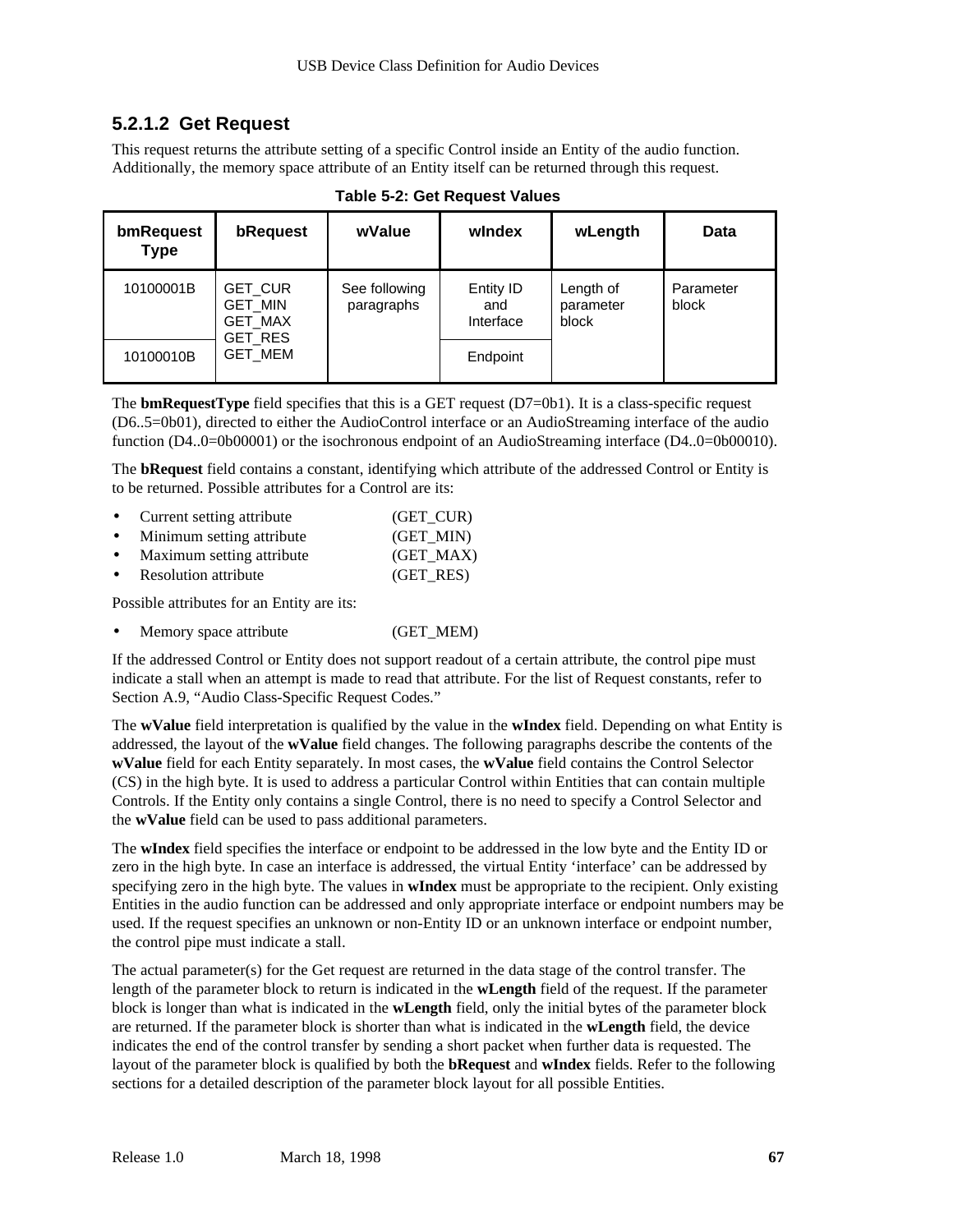### 5.2.1.2 Get Request

This request returns the attribute setting of a specific Control inside an Entity of the audio function. Additionally, the memory space attribute of an Entity itself can be returned through this request.

**Table 5-2: Get Request Values**

| bmRequest Type | bRequest | wValue | wIndex | wLength | Data |
|---|---|---|---|---|---|
| 10100001B | GET_CUR<br>GET_MIN<br>GET_MAX<br>GET_RES<br>GET_MEM | See following paragraphs | Entity ID and Interface | Length of parameter block | Parameter block |
| 10100010B | | | Endpoint | | |

The **bmRequestType** field specifies that this is a GET request (D7=0b1). It is a class-specific request (D6..5=0b01), directed to either the AudioControl interface or an AudioStreaming interface of the audio function (D4..0=0b00001) or the isochronous endpoint of an AudioStreaming interface (D4..0=0b00010).

The **bRequest** field contains a constant, identifying which attribute of the addressed Control or Entity is to be returned. Possible attributes for a Control are its:

- Current setting attribute (GET_CUR)
- Minimum setting attribute (GET_MIN)
- Maximum setting attribute (GET_MAX)
- Resolution attribute (GET_RES)

Possible attributes for an Entity are its:

- Memory space attribute (GET_MEM)

If the addressed Control or Entity does not support readout of a certain attribute, the control pipe must indicate a stall when an attempt is made to read that attribute. For the list of Request constants, refer to Section A.9, "Audio Class-Specific Request Codes."

The **wValue** field interpretation is qualified by the value in the **wIndex** field. Depending on what Entity is addressed, the layout of the **wValue** field changes. The following paragraphs describe the contents of the **wValue** field for each Entity separately. In most cases, the **wValue** field contains the Control Selector (CS) in the high byte. It is used to address a particular Control within Entities that can contain multiple Controls. If the Entity only contains a single Control, there is no need to specify a Control Selector and the **wValue** field can be used to pass additional parameters.

The **wIndex** field specifies the interface or endpoint to be addressed in the low byte and the Entity ID or zero in the high byte. In case an interface is addressed, the virtual Entity 'interface' can be addressed by specifying zero in the high byte. The values in **wIndex** must be appropriate to the recipient. Only existing Entities in the audio function can be addressed and only appropriate interface or endpoint numbers may be used. If the request specifies an unknown or non-Entity ID or an unknown interface or endpoint number, the control pipe must indicate a stall.

The actual parameter(s) for the Get request are returned in the data stage of the control transfer. The length of the parameter block to return is indicated in the **wLength** field of the request. If the parameter block is longer than what is indicated in the **wLength** field, only the initial bytes of the parameter block are returned. If the parameter block is shorter than what is indicated in the **wLength** field, the device indicates the end of the control transfer by sending a short packet when further data is requested. The layout of the parameter block is qualified by both the **bRequest** and **wIndex** fields. Refer to the following sections for a detailed description of the parameter block layout for all possible Entities.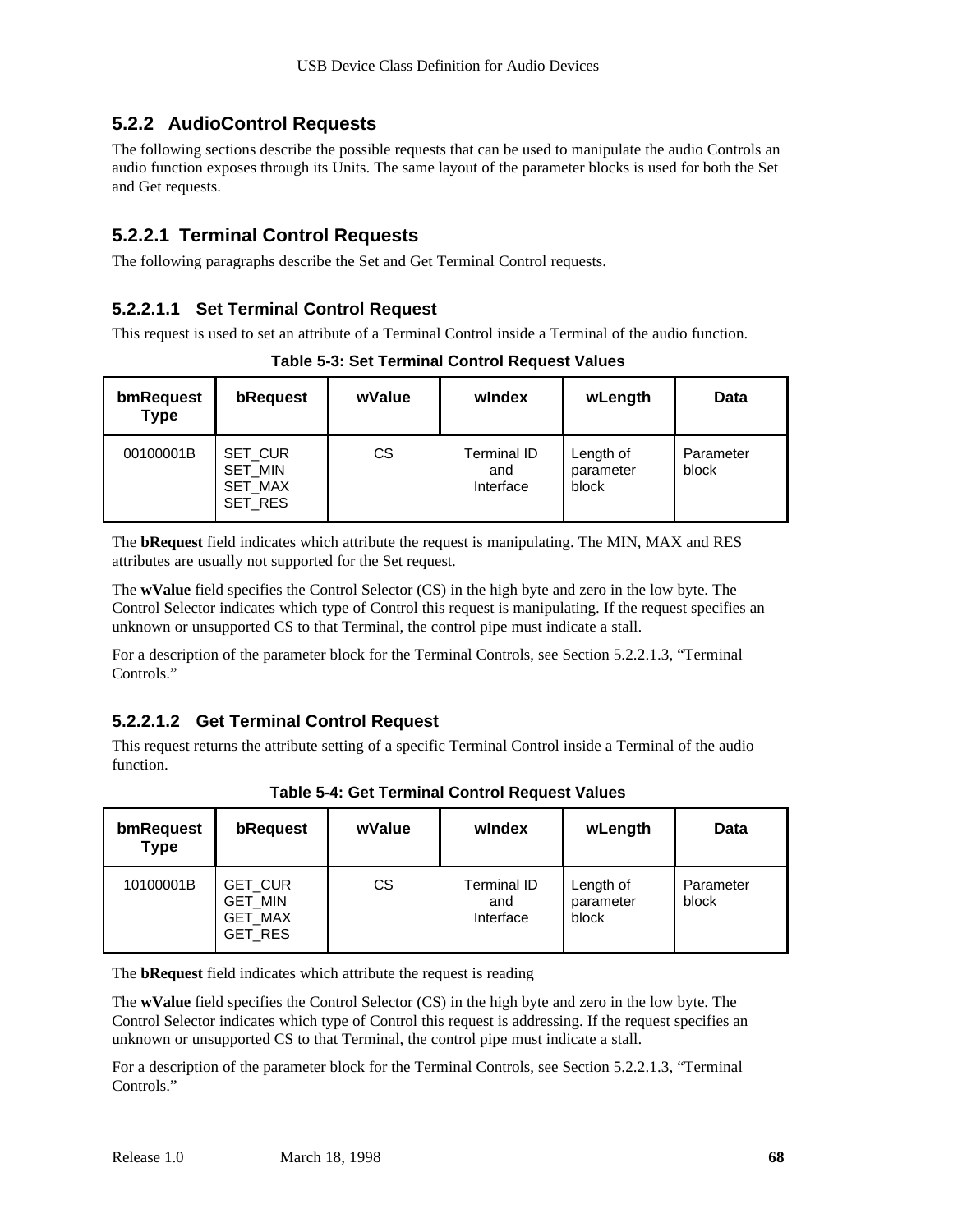### 5.2.2 AudioControl Requests

The following sections describe the possible requests that can be used to manipulate the audio Controls an audio function exposes through its Units. The same layout of the parameter blocks is used for both the Set and Get requests.

#### 5.2.2.1 Terminal Control Requests

The following paragraphs describe the Set and Get Terminal Control requests.

##### 5.2.2.1.1 Set Terminal Control Request

This request is used to set an attribute of a Terminal Control inside a Terminal of the audio function.

**Table 5-3: Set Terminal Control Request Values**

| bmRequest Type | bRequest | wValue | wIndex | wLength | Data |
|---|---|---|---|---|---|
| 00100001B | SET_CUR SET_MIN SET_MAX SET_RES | CS | Terminal ID and Interface | Length of parameter block | Parameter block |

The **bRequest** field indicates which attribute the request is manipulating. The MIN, MAX and RES attributes are usually not supported for the Set request.

The **wValue** field specifies the Control Selector (CS) in the high byte and zero in the low byte. The Control Selector indicates which type of Control this request is manipulating. If the request specifies an unknown or unsupported CS to that Terminal, the control pipe must indicate a stall.

For a description of the parameter block for the Terminal Controls, see Section 5.2.2.1.3, "Terminal Controls."

##### 5.2.2.1.2 Get Terminal Control Request

This request returns the attribute setting of a specific Terminal Control inside a Terminal of the audio function.

**Table 5-4: Get Terminal Control Request Values**

| bmRequest Type | bRequest | wValue | wIndex | wLength | Data |
|---|---|---|---|---|---|
| 10100001B | GET_CUR GET_MIN GET_MAX GET_RES | CS | Terminal ID and Interface | Length of parameter block | Parameter block |

The **bRequest** field indicates which attribute the request is reading

The **wValue** field specifies the Control Selector (CS) in the high byte and zero in the low byte. The Control Selector indicates which type of Control this request is addressing. If the request specifies an unknown or unsupported CS to that Terminal, the control pipe must indicate a stall.

For a description of the parameter block for the Terminal Controls, see Section 5.2.2.1.3, "Terminal Controls."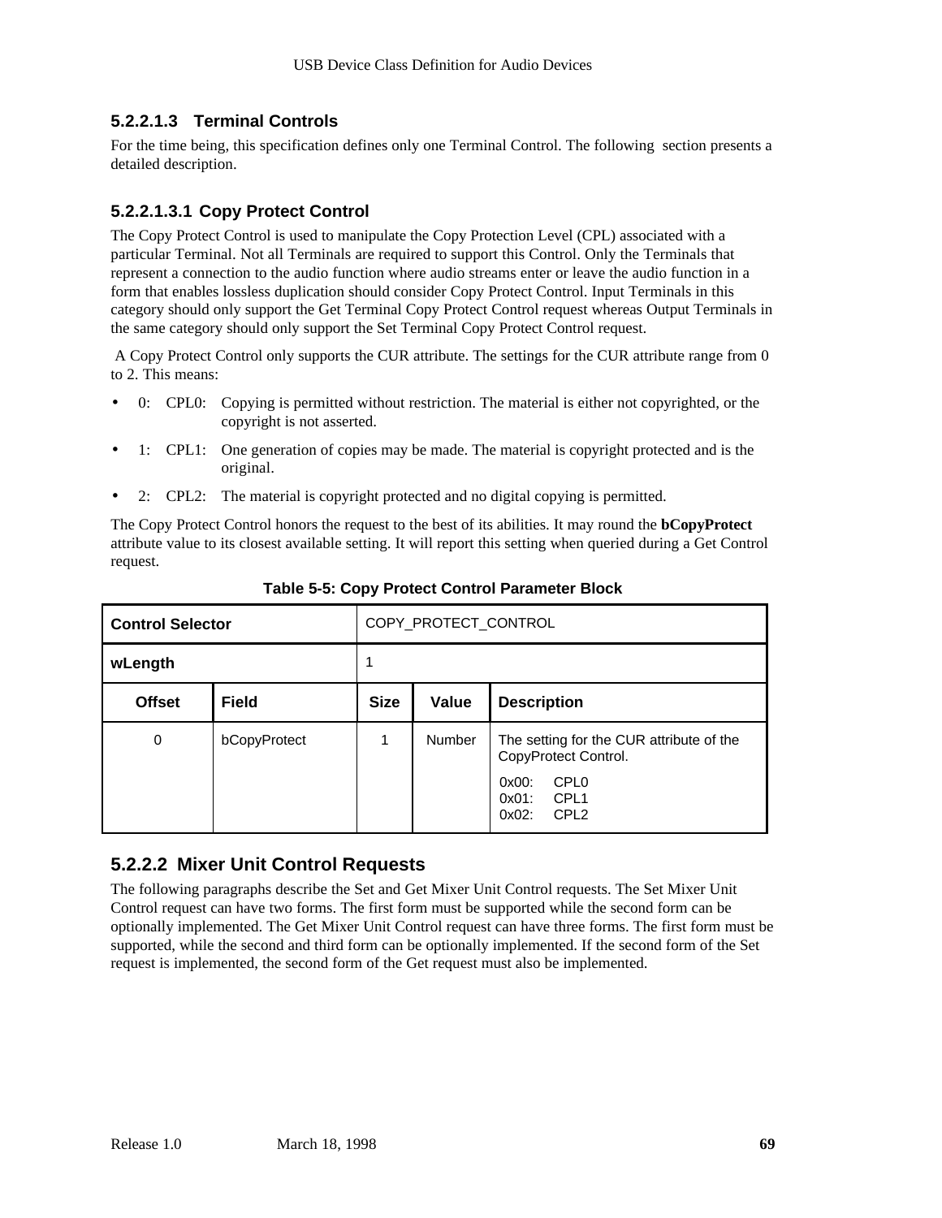#### 5.2.2.1.3 Terminal Controls

For the time being, this specification defines only one Terminal Control. The following section presents a detailed description.

##### 5.2.2.1.3.1 Copy Protect Control

The Copy Protect Control is used to manipulate the Copy Protection Level (CPL) associated with a particular Terminal. Not all Terminals are required to support this Control. Only the Terminals that represent a connection to the audio function where audio streams enter or leave the audio function in a form that enables lossless duplication should consider Copy Protect Control. Input Terminals in this category should only support the Get Terminal Copy Protect Control request whereas Output Terminals in the same category should only support the Set Terminal Copy Protect Control request.

A Copy Protect Control only supports the CUR attribute. The settings for the CUR attribute range from 0 to 2. This means:

- 0: CPL0: Copying is permitted without restriction. The material is either not copyrighted, or the copyright is not asserted.
- 1: CPL1: One generation of copies may be made. The material is copyright protected and is the original.
- 2: CPL2: The material is copyright protected and no digital copying is permitted.

The Copy Protect Control honors the request to the best of its abilities. It may round the **bCopyProtect** attribute value to its closest available setting. It will report this setting when queried during a Get Control request.

**Table 5-5: Copy Protect Control Parameter Block**

| **Control Selector** | | COPY_PROTECT_CONTROL | | |
|---|---|---|---|---|
| **wLength** | | 1 | | |
| **Offset** | **Field** | **Size** | **Value** | **Description** |
| 0 | bCopyProtect | 1 | Number | The setting for the CUR attribute of the CopyProtect Control.<br>0x00: CPL0<br>0x01: CPL1<br>0x02: CPL2 |

### 5.2.2.2 Mixer Unit Control Requests

The following paragraphs describe the Set and Get Mixer Unit Control requests. The Set Mixer Unit Control request can have two forms. The first form must be supported while the second form can be optionally implemented. The Get Mixer Unit Control request can have three forms. The first form must be supported, while the second and third form can be optionally implemented. If the second form of the Set request is implemented, the second form of the Get request must also be implemented.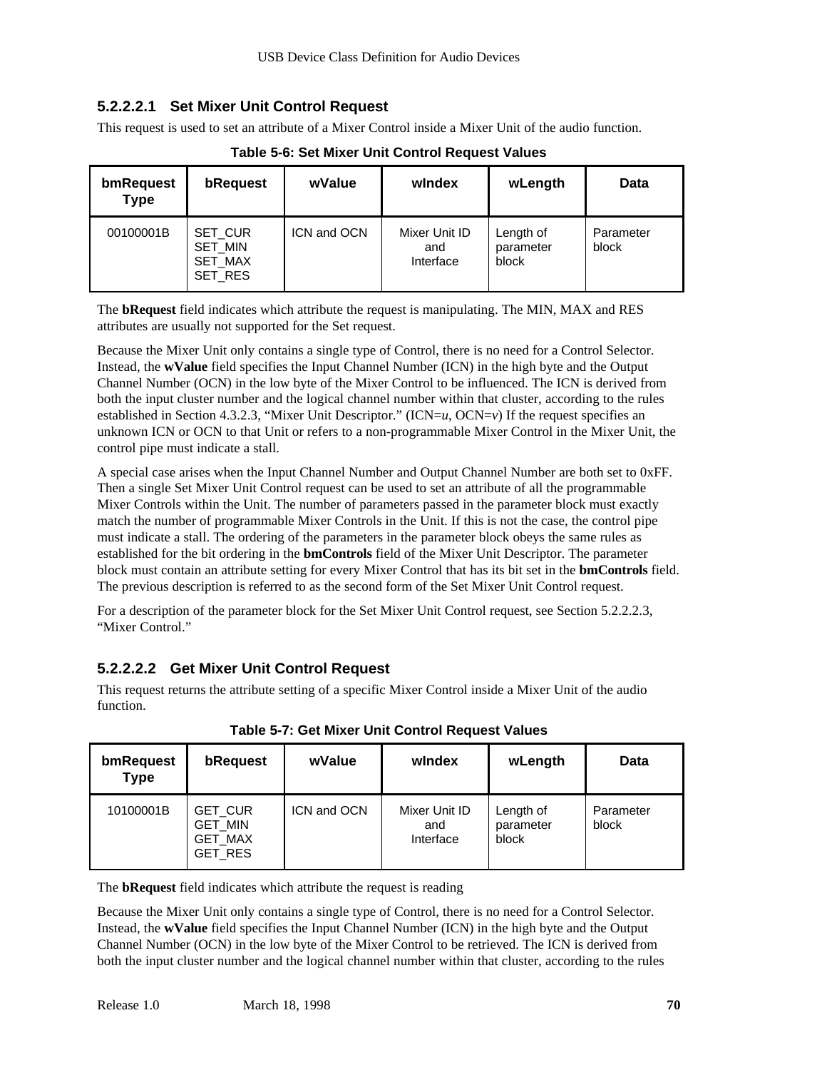#### 5.2.2.2.1 Set Mixer Unit Control Request

This request is used to set an attribute of a Mixer Control inside a Mixer Unit of the audio function.

**Table 5-6: Set Mixer Unit Control Request Values**

| bmRequest Type | bRequest | wValue | wIndex | wLength | Data |
|---|---|---|---|---|---|
| 00100001B | SET_CUR SET_MIN SET_MAX SET_RES | ICN and OCN | Mixer Unit ID and Interface | Length of parameter block | Parameter block |

The **bRequest** field indicates which attribute the request is manipulating. The MIN, MAX and RES attributes are usually not supported for the Set request.

Because the Mixer Unit only contains a single type of Control, there is no need for a Control Selector. Instead, the **wValue** field specifies the Input Channel Number (ICN) in the high byte and the Output Channel Number (OCN) in the low byte of the Mixer Control to be influenced. The ICN is derived from both the input cluster number and the logical channel number within that cluster, according to the rules established in Section 4.3.2.3, "Mixer Unit Descriptor." (ICN=*u*, OCN=*v*) If the request specifies an unknown ICN or OCN to that Unit or refers to a non-programmable Mixer Control in the Mixer Unit, the control pipe must indicate a stall.

A special case arises when the Input Channel Number and Output Channel Number are both set to 0xFF. Then a single Set Mixer Unit Control request can be used to set an attribute of all the programmable Mixer Controls within the Unit. The number of parameters passed in the parameter block must exactly match the number of programmable Mixer Controls in the Unit. If this is not the case, the control pipe must indicate a stall. The ordering of the parameters in the parameter block obeys the same rules as established for the bit ordering in the **bmControls** field of the Mixer Unit Descriptor. The parameter block must contain an attribute setting for every Mixer Control that has its bit set in the **bmControls** field. The previous description is referred to as the second form of the Set Mixer Unit Control request.

For a description of the parameter block for the Set Mixer Unit Control request, see Section 5.2.2.2.3, "Mixer Control."

#### 5.2.2.2.2 Get Mixer Unit Control Request

This request returns the attribute setting of a specific Mixer Control inside a Mixer Unit of the audio function.

**Table 5-7: Get Mixer Unit Control Request Values**

| bmRequest Type | bRequest | wValue | wIndex | wLength | Data |
|---|---|---|---|---|---|
| 10100001B | GET_CUR GET_MIN GET_MAX GET_RES | ICN and OCN | Mixer Unit ID and Interface | Length of parameter block | Parameter block |

The **bRequest** field indicates which attribute the request is reading

Because the Mixer Unit only contains a single type of Control, there is no need for a Control Selector. Instead, the **wValue** field specifies the Input Channel Number (ICN) in the high byte and the Output Channel Number (OCN) in the low byte of the Mixer Control to be retrieved. The ICN is derived from both the input cluster number and the logical channel number within that cluster, according to the rules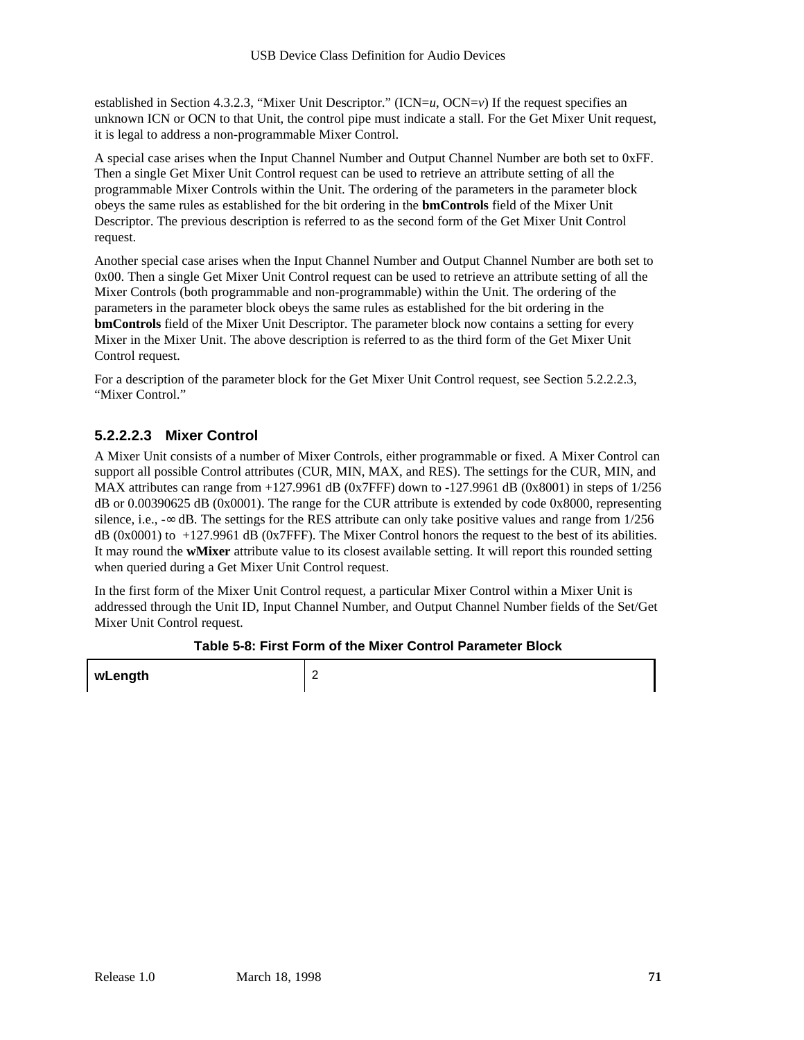established in Section 4.3.2.3, "Mixer Unit Descriptor." (ICN=*u*, OCN=*v*) If the request specifies an unknown ICN or OCN to that Unit, the control pipe must indicate a stall. For the Get Mixer Unit request, it is legal to address a non-programmable Mixer Control.

A special case arises when the Input Channel Number and Output Channel Number are both set to 0xFF. Then a single Get Mixer Unit Control request can be used to retrieve an attribute setting of all the programmable Mixer Controls within the Unit. The ordering of the parameters in the parameter block obeys the same rules as established for the bit ordering in the **bmControls** field of the Mixer Unit Descriptor. The previous description is referred to as the second form of the Get Mixer Unit Control request.

Another special case arises when the Input Channel Number and Output Channel Number are both set to 0x00. Then a single Get Mixer Unit Control request can be used to retrieve an attribute setting of all the Mixer Controls (both programmable and non-programmable) within the Unit. The ordering of the parameters in the parameter block obeys the same rules as established for the bit ordering in the **bmControls** field of the Mixer Unit Descriptor. The parameter block now contains a setting for every Mixer in the Mixer Unit. The above description is referred to as the third form of the Get Mixer Unit Control request.

For a description of the parameter block for the Get Mixer Unit Control request, see Section 5.2.2.2.3, "Mixer Control."

#### 5.2.2.2.3 Mixer Control

A Mixer Unit consists of a number of Mixer Controls, either programmable or fixed. A Mixer Control can support all possible Control attributes (CUR, MIN, MAX, and RES). The settings for the CUR, MIN, and MAX attributes can range from +127.9961 dB (0x7FFF) down to -127.9961 dB (0x8001) in steps of 1/256 dB or 0.00390625 dB (0x0001). The range for the CUR attribute is extended by code 0x8000, representing silence, i.e., -∞ dB. The settings for the RES attribute can only take positive values and range from 1/256 dB (0x0001) to +127.9961 dB (0x7FFF). The Mixer Control honors the request to the best of its abilities. It may round the **wMixer** attribute value to its closest available setting. It will report this rounded setting when queried during a Get Mixer Unit Control request.

In the first form of the Mixer Unit Control request, a particular Mixer Control within a Mixer Unit is addressed through the Unit ID, Input Channel Number, and Output Channel Number fields of the Set/Get Mixer Unit Control request.

**Table 5-8: First Form of the Mixer Control Parameter Block**

| **wLength** | 2 |
|---|---|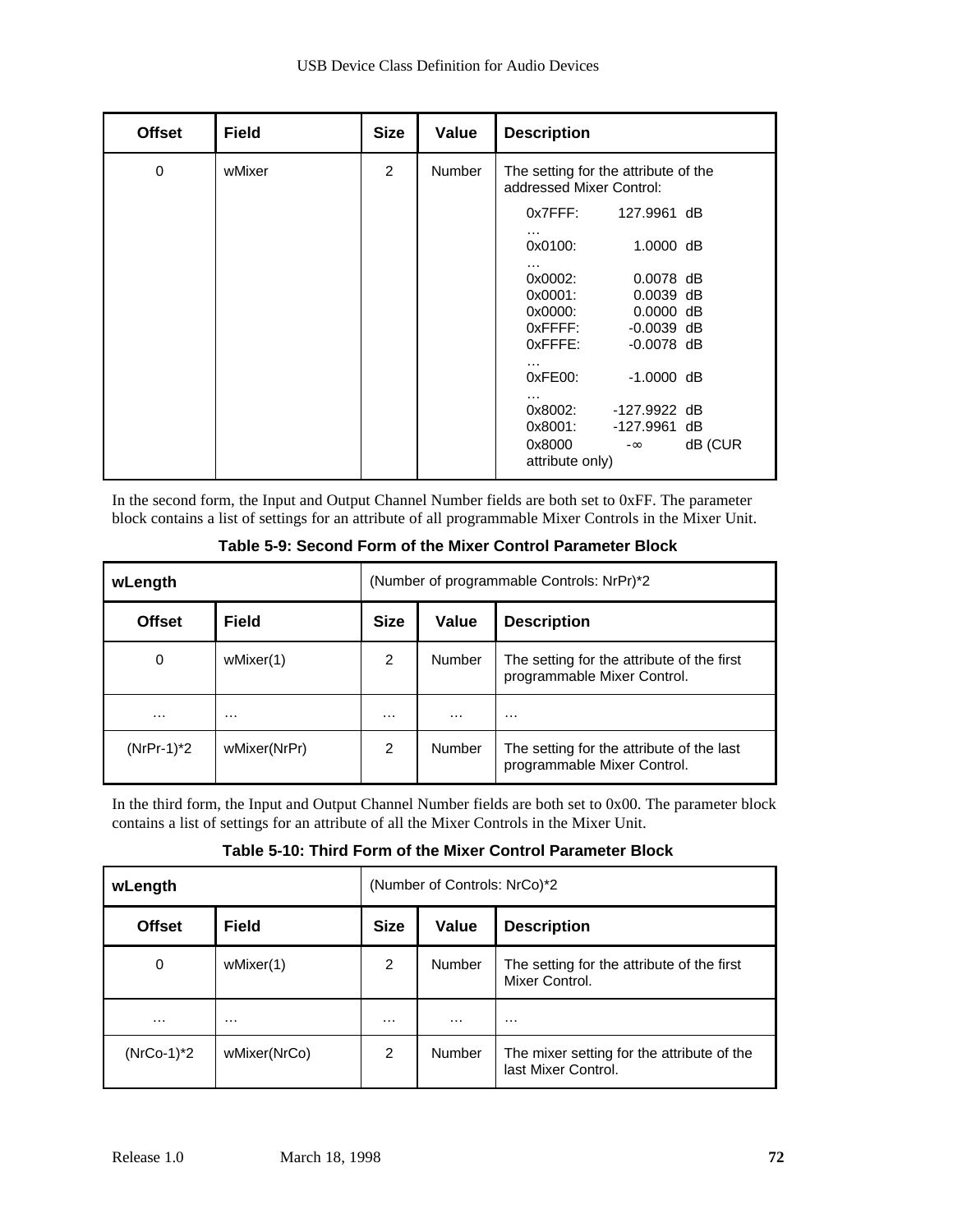| Offset | Field | Size | Value | Description |
|---|---|---|---|---|
| 0 | wMixer | 2 | Number | The setting for the attribute of the addressed Mixer Control:<br>0x7FFF: 127.9961 dB<br>…<br>0x0100: 1.0000 dB<br>…<br>0x0002: 0.0078 dB<br>0x0001: 0.0039 dB<br>0x0000: 0.0000 dB<br>0xFFFF: -0.0039 dB<br>0xFFFE: -0.0078 dB<br>…<br>0xFE00: -1.0000 dB<br>…<br>0x8002: -127.9922 dB<br>0x8001: -127.9961 dB<br>0x8000 -∞ dB (CUR attribute only) |

In the second form, the Input and Output Channel Number fields are both set to 0xFF. The parameter block contains a list of settings for an attribute of all programmable Mixer Controls in the Mixer Unit.

**Table 5-9: Second Form of the Mixer Control Parameter Block**

| wLength | | (Number of programmable Controls: NrPr)*2 | | |
|---|---|---|---|---|
| **Offset** | **Field** | **Size** | **Value** | **Description** |
| 0 | wMixer(1) | 2 | Number | The setting for the attribute of the first programmable Mixer Control. |
| … | … | … | … | … |
| (NrPr-1)*2 | wMixer(NrPr) | 2 | Number | The setting for the attribute of the last programmable Mixer Control. |

In the third form, the Input and Output Channel Number fields are both set to 0x00. The parameter block contains a list of settings for an attribute of all the Mixer Controls in the Mixer Unit.

**Table 5-10: Third Form of the Mixer Control Parameter Block**

| wLength | | (Number of Controls: NrCo)*2 | | |
|---|---|---|---|---|
| **Offset** | **Field** | **Size** | **Value** | **Description** |
| 0 | wMixer(1) | 2 | Number | The setting for the attribute of the first Mixer Control. |
| … | … | … | … | … |
| (NrCo-1)*2 | wMixer(NrCo) | 2 | Number | The mixer setting for the attribute of the last Mixer Control. |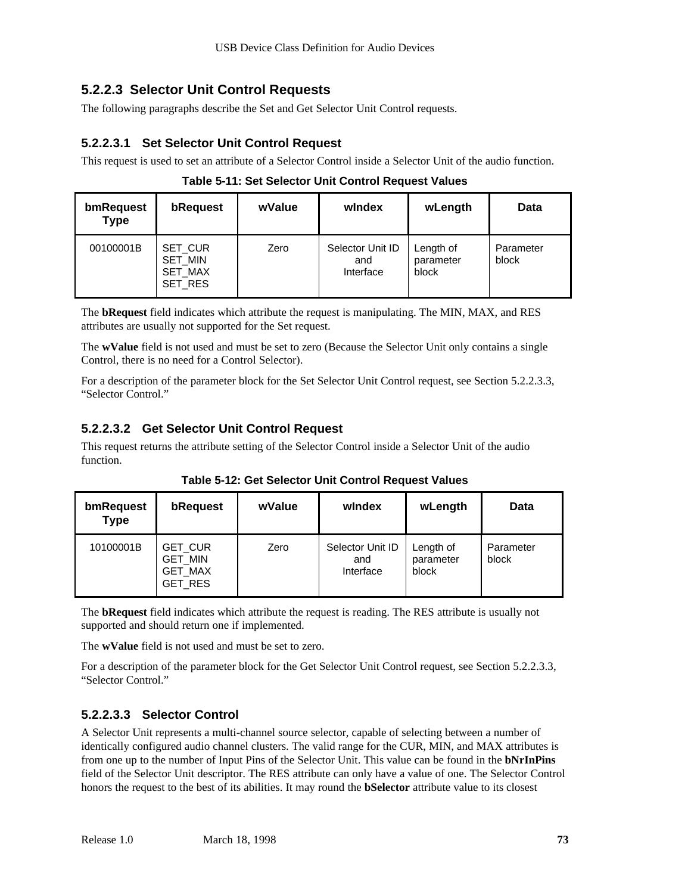### 5.2.2.3 Selector Unit Control Requests

The following paragraphs describe the Set and Get Selector Unit Control requests.

#### 5.2.2.3.1 Set Selector Unit Control Request

This request is used to set an attribute of a Selector Control inside a Selector Unit of the audio function.

**Table 5-11: Set Selector Unit Control Request Values**

| bmRequest Type | bRequest | wValue | wIndex | wLength | Data |
|---|---|---|---|---|---|
| 00100001B | SET_CUR<br>SET_MIN<br>SET_MAX<br>SET_RES | Zero | Selector Unit ID and Interface | Length of parameter block | Parameter block |

The **bRequest** field indicates which attribute the request is manipulating. The MIN, MAX, and RES attributes are usually not supported for the Set request.

The **wValue** field is not used and must be set to zero (Because the Selector Unit only contains a single Control, there is no need for a Control Selector).

For a description of the parameter block for the Set Selector Unit Control request, see Section 5.2.2.3.3, "Selector Control."

#### 5.2.2.3.2 Get Selector Unit Control Request

This request returns the attribute setting of the Selector Control inside a Selector Unit of the audio function.

**Table 5-12: Get Selector Unit Control Request Values**

| bmRequest Type | bRequest | wValue | wIndex | wLength | Data |
|---|---|---|---|---|---|
| 10100001B | GET_CUR<br>GET_MIN<br>GET_MAX<br>GET_RES | Zero | Selector Unit ID and Interface | Length of parameter block | Parameter block |

The **bRequest** field indicates which attribute the request is reading. The RES attribute is usually not supported and should return one if implemented.

The **wValue** field is not used and must be set to zero.

For a description of the parameter block for the Get Selector Unit Control request, see Section 5.2.2.3.3, "Selector Control."

#### 5.2.2.3.3 Selector Control

A Selector Unit represents a multi-channel source selector, capable of selecting between a number of identically configured audio channel clusters. The valid range for the CUR, MIN, and MAX attributes is from one up to the number of Input Pins of the Selector Unit. This value can be found in the **bNrInPins** field of the Selector Unit descriptor. The RES attribute can only have a value of one. The Selector Control honors the request to the best of its abilities. It may round the **bSelector** attribute value to its closest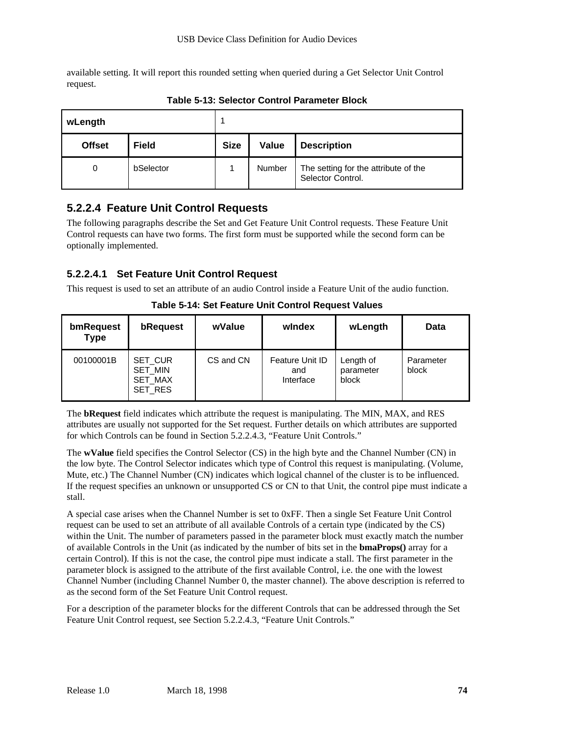available setting. It will report this rounded setting when queried during a Get Selector Unit Control request.

**Table 5-13: Selector Control Parameter Block**

| wLength | | 1 | | |
|---|---|---|---|---|
| **Offset** | **Field** | **Size** | **Value** | **Description** |
| 0 | bSelector | 1 | Number | The setting for the attribute of the Selector Control. |

### 5.2.2.4 Feature Unit Control Requests

The following paragraphs describe the Set and Get Feature Unit Control requests. These Feature Unit Control requests can have two forms. The first form must be supported while the second form can be optionally implemented.

#### 5.2.2.4.1 Set Feature Unit Control Request

This request is used to set an attribute of an audio Control inside a Feature Unit of the audio function.

**Table 5-14: Set Feature Unit Control Request Values**

| bmRequest Type | bRequest | wValue | wIndex | wLength | Data |
|---|---|---|---|---|---|
| 00100001B | SET_CUR<br>SET_MIN<br>SET_MAX<br>SET_RES | CS and CN | Feature Unit ID and Interface | Length of parameter block | Parameter block |

The **bRequest** field indicates which attribute the request is manipulating. The MIN, MAX, and RES attributes are usually not supported for the Set request. Further details on which attributes are supported for which Controls can be found in Section 5.2.2.4.3, "Feature Unit Controls."

The **wValue** field specifies the Control Selector (CS) in the high byte and the Channel Number (CN) in the low byte. The Control Selector indicates which type of Control this request is manipulating. (Volume, Mute, etc.) The Channel Number (CN) indicates which logical channel of the cluster is to be influenced. If the request specifies an unknown or unsupported CS or CN to that Unit, the control pipe must indicate a stall.

A special case arises when the Channel Number is set to 0xFF. Then a single Set Feature Unit Control request can be used to set an attribute of all available Controls of a certain type (indicated by the CS) within the Unit. The number of parameters passed in the parameter block must exactly match the number of available Controls in the Unit (as indicated by the number of bits set in the **bmaProps()** array for a certain Control). If this is not the case, the control pipe must indicate a stall. The first parameter in the parameter block is assigned to the attribute of the first available Control, i.e. the one with the lowest Channel Number (including Channel Number 0, the master channel). The above description is referred to as the second form of the Set Feature Unit Control request.

For a description of the parameter blocks for the different Controls that can be addressed through the Set Feature Unit Control request, see Section 5.2.2.4.3, "Feature Unit Controls."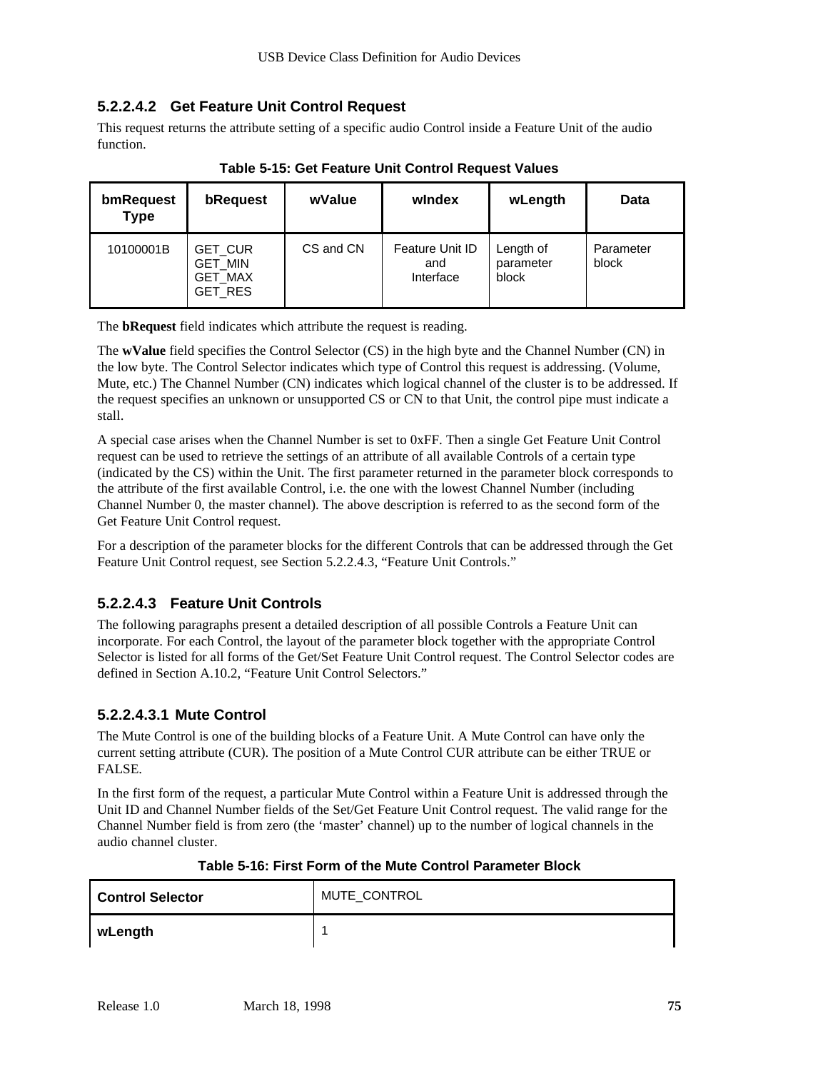#### 5.2.2.4.2 Get Feature Unit Control Request

This request returns the attribute setting of a specific audio Control inside a Feature Unit of the audio function.

**Table 5-15: Get Feature Unit Control Request Values**

| bmRequest Type | bRequest | wValue | wIndex | wLength | Data |
|---|---|---|---|---|---|
| 10100001B | GET_CUR GET_MIN GET_MAX GET_RES | CS and CN | Feature Unit ID and Interface | Length of parameter block | Parameter block |

The **bRequest** field indicates which attribute the request is reading.

The **wValue** field specifies the Control Selector (CS) in the high byte and the Channel Number (CN) in the low byte. The Control Selector indicates which type of Control this request is addressing. (Volume, Mute, etc.) The Channel Number (CN) indicates which logical channel of the cluster is to be addressed. If the request specifies an unknown or unsupported CS or CN to that Unit, the control pipe must indicate a stall.

A special case arises when the Channel Number is set to 0xFF. Then a single Get Feature Unit Control request can be used to retrieve the settings of an attribute of all available Controls of a certain type (indicated by the CS) within the Unit. The first parameter returned in the parameter block corresponds to the attribute of the first available Control, i.e. the one with the lowest Channel Number (including Channel Number 0, the master channel). The above description is referred to as the second form of the Get Feature Unit Control request.

For a description of the parameter blocks for the different Controls that can be addressed through the Get Feature Unit Control request, see Section 5.2.2.4.3, “Feature Unit Controls.”

#### 5.2.2.4.3 Feature Unit Controls

The following paragraphs present a detailed description of all possible Controls a Feature Unit can incorporate. For each Control, the layout of the parameter block together with the appropriate Control Selector is listed for all forms of the Get/Set Feature Unit Control request. The Control Selector codes are defined in Section A.10.2, “Feature Unit Control Selectors.”

##### 5.2.2.4.3.1 Mute Control

The Mute Control is one of the building blocks of a Feature Unit. A Mute Control can have only the current setting attribute (CUR). The position of a Mute Control CUR attribute can be either TRUE or FALSE.

In the first form of the request, a particular Mute Control within a Feature Unit is addressed through the Unit ID and Channel Number fields of the Set/Get Feature Unit Control request. The valid range for the Channel Number field is from zero (the ‘master’ channel) up to the number of logical channels in the audio channel cluster.

**Table 5-16: First Form of the Mute Control Parameter Block**

| Control Selector | MUTE_CONTROL |
|---|---|
| **wLength** | 1 |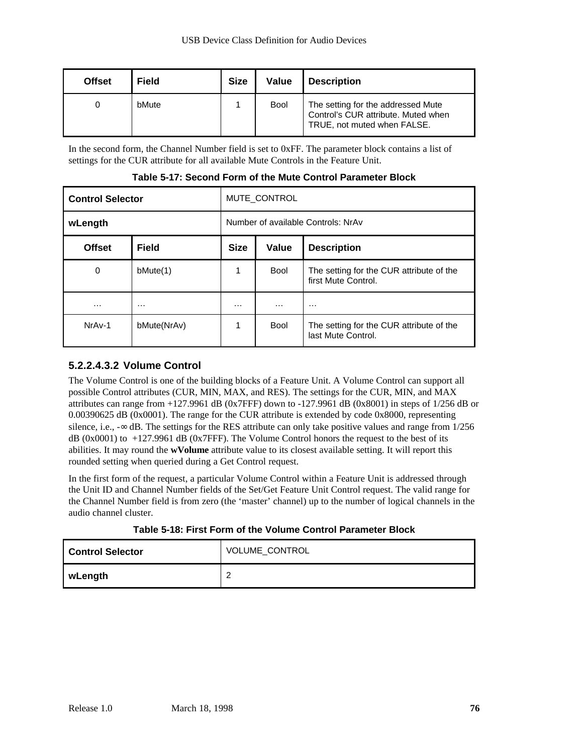| Offset | Field | Size | Value | Description |
|---|---|---|---|---|
| 0 | bMute | 1 | Bool | The setting for the addressed Mute Control's CUR attribute. Muted when TRUE, not muted when FALSE. |

In the second form, the Channel Number field is set to 0xFF. The parameter block contains a list of settings for the CUR attribute for all available Mute Controls in the Feature Unit.

**Table 5-17: Second Form of the Mute Control Parameter Block**

| **Control Selector** | | MUTE_CONTROL | | |
|---|---|---|---|---|
| **wLength** | | Number of available Controls: NrAv | | |
| **Offset** | **Field** | **Size** | **Value** | **Description** |
| 0 | bMute(1) | 1 | Bool | The setting for the CUR attribute of the first Mute Control. |
| … | … | … | … | … |
| NrAv-1 | bMute(NrAv) | 1 | Bool | The setting for the CUR attribute of the last Mute Control. |

#### 5.2.2.4.3.2 Volume Control

The Volume Control is one of the building blocks of a Feature Unit. A Volume Control can support all possible Control attributes (CUR, MIN, MAX, and RES). The settings for the CUR, MIN, and MAX attributes can range from +127.9961 dB (0x7FFF) down to -127.9961 dB (0x8001) in steps of 1/256 dB or 0.00390625 dB (0x0001). The range for the CUR attribute is extended by code 0x8000, representing silence, i.e., -∞ dB. The settings for the RES attribute can only take positive values and range from 1/256 dB (0x0001) to +127.9961 dB (0x7FFF). The Volume Control honors the request to the best of its abilities. It may round the **wVolume** attribute value to its closest available setting. It will report this rounded setting when queried during a Get Control request.

In the first form of the request, a particular Volume Control within a Feature Unit is addressed through the Unit ID and Channel Number fields of the Set/Get Feature Unit Control request. The valid range for the Channel Number field is from zero (the 'master' channel) up to the number of logical channels in the audio channel cluster.

**Table 5-18: First Form of the Volume Control Parameter Block**

| **Control Selector** | VOLUME_CONTROL |
|---|---|
| **wLength** | 2 |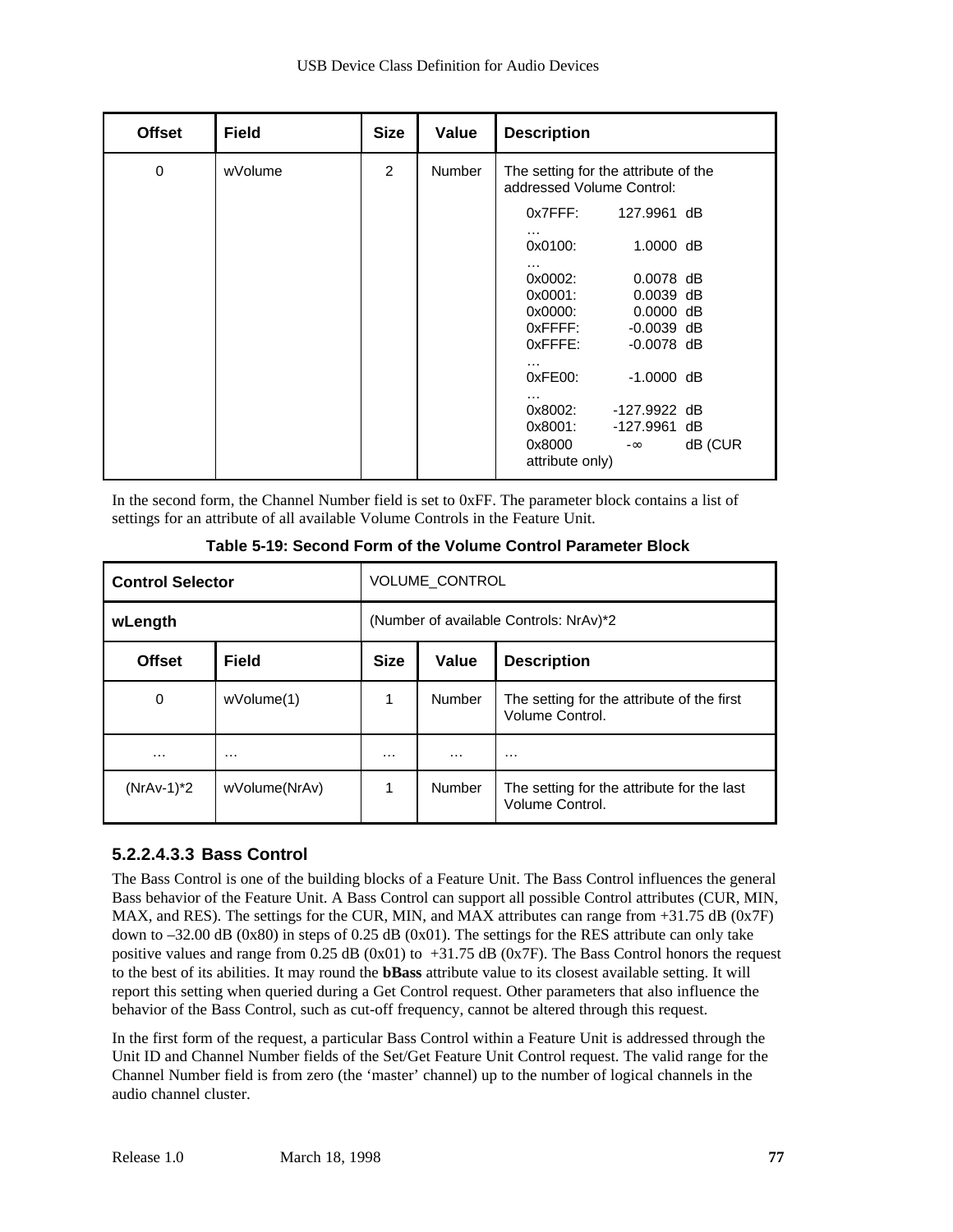| Offset | Field | Size | Value | Description |
|---|---|---|---|---|
| 0 | wVolume | 2 | Number | The setting for the attribute of the addressed Volume Control:<br>0x7FFF: 127.9961 dB<br>…<br>0x0100: 1.0000 dB<br>…<br>0x0002: 0.0078 dB<br>0x0001: 0.0039 dB<br>0x0000: 0.0000 dB<br>0xFFFF: -0.0039 dB<br>0xFFFE: -0.0078 dB<br>…<br>0xFE00: -1.0000 dB<br>…<br>0x8002: -127.9922 dB<br>0x8001: -127.9961 dB<br>0x8000 -∞ dB (CUR attribute only) |

In the second form, the Channel Number field is set to 0xFF. The parameter block contains a list of settings for an attribute of all available Volume Controls in the Feature Unit.

**Table 5-19: Second Form of the Volume Control Parameter Block**

| **Control Selector** | | VOLUME_CONTROL | | |
|---|---|---|---|---|
| **wLength** | | (Number of available Controls: NrAv)*2 | | |
| **Offset** | **Field** | **Size** | **Value** | **Description** |
| 0 | wVolume(1) | 1 | Number | The setting for the attribute of the first Volume Control. |
| … | … | … | … | … |
| (NrAv-1)*2 | wVolume(NrAv) | 1 | Number | The setting for the attribute for the last Volume Control. |

##### 5.2.2.4.3.3 Bass Control

The Bass Control is one of the building blocks of a Feature Unit. The Bass Control influences the general Bass behavior of the Feature Unit. A Bass Control can support all possible Control attributes (CUR, MIN, MAX, and RES). The settings for the CUR, MIN, and MAX attributes can range from +31.75 dB (0x7F) down to –32.00 dB (0x80) in steps of 0.25 dB (0x01). The settings for the RES attribute can only take positive values and range from 0.25 dB (0x01) to +31.75 dB (0x7F). The Bass Control honors the request to the best of its abilities. It may round the **bBass** attribute value to its closest available setting. It will report this setting when queried during a Get Control request. Other parameters that also influence the behavior of the Bass Control, such as cut-off frequency, cannot be altered through this request.

In the first form of the request, a particular Bass Control within a Feature Unit is addressed through the Unit ID and Channel Number fields of the Set/Get Feature Unit Control request. The valid range for the Channel Number field is from zero (the 'master' channel) up to the number of logical channels in the audio channel cluster.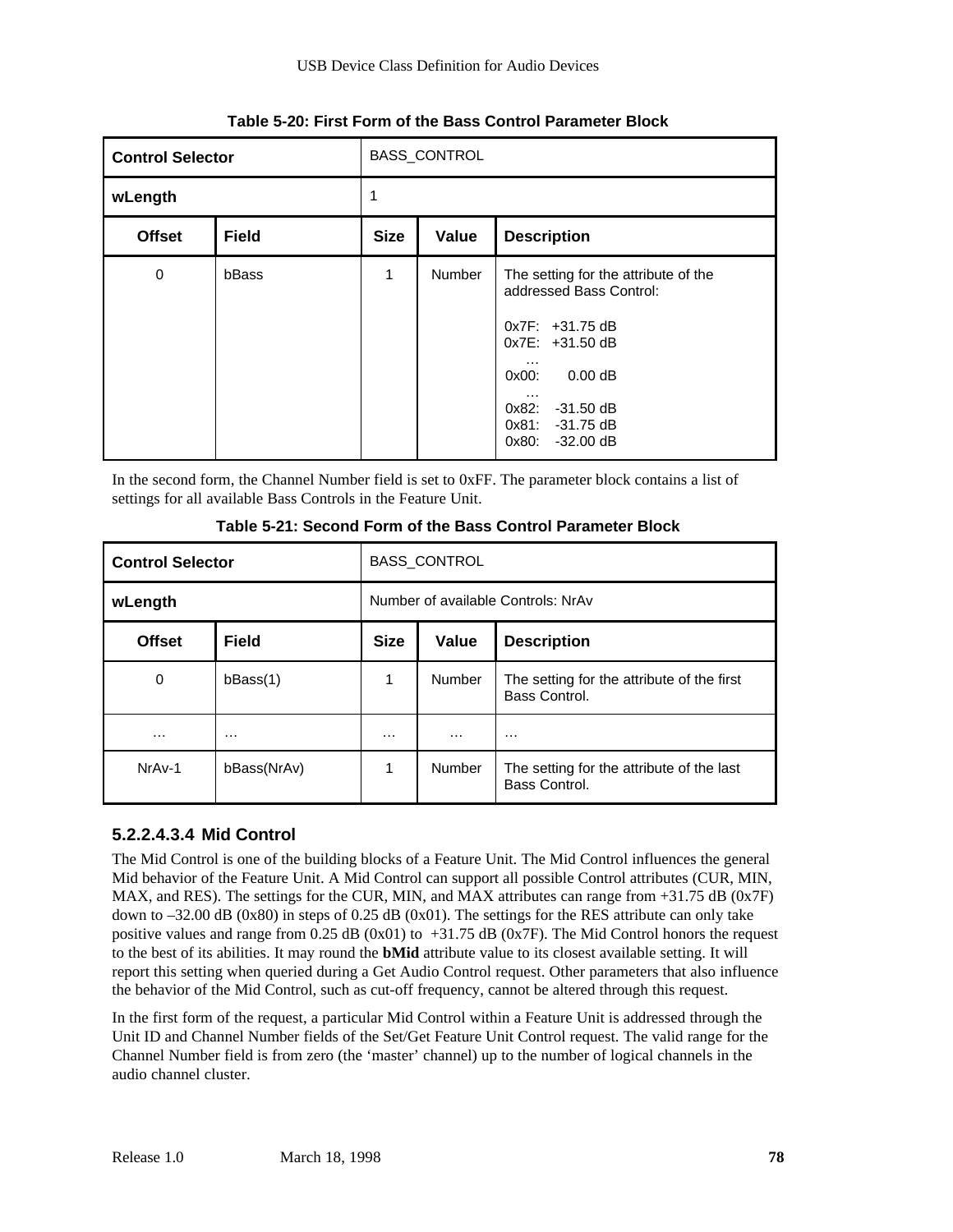**Table 5-20: First Form of the Bass Control Parameter Block**

| **Control Selector** | | BASS_CONTROL | | |
|---|---|---|---|---|
| **wLength** | | 1 | | |
| **Offset** | **Field** | **Size** | **Value** | **Description** |
| 0 | bBass | 1 | Number | The setting for the attribute of the addressed Bass Control:<br><br>0x7F: +31.75 dB<br>0x7E: +31.50 dB<br>…<br>0x00: 0.00 dB<br>…<br>0x82: -31.50 dB<br>0x81: -31.75 dB<br>0x80: -32.00 dB |

In the second form, the Channel Number field is set to 0xFF. The parameter block contains a list of settings for all available Bass Controls in the Feature Unit.

**Table 5-21: Second Form of the Bass Control Parameter Block**

| **Control Selector** | | BASS_CONTROL | | |
|---|---|---|---|---|
| **wLength** | | Number of available Controls: NrAv | | |
| **Offset** | **Field** | **Size** | **Value** | **Description** |
| 0 | bBass(1) | 1 | Number | The setting for the attribute of the first Bass Control. |
| … | … | … | … | … |
| NrAv-1 | bBass(NrAv) | 1 | Number | The setting for the attribute of the last Bass Control. |

#### 5.2.2.4.3.4 Mid Control

The Mid Control is one of the building blocks of a Feature Unit. The Mid Control influences the general Mid behavior of the Feature Unit. A Mid Control can support all possible Control attributes (CUR, MIN, MAX, and RES). The settings for the CUR, MIN, and MAX attributes can range from +31.75 dB (0x7F) down to –32.00 dB (0x80) in steps of 0.25 dB (0x01). The settings for the RES attribute can only take positive values and range from 0.25 dB (0x01) to +31.75 dB (0x7F). The Mid Control honors the request to the best of its abilities. It may round the **bMid** attribute value to its closest available setting. It will report this setting when queried during a Get Audio Control request. Other parameters that also influence the behavior of the Mid Control, such as cut-off frequency, cannot be altered through this request.

In the first form of the request, a particular Mid Control within a Feature Unit is addressed through the Unit ID and Channel Number fields of the Set/Get Feature Unit Control request. The valid range for the Channel Number field is from zero (the 'master' channel) up to the number of logical channels in the audio channel cluster.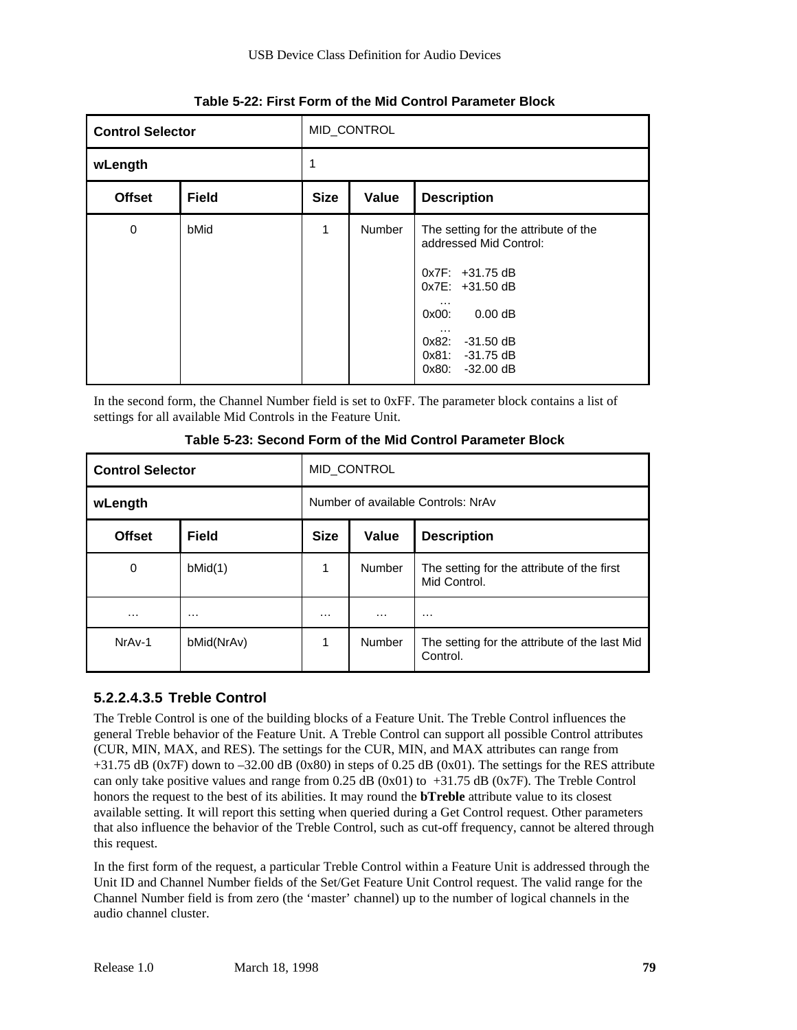**Table 5-22: First Form of the Mid Control Parameter Block**

| Control Selector | | MID_CONTROL | | |
|---|---|---|---|---|
| **wLength** | | 1 | | |
| **Offset** | **Field** | **Size** | **Value** | **Description** |
| 0 | bMid | 1 | Number | The setting for the attribute of the addressed Mid Control:<br><br>0x7F: +31.75 dB<br>0x7E: +31.50 dB<br>…<br>0x00: 0.00 dB<br>…<br>0x82: -31.50 dB<br>0x81: -31.75 dB<br>0x80: -32.00 dB |

In the second form, the Channel Number field is set to 0xFF. The parameter block contains a list of settings for all available Mid Controls in the Feature Unit.

**Table 5-23: Second Form of the Mid Control Parameter Block**

| Control Selector | | MID_CONTROL | | |
|---|---|---|---|---|
| **wLength** | | Number of available Controls: NrAv | | |
| **Offset** | **Field** | **Size** | **Value** | **Description** |
| 0 | bMid(1) | 1 | Number | The setting for the attribute of the first Mid Control. |
| … | … | … | … | … |
| NrAv-1 | bMid(NrAv) | 1 | Number | The setting for the attribute of the last Mid Control. |

#### 5.2.2.4.3.5 Treble Control

The Treble Control is one of the building blocks of a Feature Unit. The Treble Control influences the general Treble behavior of the Feature Unit. A Treble Control can support all possible Control attributes (CUR, MIN, MAX, and RES). The settings for the CUR, MIN, and MAX attributes can range from +31.75 dB (0x7F) down to –32.00 dB (0x80) in steps of 0.25 dB (0x01). The settings for the RES attribute can only take positive values and range from 0.25 dB (0x01) to +31.75 dB (0x7F). The Treble Control honors the request to the best of its abilities. It may round the **bTreble** attribute value to its closest available setting. It will report this setting when queried during a Get Control request. Other parameters that also influence the behavior of the Treble Control, such as cut-off frequency, cannot be altered through this request.

In the first form of the request, a particular Treble Control within a Feature Unit is addressed through the Unit ID and Channel Number fields of the Set/Get Feature Unit Control request. The valid range for the Channel Number field is from zero (the 'master' channel) up to the number of logical channels in the audio channel cluster.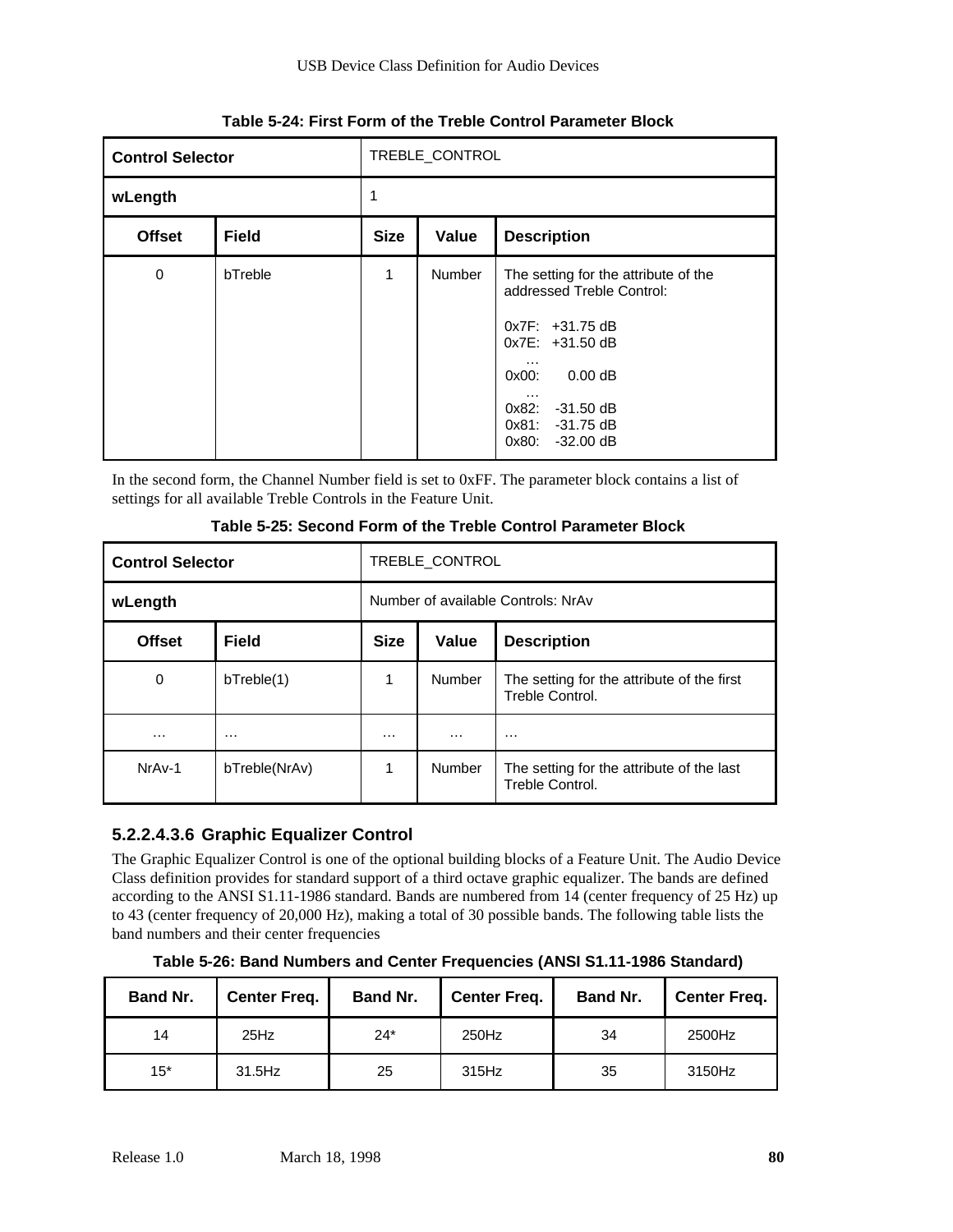**Table 5-24: First Form of the Treble Control Parameter Block**

| Control Selector | | TREBLE_CONTROL | | |
|---|---|---|---|---|
| **wLength** | | 1 | | |
| **Offset** | **Field** | **Size** | **Value** | **Description** |
| 0 | bTreble | 1 | Number | The setting for the attribute of the addressed Treble Control:<br><br>0x7F: +31.75 dB<br>0x7E: +31.50 dB<br>…<br>0x00: 0.00 dB<br>…<br>0x82: -31.50 dB<br>0x81: -31.75 dB<br>0x80: -32.00 dB |

In the second form, the Channel Number field is set to 0xFF. The parameter block contains a list of settings for all available Treble Controls in the Feature Unit.

**Table 5-25: Second Form of the Treble Control Parameter Block**

| Control Selector | | TREBLE_CONTROL | | |
|---|---|---|---|---|
| **wLength** | | Number of available Controls: NrAv | | |
| **Offset** | **Field** | **Size** | **Value** | **Description** |
| 0 | bTreble(1) | 1 | Number | The setting for the attribute of the first Treble Control. |
| … | … | … | … | … |
| NrAv-1 | bTreble(NrAv) | 1 | Number | The setting for the attribute of the last Treble Control. |

#### 5.2.2.4.3.6 Graphic Equalizer Control

The Graphic Equalizer Control is one of the optional building blocks of a Feature Unit. The Audio Device Class definition provides for standard support of a third octave graphic equalizer. The bands are defined according to the ANSI S1.11-1986 standard. Bands are numbered from 14 (center frequency of 25 Hz) up to 43 (center frequency of 20,000 Hz), making a total of 30 possible bands. The following table lists the band numbers and their center frequencies

**Table 5-26: Band Numbers and Center Frequencies (ANSI S1.11-1986 Standard)**

| Band Nr. | Center Freq. | Band Nr. | Center Freq. | Band Nr. | Center Freq. |
|---|---|---|---|---|---|
| 14 | 25Hz | 24* | 250Hz | 34 | 2500Hz |
| 15* | 31.5Hz | 25 | 315Hz | 35 | 3150Hz |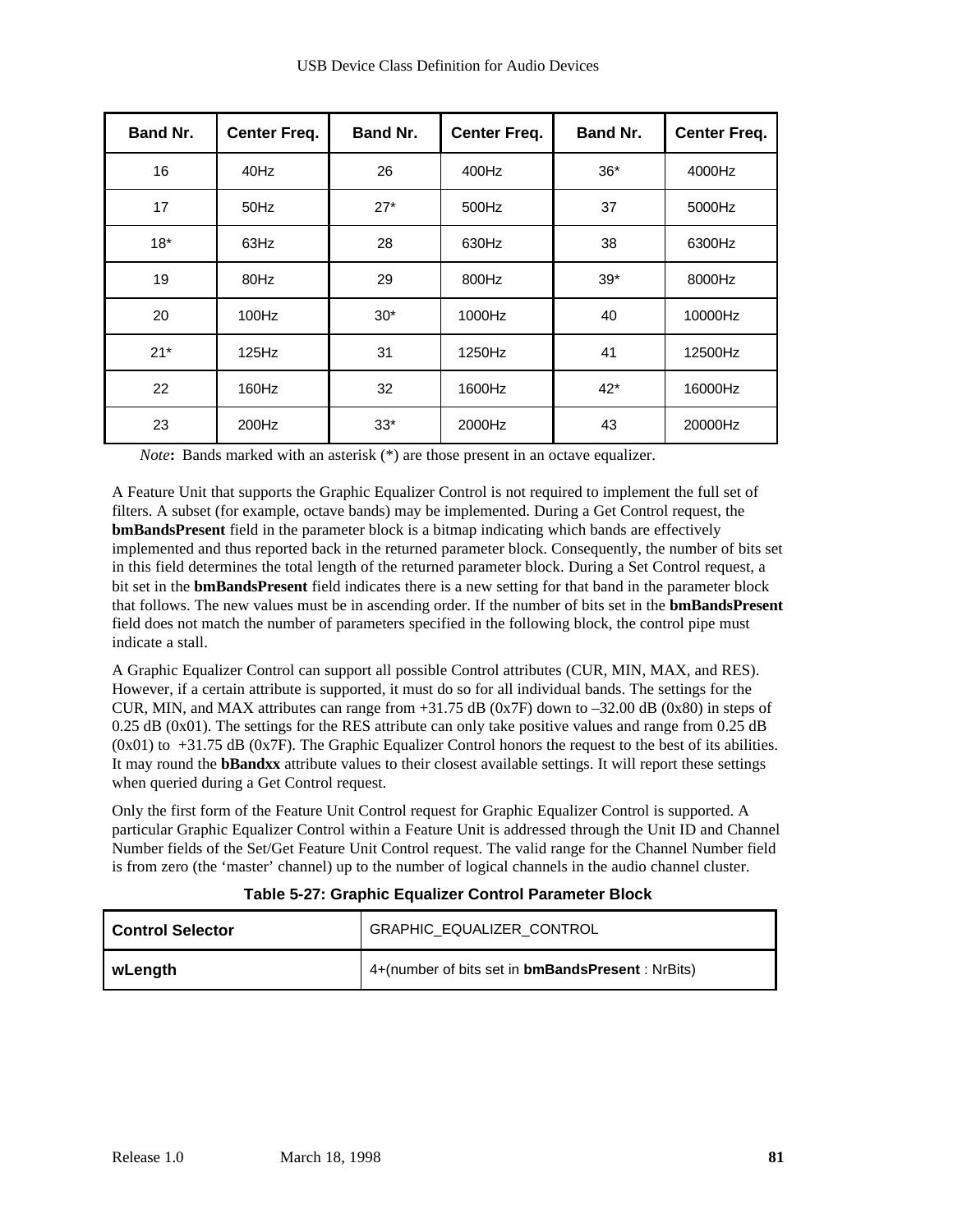| Band Nr. | Center Freq. | Band Nr. | Center Freq. | Band Nr. | Center Freq. |
|---|---|---|---|---|---|
| 16 | 40Hz | 26 | 400Hz | 36* | 4000Hz |
| 17 | 50Hz | 27* | 500Hz | 37 | 5000Hz |
| 18* | 63Hz | 28 | 630Hz | 38 | 6300Hz |
| 19 | 80Hz | 29 | 800Hz | 39* | 8000Hz |
| 20 | 100Hz | 30* | 1000Hz | 40 | 10000Hz |
| 21* | 125Hz | 31 | 1250Hz | 41 | 12500Hz |
| 22 | 160Hz | 32 | 1600Hz | 42* | 16000Hz |
| 23 | 200Hz | 33* | 2000Hz | 43 | 20000Hz |

*Note*: Bands marked with an asterisk (*) are those present in an octave equalizer.

A Feature Unit that supports the Graphic Equalizer Control is not required to implement the full set of filters. A subset (for example, octave bands) may be implemented. During a Get Control request, the **bmBandsPresent** field in the parameter block is a bitmap indicating which bands are effectively implemented and thus reported back in the returned parameter block. Consequently, the number of bits set in this field determines the total length of the returned parameter block. During a Set Control request, a bit set in the **bmBandsPresent** field indicates there is a new setting for that band in the parameter block that follows. The new values must be in ascending order. If the number of bits set in the **bmBandsPresent** field does not match the number of parameters specified in the following block, the control pipe must indicate a stall.

A Graphic Equalizer Control can support all possible Control attributes (CUR, MIN, MAX, and RES). However, if a certain attribute is supported, it must do so for all individual bands. The settings for the CUR, MIN, and MAX attributes can range from +31.75 dB (0x7F) down to –32.00 dB (0x80) in steps of 0.25 dB (0x01). The settings for the RES attribute can only take positive values and range from 0.25 dB (0x01) to +31.75 dB (0x7F). The Graphic Equalizer Control honors the request to the best of its abilities. It may round the **bBandxx** attribute values to their closest available settings. It will report these settings when queried during a Get Control request.

Only the first form of the Feature Unit Control request for Graphic Equalizer Control is supported. A particular Graphic Equalizer Control within a Feature Unit is addressed through the Unit ID and Channel Number fields of the Set/Get Feature Unit Control request. The valid range for the Channel Number field is from zero (the 'master' channel) up to the number of logical channels in the audio channel cluster.

**Table 5-27: Graphic Equalizer Control Parameter Block**

| **Control Selector** | GRAPHIC_EQUALIZER_CONTROL |
|---|---|
| **wLength** | 4+(number of bits set in **bmBandsPresent** : NrBits) |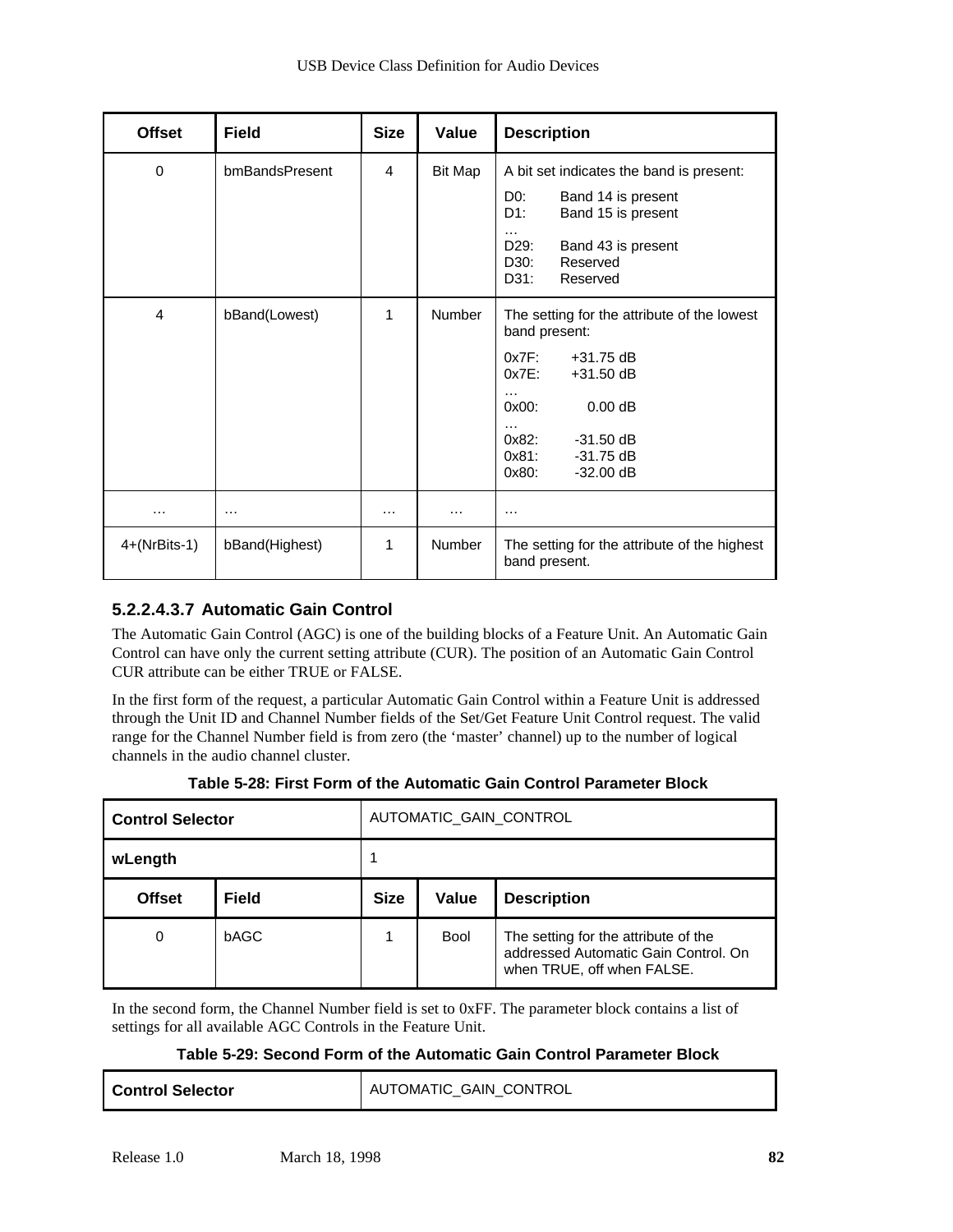| Offset | Field | Size | Value | Description |
|---|---|---|---|---|
| 0 | bmBandsPresent | 4 | Bit Map | A bit set indicates the band is present:<br>D0: Band 14 is present<br>D1: Band 15 is present<br>…<br>D29: Band 43 is present<br>D30: Reserved<br>D31: Reserved |
| 4 | bBand(Lowest) | 1 | Number | The setting for the attribute of the lowest band present:<br>0x7F: +31.75 dB<br>0x7E: +31.50 dB<br>…<br>0x00: 0.00 dB<br>…<br>0x82: -31.50 dB<br>0x81: -31.75 dB<br>0x80: -32.00 dB |
| … | … | … | … | … |
| 4+(NrBits-1) | bBand(Highest) | 1 | Number | The setting for the attribute of the highest band present. |

#### 5.2.2.4.3.7 Automatic Gain Control

The Automatic Gain Control (AGC) is one of the building blocks of a Feature Unit. An Automatic Gain Control can have only the current setting attribute (CUR). The position of an Automatic Gain Control CUR attribute can be either TRUE or FALSE.

In the first form of the request, a particular Automatic Gain Control within a Feature Unit is addressed through the Unit ID and Channel Number fields of the Set/Get Feature Unit Control request. The valid range for the Channel Number field is from zero (the 'master' channel) up to the number of logical channels in the audio channel cluster.

**Table 5-28: First Form of the Automatic Gain Control Parameter Block**

| **Control Selector** | | AUTOMATIC_GAIN_CONTROL | | |
|---|---|---|---|---|
| **wLength** | | 1 | | |
| **Offset** | **Field** | **Size** | **Value** | **Description** |
| 0 | bAGC | 1 | Bool | The setting for the attribute of the addressed Automatic Gain Control. On when TRUE, off when FALSE. |

In the second form, the Channel Number field is set to 0xFF. The parameter block contains a list of settings for all available AGC Controls in the Feature Unit.

**Table 5-29: Second Form of the Automatic Gain Control Parameter Block**

| **Control Selector** | AUTOMATIC_GAIN_CONTROL |
|---|---|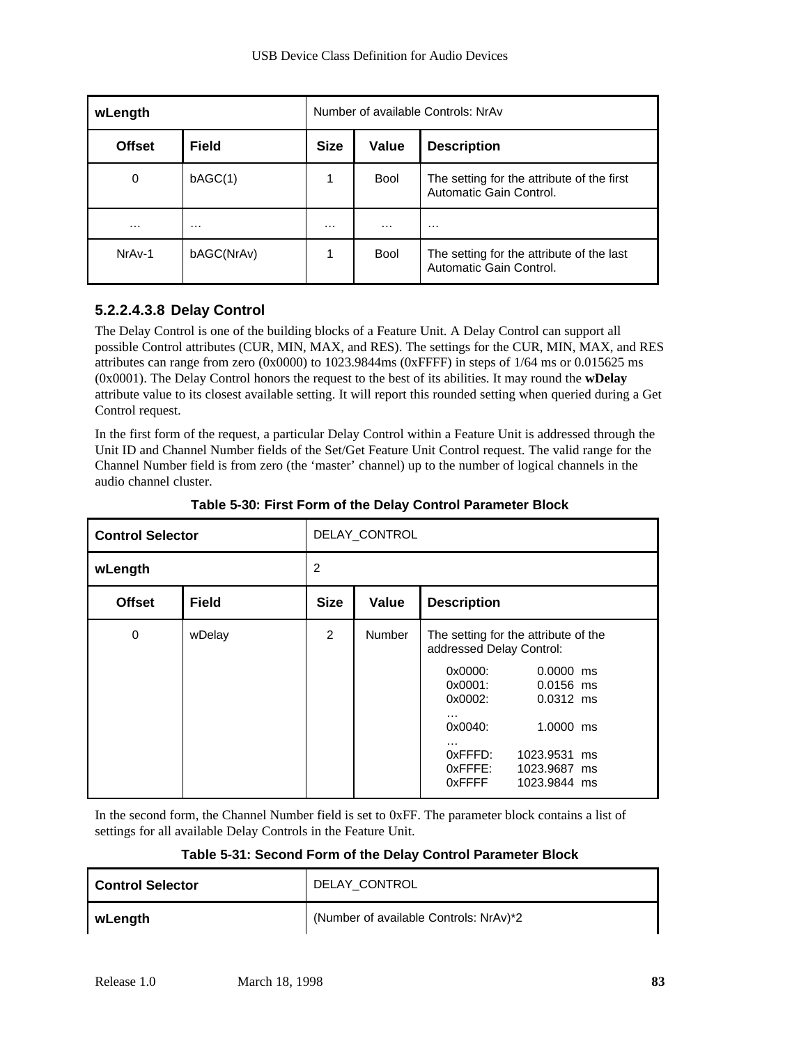| wLength | | Number of available Controls: NrAv | | |
|---|---|---|---|---|
| **Offset** | **Field** | **Size** | **Value** | **Description** |
| 0 | bAGC(1) | 1 | Bool | The setting for the attribute of the first Automatic Gain Control. |
| … | … | … | … | … |
| NrAv-1 | bAGC(NrAv) | 1 | Bool | The setting for the attribute of the last Automatic Gain Control. |

#### 5.2.2.4.3.8 Delay Control

The Delay Control is one of the building blocks of a Feature Unit. A Delay Control can support all possible Control attributes (CUR, MIN, MAX, and RES). The settings for the CUR, MIN, MAX, and RES attributes can range from zero (0x0000) to 1023.9844ms (0xFFFF) in steps of 1/64 ms or 0.015625 ms (0x0001). The Delay Control honors the request to the best of its abilities. It may round the **wDelay** attribute value to its closest available setting. It will report this rounded setting when queried during a Get Control request.

In the first form of the request, a particular Delay Control within a Feature Unit is addressed through the Unit ID and Channel Number fields of the Set/Get Feature Unit Control request. The valid range for the Channel Number field is from zero (the 'master' channel) up to the number of logical channels in the audio channel cluster.

**Table 5-30: First Form of the Delay Control Parameter Block**

| Control Selector | | DELAY_CONTROL | | |
|---|---|---|---|---|
| **wLength** | | 2 | | |
| **Offset** | **Field** | **Size** | **Value** | **Description** |
| 0 | wDelay | 2 | Number | The setting for the attribute of the addressed Delay Control:<br>0x0000: 0.0000 ms<br>0x0001: 0.0156 ms<br>0x0002: 0.0312 ms<br>…<br>0x0040: 1.0000 ms<br>…<br>0xFFFD: 1023.9531 ms<br>0xFFFE: 1023.9687 ms<br>0xFFFF 1023.9844 ms |

In the second form, the Channel Number field is set to 0xFF. The parameter block contains a list of settings for all available Delay Controls in the Feature Unit.

**Table 5-31: Second Form of the Delay Control Parameter Block**

| Control Selector | DELAY_CONTROL |
|---|---|
| **wLength** | (Number of available Controls: NrAv)*2 |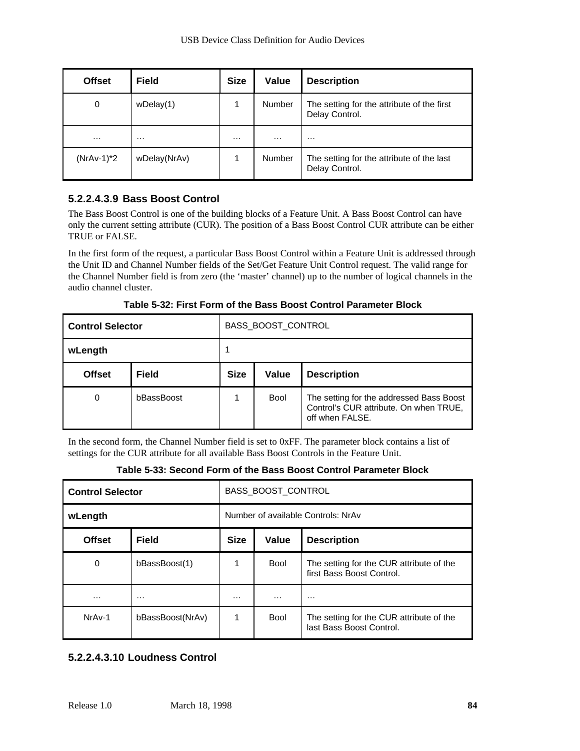| Offset | Field | Size | Value | Description |
|---|---|---|---|---|
| 0 | wDelay(1) | 1 | Number | The setting for the attribute of the first Delay Control. |
| … | … | … | … | … |
| (NrAv-1)*2 | wDelay(NrAv) | 1 | Number | The setting for the attribute of the last Delay Control. |

#### 5.2.2.4.3.9 Bass Boost Control

The Bass Boost Control is one of the building blocks of a Feature Unit. A Bass Boost Control can have only the current setting attribute (CUR). The position of a Bass Boost Control CUR attribute can be either TRUE or FALSE.

In the first form of the request, a particular Bass Boost Control within a Feature Unit is addressed through the Unit ID and Channel Number fields of the Set/Get Feature Unit Control request. The valid range for the Channel Number field is from zero (the 'master' channel) up to the number of logical channels in the audio channel cluster.

**Table 5-32: First Form of the Bass Boost Control Parameter Block**

| **Control Selector** | | BASS_BOOST_CONTROL | | |
|---|---|---|---|---|
| **wLength** | | 1 | | |
| **Offset** | **Field** | **Size** | **Value** | **Description** |
| 0 | bBassBoost | 1 | Bool | The setting for the addressed Bass Boost Control's CUR attribute. On when TRUE, off when FALSE. |

In the second form, the Channel Number field is set to 0xFF. The parameter block contains a list of settings for the CUR attribute for all available Bass Boost Controls in the Feature Unit.

**Table 5-33: Second Form of the Bass Boost Control Parameter Block**

| **Control Selector** | | BASS_BOOST_CONTROL | | |
|---|---|---|---|---|
| **wLength** | | Number of available Controls: NrAv | | |
| **Offset** | **Field** | **Size** | **Value** | **Description** |
| 0 | bBassBoost(1) | 1 | Bool | The setting for the CUR attribute of the first Bass Boost Control. |
| … | … | … | … | … |
| NrAv-1 | bBassBoost(NrAv) | 1 | Bool | The setting for the CUR attribute of the last Bass Boost Control. |

#### 5.2.2.4.3.10 Loudness Control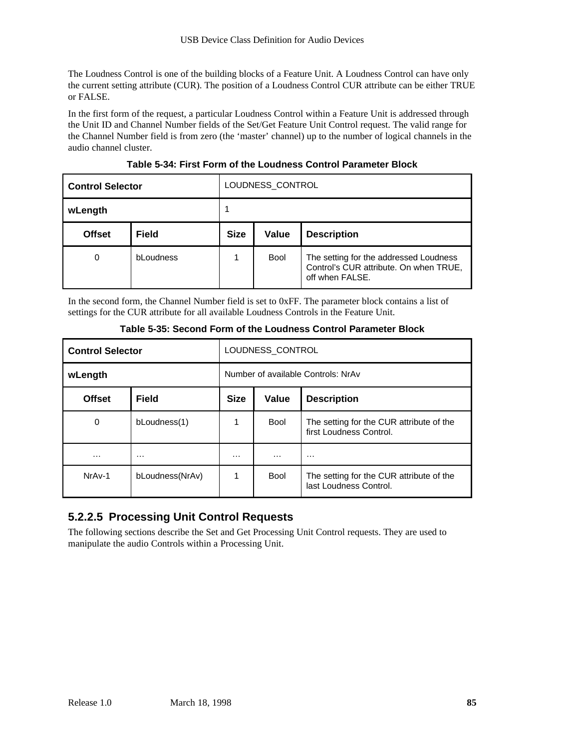The Loudness Control is one of the building blocks of a Feature Unit. A Loudness Control can have only the current setting attribute (CUR). The position of a Loudness Control CUR attribute can be either TRUE or FALSE.

In the first form of the request, a particular Loudness Control within a Feature Unit is addressed through the Unit ID and Channel Number fields of the Set/Get Feature Unit Control request. The valid range for the Channel Number field is from zero (the 'master' channel) up to the number of logical channels in the audio channel cluster.

**Table 5-34: First Form of the Loudness Control Parameter Block**

| **Control Selector** | | LOUDNESS_CONTROL | | |
|---|---|---|---|---|
| **wLength** | | 1 | | |
| **Offset** | **Field** | **Size** | **Value** | **Description** |
| 0 | bLoudness | 1 | Bool | The setting for the addressed Loudness Control's CUR attribute. On when TRUE, off when FALSE. |

In the second form, the Channel Number field is set to 0xFF. The parameter block contains a list of settings for the CUR attribute for all available Loudness Controls in the Feature Unit.

**Table 5-35: Second Form of the Loudness Control Parameter Block**

| **Control Selector** | | LOUDNESS_CONTROL | | |
|---|---|---|---|---|
| **wLength** | | Number of available Controls: NrAv | | |
| **Offset** | **Field** | **Size** | **Value** | **Description** |
| 0 | bLoudness(1) | 1 | Bool | The setting for the CUR attribute of the first Loudness Control. |
| … | … | … | … | … |
| NrAv-1 | bLoudness(NrAv) | 1 | Bool | The setting for the CUR attribute of the last Loudness Control. |

### 5.2.2.5 Processing Unit Control Requests

The following sections describe the Set and Get Processing Unit Control requests. They are used to manipulate the audio Controls within a Processing Unit.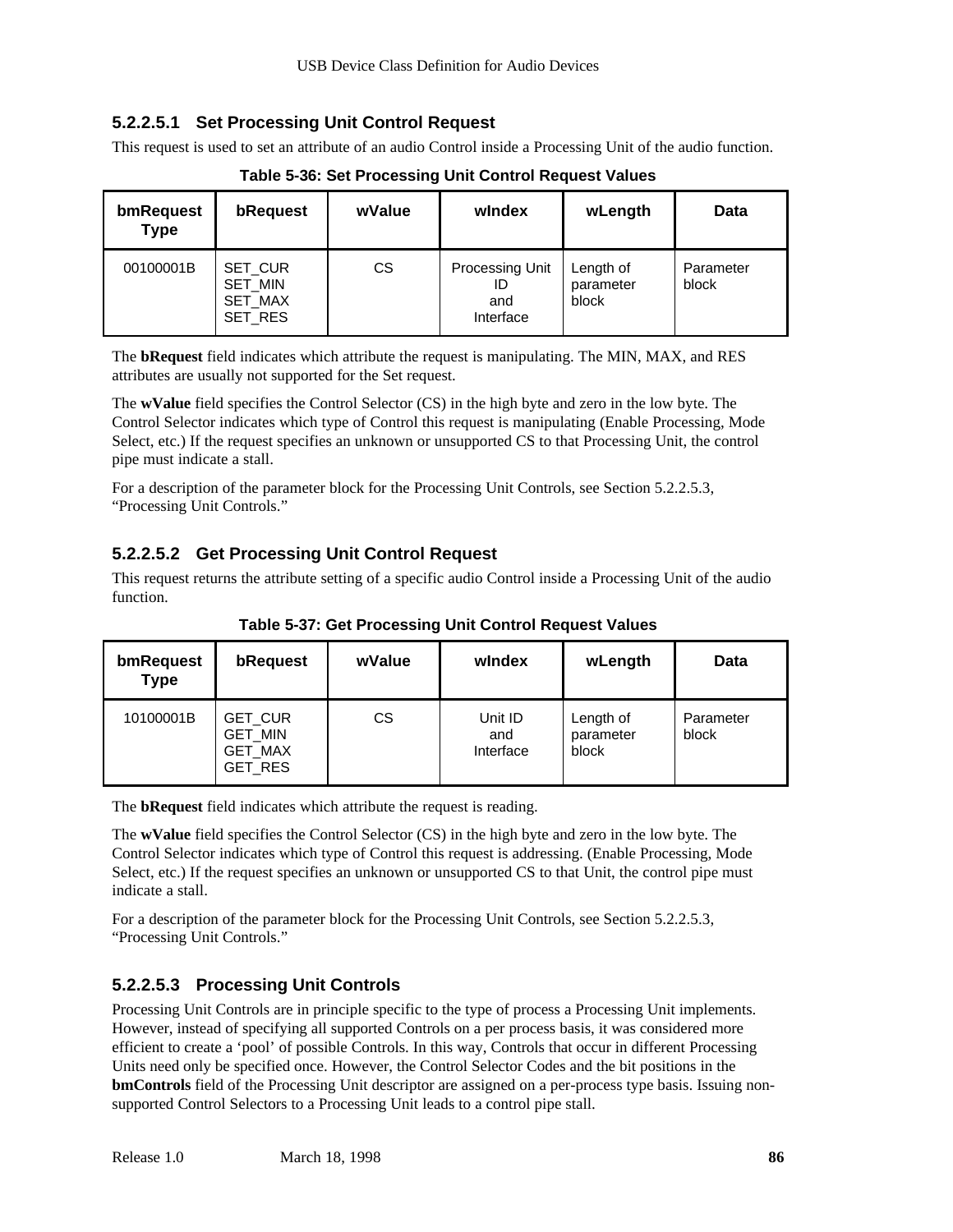#### 5.2.2.5.1 Set Processing Unit Control Request

This request is used to set an attribute of an audio Control inside a Processing Unit of the audio function.

**Table 5-36: Set Processing Unit Control Request Values**

| bmRequest Type | bRequest | wValue | wIndex | wLength | Data |
|---|---|---|---|---|---|
| 00100001B | SET_CUR<br>SET_MIN<br>SET_MAX<br>SET_RES | CS | Processing Unit ID<br>and<br>Interface | Length of parameter block | Parameter block |

The **bRequest** field indicates which attribute the request is manipulating. The MIN, MAX, and RES attributes are usually not supported for the Set request.

The **wValue** field specifies the Control Selector (CS) in the high byte and zero in the low byte. The Control Selector indicates which type of Control this request is manipulating (Enable Processing, Mode Select, etc.) If the request specifies an unknown or unsupported CS to that Processing Unit, the control pipe must indicate a stall.

For a description of the parameter block for the Processing Unit Controls, see Section 5.2.2.5.3, “Processing Unit Controls.”

#### 5.2.2.5.2 Get Processing Unit Control Request

This request returns the attribute setting of a specific audio Control inside a Processing Unit of the audio function.

**Table 5-37: Get Processing Unit Control Request Values**

| bmRequest Type | bRequest | wValue | wIndex | wLength | Data |
|---|---|---|---|---|---|
| 10100001B | GET_CUR<br>GET_MIN<br>GET_MAX<br>GET_RES | CS | Unit ID<br>and<br>Interface | Length of parameter block | Parameter block |

The **bRequest** field indicates which attribute the request is reading.

The **wValue** field specifies the Control Selector (CS) in the high byte and zero in the low byte. The Control Selector indicates which type of Control this request is addressing. (Enable Processing, Mode Select, etc.) If the request specifies an unknown or unsupported CS to that Unit, the control pipe must indicate a stall.

For a description of the parameter block for the Processing Unit Controls, see Section 5.2.2.5.3, “Processing Unit Controls.”

#### 5.2.2.5.3 Processing Unit Controls

Processing Unit Controls are in principle specific to the type of process a Processing Unit implements. However, instead of specifying all supported Controls on a per process basis, it was considered more efficient to create a ‘pool’ of possible Controls. In this way, Controls that occur in different Processing Units need only be specified once. However, the Control Selector Codes and the bit positions in the **bmControls** field of the Processing Unit descriptor are assigned on a per-process type basis. Issuing non-supported Control Selectors to a Processing Unit leads to a control pipe stall.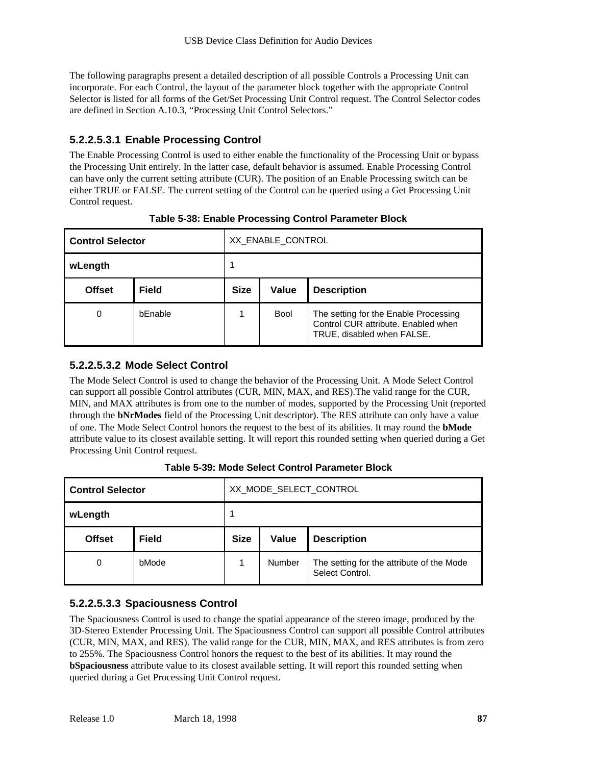The following paragraphs present a detailed description of all possible Controls a Processing Unit can incorporate. For each Control, the layout of the parameter block together with the appropriate Control Selector is listed for all forms of the Get/Set Processing Unit Control request. The Control Selector codes are defined in Section A.10.3, “Processing Unit Control Selectors.”

#### 5.2.2.5.3.1 Enable Processing Control

The Enable Processing Control is used to either enable the functionality of the Processing Unit or bypass the Processing Unit entirely. In the latter case, default behavior is assumed. Enable Processing Control can have only the current setting attribute (CUR). The position of an Enable Processing switch can be either TRUE or FALSE. The current setting of the Control can be queried using a Get Processing Unit Control request.

**Table 5-38: Enable Processing Control Parameter Block**

| **Control Selector** | | XX_ENABLE_CONTROL | | |
|---|---|---|---|---|
| **wLength** | | 1 | | |
| **Offset** | **Field** | **Size** | **Value** | **Description** |
| 0 | bEnable | 1 | Bool | The setting for the Enable Processing Control CUR attribute. Enabled when TRUE, disabled when FALSE. |

#### 5.2.2.5.3.2 Mode Select Control

The Mode Select Control is used to change the behavior of the Processing Unit. A Mode Select Control can support all possible Control attributes (CUR, MIN, MAX, and RES).The valid range for the CUR, MIN, and MAX attributes is from one to the number of modes, supported by the Processing Unit (reported through the **bNrModes** field of the Processing Unit descriptor). The RES attribute can only have a value of one. The Mode Select Control honors the request to the best of its abilities. It may round the **bMode** attribute value to its closest available setting. It will report this rounded setting when queried during a Get Processing Unit Control request.

**Table 5-39: Mode Select Control Parameter Block**

| **Control Selector** | | XX_MODE_SELECT_CONTROL | | |
|---|---|---|---|---|
| **wLength** | | 1 | | |
| **Offset** | **Field** | **Size** | **Value** | **Description** |
| 0 | bMode | 1 | Number | The setting for the attribute of the Mode Select Control. |

#### 5.2.2.5.3.3 Spaciousness Control

The Spaciousness Control is used to change the spatial appearance of the stereo image, produced by the 3D-Stereo Extender Processing Unit. The Spaciousness Control can support all possible Control attributes (CUR, MIN, MAX, and RES). The valid range for the CUR, MIN, MAX, and RES attributes is from zero to 255%. The Spaciousness Control honors the request to the best of its abilities. It may round the **bSpaciousness** attribute value to its closest available setting. It will report this rounded setting when queried during a Get Processing Unit Control request.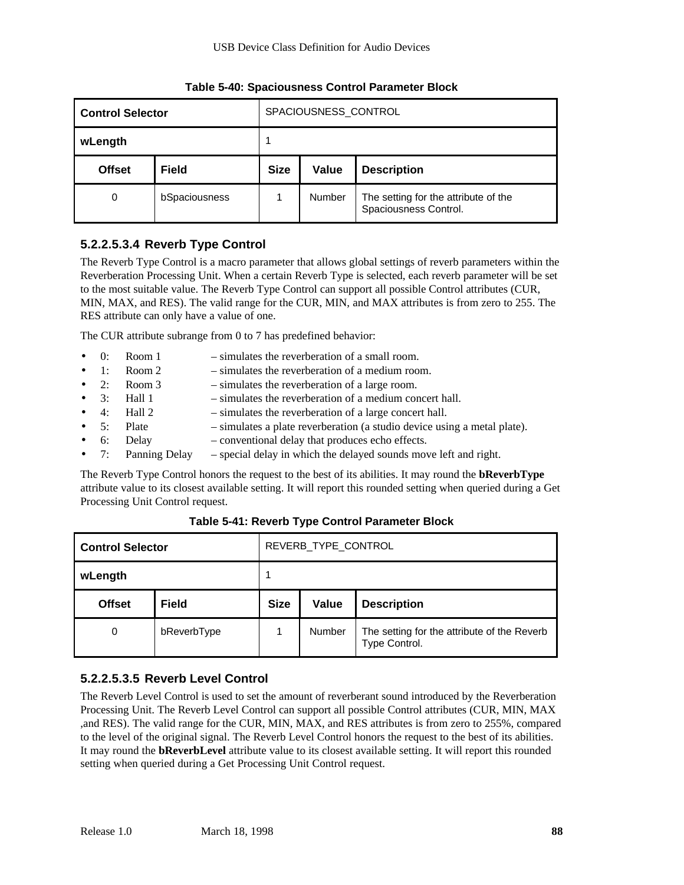**Table 5-40: Spaciousness Control Parameter Block**

| Control Selector | | SPACIOUSNESS_CONTROL | | |
|---|---|---|---|---|
| **wLength** | | 1 | | |
| **Offset** | **Field** | **Size** | **Value** | **Description** |
| 0 | bSpaciousness | 1 | Number | The setting for the attribute of the Spaciousness Control. |

### 5.2.2.5.3.4 Reverb Type Control

The Reverb Type Control is a macro parameter that allows global settings of reverb parameters within the Reverberation Processing Unit. When a certain Reverb Type is selected, each reverb parameter will be set to the most suitable value. The Reverb Type Control can support all possible Control attributes (CUR, MIN, MAX, and RES). The valid range for the CUR, MIN, and MAX attributes is from zero to 255. The RES attribute can only have a value of one.

The CUR attribute subrange from 0 to 7 has predefined behavior:

- 0: Room 1 – simulates the reverberation of a small room.
- 1: Room 2 – simulates the reverberation of a medium room.
- 2: Room 3 – simulates the reverberation of a large room.
- 3: Hall 1 – simulates the reverberation of a medium concert hall.
- 4: Hall 2 – simulates the reverberation of a large concert hall.
- 5: Plate – simulates a plate reverberation (a studio device using a metal plate).
- 6: Delay – conventional delay that produces echo effects.
- 7: Panning Delay – special delay in which the delayed sounds move left and right.

The Reverb Type Control honors the request to the best of its abilities. It may round the **bReverbType** attribute value to its closest available setting. It will report this rounded setting when queried during a Get Processing Unit Control request.

**Table 5-41: Reverb Type Control Parameter Block**

| Control Selector | | REVERB_TYPE_CONTROL | | |
|---|---|---|---|---|
| **wLength** | | 1 | | |
| **Offset** | **Field** | **Size** | **Value** | **Description** |
| 0 | bReverbType | 1 | Number | The setting for the attribute of the Reverb Type Control. |

### 5.2.2.5.3.5 Reverb Level Control

The Reverb Level Control is used to set the amount of reverberant sound introduced by the Reverberation Processing Unit. The Reverb Level Control can support all possible Control attributes (CUR, MIN, MAX ,and RES). The valid range for the CUR, MIN, MAX, and RES attributes is from zero to 255%, compared to the level of the original signal. The Reverb Level Control honors the request to the best of its abilities. It may round the **bReverbLevel** attribute value to its closest available setting. It will report this rounded setting when queried during a Get Processing Unit Control request.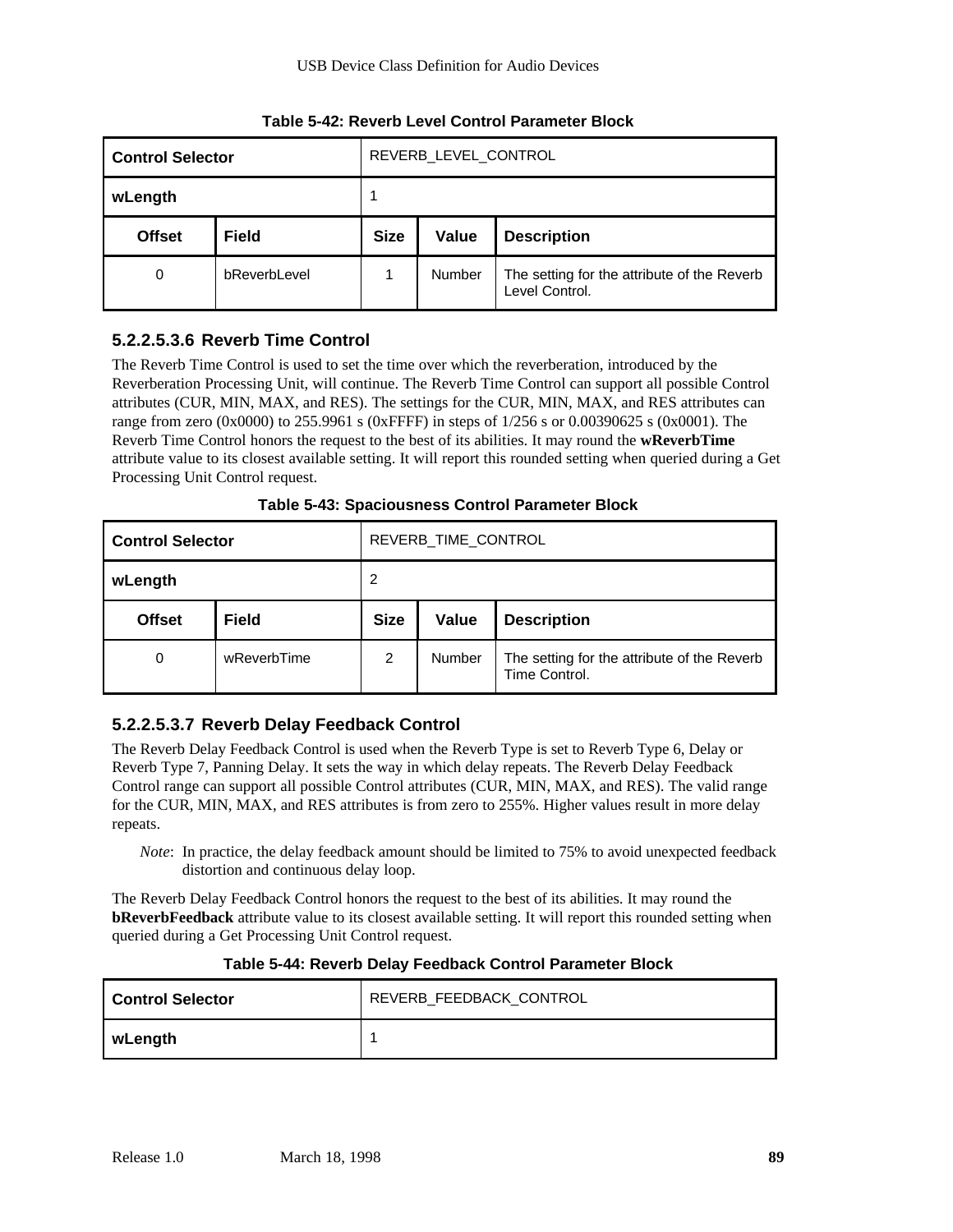**Table 5-42: Reverb Level Control Parameter Block**

| Control Selector | | REVERB_LEVEL_CONTROL | | |
|---|---|---|---|---|
| **wLength** | | 1 | | |
| **Offset** | **Field** | **Size** | **Value** | **Description** |
| 0 | bReverbLevel | 1 | Number | The setting for the attribute of the Reverb Level Control. |

#### 5.2.2.5.3.6 Reverb Time Control

The Reverb Time Control is used to set the time over which the reverberation, introduced by the Reverberation Processing Unit, will continue. The Reverb Time Control can support all possible Control attributes (CUR, MIN, MAX, and RES). The settings for the CUR, MIN, MAX, and RES attributes can range from zero (0x0000) to 255.9961 s (0xFFFF) in steps of 1/256 s or 0.00390625 s (0x0001). The Reverb Time Control honors the request to the best of its abilities. It may round the **wReverbTime** attribute value to its closest available setting. It will report this rounded setting when queried during a Get Processing Unit Control request.

**Table 5-43: Spaciousness Control Parameter Block**

| Control Selector | | REVERB_TIME_CONTROL | | |
|---|---|---|---|---|
| **wLength** | | 2 | | |
| **Offset** | **Field** | **Size** | **Value** | **Description** |
| 0 | wReverbTime | 2 | Number | The setting for the attribute of the Reverb Time Control. |

#### 5.2.2.5.3.7 Reverb Delay Feedback Control

The Reverb Delay Feedback Control is used when the Reverb Type is set to Reverb Type 6, Delay or Reverb Type 7, Panning Delay. It sets the way in which delay repeats. The Reverb Delay Feedback Control range can support all possible Control attributes (CUR, MIN, MAX, and RES). The valid range for the CUR, MIN, MAX, and RES attributes is from zero to 255%. Higher values result in more delay repeats.

> *Note*: In practice, the delay feedback amount should be limited to 75% to avoid unexpected feedback distortion and continuous delay loop.

The Reverb Delay Feedback Control honors the request to the best of its abilities. It may round the **bReverbFeedback** attribute value to its closest available setting. It will report this rounded setting when queried during a Get Processing Unit Control request.

**Table 5-44: Reverb Delay Feedback Control Parameter Block**

| Control Selector | REVERB_FEEDBACK_CONTROL |
|---|---|
| **wLength** | 1 |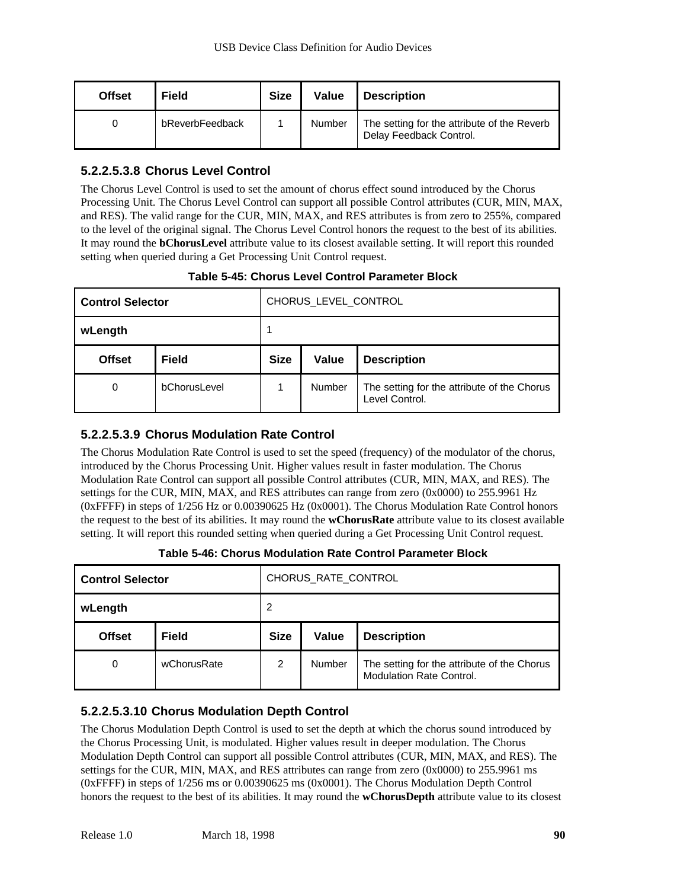| Offset | Field | Size | Value | Description |
|---|---|---|---|---|
| 0 | bReverbFeedback | 1 | Number | The setting for the attribute of the Reverb Delay Feedback Control. |

#### 5.2.2.5.3.8 Chorus Level Control

The Chorus Level Control is used to set the amount of chorus effect sound introduced by the Chorus Processing Unit. The Chorus Level Control can support all possible Control attributes (CUR, MIN, MAX, and RES). The valid range for the CUR, MIN, MAX, and RES attributes is from zero to 255%, compared to the level of the original signal. The Chorus Level Control honors the request to the best of its abilities. It may round the **bChorusLevel** attribute value to its closest available setting. It will report this rounded setting when queried during a Get Processing Unit Control request.

**Table 5-45: Chorus Level Control Parameter Block**

| Control Selector | | CHORUS_LEVEL_CONTROL | | |
|---|---|---|---|---|
| **wLength** | | 1 | | |
| **Offset** | **Field** | **Size** | **Value** | **Description** |
| 0 | bChorusLevel | 1 | Number | The setting for the attribute of the Chorus Level Control. |

#### 5.2.2.5.3.9 Chorus Modulation Rate Control

The Chorus Modulation Rate Control is used to set the speed (frequency) of the modulator of the chorus, introduced by the Chorus Processing Unit. Higher values result in faster modulation. The Chorus Modulation Rate Control can support all possible Control attributes (CUR, MIN, MAX, and RES). The settings for the CUR, MIN, MAX, and RES attributes can range from zero (0x0000) to 255.9961 Hz (0xFFFF) in steps of 1/256 Hz or 0.00390625 Hz (0x0001). The Chorus Modulation Rate Control honors the request to the best of its abilities. It may round the **wChorusRate** attribute value to its closest available setting. It will report this rounded setting when queried during a Get Processing Unit Control request.

**Table 5-46: Chorus Modulation Rate Control Parameter Block**

| Control Selector | | CHORUS_RATE_CONTROL | | |
|---|---|---|---|---|
| **wLength** | | 2 | | |
| **Offset** | **Field** | **Size** | **Value** | **Description** |
| 0 | wChorusRate | 2 | Number | The setting for the attribute of the Chorus Modulation Rate Control. |

#### 5.2.2.5.3.10 Chorus Modulation Depth Control

The Chorus Modulation Depth Control is used to set the depth at which the chorus sound introduced by the Chorus Processing Unit, is modulated. Higher values result in deeper modulation. The Chorus Modulation Depth Control can support all possible Control attributes (CUR, MIN, MAX, and RES). The settings for the CUR, MIN, MAX, and RES attributes can range from zero (0x0000) to 255.9961 ms (0xFFFF) in steps of 1/256 ms or 0.00390625 ms (0x0001). The Chorus Modulation Depth Control honors the request to the best of its abilities. It may round the **wChorusDepth** attribute value to its closest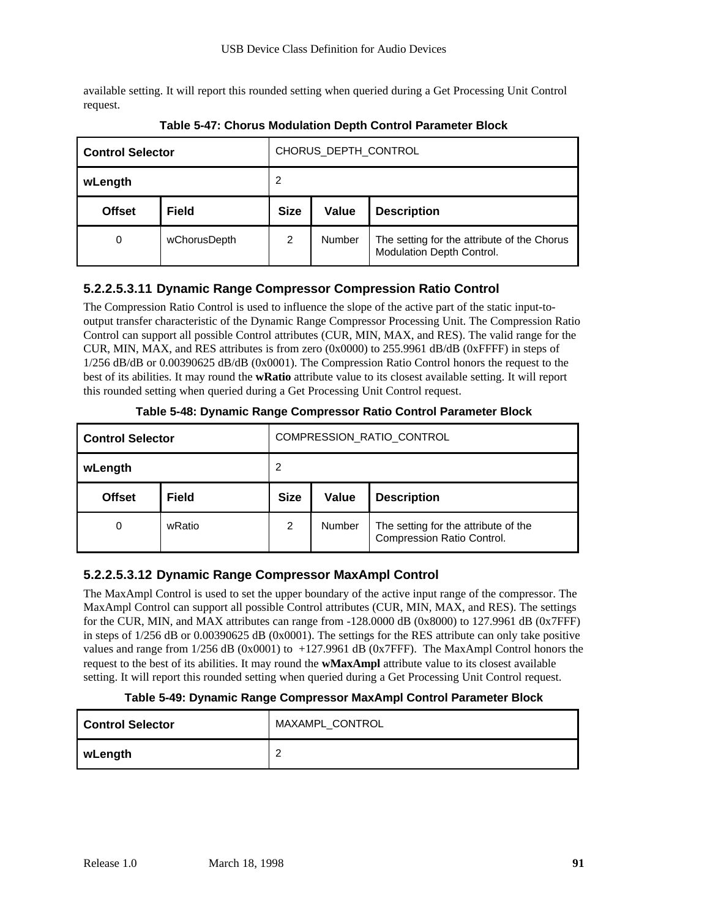available setting. It will report this rounded setting when queried during a Get Processing Unit Control request.

**Table 5-47: Chorus Modulation Depth Control Parameter Block**

| **Control Selector** | | CHORUS_DEPTH_CONTROL | | |
|---|---|---|---|---|
| **wLength** | | 2 | | |
| **Offset** | **Field** | **Size** | **Value** | **Description** |
| 0 | wChorusDepth | 2 | Number | The setting for the attribute of the Chorus Modulation Depth Control. |

#### 5.2.2.5.3.11 Dynamic Range Compressor Compression Ratio Control

The Compression Ratio Control is used to influence the slope of the active part of the static input-to-output transfer characteristic of the Dynamic Range Compressor Processing Unit. The Compression Ratio Control can support all possible Control attributes (CUR, MIN, MAX, and RES). The valid range for the CUR, MIN, MAX, and RES attributes is from zero (0x0000) to 255.9961 dB/dB (0xFFFF) in steps of 1/256 dB/dB or 0.00390625 dB/dB (0x0001). The Compression Ratio Control honors the request to the best of its abilities. It may round the **wRatio** attribute value to its closest available setting. It will report this rounded setting when queried during a Get Processing Unit Control request.

**Table 5-48: Dynamic Range Compressor Ratio Control Parameter Block**

| **Control Selector** | | COMPRESSION_RATIO_CONTROL | | |
|---|---|---|---|---|
| **wLength** | | 2 | | |
| **Offset** | **Field** | **Size** | **Value** | **Description** |
| 0 | wRatio | 2 | Number | The setting for the attribute of the Compression Ratio Control. |

#### 5.2.2.5.3.12 Dynamic Range Compressor MaxAmpl Control

The MaxAmpl Control is used to set the upper boundary of the active input range of the compressor. The MaxAmpl Control can support all possible Control attributes (CUR, MIN, MAX, and RES). The settings for the CUR, MIN, and MAX attributes can range from -128.0000 dB (0x8000) to 127.9961 dB (0x7FFF) in steps of 1/256 dB or 0.00390625 dB (0x0001). The settings for the RES attribute can only take positive values and range from 1/256 dB (0x0001) to +127.9961 dB (0x7FFF). The MaxAmpl Control honors the request to the best of its abilities. It may round the **wMaxAmpl** attribute value to its closest available setting. It will report this rounded setting when queried during a Get Processing Unit Control request.

**Table 5-49: Dynamic Range Compressor MaxAmpl Control Parameter Block**

| **Control Selector** | MAXAMPL_CONTROL |
|---|---|
| **wLength** | 2 |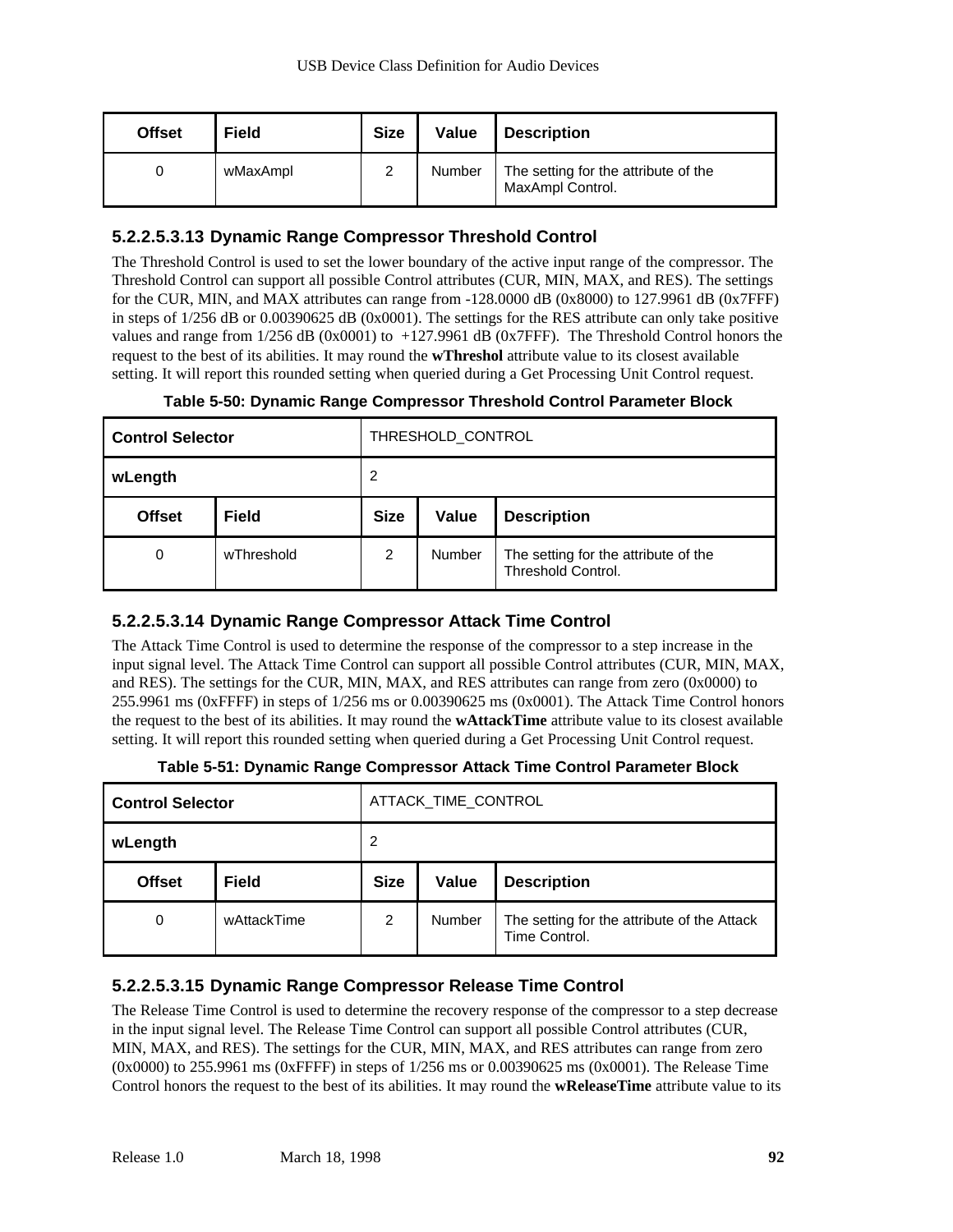| Offset | Field | Size | Value | Description |
|---|---|---|---|---|
| 0 | wMaxAmpl | 2 | Number | The setting for the attribute of the MaxAmpl Control. |

#### 5.2.2.5.3.13 Dynamic Range Compressor Threshold Control

The Threshold Control is used to set the lower boundary of the active input range of the compressor. The Threshold Control can support all possible Control attributes (CUR, MIN, MAX, and RES). The settings for the CUR, MIN, and MAX attributes can range from -128.0000 dB (0x8000) to 127.9961 dB (0x7FFF) in steps of 1/256 dB or 0.00390625 dB (0x0001). The settings for the RES attribute can only take positive values and range from 1/256 dB (0x0001) to +127.9961 dB (0x7FFF). The Threshold Control honors the request to the best of its abilities. It may round the **wThreshol** attribute value to its closest available setting. It will report this rounded setting when queried during a Get Processing Unit Control request.

**Table 5-50: Dynamic Range Compressor Threshold Control Parameter Block**

| **Control Selector** | | THRESHOLD_CONTROL | | |
|---|---|---|---|---|
| **wLength** | | 2 | | |
| **Offset** | **Field** | **Size** | **Value** | **Description** |
| 0 | wThreshold | 2 | Number | The setting for the attribute of the Threshold Control. |

#### 5.2.2.5.3.14 Dynamic Range Compressor Attack Time Control

The Attack Time Control is used to determine the response of the compressor to a step increase in the input signal level. The Attack Time Control can support all possible Control attributes (CUR, MIN, MAX, and RES). The settings for the CUR, MIN, MAX, and RES attributes can range from zero (0x0000) to 255.9961 ms (0xFFFF) in steps of 1/256 ms or 0.00390625 ms (0x0001). The Attack Time Control honors the request to the best of its abilities. It may round the **wAttackTime** attribute value to its closest available setting. It will report this rounded setting when queried during a Get Processing Unit Control request.

**Table 5-51: Dynamic Range Compressor Attack Time Control Parameter Block**

| **Control Selector** | | ATTACK_TIME_CONTROL | | |
|---|---|---|---|---|
| **wLength** | | 2 | | |
| **Offset** | **Field** | **Size** | **Value** | **Description** |
| 0 | wAttackTime | 2 | Number | The setting for the attribute of the Attack Time Control. |

#### 5.2.2.5.3.15 Dynamic Range Compressor Release Time Control

The Release Time Control is used to determine the recovery response of the compressor to a step decrease in the input signal level. The Release Time Control can support all possible Control attributes (CUR, MIN, MAX, and RES). The settings for the CUR, MIN, MAX, and RES attributes can range from zero (0x0000) to 255.9961 ms (0xFFFF) in steps of 1/256 ms or 0.00390625 ms (0x0001). The Release Time Control honors the request to the best of its abilities. It may round the **wReleaseTime** attribute value to its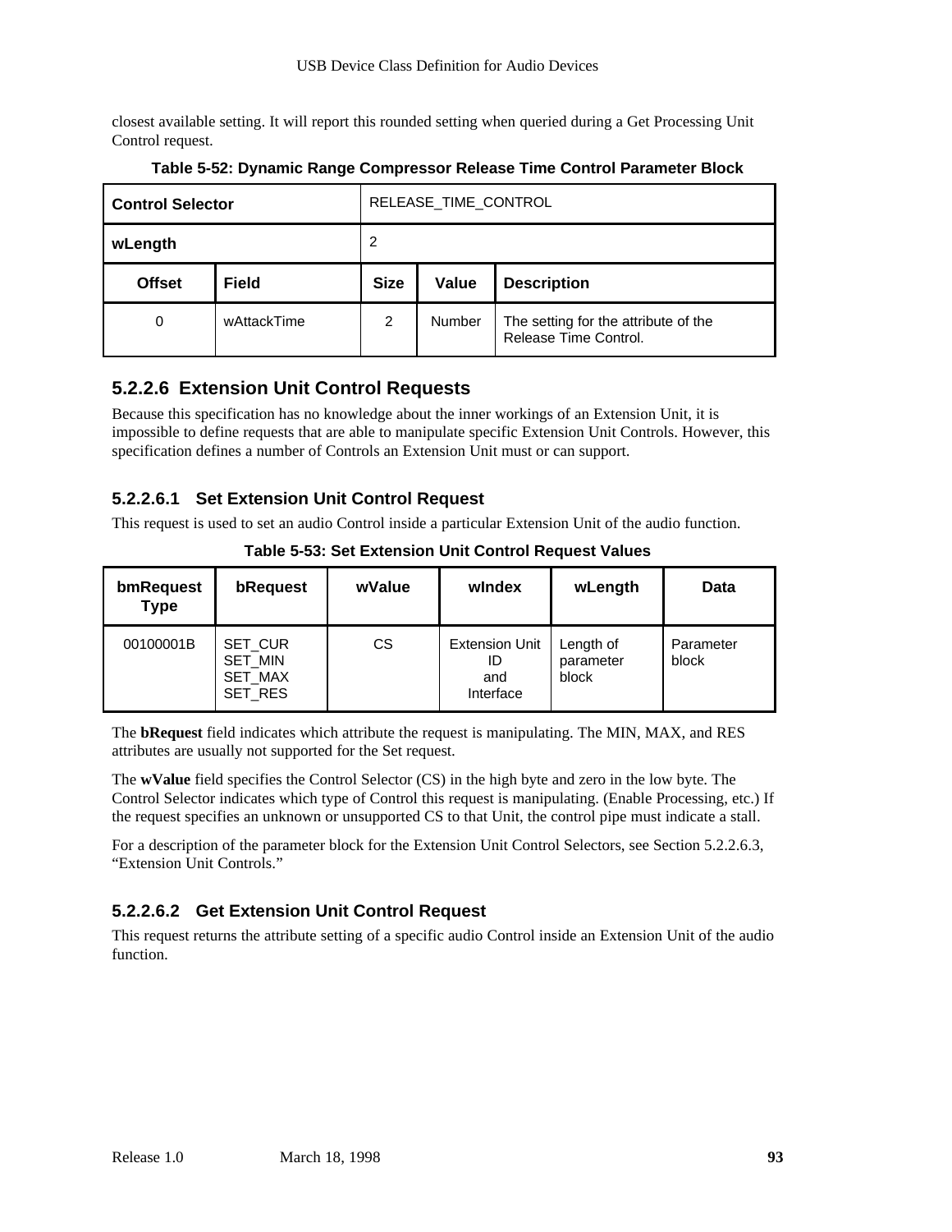closest available setting. It will report this rounded setting when queried during a Get Processing Unit Control request.

**Table 5-52: Dynamic Range Compressor Release Time Control Parameter Block**

| **Control Selector** | | RELEASE_TIME_CONTROL | | |
|---|---|---|---|---|
| **wLength** | | 2 | | |
| **Offset** | **Field** | **Size** | **Value** | **Description** |
| 0 | wAttackTime | 2 | Number | The setting for the attribute of the Release Time Control. |

### 5.2.2.6 Extension Unit Control Requests

Because this specification has no knowledge about the inner workings of an Extension Unit, it is impossible to define requests that are able to manipulate specific Extension Unit Controls. However, this specification defines a number of Controls an Extension Unit must or can support.

#### 5.2.2.6.1 Set Extension Unit Control Request

This request is used to set an audio Control inside a particular Extension Unit of the audio function.

**Table 5-53: Set Extension Unit Control Request Values**

| bmRequest Type | bRequest | wValue | wIndex | wLength | Data |
|---|---|---|---|---|---|
| 00100001B | SET_CUR<br>SET_MIN<br>SET_MAX<br>SET_RES | CS | Extension Unit ID and Interface | Length of parameter block | Parameter block |

The **bRequest** field indicates which attribute the request is manipulating. The MIN, MAX, and RES attributes are usually not supported for the Set request.

The **wValue** field specifies the Control Selector (CS) in the high byte and zero in the low byte. The Control Selector indicates which type of Control this request is manipulating. (Enable Processing, etc.) If the request specifies an unknown or unsupported CS to that Unit, the control pipe must indicate a stall.

For a description of the parameter block for the Extension Unit Control Selectors, see Section 5.2.2.6.3, "Extension Unit Controls."

#### 5.2.2.6.2 Get Extension Unit Control Request

This request returns the attribute setting of a specific audio Control inside an Extension Unit of the audio function.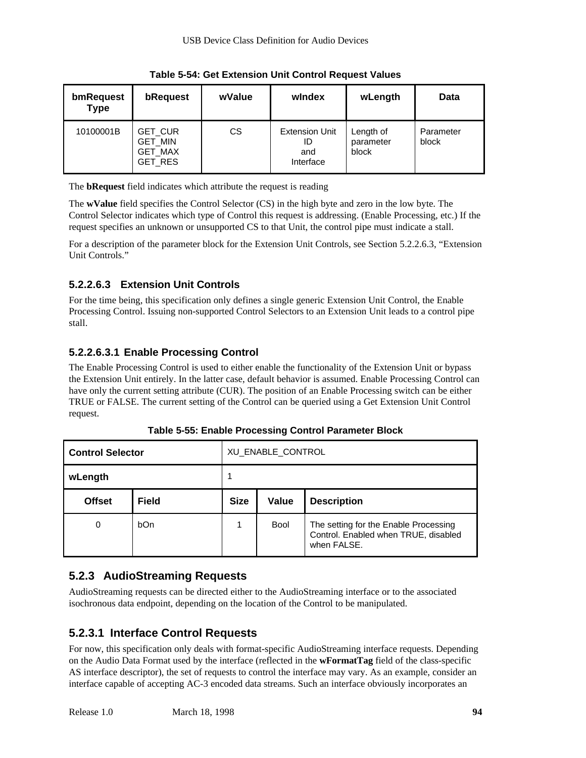**Table 5-54: Get Extension Unit Control Request Values**

| bmRequest Type | bRequest | wValue | wIndex | wLength | Data |
|---|---|---|---|---|---|
| 10100001B | GET_CUR GET_MIN GET_MAX GET_RES | CS | Extension Unit ID and Interface | Length of parameter block | Parameter block |

The **bRequest** field indicates which attribute the request is reading

The **wValue** field specifies the Control Selector (CS) in the high byte and zero in the low byte. The Control Selector indicates which type of Control this request is addressing. (Enable Processing, etc.) If the request specifies an unknown or unsupported CS to that Unit, the control pipe must indicate a stall.

For a description of the parameter block for the Extension Unit Controls, see Section 5.2.2.6.3, "Extension Unit Controls."

#### 5.2.2.6.3 Extension Unit Controls

For the time being, this specification only defines a single generic Extension Unit Control, the Enable Processing Control. Issuing non-supported Control Selectors to an Extension Unit leads to a control pipe stall.

##### 5.2.2.6.3.1 Enable Processing Control

The Enable Processing Control is used to either enable the functionality of the Extension Unit or bypass the Extension Unit entirely. In the latter case, default behavior is assumed. Enable Processing Control can have only the current setting attribute (CUR). The position of an Enable Processing switch can be either TRUE or FALSE. The current setting of the Control can be queried using a Get Extension Unit Control request.

**Table 5-55: Enable Processing Control Parameter Block**

| **Control Selector** | | XU_ENABLE_CONTROL | | |
|---|---|---|---|---|
| **wLength** | | 1 | | |
| **Offset** | **Field** | **Size** | **Value** | **Description** |
| 0 | bOn | 1 | Bool | The setting for the Enable Processing Control. Enabled when TRUE, disabled when FALSE. |

### 5.2.3 AudioStreaming Requests

AudioStreaming requests can be directed either to the AudioStreaming interface or to the associated isochronous data endpoint, depending on the location of the Control to be manipulated.

#### 5.2.3.1 Interface Control Requests

For now, this specification only deals with format-specific AudioStreaming interface requests. Depending on the Audio Data Format used by the interface (reflected in the **wFormatTag** field of the class-specific AS interface descriptor), the set of requests to control the interface may vary. As an example, consider an interface capable of accepting AC-3 encoded data streams. Such an interface obviously incorporates an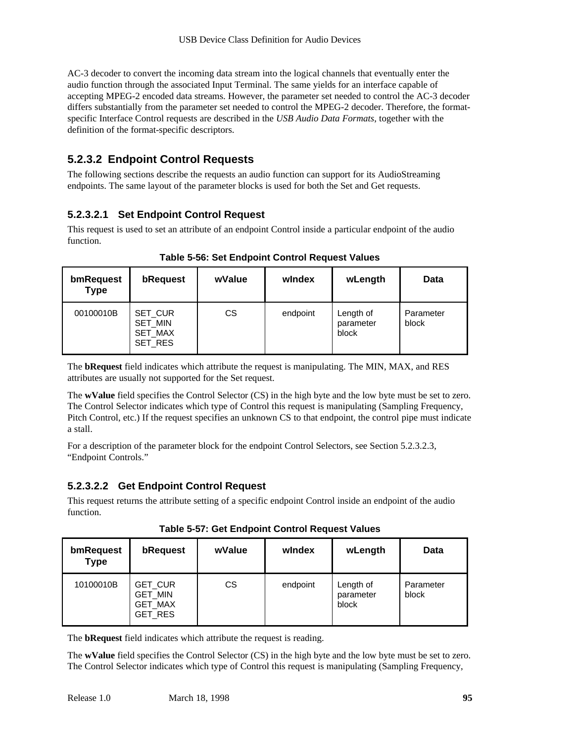AC-3 decoder to convert the incoming data stream into the logical channels that eventually enter the audio function through the associated Input Terminal. The same yields for an interface capable of accepting MPEG-2 encoded data streams. However, the parameter set needed to control the AC-3 decoder differs substantially from the parameter set needed to control the MPEG-2 decoder. Therefore, the format-specific Interface Control requests are described in the *USB Audio Data Formats*, together with the definition of the format-specific descriptors.

## 5.2.3.2 Endpoint Control Requests

The following sections describe the requests an audio function can support for its AudioStreaming endpoints. The same layout of the parameter blocks is used for both the Set and Get requests.

### 5.2.3.2.1 Set Endpoint Control Request

This request is used to set an attribute of an endpoint Control inside a particular endpoint of the audio function.

**Table 5-56: Set Endpoint Control Request Values**

| bmRequest Type | bRequest | wValue | wIndex | wLength | Data |
|---|---|---|---|---|---|
| 00100010B | SET_CUR<br>SET_MIN<br>SET_MAX<br>SET_RES | CS | endpoint | Length of parameter block | Parameter block |

The **bRequest** field indicates which attribute the request is manipulating. The MIN, MAX, and RES attributes are usually not supported for the Set request.

The **wValue** field specifies the Control Selector (CS) in the high byte and the low byte must be set to zero. The Control Selector indicates which type of Control this request is manipulating (Sampling Frequency, Pitch Control, etc.) If the request specifies an unknown CS to that endpoint, the control pipe must indicate a stall.

For a description of the parameter block for the endpoint Control Selectors, see Section 5.2.3.2.3, “Endpoint Controls.”

### 5.2.3.2.2 Get Endpoint Control Request

This request returns the attribute setting of a specific endpoint Control inside an endpoint of the audio function.

**Table 5-57: Get Endpoint Control Request Values**

| bmRequest Type | bRequest | wValue | wIndex | wLength | Data |
|---|---|---|---|---|---|
| 10100010B | GET_CUR<br>GET_MIN<br>GET_MAX<br>GET_RES | CS | endpoint | Length of parameter block | Parameter block |

The **bRequest** field indicates which attribute the request is reading.

The **wValue** field specifies the Control Selector (CS) in the high byte and the low byte must be set to zero. The Control Selector indicates which type of Control this request is manipulating (Sampling Frequency,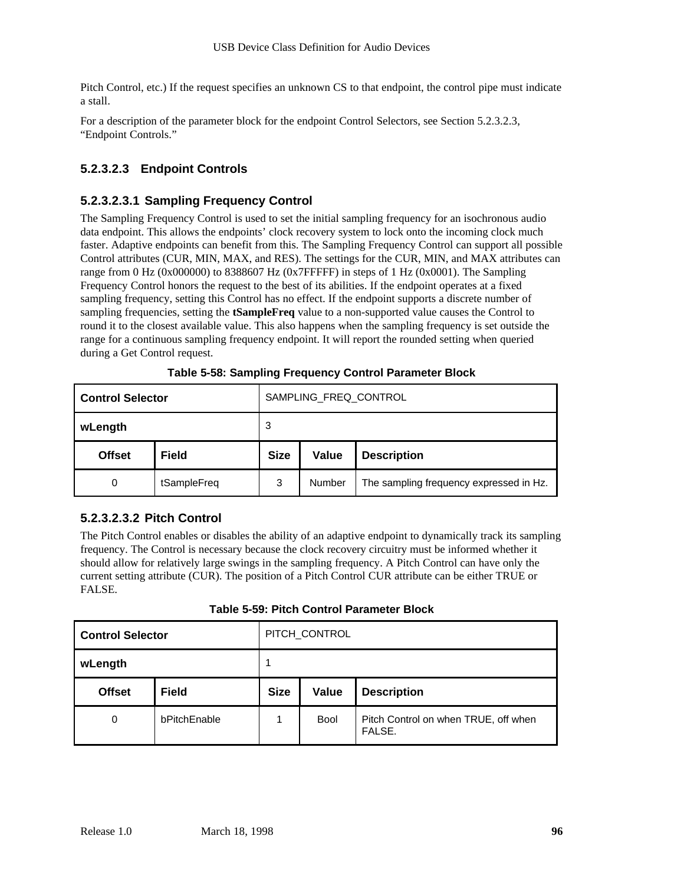Pitch Control, etc.) If the request specifies an unknown CS to that endpoint, the control pipe must indicate a stall.

For a description of the parameter block for the endpoint Control Selectors, see Section 5.2.3.2.3, "Endpoint Controls."

#### 5.2.3.2.3 Endpoint Controls

##### 5.2.3.2.3.1 Sampling Frequency Control

The Sampling Frequency Control is used to set the initial sampling frequency for an isochronous audio data endpoint. This allows the endpoints' clock recovery system to lock onto the incoming clock much faster. Adaptive endpoints can benefit from this. The Sampling Frequency Control can support all possible Control attributes (CUR, MIN, MAX, and RES). The settings for the CUR, MIN, and MAX attributes can range from 0 Hz (0x000000) to 8388607 Hz (0x7FFFFF) in steps of 1 Hz (0x0001). The Sampling Frequency Control honors the request to the best of its abilities. If the endpoint operates at a fixed sampling frequency, setting this Control has no effect. If the endpoint supports a discrete number of sampling frequencies, setting the **tSampleFreq** value to a non-supported value causes the Control to round it to the closest available value. This also happens when the sampling frequency is set outside the range for a continuous sampling frequency endpoint. It will report the rounded setting when queried during a Get Control request.

**Table 5-58: Sampling Frequency Control Parameter Block**

| **Control Selector** | | SAMPLING_FREQ_CONTROL | | |
|---|---|---|---|---|
| **wLength** | | 3 | | |
| **Offset** | **Field** | **Size** | **Value** | **Description** |
| 0 | tSampleFreq | 3 | Number | The sampling frequency expressed in Hz. |

##### 5.2.3.2.3.2 Pitch Control

The Pitch Control enables or disables the ability of an adaptive endpoint to dynamically track its sampling frequency. The Control is necessary because the clock recovery circuitry must be informed whether it should allow for relatively large swings in the sampling frequency. A Pitch Control can have only the current setting attribute (CUR). The position of a Pitch Control CUR attribute can be either TRUE or FALSE.

**Table 5-59: Pitch Control Parameter Block**

| **Control Selector** | | PITCH_CONTROL | | |
|---|---|---|---|---|
| **wLength** | | 1 | | |
| **Offset** | **Field** | **Size** | **Value** | **Description** |
| 0 | bPitchEnable | 1 | Bool | Pitch Control on when TRUE, off when FALSE. |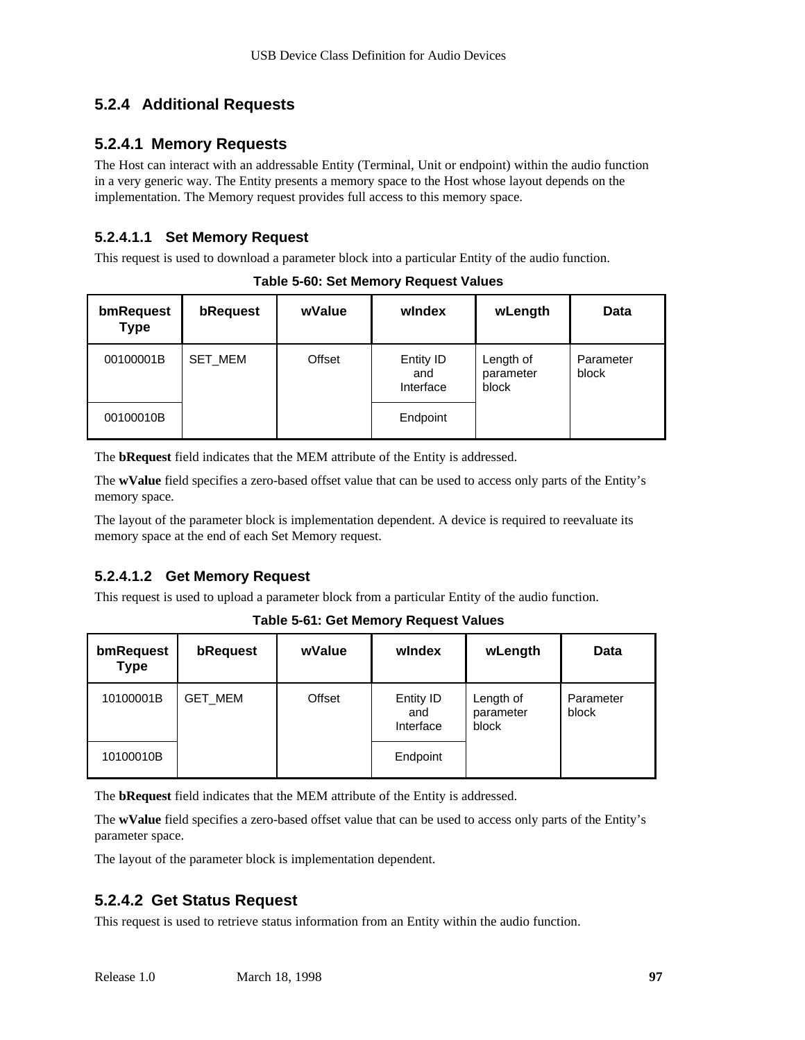## 5.2.4 Additional Requests

### 5.2.4.1 Memory Requests

The Host can interact with an addressable Entity (Terminal, Unit or endpoint) within the audio function in a very generic way. The Entity presents a memory space to the Host whose layout depends on the implementation. The Memory request provides full access to this memory space.

#### 5.2.4.1.1 Set Memory Request

This request is used to download a parameter block into a particular Entity of the audio function.

**Table 5-60: Set Memory Request Values**

| bmRequest Type | bRequest | wValue | wIndex | wLength | Data |
|---|---|---|---|---|---|
| 00100001B | SET_MEM | Offset | Entity ID and Interface | Length of parameter block | Parameter block |
| 00100010B | | | Endpoint | | |

The **bRequest** field indicates that the MEM attribute of the Entity is addressed.

The **wValue** field specifies a zero-based offset value that can be used to access only parts of the Entity's memory space.

The layout of the parameter block is implementation dependent. A device is required to reevaluate its memory space at the end of each Set Memory request.

#### 5.2.4.1.2 Get Memory Request

This request is used to upload a parameter block from a particular Entity of the audio function.

**Table 5-61: Get Memory Request Values**

| bmRequest Type | bRequest | wValue | wIndex | wLength | Data |
|---|---|---|---|---|---|
| 10100001B | GET_MEM | Offset | Entity ID and Interface | Length of parameter block | Parameter block |
| 10100010B | | | Endpoint | | |

The **bRequest** field indicates that the MEM attribute of the Entity is addressed.

The **wValue** field specifies a zero-based offset value that can be used to access only parts of the Entity's parameter space.

The layout of the parameter block is implementation dependent.

### 5.2.4.2 Get Status Request

This request is used to retrieve status information from an Entity within the audio function.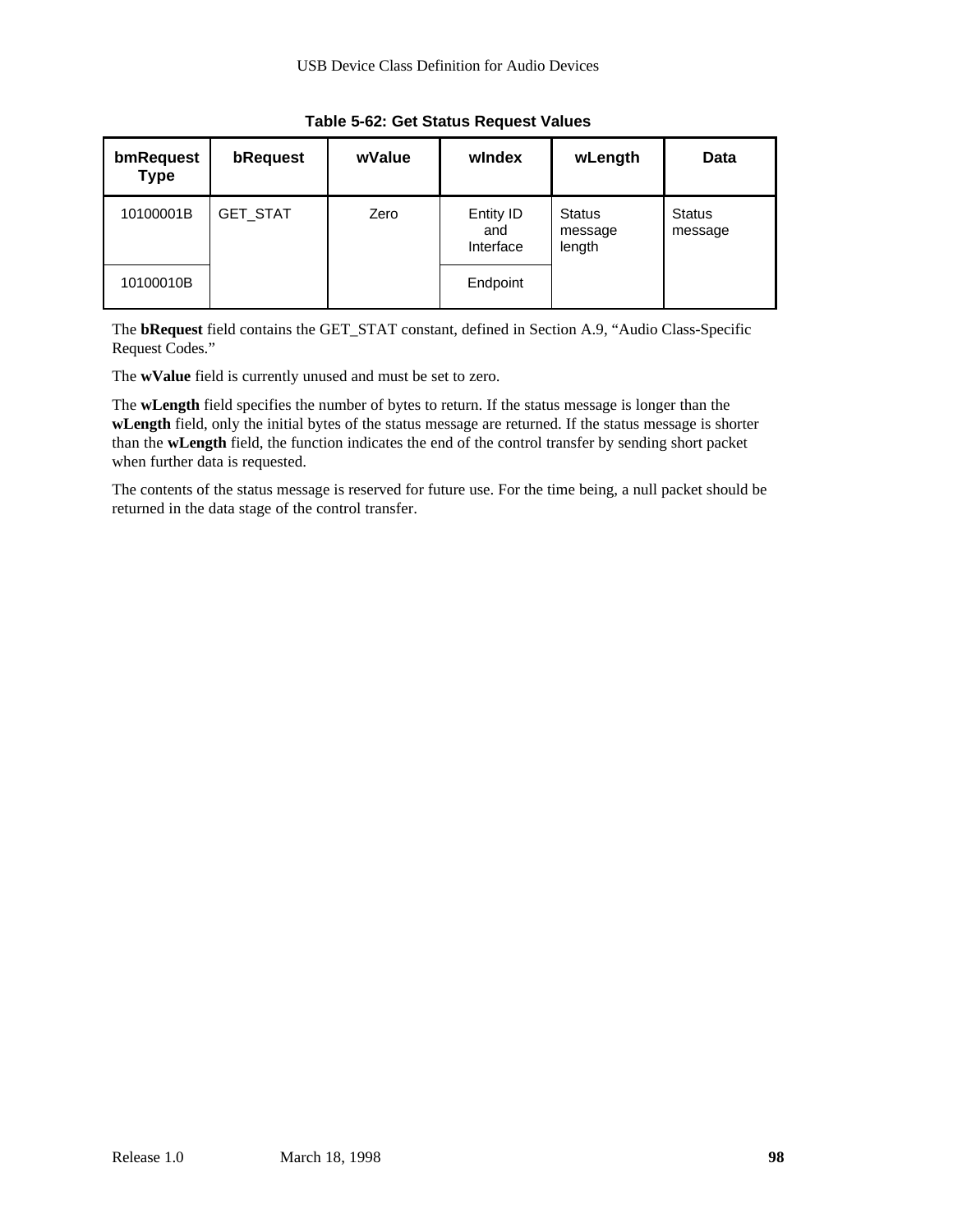**Table 5-62: Get Status Request Values**

| bmRequest Type | bRequest | wValue | wIndex | wLength | Data |
|---|---|---|---|---|---|
| 10100001B | GET_STAT | Zero | Entity ID and Interface | Status message length | Status message |
| 10100010B | | | Endpoint | | |

The **bRequest** field contains the GET_STAT constant, defined in Section A.9, "Audio Class-Specific Request Codes."

The **wValue** field is currently unused and must be set to zero.

The **wLength** field specifies the number of bytes to return. If the status message is longer than the **wLength** field, only the initial bytes of the status message are returned. If the status message is shorter than the **wLength** field, the function indicates the end of the control transfer by sending short packet when further data is requested.

The contents of the status message is reserved for future use. For the time being, a null packet should be returned in the data stage of the control transfer.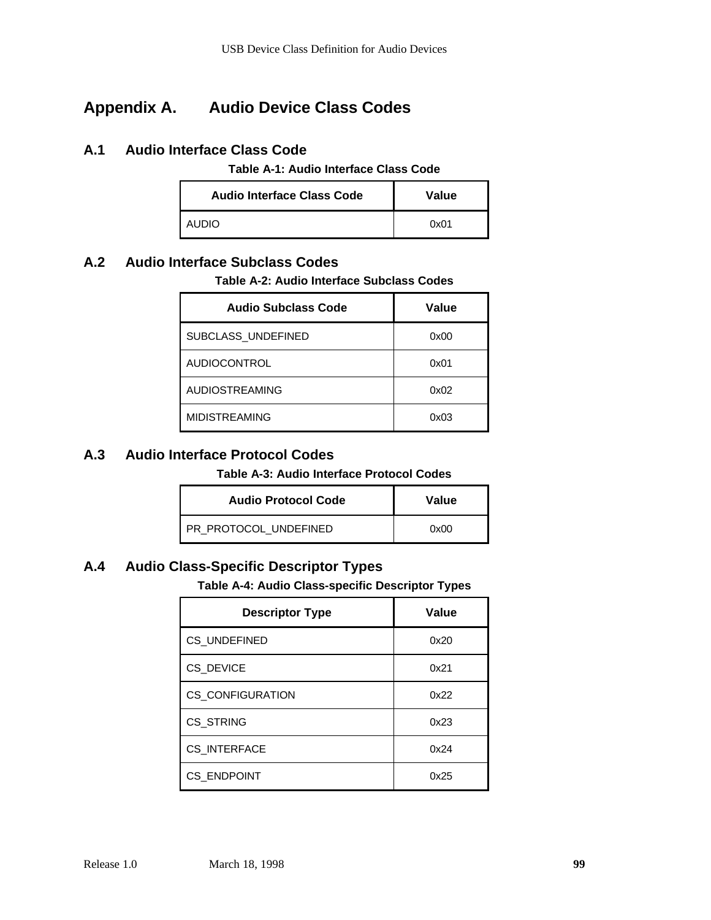# Appendix A. Audio Device Class Codes

## A.1 Audio Interface Class Code

**Table A-1: Audio Interface Class Code**

| Audio Interface Class Code | Value |
|---|---|
| AUDIO | 0x01 |

## A.2 Audio Interface Subclass Codes

**Table A-2: Audio Interface Subclass Codes**

| Audio Subclass Code | Value |
|---|---|
| SUBCLASS_UNDEFINED | 0x00 |
| AUDIOCONTROL | 0x01 |
| AUDIOSTREAMING | 0x02 |
| MIDISTREAMING | 0x03 |

## A.3 Audio Interface Protocol Codes

**Table A-3: Audio Interface Protocol Codes**

| Audio Protocol Code | Value |
|---|---|
| PR_PROTOCOL_UNDEFINED | 0x00 |

## A.4 Audio Class-Specific Descriptor Types

**Table A-4: Audio Class-specific Descriptor Types**

| Descriptor Type | Value |
|---|---|
| CS_UNDEFINED | 0x20 |
| CS_DEVICE | 0x21 |
| CS_CONFIGURATION | 0x22 |
| CS_STRING | 0x23 |
| CS_INTERFACE | 0x24 |
| CS_ENDPOINT | 0x25 |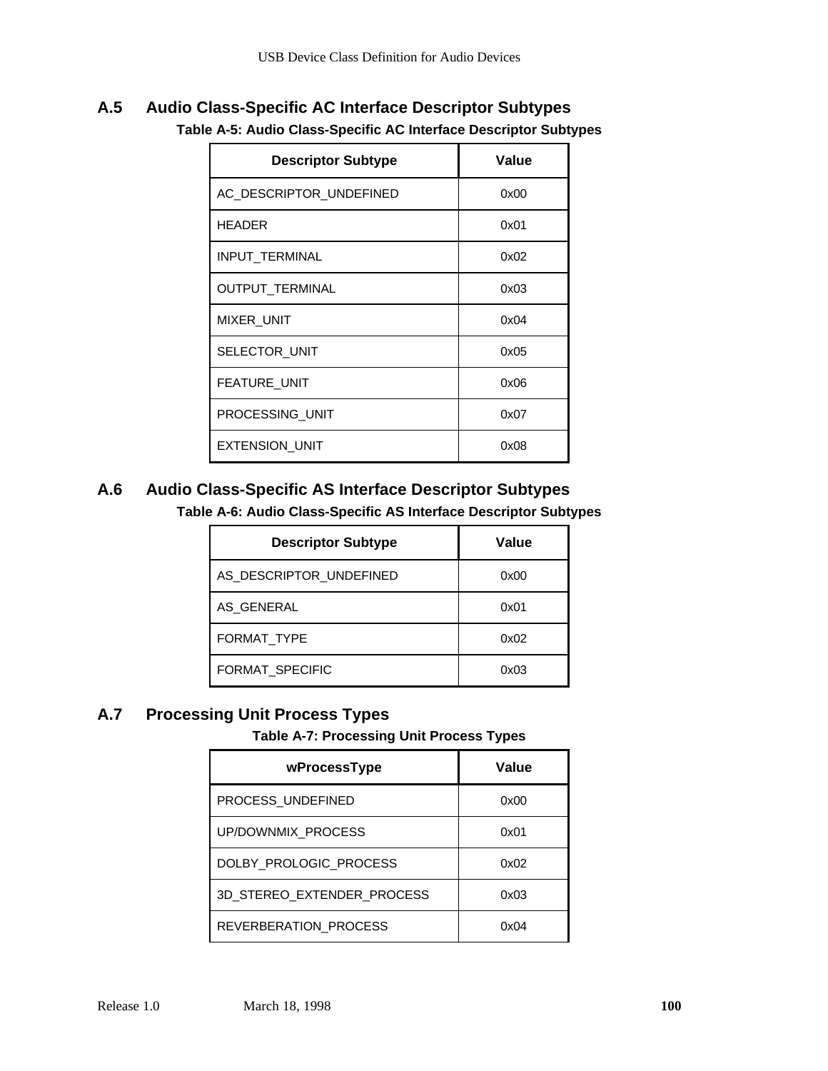## A.5 Audio Class-Specific AC Interface Descriptor Subtypes

**Table A-5: Audio Class-Specific AC Interface Descriptor Subtypes**

| Descriptor Subtype | Value |
|---|---|
| AC_DESCRIPTOR_UNDEFINED | 0x00 |
| HEADER | 0x01 |
| INPUT_TERMINAL | 0x02 |
| OUTPUT_TERMINAL | 0x03 |
| MIXER_UNIT | 0x04 |
| SELECTOR_UNIT | 0x05 |
| FEATURE_UNIT | 0x06 |
| PROCESSING_UNIT | 0x07 |
| EXTENSION_UNIT | 0x08 |

## A.6 Audio Class-Specific AS Interface Descriptor Subtypes

**Table A-6: Audio Class-Specific AS Interface Descriptor Subtypes**

| Descriptor Subtype | Value |
|---|---|
| AS_DESCRIPTOR_UNDEFINED | 0x00 |
| AS_GENERAL | 0x01 |
| FORMAT_TYPE | 0x02 |
| FORMAT_SPECIFIC | 0x03 |

## A.7 Processing Unit Process Types

**Table A-7: Processing Unit Process Types**

| wProcessType | Value |
|---|---|
| PROCESS_UNDEFINED | 0x00 |
| UP/DOWNMIX_PROCESS | 0x01 |
| DOLBY_PROLOGIC_PROCESS | 0x02 |
| 3D_STEREO_EXTENDER_PROCESS | 0x03 |
| REVERBERATION_PROCESS | 0x04 |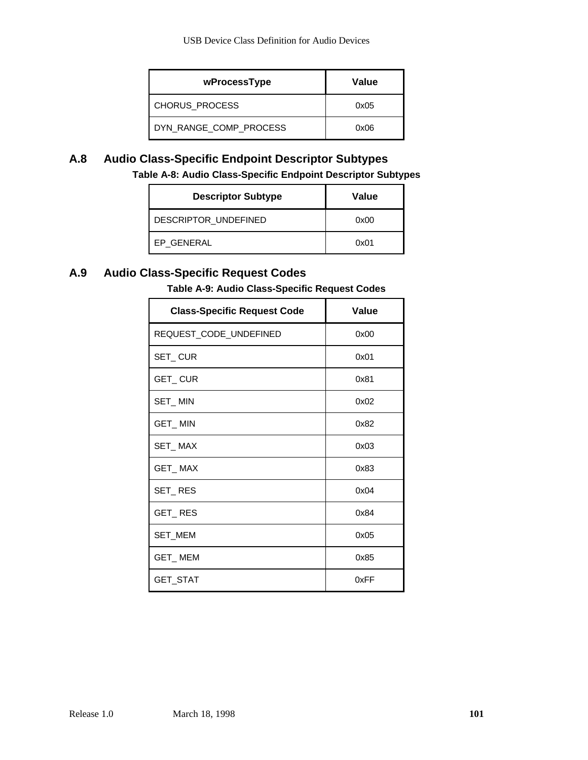| wProcessType | Value |
|---|---|
| CHORUS_PROCESS | 0x05 |
| DYN_RANGE_COMP_PROCESS | 0x06 |

## A.8 Audio Class-Specific Endpoint Descriptor Subtypes

**Table A-8: Audio Class-Specific Endpoint Descriptor Subtypes**

| Descriptor Subtype | Value |
|---|---|
| DESCRIPTOR_UNDEFINED | 0x00 |
| EP_GENERAL | 0x01 |

## A.9 Audio Class-Specific Request Codes

**Table A-9: Audio Class-Specific Request Codes**

| Class-Specific Request Code | Value |
|---|---|
| REQUEST_CODE_UNDEFINED | 0x00 |
| SET_ CUR | 0x01 |
| GET_ CUR | 0x81 |
| SET_ MIN | 0x02 |
| GET_ MIN | 0x82 |
| SET_ MAX | 0x03 |
| GET_ MAX | 0x83 |
| SET_ RES | 0x04 |
| GET_ RES | 0x84 |
| SET_MEM | 0x05 |
| GET_ MEM | 0x85 |
| GET_STAT | 0xFF |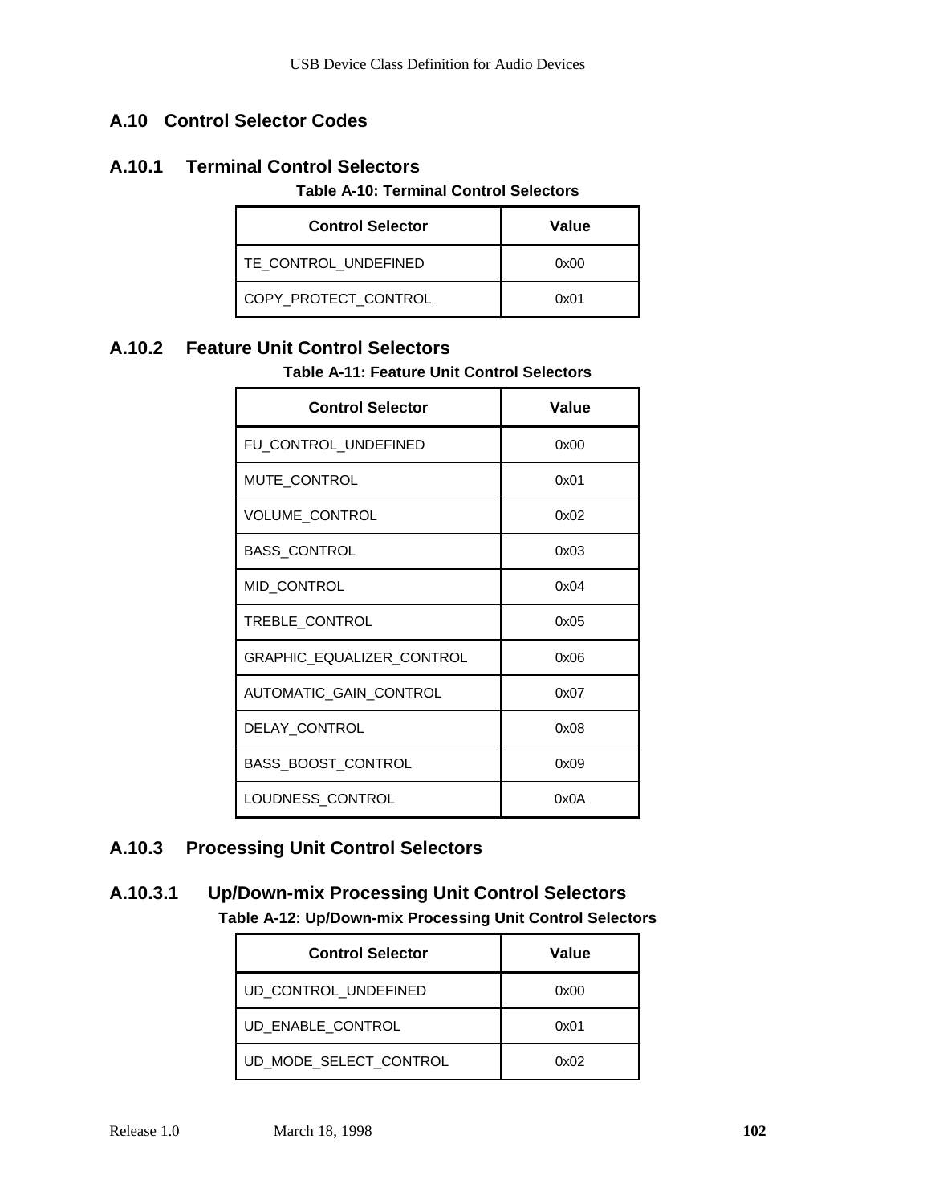## A.10 Control Selector Codes

### A.10.1 Terminal Control Selectors

**Table A-10: Terminal Control Selectors**

| Control Selector | Value |
|---|---|
| TE_CONTROL_UNDEFINED | 0x00 |
| COPY_PROTECT_CONTROL | 0x01 |

### A.10.2 Feature Unit Control Selectors

**Table A-11: Feature Unit Control Selectors**

| Control Selector | Value |
|---|---|
| FU_CONTROL_UNDEFINED | 0x00 |
| MUTE_CONTROL | 0x01 |
| VOLUME_CONTROL | 0x02 |
| BASS_CONTROL | 0x03 |
| MID_CONTROL | 0x04 |
| TREBLE_CONTROL | 0x05 |
| GRAPHIC_EQUALIZER_CONTROL | 0x06 |
| AUTOMATIC_GAIN_CONTROL | 0x07 |
| DELAY_CONTROL | 0x08 |
| BASS_BOOST_CONTROL | 0x09 |
| LOUDNESS_CONTROL | 0x0A |

### A.10.3 Processing Unit Control Selectors

#### A.10.3.1 Up/Down-mix Processing Unit Control Selectors

**Table A-12: Up/Down-mix Processing Unit Control Selectors**

| Control Selector | Value |
|---|---|
| UD_CONTROL_UNDEFINED | 0x00 |
| UD_ENABLE_CONTROL | 0x01 |
| UD_MODE_SELECT_CONTROL | 0x02 |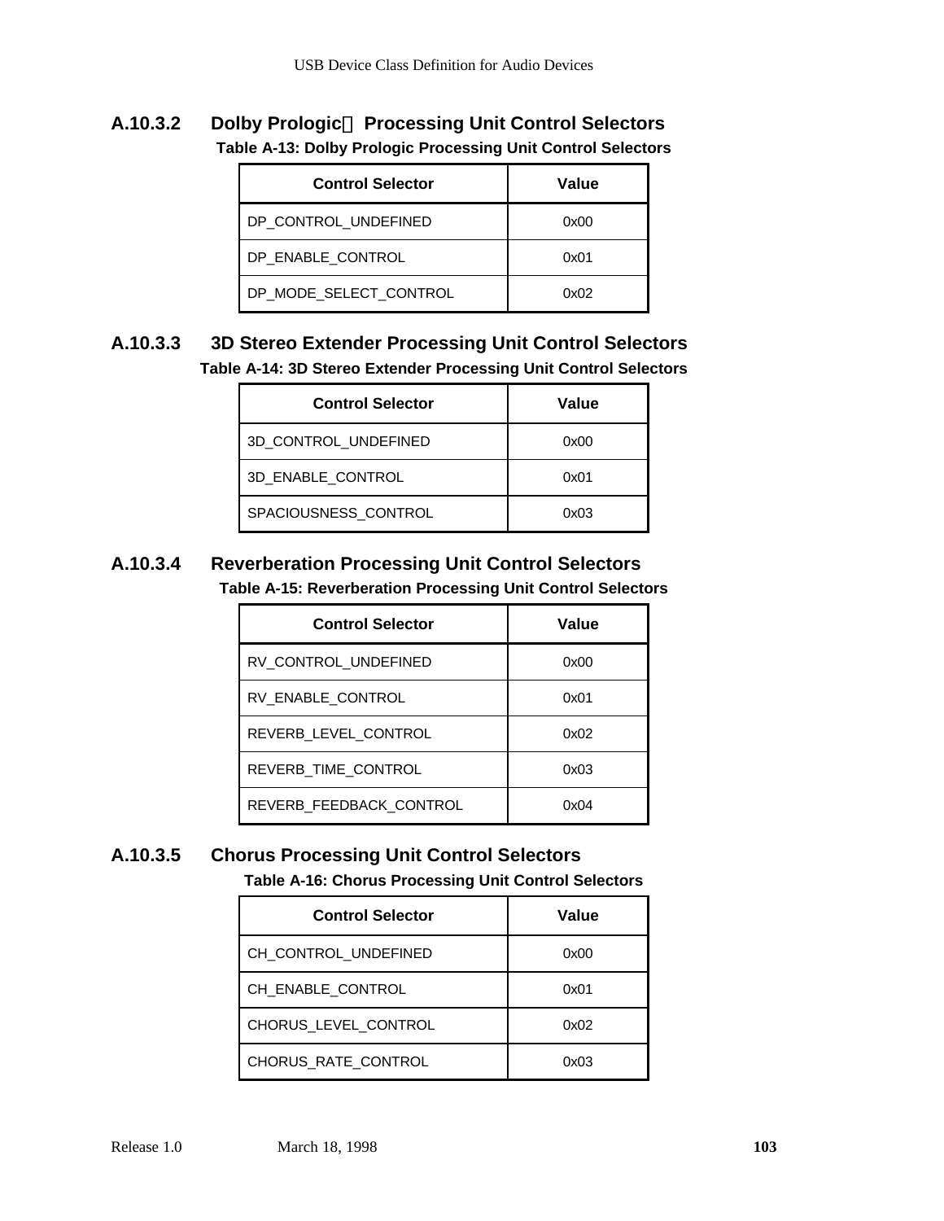### A.10.3.2 Dolby Prologic Processing Unit Control Selectors

**Table A-13: Dolby Prologic Processing Unit Control Selectors**

| Control Selector | Value |
|---|---|
| DP_CONTROL_UNDEFINED | 0x00 |
| DP_ENABLE_CONTROL | 0x01 |
| DP_MODE_SELECT_CONTROL | 0x02 |

### A.10.3.3 3D Stereo Extender Processing Unit Control Selectors

**Table A-14: 3D Stereo Extender Processing Unit Control Selectors**

| Control Selector | Value |
|---|---|
| 3D_CONTROL_UNDEFINED | 0x00 |
| 3D_ENABLE_CONTROL | 0x01 |
| SPACIOUSNESS_CONTROL | 0x03 |

### A.10.3.4 Reverberation Processing Unit Control Selectors

**Table A-15: Reverberation Processing Unit Control Selectors**

| Control Selector | Value |
|---|---|
| RV_CONTROL_UNDEFINED | 0x00 |
| RV_ENABLE_CONTROL | 0x01 |
| REVERB_LEVEL_CONTROL | 0x02 |
| REVERB_TIME_CONTROL | 0x03 |
| REVERB_FEEDBACK_CONTROL | 0x04 |

### A.10.3.5 Chorus Processing Unit Control Selectors

**Table A-16: Chorus Processing Unit Control Selectors**

| Control Selector | Value |
|---|---|
| CH_CONTROL_UNDEFINED | 0x00 |
| CH_ENABLE_CONTROL | 0x01 |
| CHORUS_LEVEL_CONTROL | 0x02 |
| CHORUS_RATE_CONTROL | 0x03 |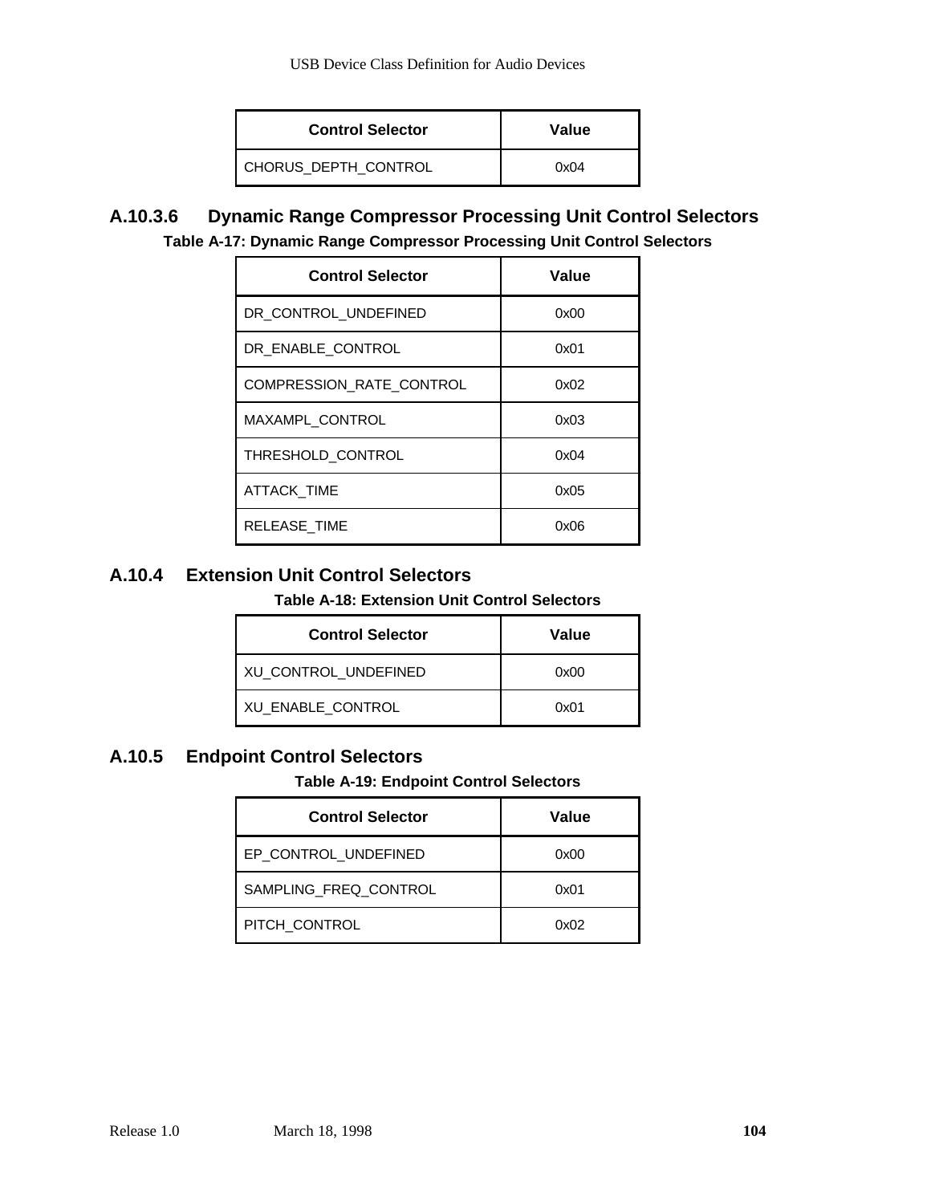| Control Selector | Value |
| --- | --- |
| CHORUS_DEPTH_CONTROL | 0x04 |

#### A.10.3.6 Dynamic Range Compressor Processing Unit Control Selectors

**Table A-17: Dynamic Range Compressor Processing Unit Control Selectors**

| Control Selector | Value |
| --- | --- |
| DR_CONTROL_UNDEFINED | 0x00 |
| DR_ENABLE_CONTROL | 0x01 |
| COMPRESSION_RATE_CONTROL | 0x02 |
| MAXAMPL_CONTROL | 0x03 |
| THRESHOLD_CONTROL | 0x04 |
| ATTACK_TIME | 0x05 |
| RELEASE_TIME | 0x06 |

### A.10.4 Extension Unit Control Selectors

**Table A-18: Extension Unit Control Selectors**

| Control Selector | Value |
| --- | --- |
| XU_CONTROL_UNDEFINED | 0x00 |
| XU_ENABLE_CONTROL | 0x01 |

### A.10.5 Endpoint Control Selectors

**Table A-19: Endpoint Control Selectors**

| Control Selector | Value |
| --- | --- |
| EP_CONTROL_UNDEFINED | 0x00 |
| SAMPLING_FREQ_CONTROL | 0x01 |
| PITCH_CONTROL | 0x02 |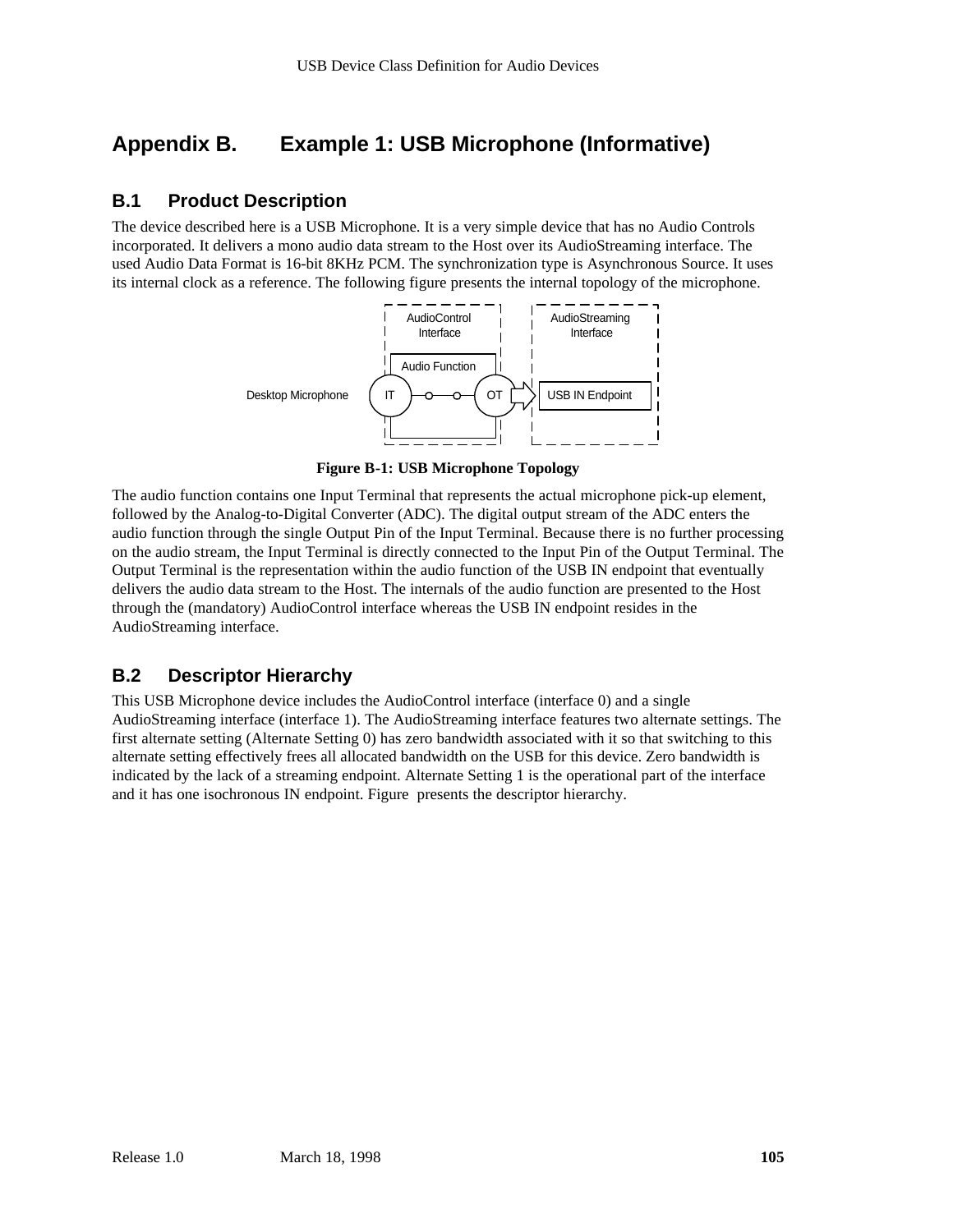# Appendix B. Example 1: USB Microphone (Informative)

## B.1 Product Description

The device described here is a USB Microphone. It is a very simple device that has no Audio Controls incorporated. It delivers a mono audio data stream to the Host over its AudioStreaming interface. The used Audio Data Format is 16-bit 8KHz PCM. The synchronization type is Asynchronous Source. It uses its internal clock as a reference. The following figure presents the internal topology of the microphone.

**Figure B-1: USB Microphone Topology**

The audio function contains one Input Terminal that represents the actual microphone pick-up element, followed by the Analog-to-Digital Converter (ADC). The digital output stream of the ADC enters the audio function through the single Output Pin of the Input Terminal. Because there is no further processing on the audio stream, the Input Terminal is directly connected to the Input Pin of the Output Terminal. The Output Terminal is the representation within the audio function of the USB IN endpoint that eventually delivers the audio data stream to the Host. The internals of the audio function are presented to the Host through the (mandatory) AudioControl interface whereas the USB IN endpoint resides in the AudioStreaming interface.

## B.2 Descriptor Hierarchy

This USB Microphone device includes the AudioControl interface (interface 0) and a single AudioStreaming interface (interface 1). The AudioStreaming interface features two alternate settings. The first alternate setting (Alternate Setting 0) has zero bandwidth associated with it so that switching to this alternate setting effectively frees all allocated bandwidth on the USB for this device. Zero bandwidth is indicated by the lack of a streaming endpoint. Alternate Setting 1 is the operational part of the interface and it has one isochronous IN endpoint. Figure presents the descriptor hierarchy.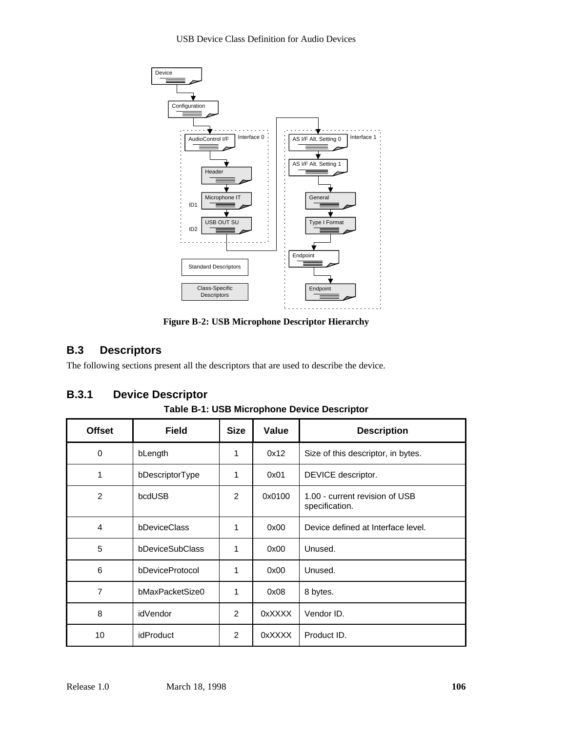Figure B-2: USB Microphone Descriptor Hierarchy

## B.3 Descriptors

The following sections present all the descriptors that are used to describe the device.

### B.3.1 Device Descriptor

**Table B-1: USB Microphone Device Descriptor**

| Offset | Field | Size | Value | Description |
|---|---|---|---|---|
| 0 | bLength | 1 | 0x12 | Size of this descriptor, in bytes. |
| 1 | bDescriptorType | 1 | 0x01 | DEVICE descriptor. |
| 2 | bcdUSB | 2 | 0x0100 | 1.00 - current revision of USB specification. |
| 4 | bDeviceClass | 1 | 0x00 | Device defined at Interface level. |
| 5 | bDeviceSubClass | 1 | 0x00 | Unused. |
| 6 | bDeviceProtocol | 1 | 0x00 | Unused. |
| 7 | bMaxPacketSize0 | 1 | 0x08 | 8 bytes. |
| 8 | idVendor | 2 | 0xXXXX | Vendor ID. |
| 10 | idProduct | 2 | 0xXXXX | Product ID. |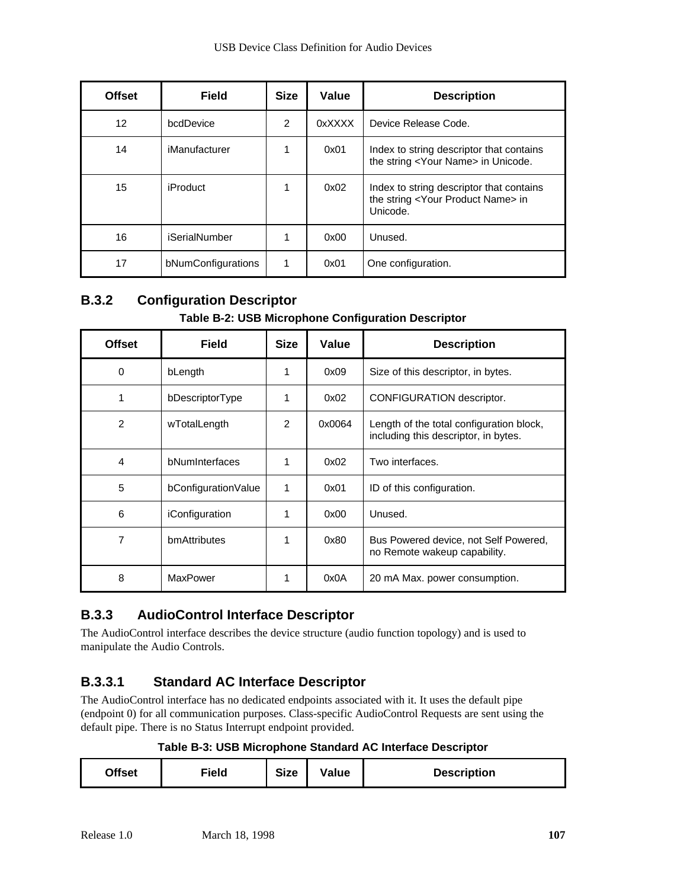| Offset | Field | Size | Value | Description |
|---|---|---|---|---|
| 12 | bcdDevice | 2 | 0xXXXX | Device Release Code. |
| 14 | iManufacturer | 1 | 0x01 | Index to string descriptor that contains the string <Your Name> in Unicode. |
| 15 | iProduct | 1 | 0x02 | Index to string descriptor that contains the string <Your Product Name> in Unicode. |
| 16 | iSerialNumber | 1 | 0x00 | Unused. |
| 17 | bNumConfigurations | 1 | 0x01 | One configuration. |

### B.3.2 Configuration Descriptor

**Table B-2: USB Microphone Configuration Descriptor**

| Offset | Field | Size | Value | Description |
|---|---|---|---|---|
| 0 | bLength | 1 | 0x09 | Size of this descriptor, in bytes. |
| 1 | bDescriptorType | 1 | 0x02 | CONFIGURATION descriptor. |
| 2 | wTotalLength | 2 | 0x0064 | Length of the total configuration block, including this descriptor, in bytes. |
| 4 | bNumInterfaces | 1 | 0x02 | Two interfaces. |
| 5 | bConfigurationValue | 1 | 0x01 | ID of this configuration. |
| 6 | iConfiguration | 1 | 0x00 | Unused. |
| 7 | bmAttributes | 1 | 0x80 | Bus Powered device, not Self Powered, no Remote wakeup capability. |
| 8 | MaxPower | 1 | 0x0A | 20 mA Max. power consumption. |

### B.3.3 AudioControl Interface Descriptor

The AudioControl interface describes the device structure (audio function topology) and is used to manipulate the Audio Controls.

#### B.3.3.1 Standard AC Interface Descriptor

The AudioControl interface has no dedicated endpoints associated with it. It uses the default pipe (endpoint 0) for all communication purposes. Class-specific AudioControl Requests are sent using the default pipe. There is no Status Interrupt endpoint provided.

**Table B-3: USB Microphone Standard AC Interface Descriptor**

| Offset | Field | Size | Value | Description |
|---|---|---|---|---|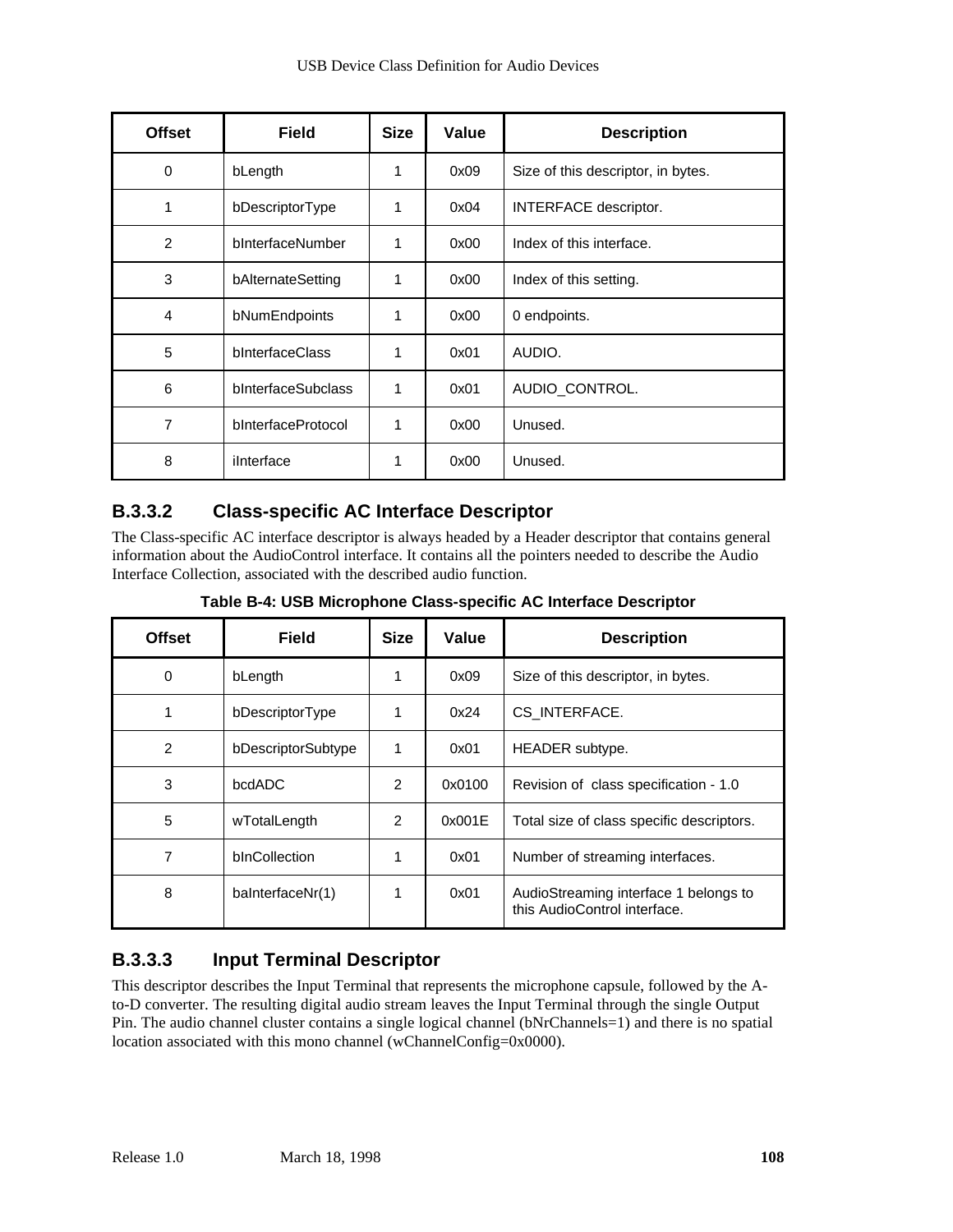| Offset | Field | Size | Value | Description |
|---|---|---|---|---|
| 0 | bLength | 1 | 0x09 | Size of this descriptor, in bytes. |
| 1 | bDescriptorType | 1 | 0x04 | INTERFACE descriptor. |
| 2 | bInterfaceNumber | 1 | 0x00 | Index of this interface. |
| 3 | bAlternateSetting | 1 | 0x00 | Index of this setting. |
| 4 | bNumEndpoints | 1 | 0x00 | 0 endpoints. |
| 5 | bInterfaceClass | 1 | 0x01 | AUDIO. |
| 6 | bInterfaceSubclass | 1 | 0x01 | AUDIO_CONTROL. |
| 7 | bInterfaceProtocol | 1 | 0x00 | Unused. |
| 8 | iInterface | 1 | 0x00 | Unused. |

### B.3.3.2 Class-specific AC Interface Descriptor

The Class-specific AC interface descriptor is always headed by a Header descriptor that contains general information about the AudioControl interface. It contains all the pointers needed to describe the Audio Interface Collection, associated with the described audio function.

**Table B-4: USB Microphone Class-specific AC Interface Descriptor**

| Offset | Field | Size | Value | Description |
|---|---|---|---|---|
| 0 | bLength | 1 | 0x09 | Size of this descriptor, in bytes. |
| 1 | bDescriptorType | 1 | 0x24 | CS_INTERFACE. |
| 2 | bDescriptorSubtype | 1 | 0x01 | HEADER subtype. |
| 3 | bcdADC | 2 | 0x0100 | Revision of class specification - 1.0 |
| 5 | wTotalLength | 2 | 0x001E | Total size of class specific descriptors. |
| 7 | bInCollection | 1 | 0x01 | Number of streaming interfaces. |
| 8 | baInterfaceNr(1) | 1 | 0x01 | AudioStreaming interface 1 belongs to this AudioControl interface. |

### B.3.3.3 Input Terminal Descriptor

This descriptor describes the Input Terminal that represents the microphone capsule, followed by the A-to-D converter. The resulting digital audio stream leaves the Input Terminal through the single Output Pin. The audio channel cluster contains a single logical channel (bNrChannels=1) and there is no spatial location associated with this mono channel (wChannelConfig=0x0000).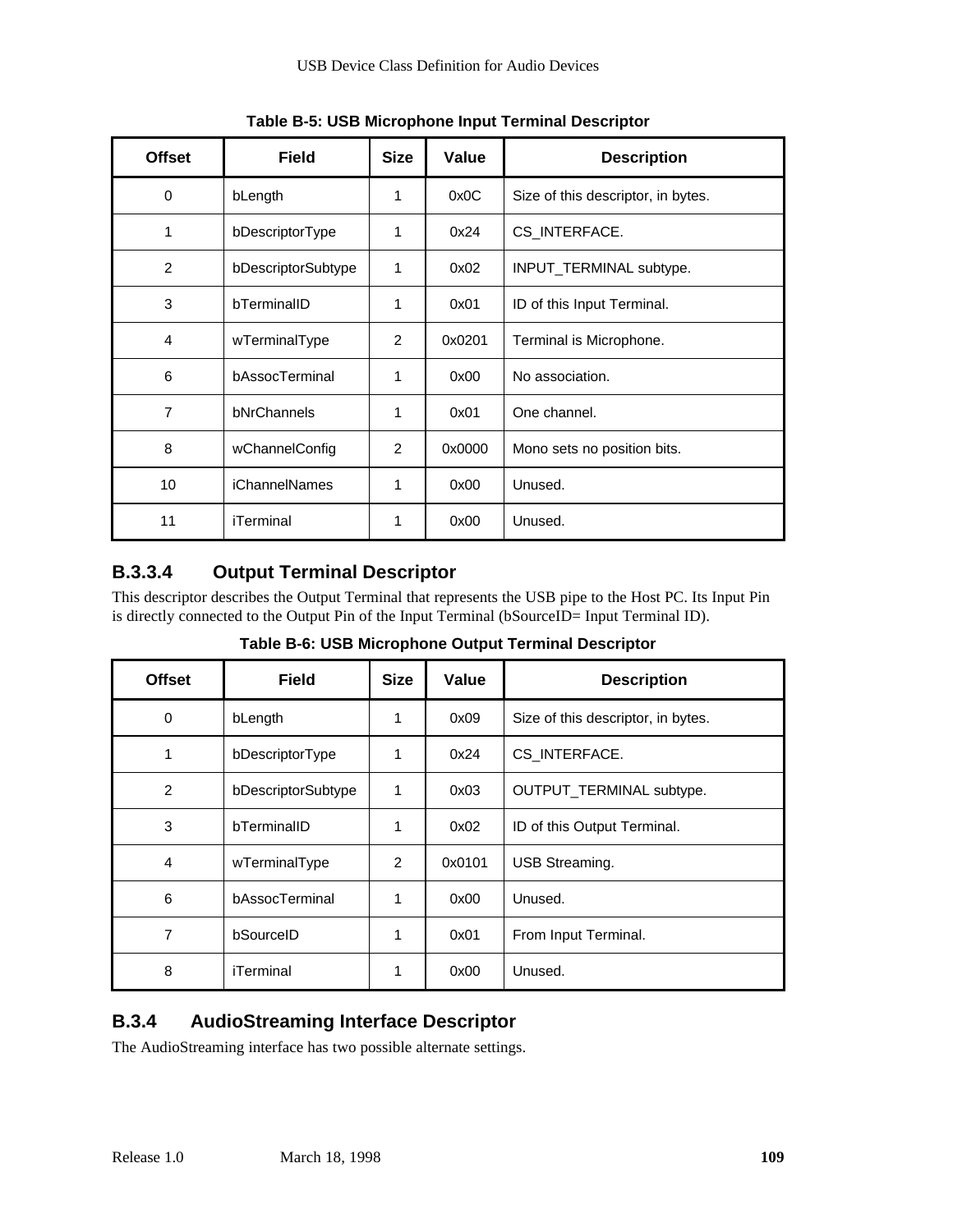**Table B-5: USB Microphone Input Terminal Descriptor**

| Offset | Field | Size | Value | Description |
|---|---|---|---|---|
| 0 | bLength | 1 | 0x0C | Size of this descriptor, in bytes. |
| 1 | bDescriptorType | 1 | 0x24 | CS_INTERFACE. |
| 2 | bDescriptorSubtype | 1 | 0x02 | INPUT_TERMINAL subtype. |
| 3 | bTerminalID | 1 | 0x01 | ID of this Input Terminal. |
| 4 | wTerminalType | 2 | 0x0201 | Terminal is Microphone. |
| 6 | bAssocTerminal | 1 | 0x00 | No association. |
| 7 | bNrChannels | 1 | 0x01 | One channel. |
| 8 | wChannelConfig | 2 | 0x0000 | Mono sets no position bits. |
| 10 | iChannelNames | 1 | 0x00 | Unused. |
| 11 | iTerminal | 1 | 0x00 | Unused. |

#### B.3.3.4 Output Terminal Descriptor

This descriptor describes the Output Terminal that represents the USB pipe to the Host PC. Its Input Pin is directly connected to the Output Pin of the Input Terminal (bSourceID= Input Terminal ID).

**Table B-6: USB Microphone Output Terminal Descriptor**

| Offset | Field | Size | Value | Description |
|---|---|---|---|---|
| 0 | bLength | 1 | 0x09 | Size of this descriptor, in bytes. |
| 1 | bDescriptorType | 1 | 0x24 | CS_INTERFACE. |
| 2 | bDescriptorSubtype | 1 | 0x03 | OUTPUT_TERMINAL subtype. |
| 3 | bTerminalID | 1 | 0x02 | ID of this Output Terminal. |
| 4 | wTerminalType | 2 | 0x0101 | USB Streaming. |
| 6 | bAssocTerminal | 1 | 0x00 | Unused. |
| 7 | bSourceID | 1 | 0x01 | From Input Terminal. |
| 8 | iTerminal | 1 | 0x00 | Unused. |

### B.3.4 AudioStreaming Interface Descriptor

The AudioStreaming interface has two possible alternate settings.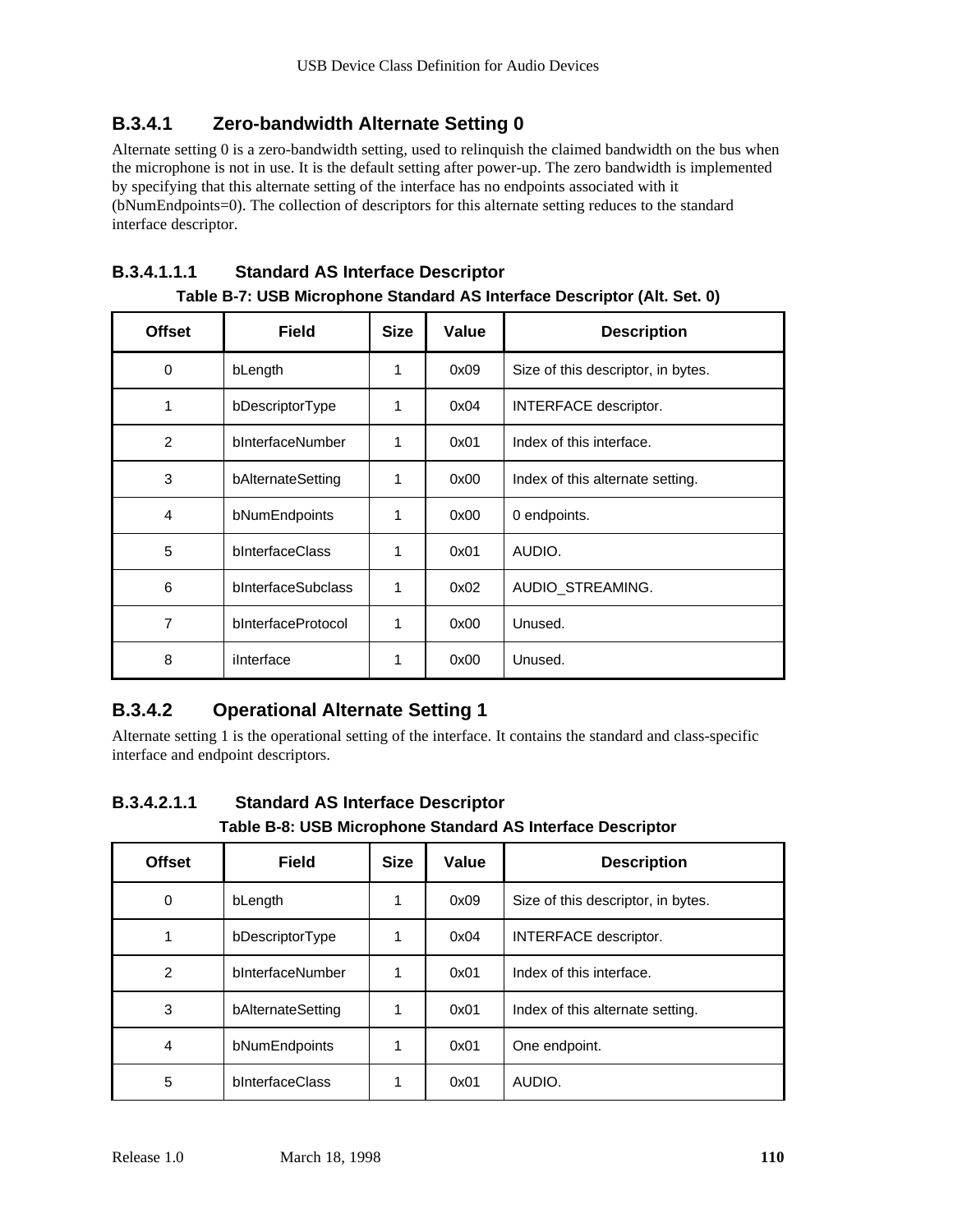### B.3.4.1 Zero-bandwidth Alternate Setting 0

Alternate setting 0 is a zero-bandwidth setting, used to relinquish the claimed bandwidth on the bus when the microphone is not in use. It is the default setting after power-up. The zero bandwidth is implemented by specifying that this alternate setting of the interface has no endpoints associated with it (bNumEndpoints=0). The collection of descriptors for this alternate setting reduces to the standard interface descriptor.

#### B.3.4.1.1.1 Standard AS Interface Descriptor

**Table B-7: USB Microphone Standard AS Interface Descriptor (Alt. Set. 0)**

| Offset | Field | Size | Value | Description |
|---|---|---|---|---|
| 0 | bLength | 1 | 0x09 | Size of this descriptor, in bytes. |
| 1 | bDescriptorType | 1 | 0x04 | INTERFACE descriptor. |
| 2 | bInterfaceNumber | 1 | 0x01 | Index of this interface. |
| 3 | bAlternateSetting | 1 | 0x00 | Index of this alternate setting. |
| 4 | bNumEndpoints | 1 | 0x00 | 0 endpoints. |
| 5 | bInterfaceClass | 1 | 0x01 | AUDIO. |
| 6 | bInterfaceSubclass | 1 | 0x02 | AUDIO_STREAMING. |
| 7 | bInterfaceProtocol | 1 | 0x00 | Unused. |
| 8 | iInterface | 1 | 0x00 | Unused. |

### B.3.4.2 Operational Alternate Setting 1

Alternate setting 1 is the operational setting of the interface. It contains the standard and class-specific interface and endpoint descriptors.

#### B.3.4.2.1.1 Standard AS Interface Descriptor

**Table B-8: USB Microphone Standard AS Interface Descriptor**

| Offset | Field | Size | Value | Description |
|---|---|---|---|---|
| 0 | bLength | 1 | 0x09 | Size of this descriptor, in bytes. |
| 1 | bDescriptorType | 1 | 0x04 | INTERFACE descriptor. |
| 2 | bInterfaceNumber | 1 | 0x01 | Index of this interface. |
| 3 | bAlternateSetting | 1 | 0x01 | Index of this alternate setting. |
| 4 | bNumEndpoints | 1 | 0x01 | One endpoint. |
| 5 | bInterfaceClass | 1 | 0x01 | AUDIO. |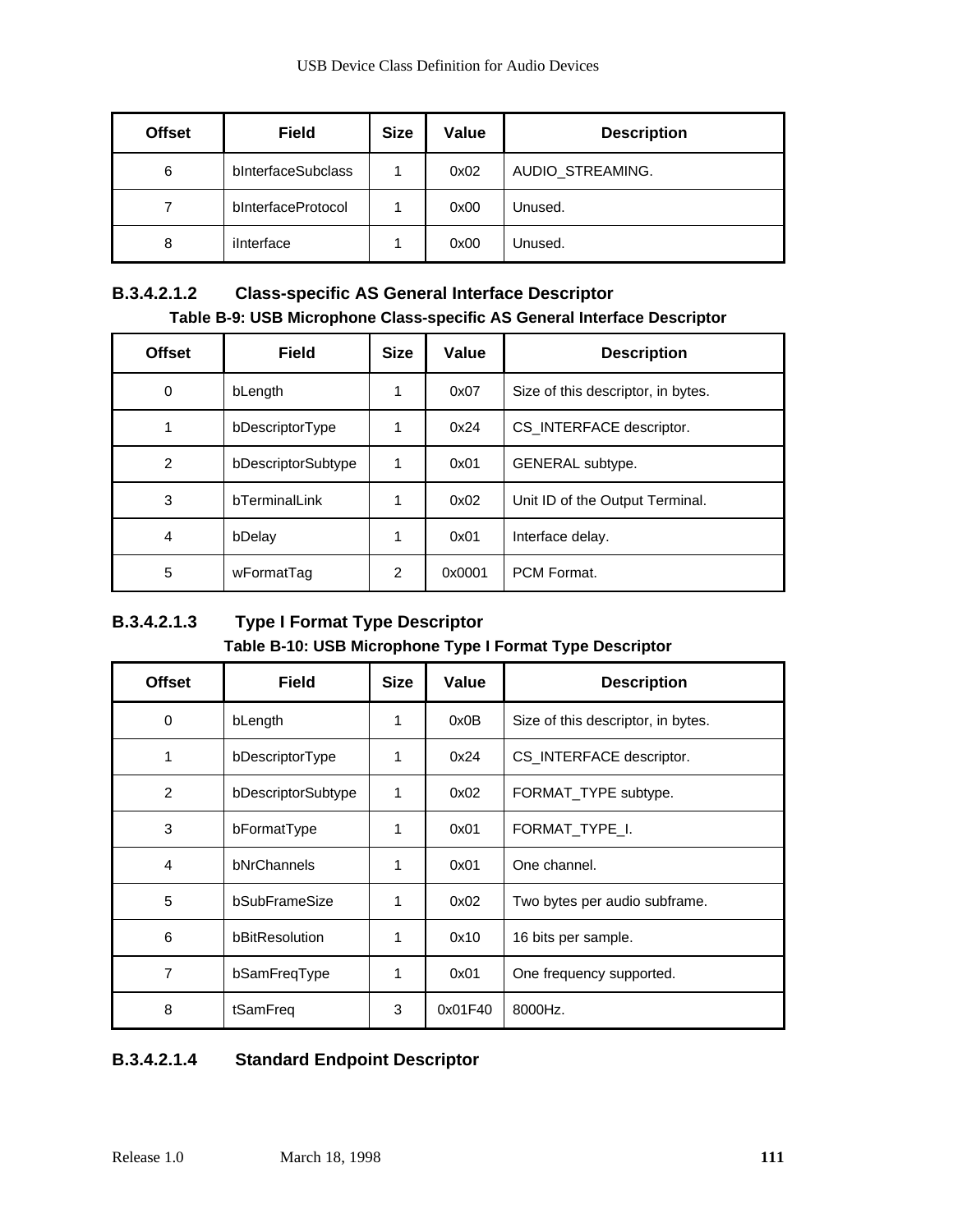| Offset | Field | Size | Value | Description |
|---|---|---|---|---|
| 6 | bInterfaceSubclass | 1 | 0x02 | AUDIO_STREAMING. |
| 7 | bInterfaceProtocol | 1 | 0x00 | Unused. |
| 8 | iInterface | 1 | 0x00 | Unused. |

#### B.3.4.2.1.2 Class-specific AS General Interface Descriptor

**Table B-9: USB Microphone Class-specific AS General Interface Descriptor**

| Offset | Field | Size | Value | Description |
|---|---|---|---|---|
| 0 | bLength | 1 | 0x07 | Size of this descriptor, in bytes. |
| 1 | bDescriptorType | 1 | 0x24 | CS_INTERFACE descriptor. |
| 2 | bDescriptorSubtype | 1 | 0x01 | GENERAL subtype. |
| 3 | bTerminalLink | 1 | 0x02 | Unit ID of the Output Terminal. |
| 4 | bDelay | 1 | 0x01 | Interface delay. |
| 5 | wFormatTag | 2 | 0x0001 | PCM Format. |

#### B.3.4.2.1.3 Type I Format Type Descriptor

**Table B-10: USB Microphone Type I Format Type Descriptor**

| Offset | Field | Size | Value | Description |
|---|---|---|---|---|
| 0 | bLength | 1 | 0x0B | Size of this descriptor, in bytes. |
| 1 | bDescriptorType | 1 | 0x24 | CS_INTERFACE descriptor. |
| 2 | bDescriptorSubtype | 1 | 0x02 | FORMAT_TYPE subtype. |
| 3 | bFormatType | 1 | 0x01 | FORMAT_TYPE_I. |
| 4 | bNrChannels | 1 | 0x01 | One channel. |
| 5 | bSubFrameSize | 1 | 0x02 | Two bytes per audio subframe. |
| 6 | bBitResolution | 1 | 0x10 | 16 bits per sample. |
| 7 | bSamFreqType | 1 | 0x01 | One frequency supported. |
| 8 | tSamFreq | 3 | 0x01F40 | 8000Hz. |

#### B.3.4.2.1.4 Standard Endpoint Descriptor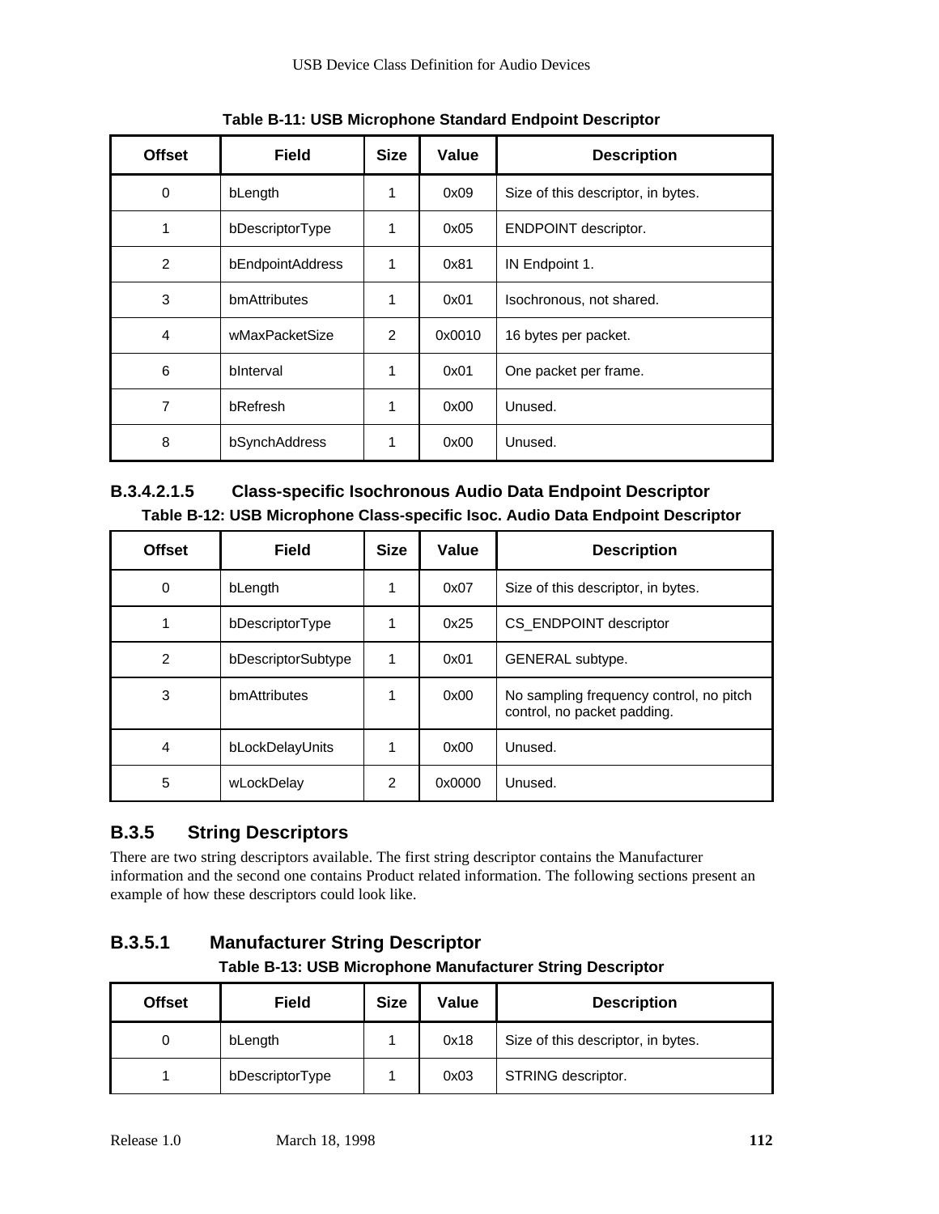**Table B-11: USB Microphone Standard Endpoint Descriptor**

| Offset | Field | Size | Value | Description |
|---|---|---|---|---|
| 0 | bLength | 1 | 0x09 | Size of this descriptor, in bytes. |
| 1 | bDescriptorType | 1 | 0x05 | ENDPOINT descriptor. |
| 2 | bEndpointAddress | 1 | 0x81 | IN Endpoint 1. |
| 3 | bmAttributes | 1 | 0x01 | Isochronous, not shared. |
| 4 | wMaxPacketSize | 2 | 0x0010 | 16 bytes per packet. |
| 6 | bInterval | 1 | 0x01 | One packet per frame. |
| 7 | bRefresh | 1 | 0x00 | Unused. |
| 8 | bSynchAddress | 1 | 0x00 | Unused. |

#### B.3.4.2.1.5 Class-specific Isochronous Audio Data Endpoint Descriptor

**Table B-12: USB Microphone Class-specific Isoc. Audio Data Endpoint Descriptor**

| Offset | Field | Size | Value | Description |
|---|---|---|---|---|
| 0 | bLength | 1 | 0x07 | Size of this descriptor, in bytes. |
| 1 | bDescriptorType | 1 | 0x25 | CS_ENDPOINT descriptor |
| 2 | bDescriptorSubtype | 1 | 0x01 | GENERAL subtype. |
| 3 | bmAttributes | 1 | 0x00 | No sampling frequency control, no pitch control, no packet padding. |
| 4 | bLockDelayUnits | 1 | 0x00 | Unused. |
| 5 | wLockDelay | 2 | 0x0000 | Unused. |

## B.3.5 String Descriptors

There are two string descriptors available. The first string descriptor contains the Manufacturer information and the second one contains Product related information. The following sections present an example of how these descriptors could look like.

### B.3.5.1 Manufacturer String Descriptor

**Table B-13: USB Microphone Manufacturer String Descriptor**

| Offset | Field | Size | Value | Description |
|---|---|---|---|---|
| 0 | bLength | 1 | 0x18 | Size of this descriptor, in bytes. |
| 1 | bDescriptorType | 1 | 0x03 | STRING descriptor. |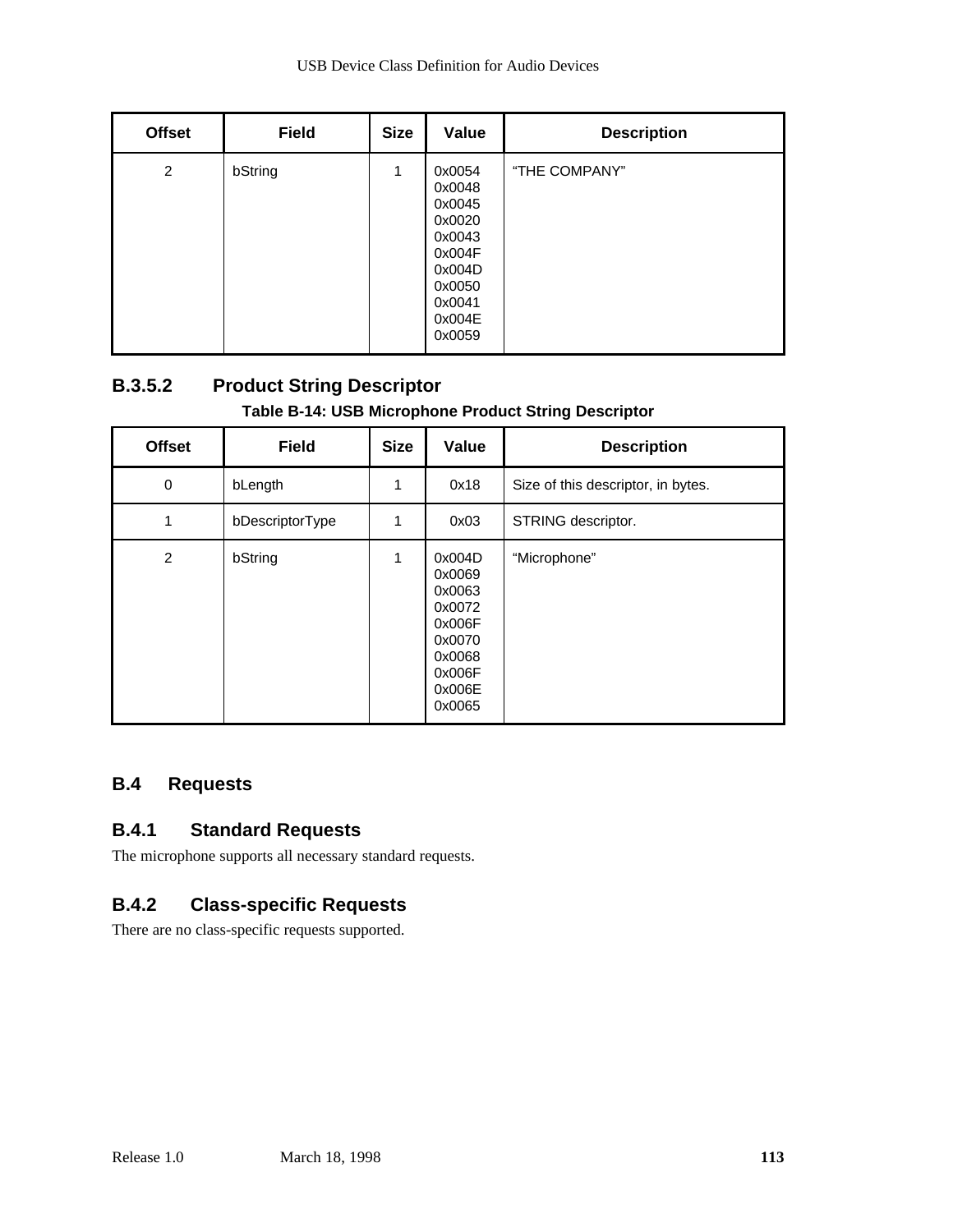| Offset | Field | Size | Value | Description |
|---|---|---|---|---|
| 2 | bString | 1 | 0x0054<br>0x0048<br>0x0045<br>0x0020<br>0x0043<br>0x004F<br>0x004D<br>0x0050<br>0x0041<br>0x004E<br>0x0059 | "THE COMPANY" |

### B.3.5.2 Product String Descriptor

**Table B-14: USB Microphone Product String Descriptor**

| Offset | Field | Size | Value | Description |
|---|---|---|---|---|
| 0 | bLength | 1 | 0x18 | Size of this descriptor, in bytes. |
| 1 | bDescriptorType | 1 | 0x03 | STRING descriptor. |
| 2 | bString | 1 | 0x004D<br>0x0069<br>0x0063<br>0x0072<br>0x006F<br>0x0070<br>0x0068<br>0x006F<br>0x006E<br>0x0065 | "Microphone" |

## B.4 Requests

### B.4.1 Standard Requests

The microphone supports all necessary standard requests.

### B.4.2 Class-specific Requests

There are no class-specific requests supported.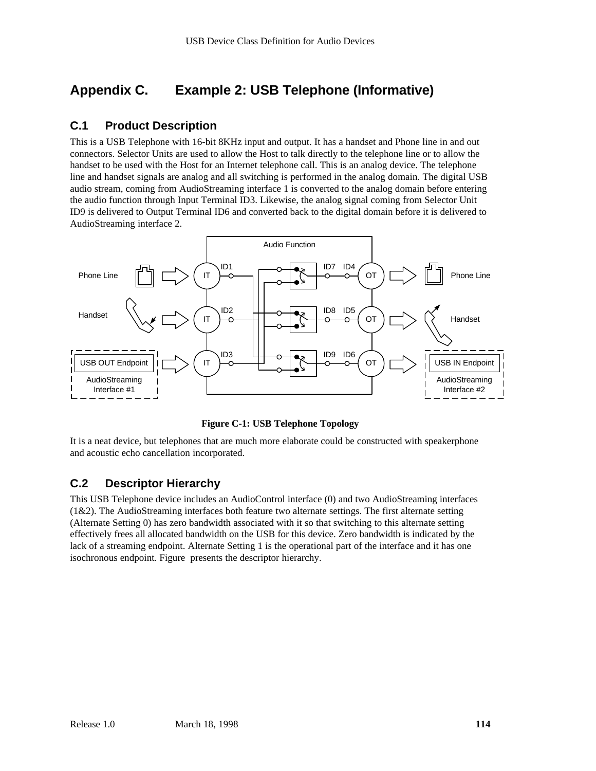# Appendix C. Example 2: USB Telephone (Informative)

## C.1 Product Description

This is a USB Telephone with 16-bit 8KHz input and output. It has a handset and Phone line in and out connectors. Selector Units are used to allow the Host to talk directly to the telephone line or to allow the handset to be used with the Host for an Internet telephone call. This is an analog device. The telephone line and handset signals are analog and all switching is performed in the analog domain. The digital USB audio stream, coming from AudioStreaming interface 1 is converted to the analog domain before entering the audio function through Input Terminal ID3. Likewise, the analog signal coming from Selector Unit ID9 is delivered to Output Terminal ID6 and converted back to the digital domain before it is delivered to AudioStreaming interface 2.

Figure C-1: USB Telephone Topology

It is a neat device, but telephones that are much more elaborate could be constructed with speakerphone and acoustic echo cancellation incorporated.

## C.2 Descriptor Hierarchy

This USB Telephone device includes an AudioControl interface (0) and two AudioStreaming interfaces (1&2). The AudioStreaming interfaces both feature two alternate settings. The first alternate setting (Alternate Setting 0) has zero bandwidth associated with it so that switching to this alternate setting effectively frees all allocated bandwidth on the USB for this device. Zero bandwidth is indicated by the lack of a streaming endpoint. Alternate Setting 1 is the operational part of the interface and it has one isochronous endpoint. Figure  presents the descriptor hierarchy.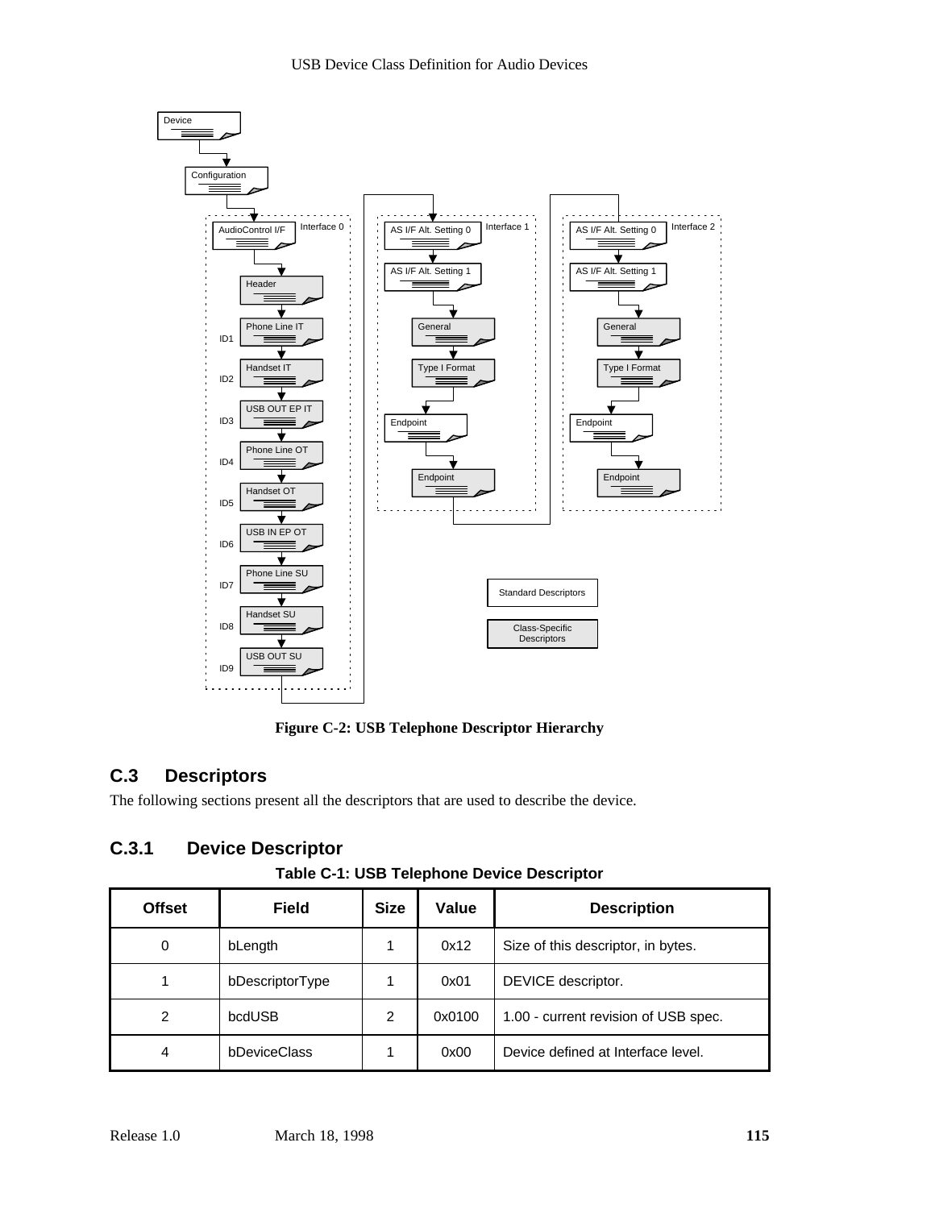**Figure C-2: USB Telephone Descriptor Hierarchy**

## C.3 Descriptors

The following sections present all the descriptors that are used to describe the device.

### C.3.1 Device Descriptor

**Table C-1: USB Telephone Device Descriptor**

| Offset | Field | Size | Value | Description |
|---|---|---|---|---|
| 0 | bLength | 1 | 0x12 | Size of this descriptor, in bytes. |
| 1 | bDescriptorType | 1 | 0x01 | DEVICE descriptor. |
| 2 | bcdUSB | 2 | 0x0100 | 1.00 - current revision of USB spec. |
| 4 | bDeviceClass | 1 | 0x00 | Device defined at Interface level. |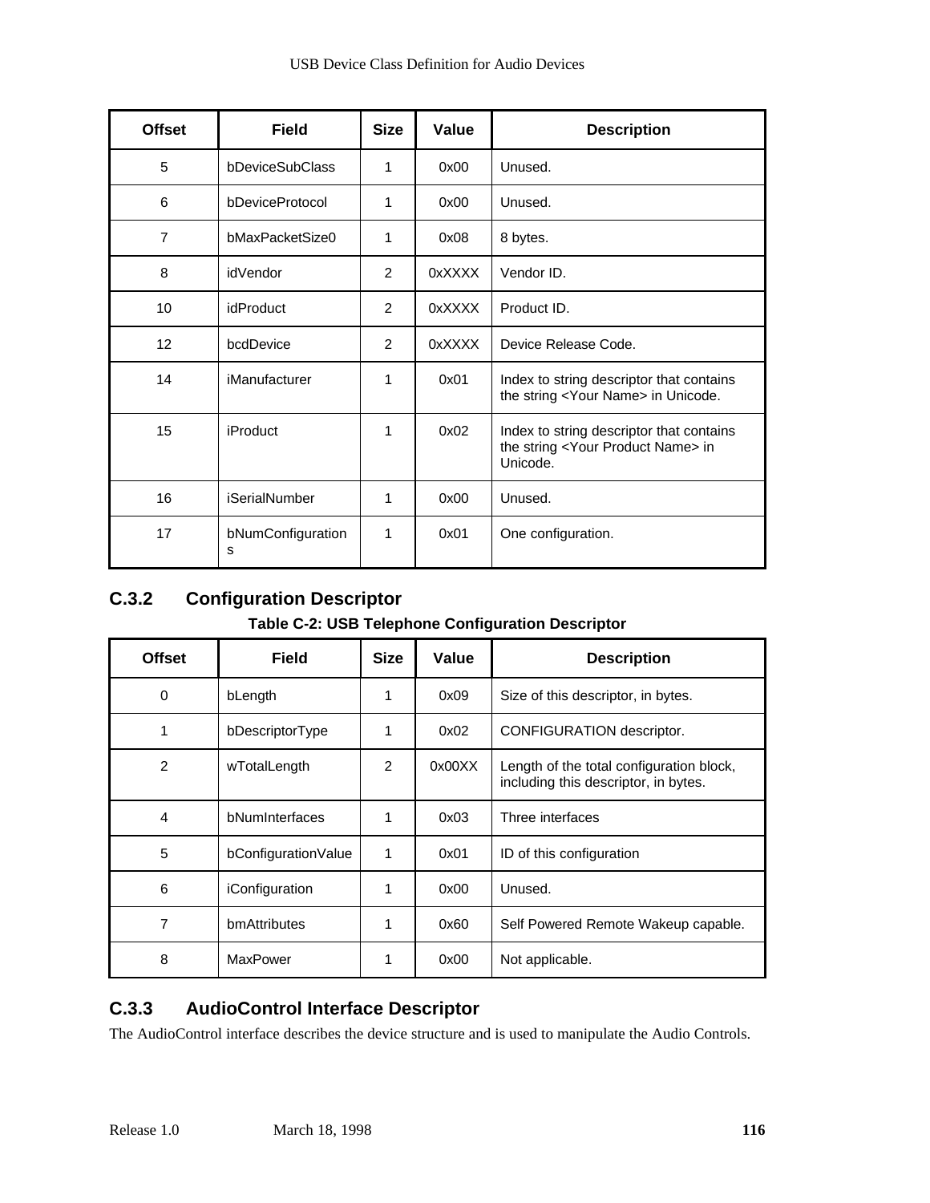| Offset | Field | Size | Value | Description |
|---|---|---|---|---|
| 5 | bDeviceSubClass | 1 | 0x00 | Unused. |
| 6 | bDeviceProtocol | 1 | 0x00 | Unused. |
| 7 | bMaxPacketSize0 | 1 | 0x08 | 8 bytes. |
| 8 | idVendor | 2 | 0xXXXX | Vendor ID. |
| 10 | idProduct | 2 | 0xXXXX | Product ID. |
| 12 | bcdDevice | 2 | 0xXXXX | Device Release Code. |
| 14 | iManufacturer | 1 | 0x01 | Index to string descriptor that contains the string <Your Name> in Unicode. |
| 15 | iProduct | 1 | 0x02 | Index to string descriptor that contains the string <Your Product Name> in Unicode. |
| 16 | iSerialNumber | 1 | 0x00 | Unused. |
| 17 | bNumConfigurations | 1 | 0x01 | One configuration. |

### C.3.2 Configuration Descriptor

**Table C-2: USB Telephone Configuration Descriptor**

| Offset | Field | Size | Value | Description |
|---|---|---|---|---|
| 0 | bLength | 1 | 0x09 | Size of this descriptor, in bytes. |
| 1 | bDescriptorType | 1 | 0x02 | CONFIGURATION descriptor. |
| 2 | wTotalLength | 2 | 0x00XX | Length of the total configuration block, including this descriptor, in bytes. |
| 4 | bNumInterfaces | 1 | 0x03 | Three interfaces |
| 5 | bConfigurationValue | 1 | 0x01 | ID of this configuration |
| 6 | iConfiguration | 1 | 0x00 | Unused. |
| 7 | bmAttributes | 1 | 0x60 | Self Powered Remote Wakeup capable. |
| 8 | MaxPower | 1 | 0x00 | Not applicable. |

### C.3.3 AudioControl Interface Descriptor

The AudioControl interface describes the device structure and is used to manipulate the Audio Controls.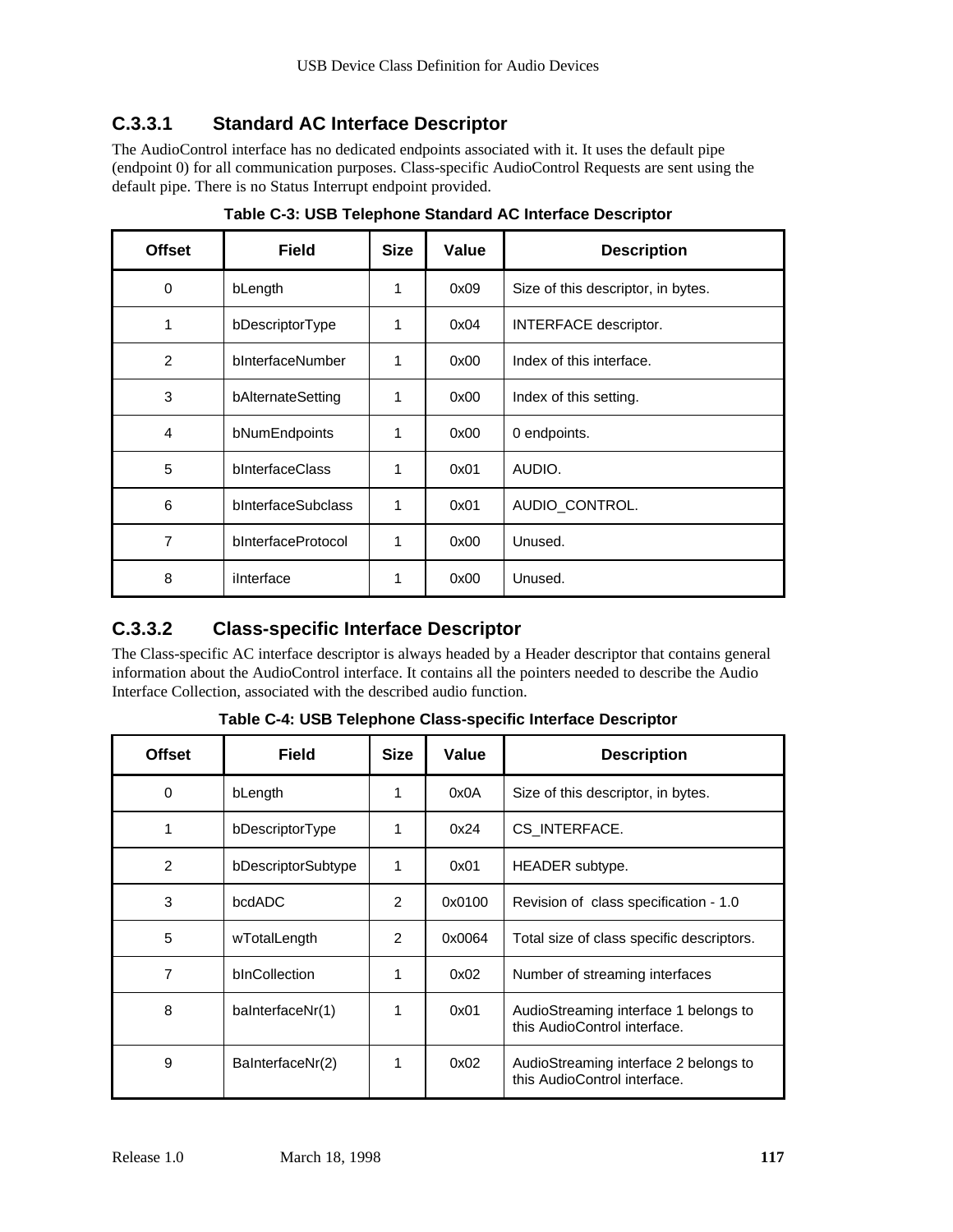### C.3.3.1 Standard AC Interface Descriptor

The AudioControl interface has no dedicated endpoints associated with it. It uses the default pipe (endpoint 0) for all communication purposes. Class-specific AudioControl Requests are sent using the default pipe. There is no Status Interrupt endpoint provided.

**Table C-3: USB Telephone Standard AC Interface Descriptor**

| Offset | Field | Size | Value | Description |
|---|---|---|---|---|
| 0 | bLength | 1 | 0x09 | Size of this descriptor, in bytes. |
| 1 | bDescriptorType | 1 | 0x04 | INTERFACE descriptor. |
| 2 | bInterfaceNumber | 1 | 0x00 | Index of this interface. |
| 3 | bAlternateSetting | 1 | 0x00 | Index of this setting. |
| 4 | bNumEndpoints | 1 | 0x00 | 0 endpoints. |
| 5 | bInterfaceClass | 1 | 0x01 | AUDIO. |
| 6 | bInterfaceSubclass | 1 | 0x01 | AUDIO_CONTROL. |
| 7 | bInterfaceProtocol | 1 | 0x00 | Unused. |
| 8 | iInterface | 1 | 0x00 | Unused. |

### C.3.3.2 Class-specific Interface Descriptor

The Class-specific AC interface descriptor is always headed by a Header descriptor that contains general information about the AudioControl interface. It contains all the pointers needed to describe the Audio Interface Collection, associated with the described audio function.

**Table C-4: USB Telephone Class-specific Interface Descriptor**

| Offset | Field | Size | Value | Description |
|---|---|---|---|---|
| 0 | bLength | 1 | 0x0A | Size of this descriptor, in bytes. |
| 1 | bDescriptorType | 1 | 0x24 | CS_INTERFACE. |
| 2 | bDescriptorSubtype | 1 | 0x01 | HEADER subtype. |
| 3 | bcdADC | 2 | 0x0100 | Revision of class specification - 1.0 |
| 5 | wTotalLength | 2 | 0x0064 | Total size of class specific descriptors. |
| 7 | bInCollection | 1 | 0x02 | Number of streaming interfaces |
| 8 | baInterfaceNr(1) | 1 | 0x01 | AudioStreaming interface 1 belongs to this AudioControl interface. |
| 9 | BaInterfaceNr(2) | 1 | 0x02 | AudioStreaming interface 2 belongs to this AudioControl interface. |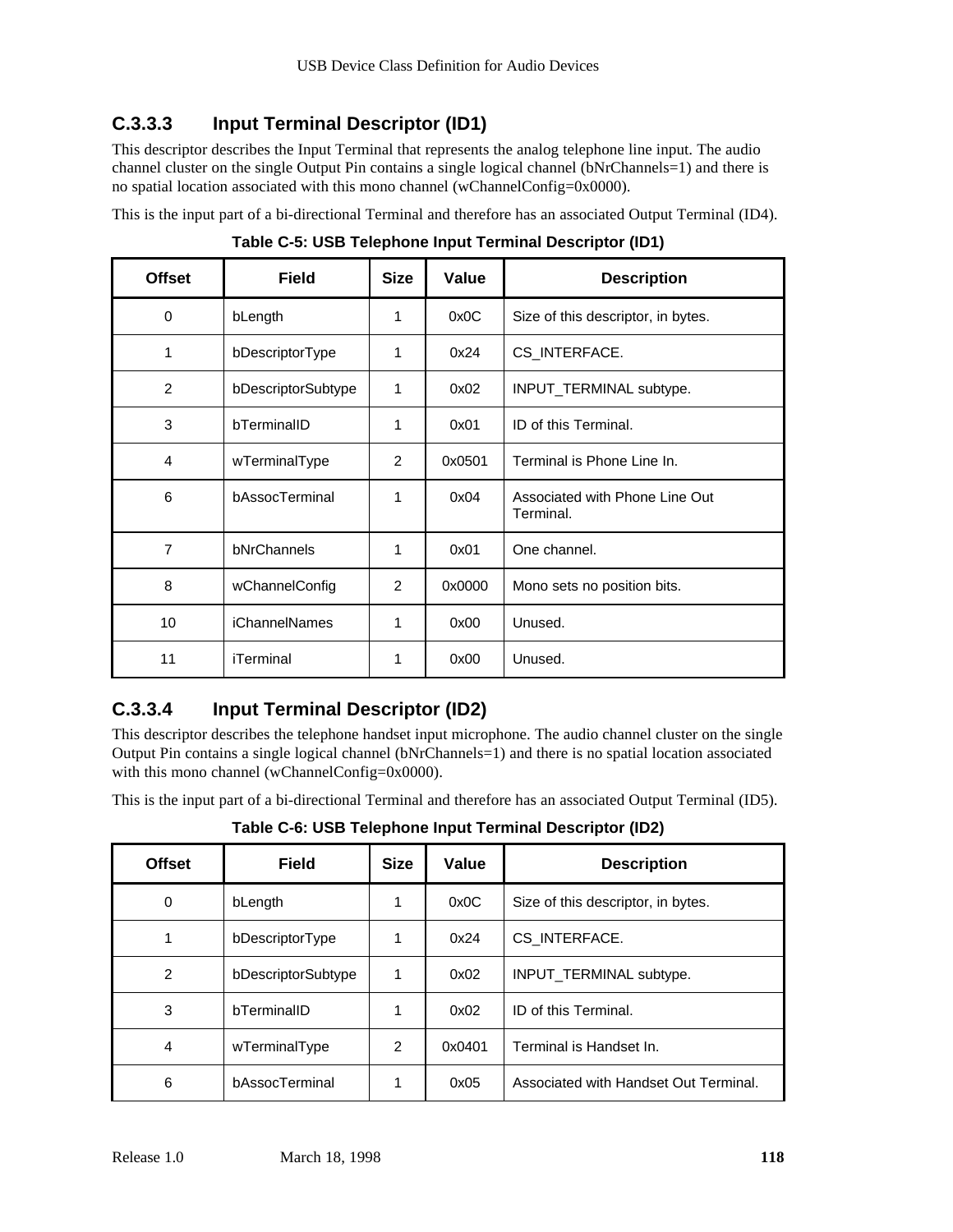### C.3.3.3 Input Terminal Descriptor (ID1)

This descriptor describes the Input Terminal that represents the analog telephone line input. The audio channel cluster on the single Output Pin contains a single logical channel (bNrChannels=1) and there is no spatial location associated with this mono channel (wChannelConfig=0x0000).

This is the input part of a bi-directional Terminal and therefore has an associated Output Terminal (ID4).

**Table C-5: USB Telephone Input Terminal Descriptor (ID1)**

| Offset | Field | Size | Value | Description |
|---|---|---|---|---|
| 0 | bLength | 1 | 0x0C | Size of this descriptor, in bytes. |
| 1 | bDescriptorType | 1 | 0x24 | CS_INTERFACE. |
| 2 | bDescriptorSubtype | 1 | 0x02 | INPUT_TERMINAL subtype. |
| 3 | bTerminalID | 1 | 0x01 | ID of this Terminal. |
| 4 | wTerminalType | 2 | 0x0501 | Terminal is Phone Line In. |
| 6 | bAssocTerminal | 1 | 0x04 | Associated with Phone Line Out Terminal. |
| 7 | bNrChannels | 1 | 0x01 | One channel. |
| 8 | wChannelConfig | 2 | 0x0000 | Mono sets no position bits. |
| 10 | iChannelNames | 1 | 0x00 | Unused. |
| 11 | iTerminal | 1 | 0x00 | Unused. |

### C.3.3.4 Input Terminal Descriptor (ID2)

This descriptor describes the telephone handset input microphone. The audio channel cluster on the single Output Pin contains a single logical channel (bNrChannels=1) and there is no spatial location associated with this mono channel (wChannelConfig=0x0000).

This is the input part of a bi-directional Terminal and therefore has an associated Output Terminal (ID5).

**Table C-6: USB Telephone Input Terminal Descriptor (ID2)**

| Offset | Field | Size | Value | Description |
|---|---|---|---|---|
| 0 | bLength | 1 | 0x0C | Size of this descriptor, in bytes. |
| 1 | bDescriptorType | 1 | 0x24 | CS_INTERFACE. |
| 2 | bDescriptorSubtype | 1 | 0x02 | INPUT_TERMINAL subtype. |
| 3 | bTerminalID | 1 | 0x02 | ID of this Terminal. |
| 4 | wTerminalType | 2 | 0x0401 | Terminal is Handset In. |
| 6 | bAssocTerminal | 1 | 0x05 | Associated with Handset Out Terminal. |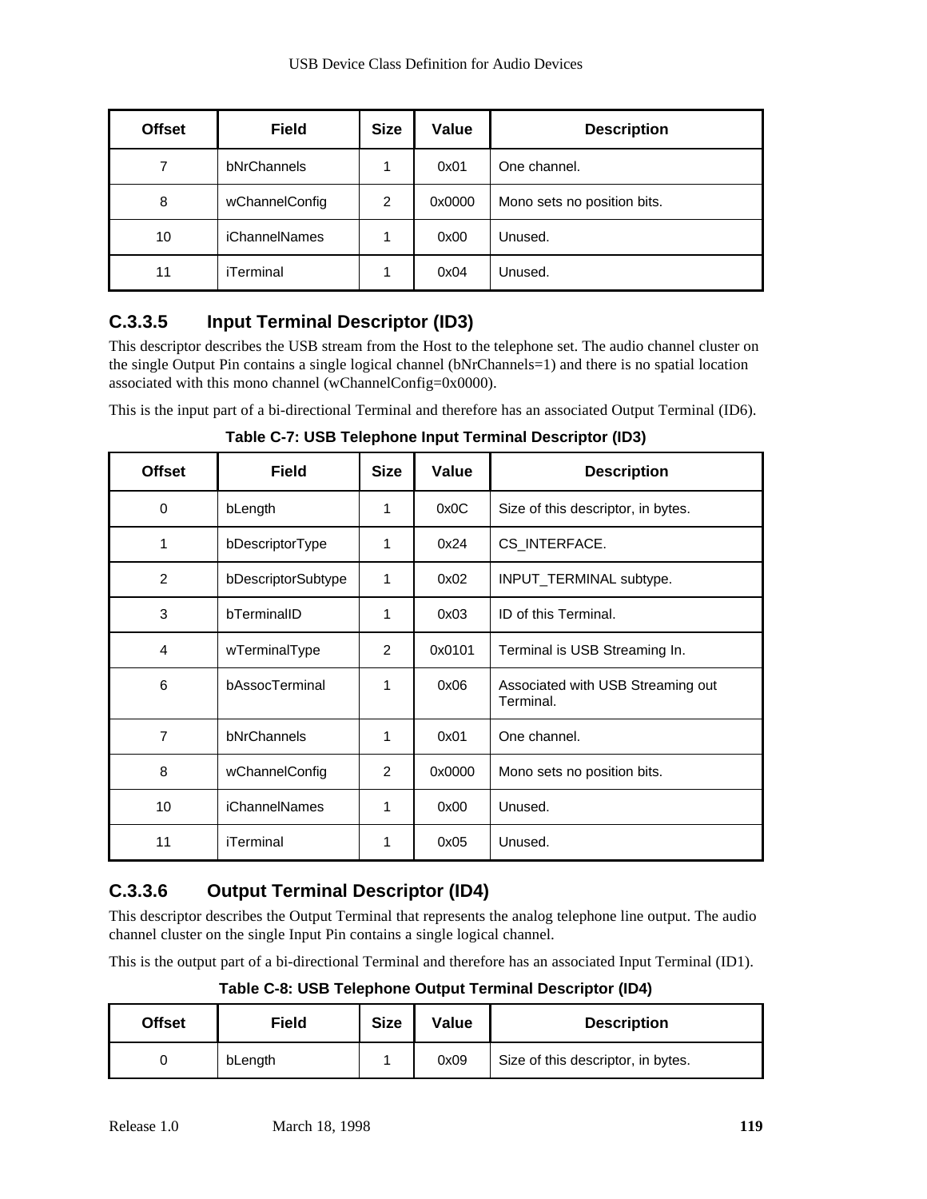| Offset | Field | Size | Value | Description |
|---|---|---|---|---|
| 7 | bNrChannels | 1 | 0x01 | One channel. |
| 8 | wChannelConfig | 2 | 0x0000 | Mono sets no position bits. |
| 10 | iChannelNames | 1 | 0x00 | Unused. |
| 11 | iTerminal | 1 | 0x04 | Unused. |

### C.3.3.5 Input Terminal Descriptor (ID3)

This descriptor describes the USB stream from the Host to the telephone set. The audio channel cluster on the single Output Pin contains a single logical channel (bNrChannels=1) and there is no spatial location associated with this mono channel (wChannelConfig=0x0000).

This is the input part of a bi-directional Terminal and therefore has an associated Output Terminal (ID6).

**Table C-7: USB Telephone Input Terminal Descriptor (ID3)**

| Offset | Field | Size | Value | Description |
|---|---|---|---|---|
| 0 | bLength | 1 | 0x0C | Size of this descriptor, in bytes. |
| 1 | bDescriptorType | 1 | 0x24 | CS_INTERFACE. |
| 2 | bDescriptorSubtype | 1 | 0x02 | INPUT_TERMINAL subtype. |
| 3 | bTerminalID | 1 | 0x03 | ID of this Terminal. |
| 4 | wTerminalType | 2 | 0x0101 | Terminal is USB Streaming In. |
| 6 | bAssocTerminal | 1 | 0x06 | Associated with USB Streaming out Terminal. |
| 7 | bNrChannels | 1 | 0x01 | One channel. |
| 8 | wChannelConfig | 2 | 0x0000 | Mono sets no position bits. |
| 10 | iChannelNames | 1 | 0x00 | Unused. |
| 11 | iTerminal | 1 | 0x05 | Unused. |

### C.3.3.6 Output Terminal Descriptor (ID4)

This descriptor describes the Output Terminal that represents the analog telephone line output. The audio channel cluster on the single Input Pin contains a single logical channel.

This is the output part of a bi-directional Terminal and therefore has an associated Input Terminal (ID1).

**Table C-8: USB Telephone Output Terminal Descriptor (ID4)**

| Offset | Field | Size | Value | Description |
|---|---|---|---|---|
| 0 | bLength | 1 | 0x09 | Size of this descriptor, in bytes. |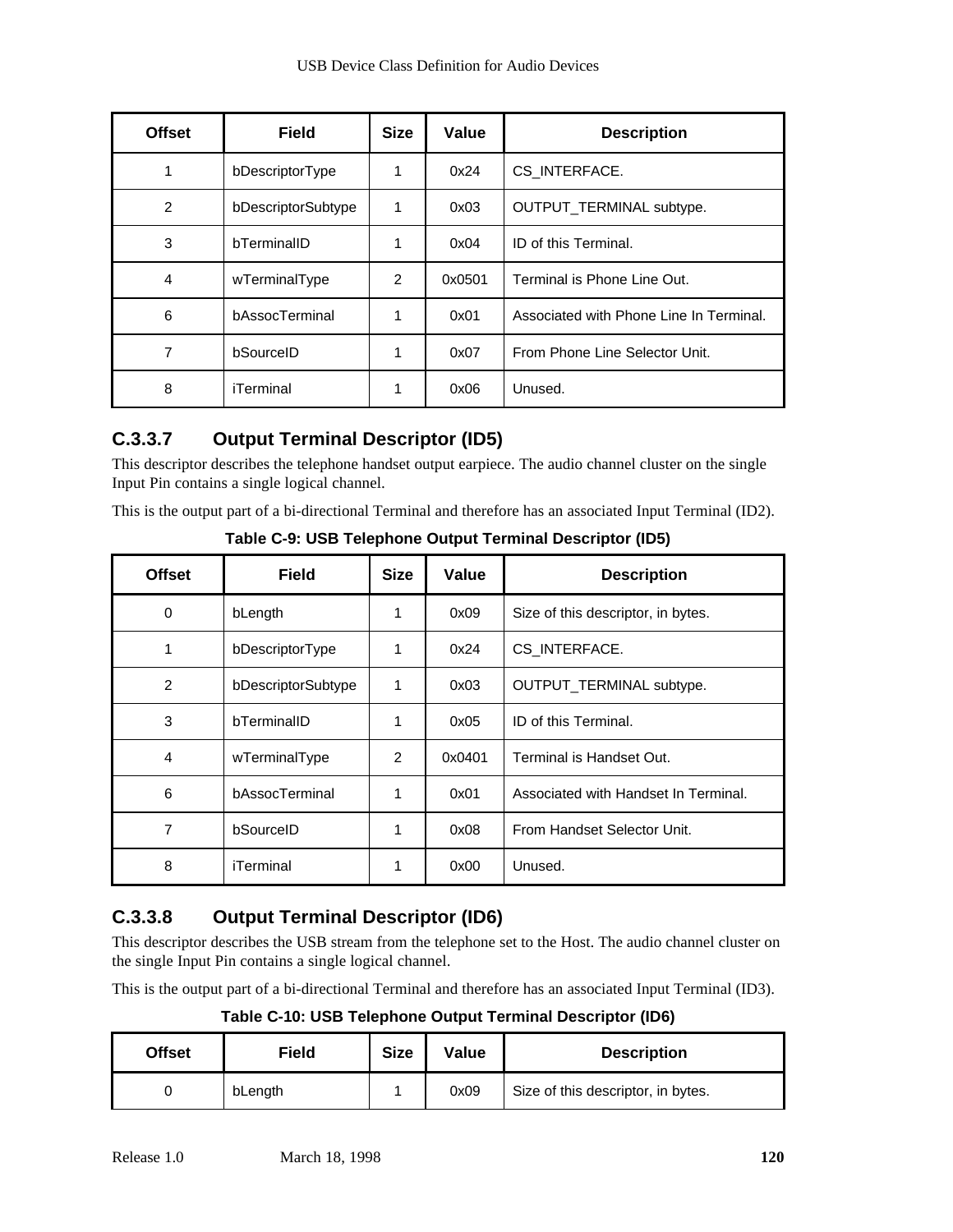| Offset | Field | Size | Value | Description |
|---|---|---|---|---|
| 1 | bDescriptorType | 1 | 0x24 | CS_INTERFACE. |
| 2 | bDescriptorSubtype | 1 | 0x03 | OUTPUT_TERMINAL subtype. |
| 3 | bTerminalID | 1 | 0x04 | ID of this Terminal. |
| 4 | wTerminalType | 2 | 0x0501 | Terminal is Phone Line Out. |
| 6 | bAssocTerminal | 1 | 0x01 | Associated with Phone Line In Terminal. |
| 7 | bSourceID | 1 | 0x07 | From Phone Line Selector Unit. |
| 8 | iTerminal | 1 | 0x06 | Unused. |

### C.3.3.7 Output Terminal Descriptor (ID5)

This descriptor describes the telephone handset output earpiece. The audio channel cluster on the single Input Pin contains a single logical channel.

This is the output part of a bi-directional Terminal and therefore has an associated Input Terminal (ID2).

**Table C-9: USB Telephone Output Terminal Descriptor (ID5)**

| Offset | Field | Size | Value | Description |
|---|---|---|---|---|
| 0 | bLength | 1 | 0x09 | Size of this descriptor, in bytes. |
| 1 | bDescriptorType | 1 | 0x24 | CS_INTERFACE. |
| 2 | bDescriptorSubtype | 1 | 0x03 | OUTPUT_TERMINAL subtype. |
| 3 | bTerminalID | 1 | 0x05 | ID of this Terminal. |
| 4 | wTerminalType | 2 | 0x0401 | Terminal is Handset Out. |
| 6 | bAssocTerminal | 1 | 0x01 | Associated with Handset In Terminal. |
| 7 | bSourceID | 1 | 0x08 | From Handset Selector Unit. |
| 8 | iTerminal | 1 | 0x00 | Unused. |

### C.3.3.8 Output Terminal Descriptor (ID6)

This descriptor describes the USB stream from the telephone set to the Host. The audio channel cluster on the single Input Pin contains a single logical channel.

This is the output part of a bi-directional Terminal and therefore has an associated Input Terminal (ID3).

**Table C-10: USB Telephone Output Terminal Descriptor (ID6)**

| Offset | Field | Size | Value | Description |
|---|---|---|---|---|
| 0 | bLength | 1 | 0x09 | Size of this descriptor, in bytes. |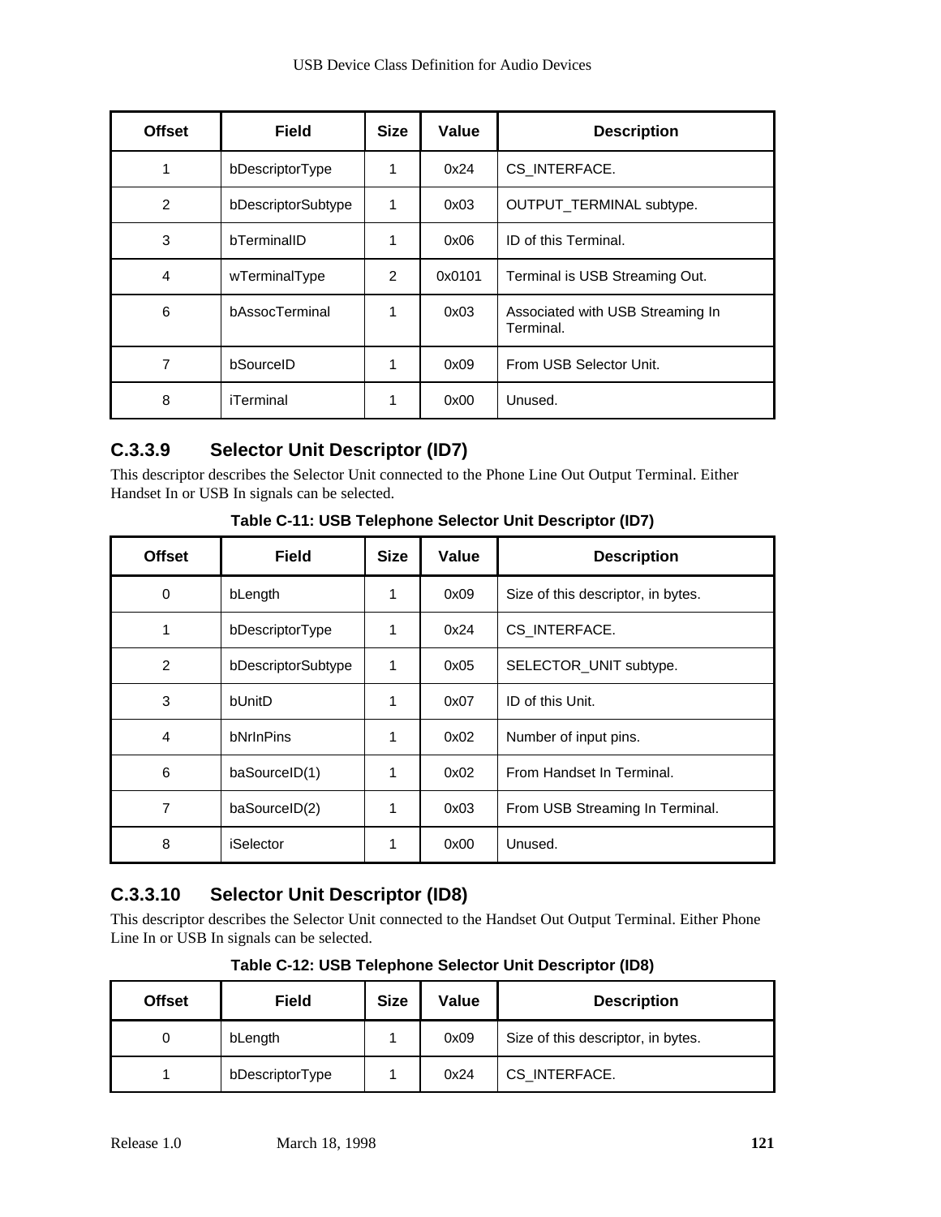| Offset | Field | Size | Value | Description |
|---|---|---|---|---|
| 1 | bDescriptorType | 1 | 0x24 | CS_INTERFACE. |
| 2 | bDescriptorSubtype | 1 | 0x03 | OUTPUT_TERMINAL subtype. |
| 3 | bTerminalID | 1 | 0x06 | ID of this Terminal. |
| 4 | wTerminalType | 2 | 0x0101 | Terminal is USB Streaming Out. |
| 6 | bAssocTerminal | 1 | 0x03 | Associated with USB Streaming In Terminal. |
| 7 | bSourceID | 1 | 0x09 | From USB Selector Unit. |
| 8 | iTerminal | 1 | 0x00 | Unused. |

### C.3.3.9 Selector Unit Descriptor (ID7)

This descriptor describes the Selector Unit connected to the Phone Line Out Output Terminal. Either Handset In or USB In signals can be selected.

**Table C-11: USB Telephone Selector Unit Descriptor (ID7)**

| Offset | Field | Size | Value | Description |
|---|---|---|---|---|
| 0 | bLength | 1 | 0x09 | Size of this descriptor, in bytes. |
| 1 | bDescriptorType | 1 | 0x24 | CS_INTERFACE. |
| 2 | bDescriptorSubtype | 1 | 0x05 | SELECTOR_UNIT subtype. |
| 3 | bUnitD | 1 | 0x07 | ID of this Unit. |
| 4 | bNrInPins | 1 | 0x02 | Number of input pins. |
| 6 | baSourceID(1) | 1 | 0x02 | From Handset In Terminal. |
| 7 | baSourceID(2) | 1 | 0x03 | From USB Streaming In Terminal. |
| 8 | iSelector | 1 | 0x00 | Unused. |

### C.3.3.10 Selector Unit Descriptor (ID8)

This descriptor describes the Selector Unit connected to the Handset Out Output Terminal. Either Phone Line In or USB In signals can be selected.

**Table C-12: USB Telephone Selector Unit Descriptor (ID8)**

| Offset | Field | Size | Value | Description |
|---|---|---|---|---|
| 0 | bLength | 1 | 0x09 | Size of this descriptor, in bytes. |
| 1 | bDescriptorType | 1 | 0x24 | CS_INTERFACE. |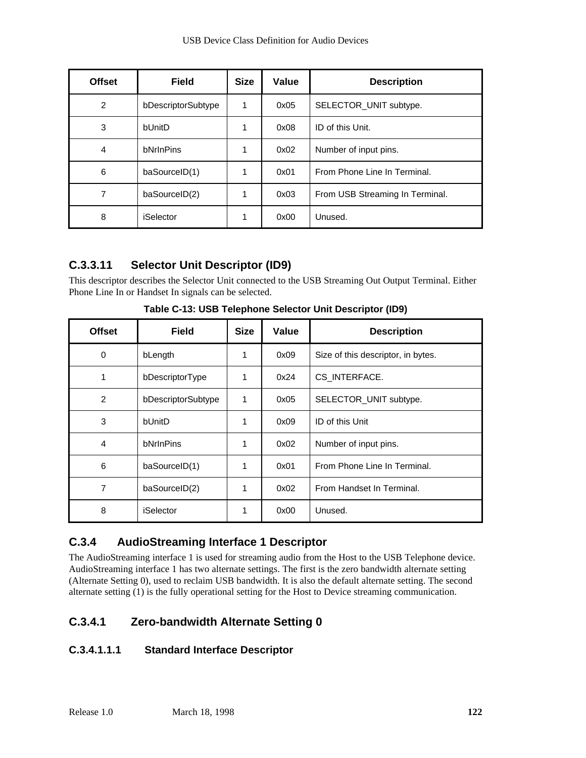| Offset | Field | Size | Value | Description |
|---|---|---|---|---|
| 2 | bDescriptorSubtype | 1 | 0x05 | SELECTOR_UNIT subtype. |
| 3 | bUnitD | 1 | 0x08 | ID of this Unit. |
| 4 | bNrInPins | 1 | 0x02 | Number of input pins. |
| 6 | baSourceID(1) | 1 | 0x01 | From Phone Line In Terminal. |
| 7 | baSourceID(2) | 1 | 0x03 | From USB Streaming In Terminal. |
| 8 | iSelector | 1 | 0x00 | Unused. |

### C.3.3.11 Selector Unit Descriptor (ID9)

This descriptor describes the Selector Unit connected to the USB Streaming Out Output Terminal. Either Phone Line In or Handset In signals can be selected.

**Table C-13: USB Telephone Selector Unit Descriptor (ID9)**

| Offset | Field | Size | Value | Description |
|---|---|---|---|---|
| 0 | bLength | 1 | 0x09 | Size of this descriptor, in bytes. |
| 1 | bDescriptorType | 1 | 0x24 | CS_INTERFACE. |
| 2 | bDescriptorSubtype | 1 | 0x05 | SELECTOR_UNIT subtype. |
| 3 | bUnitD | 1 | 0x09 | ID of this Unit |
| 4 | bNrInPins | 1 | 0x02 | Number of input pins. |
| 6 | baSourceID(1) | 1 | 0x01 | From Phone Line In Terminal. |
| 7 | baSourceID(2) | 1 | 0x02 | From Handset In Terminal. |
| 8 | iSelector | 1 | 0x00 | Unused. |

## C.3.4 AudioStreaming Interface 1 Descriptor

The AudioStreaming interface 1 is used for streaming audio from the Host to the USB Telephone device. AudioStreaming interface 1 has two alternate settings. The first is the zero bandwidth alternate setting (Alternate Setting 0), used to reclaim USB bandwidth. It is also the default alternate setting. The second alternate setting (1) is the fully operational setting for the Host to Device streaming communication.

### C.3.4.1 Zero-bandwidth Alternate Setting 0

#### C.3.4.1.1.1 Standard Interface Descriptor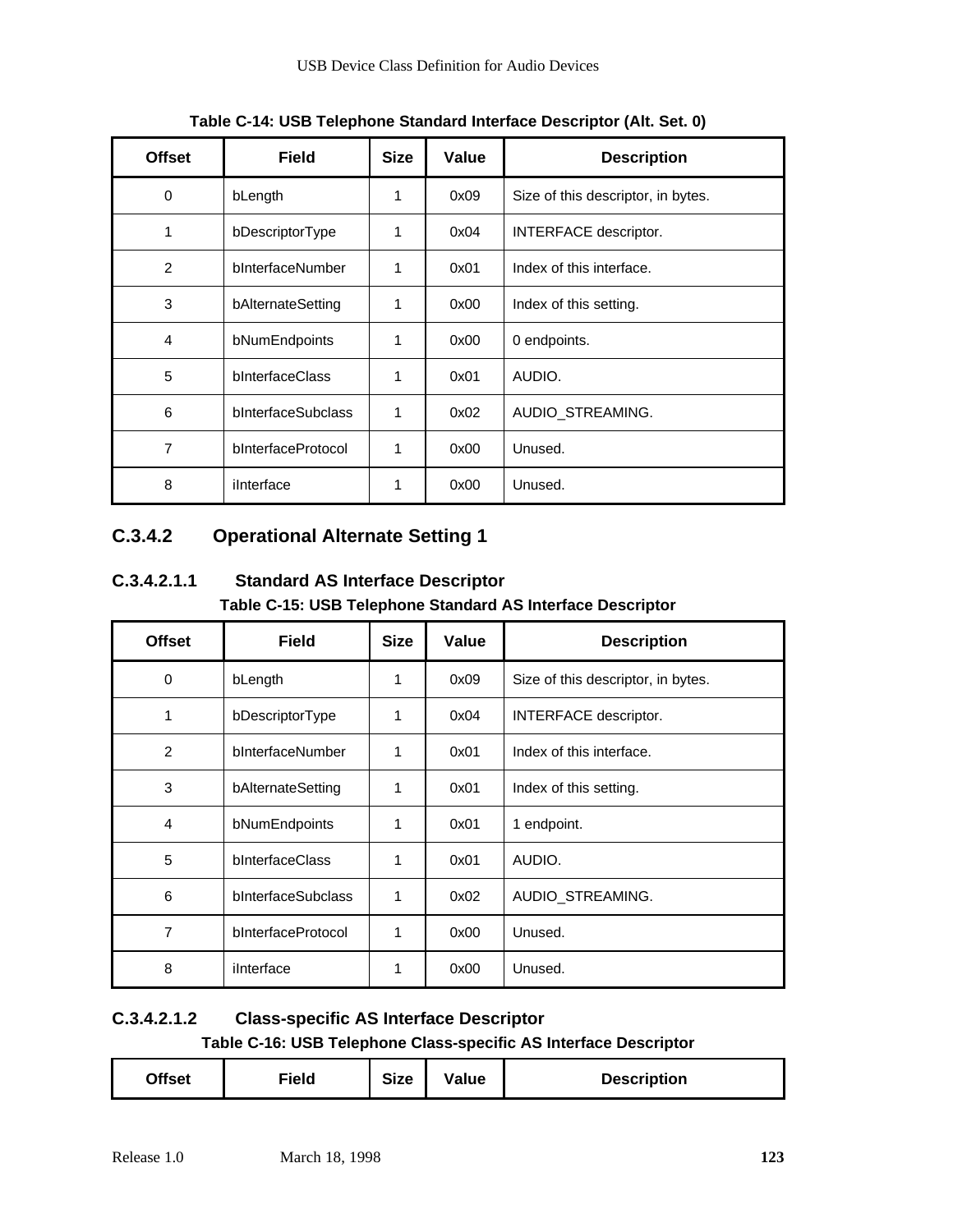**Table C-14: USB Telephone Standard Interface Descriptor (Alt. Set. 0)**

| Offset | Field | Size | Value | Description |
|---|---|---|---|---|
| 0 | bLength | 1 | 0x09 | Size of this descriptor, in bytes. |
| 1 | bDescriptorType | 1 | 0x04 | INTERFACE descriptor. |
| 2 | bInterfaceNumber | 1 | 0x01 | Index of this interface. |
| 3 | bAlternateSetting | 1 | 0x00 | Index of this setting. |
| 4 | bNumEndpoints | 1 | 0x00 | 0 endpoints. |
| 5 | bInterfaceClass | 1 | 0x01 | AUDIO. |
| 6 | bInterfaceSubclass | 1 | 0x02 | AUDIO_STREAMING. |
| 7 | bInterfaceProtocol | 1 | 0x00 | Unused. |
| 8 | iInterface | 1 | 0x00 | Unused. |

### C.3.4.2 Operational Alternate Setting 1

#### C.3.4.2.1.1 Standard AS Interface Descriptor

**Table C-15: USB Telephone Standard AS Interface Descriptor**

| Offset | Field | Size | Value | Description |
|---|---|---|---|---|
| 0 | bLength | 1 | 0x09 | Size of this descriptor, in bytes. |
| 1 | bDescriptorType | 1 | 0x04 | INTERFACE descriptor. |
| 2 | bInterfaceNumber | 1 | 0x01 | Index of this interface. |
| 3 | bAlternateSetting | 1 | 0x01 | Index of this setting. |
| 4 | bNumEndpoints | 1 | 0x01 | 1 endpoint. |
| 5 | bInterfaceClass | 1 | 0x01 | AUDIO. |
| 6 | bInterfaceSubclass | 1 | 0x02 | AUDIO_STREAMING. |
| 7 | bInterfaceProtocol | 1 | 0x00 | Unused. |
| 8 | iInterface | 1 | 0x00 | Unused. |

#### C.3.4.2.1.2 Class-specific AS Interface Descriptor

**Table C-16: USB Telephone Class-specific AS Interface Descriptor**

| Offset | Field | Size | Value | Description |
|---|---|---|---|---|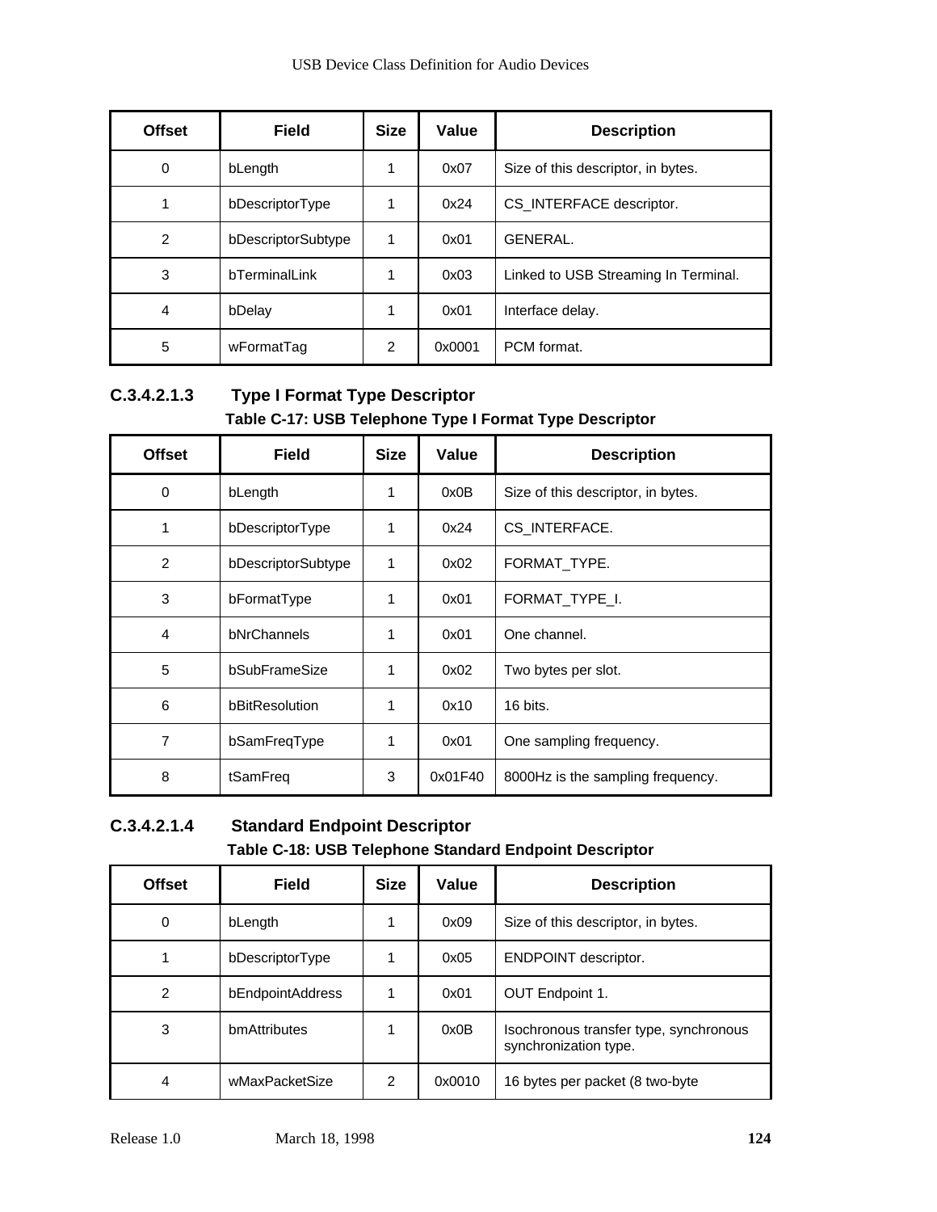| Offset | Field | Size | Value | Description |
|---|---|---|---|---|
| 0 | bLength | 1 | 0x07 | Size of this descriptor, in bytes. |
| 1 | bDescriptorType | 1 | 0x24 | CS_INTERFACE descriptor. |
| 2 | bDescriptorSubtype | 1 | 0x01 | GENERAL. |
| 3 | bTerminalLink | 1 | 0x03 | Linked to USB Streaming In Terminal. |
| 4 | bDelay | 1 | 0x01 | Interface delay. |
| 5 | wFormatTag | 2 | 0x0001 | PCM format. |

#### C.3.4.2.1.3 Type I Format Type Descriptor

**Table C-17: USB Telephone Type I Format Type Descriptor**

| Offset | Field | Size | Value | Description |
|---|---|---|---|---|
| 0 | bLength | 1 | 0x0B | Size of this descriptor, in bytes. |
| 1 | bDescriptorType | 1 | 0x24 | CS_INTERFACE. |
| 2 | bDescriptorSubtype | 1 | 0x02 | FORMAT_TYPE. |
| 3 | bFormatType | 1 | 0x01 | FORMAT_TYPE_I. |
| 4 | bNrChannels | 1 | 0x01 | One channel. |
| 5 | bSubFrameSize | 1 | 0x02 | Two bytes per slot. |
| 6 | bBitResolution | 1 | 0x10 | 16 bits. |
| 7 | bSamFreqType | 1 | 0x01 | One sampling frequency. |
| 8 | tSamFreq | 3 | 0x01F40 | 8000Hz is the sampling frequency. |

#### C.3.4.2.1.4 Standard Endpoint Descriptor

**Table C-18: USB Telephone Standard Endpoint Descriptor**

| Offset | Field | Size | Value | Description |
|---|---|---|---|---|
| 0 | bLength | 1 | 0x09 | Size of this descriptor, in bytes. |
| 1 | bDescriptorType | 1 | 0x05 | ENDPOINT descriptor. |
| 2 | bEndpointAddress | 1 | 0x01 | OUT Endpoint 1. |
| 3 | bmAttributes | 1 | 0x0B | Isochronous transfer type, synchronous synchronization type. |
| 4 | wMaxPacketSize | 2 | 0x0010 | 16 bytes per packet (8 two-byte |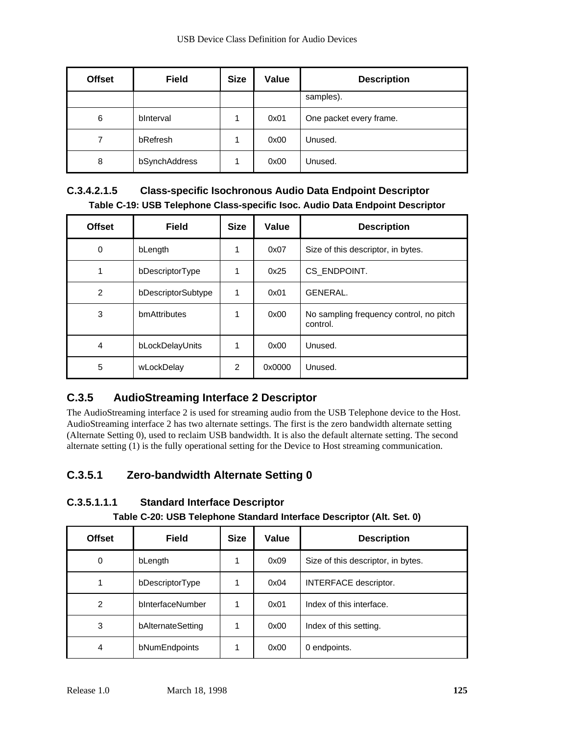| Offset | Field | Size | Value | Description |
|---|---|---|---|---|
| | | | | samples). |
| 6 | bInterval | 1 | 0x01 | One packet every frame. |
| 7 | bRefresh | 1 | 0x00 | Unused. |
| 8 | bSynchAddress | 1 | 0x00 | Unused. |

#### C.3.4.2.1.5 Class-specific Isochronous Audio Data Endpoint Descriptor

**Table C-19: USB Telephone Class-specific Isoc. Audio Data Endpoint Descriptor**

| Offset | Field | Size | Value | Description |
|---|---|---|---|---|
| 0 | bLength | 1 | 0x07 | Size of this descriptor, in bytes. |
| 1 | bDescriptorType | 1 | 0x25 | CS_ENDPOINT. |
| 2 | bDescriptorSubtype | 1 | 0x01 | GENERAL. |
| 3 | bmAttributes | 1 | 0x00 | No sampling frequency control, no pitch control. |
| 4 | bLockDelayUnits | 1 | 0x00 | Unused. |
| 5 | wLockDelay | 2 | 0x0000 | Unused. |

## C.3.5 AudioStreaming Interface 2 Descriptor

The AudioStreaming interface 2 is used for streaming audio from the USB Telephone device to the Host. AudioStreaming interface 2 has two alternate settings. The first is the zero bandwidth alternate setting (Alternate Setting 0), used to reclaim USB bandwidth. It is also the default alternate setting. The second alternate setting (1) is the fully operational setting for the Device to Host streaming communication.

### C.3.5.1 Zero-bandwidth Alternate Setting 0

#### C.3.5.1.1.1 Standard Interface Descriptor

**Table C-20: USB Telephone Standard Interface Descriptor (Alt. Set. 0)**

| Offset | Field | Size | Value | Description |
|---|---|---|---|---|
| 0 | bLength | 1 | 0x09 | Size of this descriptor, in bytes. |
| 1 | bDescriptorType | 1 | 0x04 | INTERFACE descriptor. |
| 2 | bInterfaceNumber | 1 | 0x01 | Index of this interface. |
| 3 | bAlternateSetting | 1 | 0x00 | Index of this setting. |
| 4 | bNumEndpoints | 1 | 0x00 | 0 endpoints. |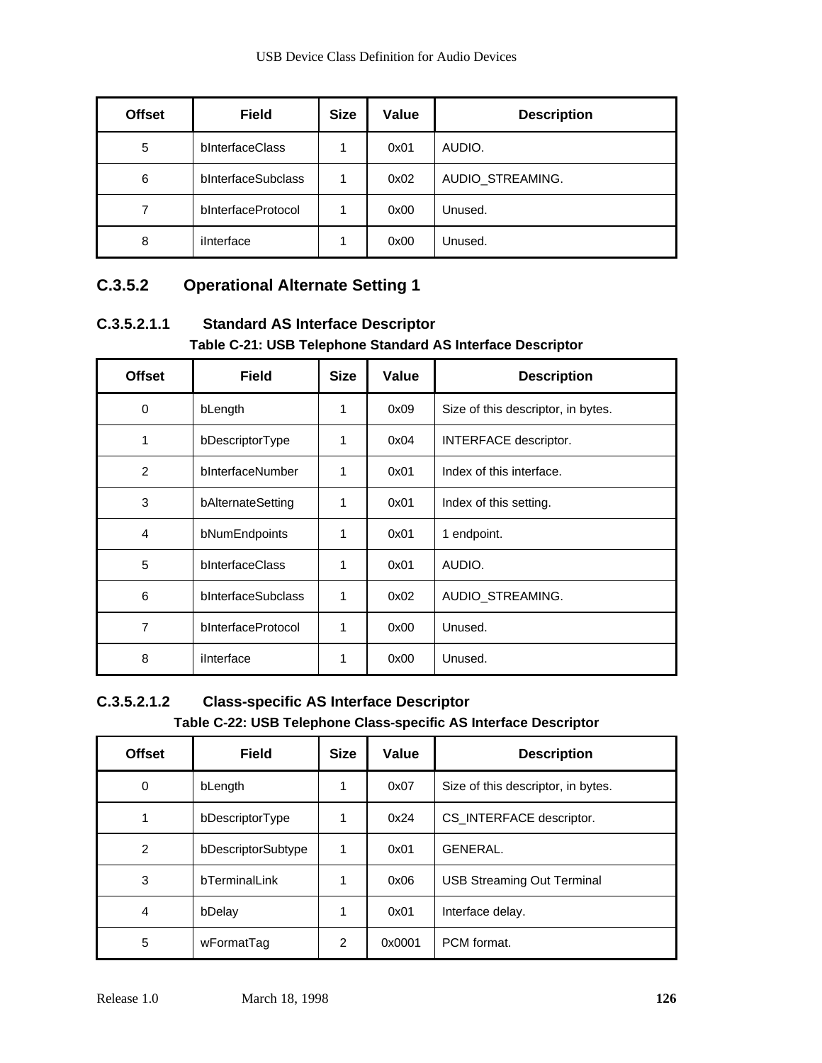| Offset | Field | Size | Value | Description |
|---|---|---|---|---|
| 5 | bInterfaceClass | 1 | 0x01 | AUDIO. |
| 6 | bInterfaceSubclass | 1 | 0x02 | AUDIO_STREAMING. |
| 7 | bInterfaceProtocol | 1 | 0x00 | Unused. |
| 8 | iInterface | 1 | 0x00 | Unused. |

### C.3.5.2 Operational Alternate Setting 1

#### C.3.5.2.1.1 Standard AS Interface Descriptor

**Table C-21: USB Telephone Standard AS Interface Descriptor**

| Offset | Field | Size | Value | Description |
|---|---|---|---|---|
| 0 | bLength | 1 | 0x09 | Size of this descriptor, in bytes. |
| 1 | bDescriptorType | 1 | 0x04 | INTERFACE descriptor. |
| 2 | bInterfaceNumber | 1 | 0x01 | Index of this interface. |
| 3 | bAlternateSetting | 1 | 0x01 | Index of this setting. |
| 4 | bNumEndpoints | 1 | 0x01 | 1 endpoint. |
| 5 | bInterfaceClass | 1 | 0x01 | AUDIO. |
| 6 | bInterfaceSubclass | 1 | 0x02 | AUDIO_STREAMING. |
| 7 | bInterfaceProtocol | 1 | 0x00 | Unused. |
| 8 | iInterface | 1 | 0x00 | Unused. |

#### C.3.5.2.1.2 Class-specific AS Interface Descriptor

**Table C-22: USB Telephone Class-specific AS Interface Descriptor**

| Offset | Field | Size | Value | Description |
|---|---|---|---|---|
| 0 | bLength | 1 | 0x07 | Size of this descriptor, in bytes. |
| 1 | bDescriptorType | 1 | 0x24 | CS_INTERFACE descriptor. |
| 2 | bDescriptorSubtype | 1 | 0x01 | GENERAL. |
| 3 | bTerminalLink | 1 | 0x06 | USB Streaming Out Terminal |
| 4 | bDelay | 1 | 0x01 | Interface delay. |
| 5 | wFormatTag | 2 | 0x0001 | PCM format. |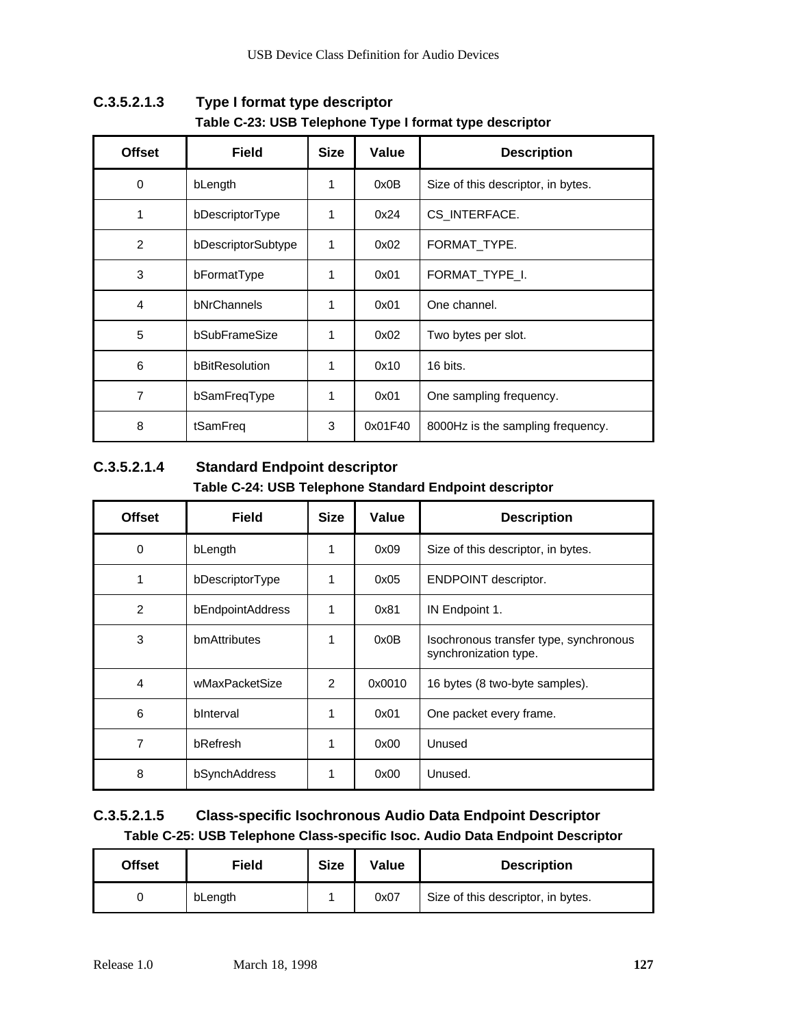#### C.3.5.2.1.3 Type I format type descriptor

**Table C-23: USB Telephone Type I format type descriptor**

| Offset | Field | Size | Value | Description |
|---|---|---|---|---|
| 0 | bLength | 1 | 0x0B | Size of this descriptor, in bytes. |
| 1 | bDescriptorType | 1 | 0x24 | CS_INTERFACE. |
| 2 | bDescriptorSubtype | 1 | 0x02 | FORMAT_TYPE. |
| 3 | bFormatType | 1 | 0x01 | FORMAT_TYPE_I. |
| 4 | bNrChannels | 1 | 0x01 | One channel. |
| 5 | bSubFrameSize | 1 | 0x02 | Two bytes per slot. |
| 6 | bBitResolution | 1 | 0x10 | 16 bits. |
| 7 | bSamFreqType | 1 | 0x01 | One sampling frequency. |
| 8 | tSamFreq | 3 | 0x01F40 | 8000Hz is the sampling frequency. |

#### C.3.5.2.1.4 Standard Endpoint descriptor

**Table C-24: USB Telephone Standard Endpoint descriptor**

| Offset | Field | Size | Value | Description |
|---|---|---|---|---|
| 0 | bLength | 1 | 0x09 | Size of this descriptor, in bytes. |
| 1 | bDescriptorType | 1 | 0x05 | ENDPOINT descriptor. |
| 2 | bEndpointAddress | 1 | 0x81 | IN Endpoint 1. |
| 3 | bmAttributes | 1 | 0x0B | Isochronous transfer type, synchronous synchronization type. |
| 4 | wMaxPacketSize | 2 | 0x0010 | 16 bytes (8 two-byte samples). |
| 6 | bInterval | 1 | 0x01 | One packet every frame. |
| 7 | bRefresh | 1 | 0x00 | Unused |
| 8 | bSynchAddress | 1 | 0x00 | Unused. |

#### C.3.5.2.1.5 Class-specific Isochronous Audio Data Endpoint Descriptor

**Table C-25: USB Telephone Class-specific Isoc. Audio Data Endpoint Descriptor**

| Offset | Field | Size | Value | Description |
|---|---|---|---|---|
| 0 | bLength | 1 | 0x07 | Size of this descriptor, in bytes. |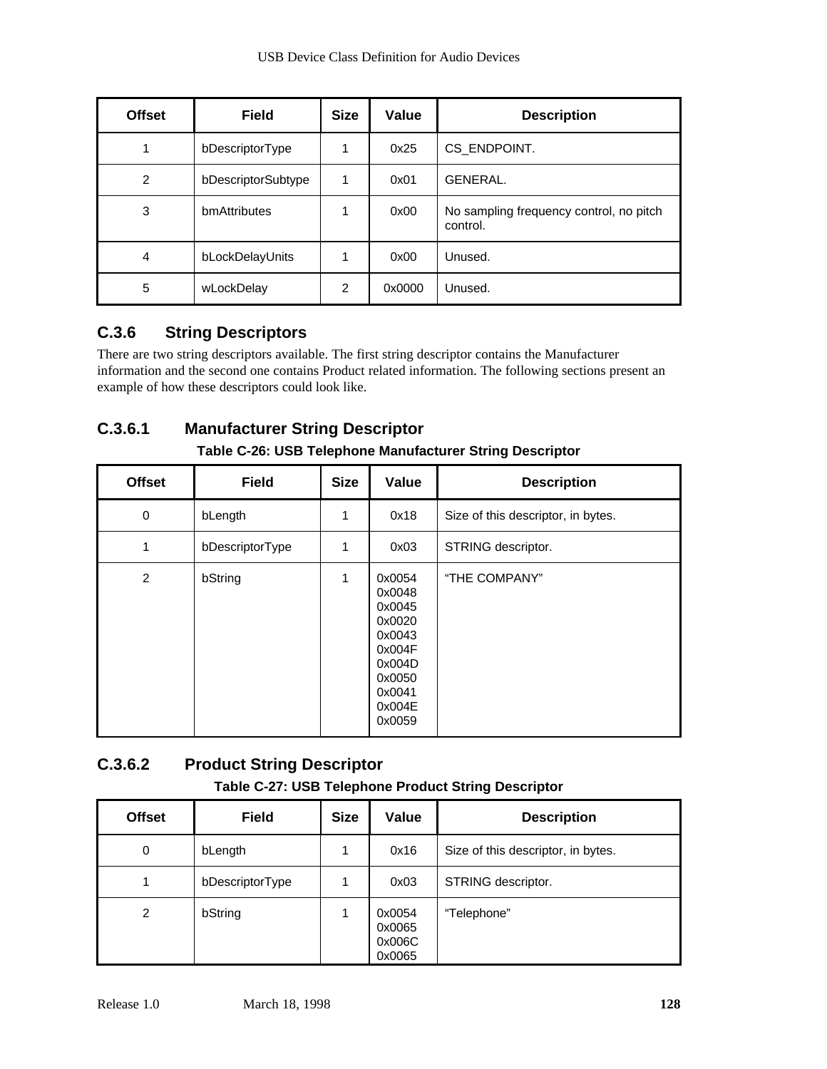| Offset | Field | Size | Value | Description |
|---|---|---|---|---|
| 1 | bDescriptorType | 1 | 0x25 | CS_ENDPOINT. |
| 2 | bDescriptorSubtype | 1 | 0x01 | GENERAL. |
| 3 | bmAttributes | 1 | 0x00 | No sampling frequency control, no pitch control. |
| 4 | bLockDelayUnits | 1 | 0x00 | Unused. |
| 5 | wLockDelay | 2 | 0x0000 | Unused. |

### C.3.6 String Descriptors

There are two string descriptors available. The first string descriptor contains the Manufacturer information and the second one contains Product related information. The following sections present an example of how these descriptors could look like.

#### C.3.6.1 Manufacturer String Descriptor

**Table C-26: USB Telephone Manufacturer String Descriptor**

| Offset | Field | Size | Value | Description |
|---|---|---|---|---|
| 0 | bLength | 1 | 0x18 | Size of this descriptor, in bytes. |
| 1 | bDescriptorType | 1 | 0x03 | STRING descriptor. |
| 2 | bString | 1 | 0x0054 0x0048 0x0045 0x0020 0x0043 0x004F 0x004D 0x0050 0x0041 0x004E 0x0059 | "THE COMPANY" |

#### C.3.6.2 Product String Descriptor

**Table C-27: USB Telephone Product String Descriptor**

| Offset | Field | Size | Value | Description |
|---|---|---|---|---|
| 0 | bLength | 1 | 0x16 | Size of this descriptor, in bytes. |
| 1 | bDescriptorType | 1 | 0x03 | STRING descriptor. |
| 2 | bString | 1 | 0x0054 0x0065 0x006C 0x0065 | "Telephone" |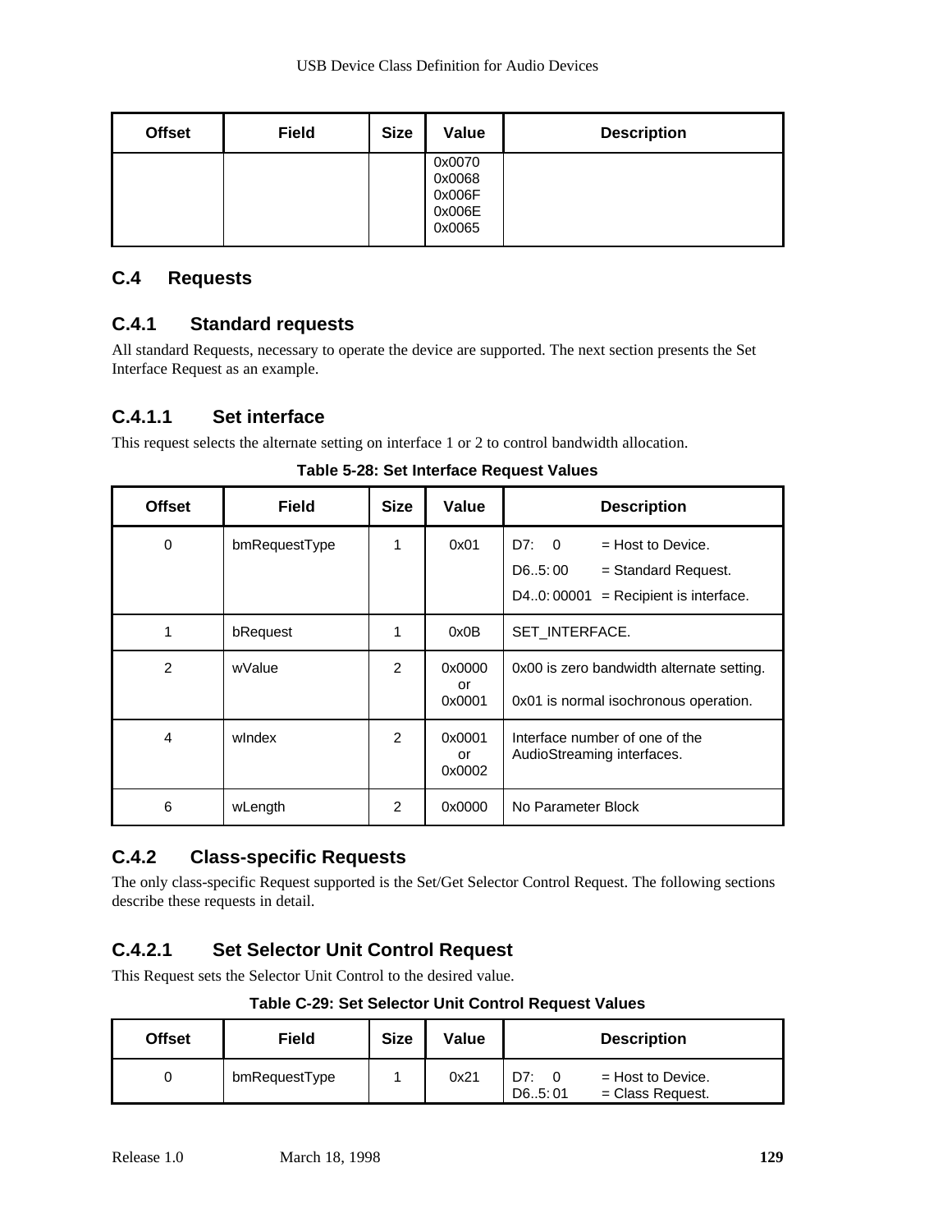| Offset | Field | Size | Value | Description |
|---|---|---|---|---|
| | | | 0x0070<br>0x0068<br>0x006F<br>0x006E<br>0x0065 | |

## C.4 Requests

### C.4.1 Standard requests

All standard Requests, necessary to operate the device are supported. The next section presents the Set Interface Request as an example.

#### C.4.1.1 Set interface

This request selects the alternate setting on interface 1 or 2 to control bandwidth allocation.

**Table 5-28: Set Interface Request Values**

| Offset | Field | Size | Value | Description |
|---|---|---|---|---|
| 0 | bmRequestType | 1 | 0x01 | D7: 0 = Host to Device.<br>D6..5: 00 = Standard Request.<br>D4..0: 00001 = Recipient is interface. |
| 1 | bRequest | 1 | 0x0B | SET_INTERFACE. |
| 2 | wValue | 2 | 0x0000<br>or<br>0x0001 | 0x00 is zero bandwidth alternate setting.<br>0x01 is normal isochronous operation. |
| 4 | wIndex | 2 | 0x0001<br>or<br>0x0002 | Interface number of one of the AudioStreaming interfaces. |
| 6 | wLength | 2 | 0x0000 | No Parameter Block |

### C.4.2 Class-specific Requests

The only class-specific Request supported is the Set/Get Selector Control Request. The following sections describe these requests in detail.

#### C.4.2.1 Set Selector Unit Control Request

This Request sets the Selector Unit Control to the desired value.

**Table C-29: Set Selector Unit Control Request Values**

| Offset | Field | Size | Value | Description |
|---|---|---|---|---|
| 0 | bmRequestType | 1 | 0x21 | D7: 0 = Host to Device.<br>D6..5: 01 = Class Request. |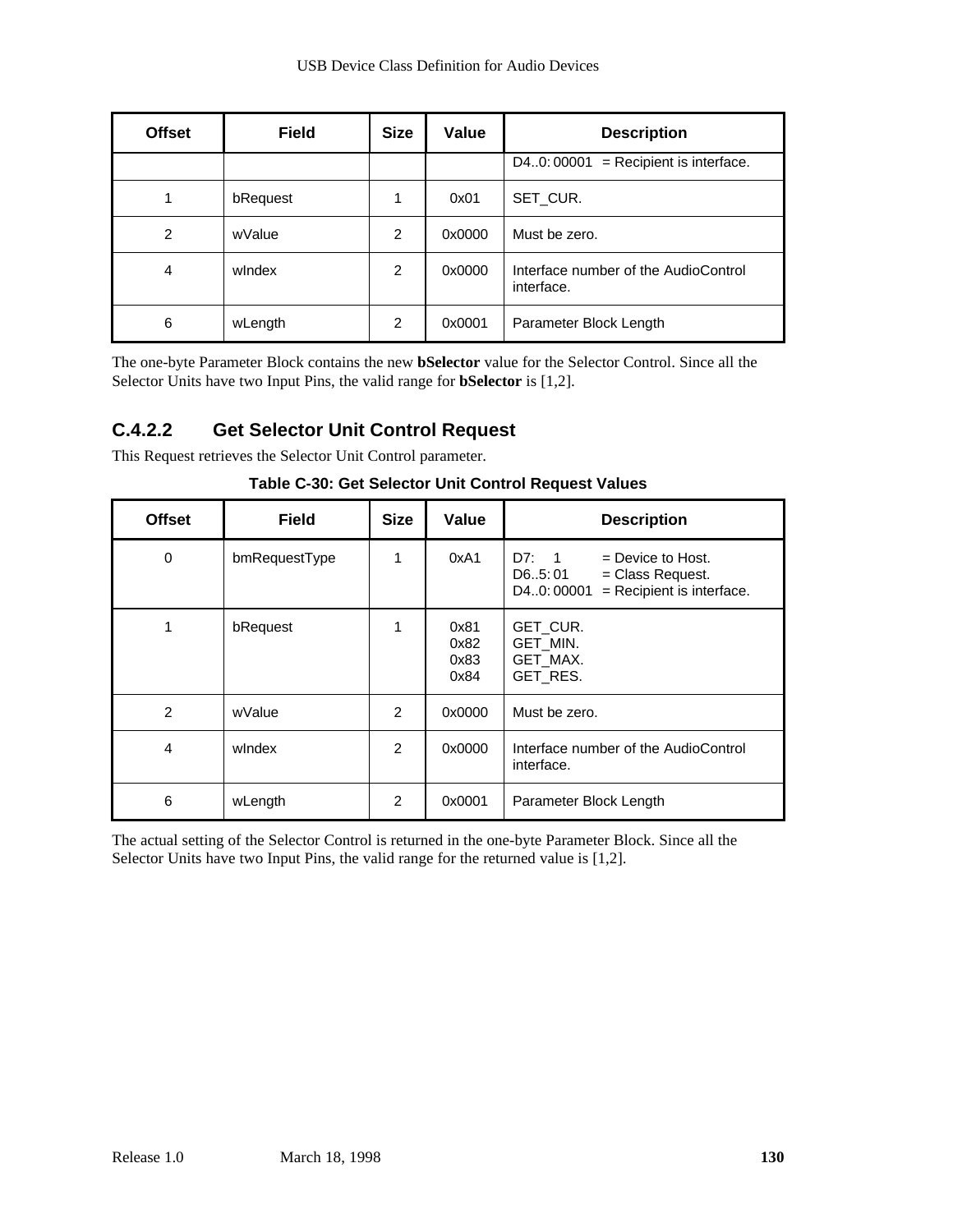| Offset | Field | Size | Value | Description |
|---|---|---|---|---|
| | | | | D4..0: 00001 = Recipient is interface. |
| 1 | bRequest | 1 | 0x01 | SET_CUR. |
| 2 | wValue | 2 | 0x0000 | Must be zero. |
| 4 | wIndex | 2 | 0x0000 | Interface number of the AudioControl interface. |
| 6 | wLength | 2 | 0x0001 | Parameter Block Length |

The one-byte Parameter Block contains the new **bSelector** value for the Selector Control. Since all the Selector Units have two Input Pins, the valid range for **bSelector** is [1,2].

### C.4.2.2 Get Selector Unit Control Request

This Request retrieves the Selector Unit Control parameter.

**Table C-30: Get Selector Unit Control Request Values**

| Offset | Field | Size | Value | Description |
|---|---|---|---|---|
| 0 | bmRequestType | 1 | 0xA1 | D7: 1 = Device to Host.<br>D6..5: 01 = Class Request.<br>D4..0: 00001 = Recipient is interface. |
| 1 | bRequest | 1 | 0x81<br>0x82<br>0x83<br>0x84 | GET_CUR.<br>GET_MIN.<br>GET_MAX.<br>GET_RES. |
| 2 | wValue | 2 | 0x0000 | Must be zero. |
| 4 | wIndex | 2 | 0x0000 | Interface number of the AudioControl interface. |
| 6 | wLength | 2 | 0x0001 | Parameter Block Length |

The actual setting of the Selector Control is returned in the one-byte Parameter Block. Since all the Selector Units have two Input Pins, the valid range for the returned value is [1,2].